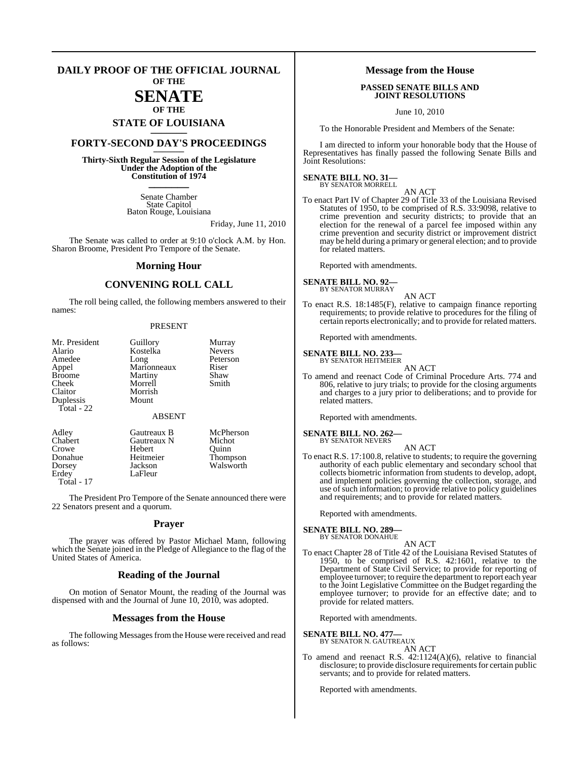# DAILY PROOF OF THE OFFICIAL JOURNAL

## OF THE

# SENATE

## OF THE

## STATE OF LOUISIANA

## FORTY-SECOND DAY'S PROCEEDINGS

**Thirty-Sixth Regular Session of the Legislature Under the Adoption of the Constitution of 1974**

Senate Chamber
State Capitol
Baton Rouge, Louisiana

Friday, June 11, 2010

The Senate was called to order at 9:10 o'clock A.M. by Hon. Sharon Broome, President Pro Tempore of the Senate.

## Morning Hour

## CONVENING ROLL CALL

The roll being called, the following members answered to their names:

PRESENT

| | | |
|---|---|---|
| Mr. President | Guillory | Murray |
| Alario | Kostelka | Nevers |
| Amedee | Long | Peterson |
| Appel | Marionneaux | Riser |
| Broome | Martiny | Shaw |
| Cheek | Morrell | Smith |
| Claitor | Morrish | |
| Duplessis | Mount | |

Total - 22

ABSENT

| | | |
|---|---|---|
| Adley | Gautreaux B | McPherson |
| Chabert | Gautreaux N | Michot |
| Crowe | Hebert | Quinn |
| Donahue | Heitmeier | Thompson |
| Dorsey | Jackson | Walsworth |
| Erdey | LaFleur | |

Total - 17

The President Pro Tempore of the Senate announced there were 22 Senators present and a quorum.

## Prayer

The prayer was offered by Pastor Michael Mann, following which the Senate joined in the Pledge of Allegiance to the flag of the United States of America.

## Reading of the Journal

On motion of Senator Mount, the reading of the Journal was dispensed with and the Journal of June 10, 2010, was adopted.

## Messages from the House

The following Messages from the House were received and read as follows:

## Message from the House

**PASSED SENATE BILLS AND JOINT RESOLUTIONS**

June 10, 2010

To the Honorable President and Members of the Senate:

I am directed to inform your honorable body that the House of Representatives has finally passed the following Senate Bills and Joint Resolutions:

**SENATE BILL NO. 31—**
BY SENATOR MORRELL

AN ACT

To enact Part IV of Chapter 29 of Title 33 of the Louisiana Revised Statutes of 1950, to be comprised of R.S. 33:9098, relative to crime prevention and security districts; to provide that an election for the renewal of a parcel fee imposed within any crime prevention and security district or improvement district may be held during a primary or general election; and to provide for related matters.

Reported with amendments.

**SENATE BILL NO. 92—**
BY SENATOR MURRAY

AN ACT

To enact R.S. 18:1485(F), relative to campaign finance reporting requirements; to provide relative to procedures for the filing of certain reports electronically; and to provide for related matters.

Reported with amendments.

**SENATE BILL NO. 233—**
BY SENATOR HEITMEIER

AN ACT

To amend and reenact Code of Criminal Procedure Arts. 774 and 806, relative to jury trials; to provide for the closing arguments and charges to a jury prior to deliberations; and to provide for related matters.

Reported with amendments.

**SENATE BILL NO. 262—**
BY SENATOR NEVERS

AN ACT

To enact R.S. 17:100.8, relative to students; to require the governing authority of each public elementary and secondary school that collects biometric information from students to develop, adopt, and implement policies governing the collection, storage, and use of such information; to provide relative to policy guidelines and requirements; and to provide for related matters.

Reported with amendments.

**SENATE BILL NO. 289—**
BY SENATOR DONAHUE

AN ACT

To enact Chapter 28 of Title 42 of the Louisiana Revised Statutes of 1950, to be comprised of R.S. 42:1601, relative to the Department of State Civil Service; to provide for reporting of employee turnover; to require the department to report each year to the Joint Legislative Committee on the Budget regarding the employee turnover; to provide for an effective date; and to provide for related matters.

Reported with amendments.

**SENATE BILL NO. 477—**
BY SENATOR N. GAUTREAUX

AN ACT

To amend and reenact R.S. 42:1124(A)(6), relative to financial disclosure; to provide disclosure requirements for certain public servants; and to provide for related matters.

Reported with amendments.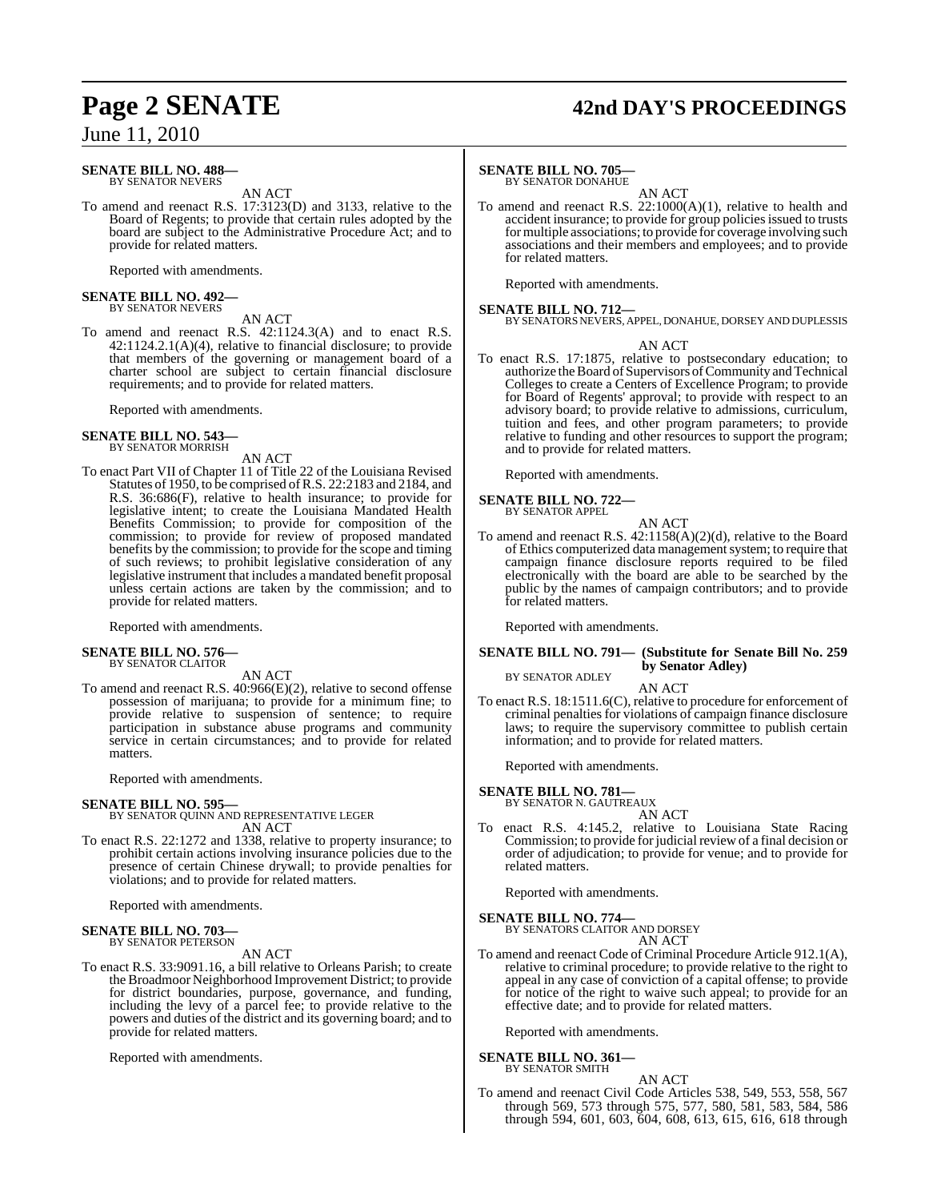**SENATE BILL NO. 488—**
BY SENATOR NEVERS

AN ACT

To amend and reenact R.S. 17:3123(D) and 3133, relative to the Board of Regents; to provide that certain rules adopted by the board are subject to the Administrative Procedure Act; and to provide for related matters.

Reported with amendments.

**SENATE BILL NO. 492—**
BY SENATOR NEVERS

AN ACT

To amend and reenact R.S. 42:1124.3(A) and to enact R.S. 42:1124.2.1(A)(4), relative to financial disclosure; to provide that members of the governing or management board of a charter school are subject to certain financial disclosure requirements; and to provide for related matters.

Reported with amendments.

**SENATE BILL NO. 543—**
BY SENATOR MORRISH

AN ACT

To enact Part VII of Chapter 11 of Title 22 of the Louisiana Revised Statutes of 1950, to be comprised of R.S. 22:2183 and 2184, and R.S. 36:686(F), relative to health insurance; to provide for legislative intent; to create the Louisiana Mandated Health Benefits Commission; to provide for composition of the commission; to provide for review of proposed mandated benefits by the commission; to provide for the scope and timing of such reviews; to prohibit legislative consideration of any legislative instrument that includes a mandated benefit proposal unless certain actions are taken by the commission; and to provide for related matters.

Reported with amendments.

**SENATE BILL NO. 576—**
BY SENATOR CLAITOR

AN ACT

To amend and reenact R.S. 40:966(E)(2), relative to second offense possession of marijuana; to provide for a minimum fine; to provide relative to suspension of sentence; to require participation in substance abuse programs and community service in certain circumstances; and to provide for related matters.

Reported with amendments.

**SENATE BILL NO. 595—**
BY SENATOR QUINN AND REPRESENTATIVE LEGER

AN ACT

To enact R.S. 22:1272 and 1338, relative to property insurance; to prohibit certain actions involving insurance policies due to the presence of certain Chinese drywall; to provide penalties for violations; and to provide for related matters.

Reported with amendments.

**SENATE BILL NO. 703—**
BY SENATOR PETERSON

AN ACT

To enact R.S. 33:9091.16, a bill relative to Orleans Parish; to create the Broadmoor Neighborhood Improvement District; to provide for district boundaries, purpose, governance, and funding, including the levy of a parcel fee; to provide relative to the powers and duties of the district and its governing board; and to provide for related matters.

Reported with amendments.

**SENATE BILL NO. 705—**
BY SENATOR DONAHUE

AN ACT

To amend and reenact R.S. 22:1000(A)(1), relative to health and accident insurance; to provide for group policies issued to trusts for multiple associations; to provide for coverage involving such associations and their members and employees; and to provide for related matters.

Reported with amendments.

**SENATE BILL NO. 712—**
BY SENATORS NEVERS, APPEL, DONAHUE, DORSEY AND DUPLESSIS

AN ACT

To enact R.S. 17:1875, relative to postsecondary education; to authorize the Board of Supervisors of Community and Technical Colleges to create a Centers of Excellence Program; to provide for Board of Regents' approval; to provide with respect to an advisory board; to provide relative to admissions, curriculum, tuition and fees, and other program parameters; to provide relative to funding and other resources to support the program; and to provide for related matters.

Reported with amendments.

**SENATE BILL NO. 722—**
BY SENATOR APPEL

AN ACT

To amend and reenact R.S. 42:1158(A)(2)(d), relative to the Board of Ethics computerized data management system; to require that campaign finance disclosure reports required to be filed electronically with the board are able to be searched by the public by the names of campaign contributors; and to provide for related matters.

Reported with amendments.

**SENATE BILL NO. 791— (Substitute for Senate Bill No. 259 by Senator Adley)**
BY SENATOR ADLEY

AN ACT

To enact R.S. 18:1511.6(C), relative to procedure for enforcement of criminal penalties for violations of campaign finance disclosure laws; to require the supervisory committee to publish certain information; and to provide for related matters.

Reported with amendments.

**SENATE BILL NO. 781—**
BY SENATOR N. GAUTREAUX

AN ACT

To enact R.S. 4:145.2, relative to Louisiana State Racing Commission; to provide for judicial review of a final decision or order of adjudication; to provide for venue; and to provide for related matters.

Reported with amendments.

**SENATE BILL NO. 774—**
BY SENATORS CLAITOR AND DORSEY

AN ACT

To amend and reenact Code of Criminal Procedure Article 912.1(A), relative to criminal procedure; to provide relative to the right to appeal in any case of conviction of a capital offense; to provide for notice of the right to waive such appeal; to provide for an effective date; and to provide for related matters.

Reported with amendments.

**SENATE BILL NO. 361—**
BY SENATOR SMITH

AN ACT

To amend and reenact Civil Code Articles 538, 549, 553, 558, 567 through 569, 573 through 575, 577, 580, 581, 583, 584, 586 through 594, 601, 603, 604, 608, 613, 615, 616, 618 through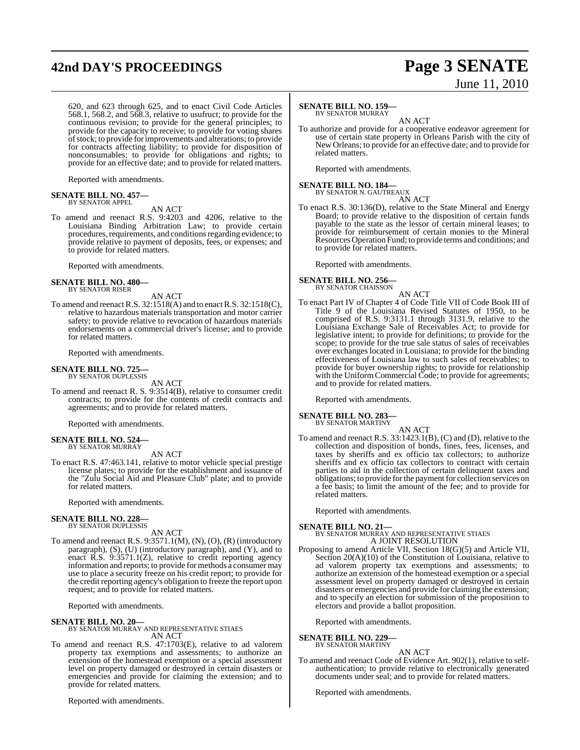620, and 623 through 625, and to enact Civil Code Articles 568.1, 568.2, and 568.3, relative to usufruct; to provide for the continuous revision; to provide for the general principles; to provide for the capacity to receive; to provide for voting shares of stock; to provide for improvements and alterations; to provide for contracts affecting liability; to provide for disposition of nonconsumables; to provide for obligations and rights; to provide for an effective date; and to provide for related matters.

Reported with amendments.

**SENATE BILL NO. 457—**
BY SENATOR APPEL

AN ACT

To amend and reenact R.S. 9:4203 and 4206, relative to the Louisiana Binding Arbitration Law; to provide certain procedures, requirements, and conditions regarding evidence; to provide relative to payment of deposits, fees, or expenses; and to provide for related matters.

Reported with amendments.

**SENATE BILL NO. 480—**
BY SENATOR RISER

AN ACT

To amend and reenact R.S. 32:1518(A) and to enact R.S. 32:1518(C), relative to hazardous materials transportation and motor carrier safety; to provide relative to revocation of hazardous materials endorsements on a commercial driver's license; and to provide for related matters.

Reported with amendments.

**SENATE BILL NO. 725—**
BY SENATOR DUPLESSIS

AN ACT

To amend and reenact R. S. 9:3514(B), relative to consumer credit contracts; to provide for the contents of credit contracts and agreements; and to provide for related matters.

Reported with amendments.

**SENATE BILL NO. 524—**
BY SENATOR MURRAY

AN ACT

To enact R.S. 47:463.141, relative to motor vehicle special prestige license plates; to provide for the establishment and issuance of the "Zulu Social Aid and Pleasure Club" plate; and to provide for related matters.

Reported with amendments.

**SENATE BILL NO. 228—**
BY SENATOR DUPLESSIS

AN ACT

To amend and reenact R.S. 9:3571.1(M), (N), (O), (R) (introductory paragraph), (S), (U) (introductory paragraph), and (Y), and to enact R.S. 9:3571.1(Z), relative to credit reporting agency information and reports; to provide for methods a consumer may use to place a security freeze on his credit report; to provide for the credit reporting agency's obligation to freeze the report upon request; and to provide for related matters.

Reported with amendments.

**SENATE BILL NO. 20—**
BY SENATOR MURRAY AND REPRESENTATIVE STIAES

AN ACT

To amend and reenact R.S. 47:1703(E), relative to ad valorem property tax exemptions and assessments; to authorize an extension of the homestead exemption or a special assessment level on property damaged or destroyed in certain disasters or emergencies and provide for claiming the extension; and to provide for related matters.

Reported with amendments.

**SENATE BILL NO. 159—**
BY SENATOR MURRAY

AN ACT

To authorize and provide for a cooperative endeavor agreement for use of certain state property in Orleans Parish with the city of New Orleans; to provide for an effective date; and to provide for related matters.

Reported with amendments.

**SENATE BILL NO. 184—**
BY SENATOR N. GAUTREAUX

AN ACT

To enact R.S. 30:136(D), relative to the State Mineral and Energy Board; to provide relative to the disposition of certain funds payable to the state as the lessor of certain mineral leases; to provide for reimbursement of certain monies to the Mineral Resources Operation Fund; to provide terms and conditions; and to provide for related matters.

Reported with amendments.

**SENATE BILL NO. 256—**
BY SENATOR CHAISSON

AN ACT

To enact Part IV of Chapter 4 of Code Title VII of Code Book III of Title 9 of the Louisiana Revised Statutes of 1950, to be comprised of R.S. 9:3131.1 through 3131.9, relative to the Louisiana Exchange Sale of Receivables Act; to provide for legislative intent; to provide for definitions; to provide for the scope; to provide for the true sale status of sales of receivables over exchanges located in Louisiana; to provide for the binding effectiveness of Louisiana law to such sales of receivables; to provide for buyer ownership rights; to provide for relationship with the Uniform Commercial Code; to provide for agreements; and to provide for related matters.

Reported with amendments.

**SENATE BILL NO. 283—**
BY SENATOR MARTINY

AN ACT

To amend and reenact R.S. 33:1423.1(B), (C) and (D), relative to the collection and disposition of bonds, fines, fees, licenses, and taxes by sheriffs and ex officio tax collectors; to authorize sheriffs and ex officio tax collectors to contract with certain parties to aid in the collection of certain delinquent taxes and obligations; to provide for the payment for collection services on a fee basis; to limit the amount of the fee; and to provide for related matters.

Reported with amendments.

**SENATE BILL NO. 21—**
BY SENATOR MURRAY AND REPRESENTATIVE STIAES

A JOINT RESOLUTION

Proposing to amend Article VII, Section 18(G)(5) and Article VII, Section 20(A)(10) of the Constitution of Louisiana, relative to ad valorem property tax exemptions and assessments; to authorize an extension of the homestead exemption or a special assessment level on property damaged or destroyed in certain disasters or emergencies and provide for claiming the extension; and to specify an election for submission of the proposition to electors and provide a ballot proposition.

Reported with amendments.

**SENATE BILL NO. 229—**
BY SENATOR MARTINY

AN ACT

To amend and reenact Code of Evidence Art. 902(1), relative to self-authentication; to provide relative to electronically generated documents under seal; and to provide for related matters.

Reported with amendments.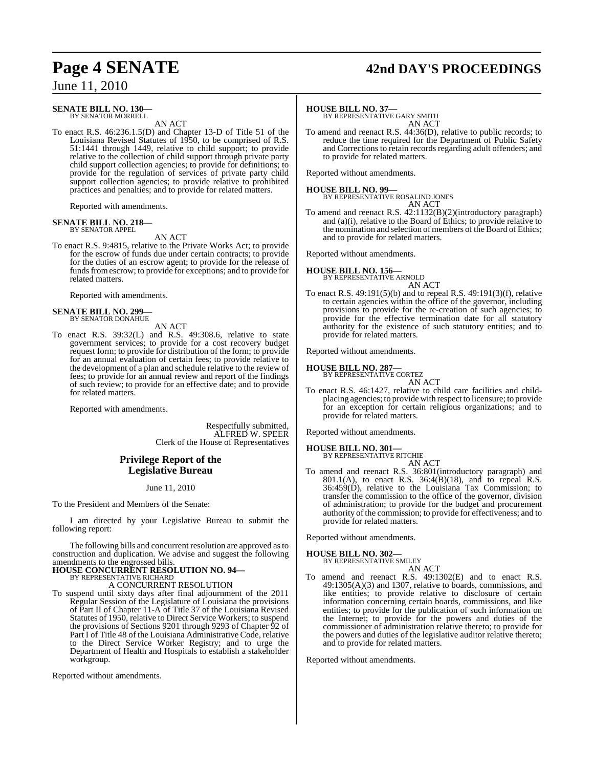**SENATE BILL NO. 130—**
BY SENATOR MORRELL

AN ACT

To enact R.S. 46:236.1.5(D) and Chapter 13-D of Title 51 of the Louisiana Revised Statutes of 1950, to be comprised of R.S. 51:1441 through 1449, relative to child support; to provide relative to the collection of child support through private party child support collection agencies; to provide for definitions; to provide for the regulation of services of private party child support collection agencies; to provide relative to prohibited practices and penalties; and to provide for related matters.

Reported with amendments.

**SENATE BILL NO. 218—**
BY SENATOR APPEL

AN ACT

To enact R.S. 9:4815, relative to the Private Works Act; to provide for the escrow of funds due under certain contracts; to provide for the duties of an escrow agent; to provide for the release of funds from escrow; to provide for exceptions; and to provide for related matters.

Reported with amendments.

**SENATE BILL NO. 299—**
BY SENATOR DONAHUE

AN ACT

To enact R.S. 39:32(L) and R.S. 49:308.6, relative to state government services; to provide for a cost recovery budget request form; to provide for distribution of the form; to provide for an annual evaluation of certain fees; to provide relative to the development of a plan and schedule relative to the review of fees; to provide for an annual review and report of the findings of such review; to provide for an effective date; and to provide for related matters.

Reported with amendments.

Respectfully submitted,
ALFRED W. SPEER
Clerk of the House of Representatives

## Privilege Report of the Legislative Bureau

June 11, 2010

To the President and Members of the Senate:

I am directed by your Legislative Bureau to submit the following report:

The following bills and concurrent resolution are approved as to construction and duplication. We advise and suggest the following amendments to the engrossed bills.

**HOUSE CONCURRENT RESOLUTION NO. 94—**
BY REPRESENTATIVE RICHARD

A CONCURRENT RESOLUTION

To suspend until sixty days after final adjournment of the 2011 Regular Session of the Legislature of Louisiana the provisions of Part II of Chapter 11-A of Title 37 of the Louisiana Revised Statutes of 1950, relative to Direct Service Workers; to suspend the provisions of Sections 9201 through 9293 of Chapter 92 of Part I of Title 48 of the Louisiana Administrative Code, relative to the Direct Service Worker Registry; and to urge the Department of Health and Hospitals to establish a stakeholder workgroup.

Reported without amendments.

**HOUSE BILL NO. 37—**
BY REPRESENTATIVE GARY SMITH

AN ACT

To amend and reenact R.S. 44:36(D), relative to public records; to reduce the time required for the Department of Public Safety and Corrections to retain records regarding adult offenders; and to provide for related matters.

Reported without amendments.

**HOUSE BILL NO. 99—**
BY REPRESENTATIVE ROSALIND JONES

AN ACT

To amend and reenact R.S. 42:1132(B)(2)(introductory paragraph) and (a)(i), relative to the Board of Ethics; to provide relative to the nomination and selection of members of the Board of Ethics; and to provide for related matters.

Reported without amendments.

**HOUSE BILL NO. 156—**
BY REPRESENTATIVE ARNOLD

AN ACT

To enact R.S. 49:191(5)(b) and to repeal R.S. 49:191(3)(f), relative to certain agencies within the office of the governor, including provisions to provide for the re-creation of such agencies; to provide for the effective termination date for all statutory authority for the existence of such statutory entities; and to provide for related matters.

Reported without amendments.

**HOUSE BILL NO. 287—**
BY REPRESENTATIVE CORTEZ

AN ACT

To enact R.S. 46:1427, relative to child care facilities and child-placing agencies; to provide with respect to licensure; to provide for an exception for certain religious organizations; and to provide for related matters.

Reported without amendments.

**HOUSE BILL NO. 301—**
BY REPRESENTATIVE RITCHIE

AN ACT

To amend and reenact R.S. 36:801(introductory paragraph) and 801.1(A), to enact R.S. 36:4(B)(18), and to repeal R.S. 36:459(D), relative to the Louisiana Tax Commission; to transfer the commission to the office of the governor, division of administration; to provide for the budget and procurement authority of the commission; to provide for effectiveness; and to provide for related matters.

Reported without amendments.

**HOUSE BILL NO. 302—**
BY REPRESENTATIVE SMILEY

AN ACT

To amend and reenact R.S. 49:1302(E) and to enact R.S. 49:1305(A)(3) and 1307, relative to boards, commissions, and like entities; to provide relative to disclosure of certain information concerning certain boards, commissions, and like entities; to provide for the publication of such information on the Internet; to provide for the powers and duties of the commissioner of administration relative thereto; to provide for the powers and duties of the legislative auditor relative thereto; and to provide for related matters.

Reported without amendments.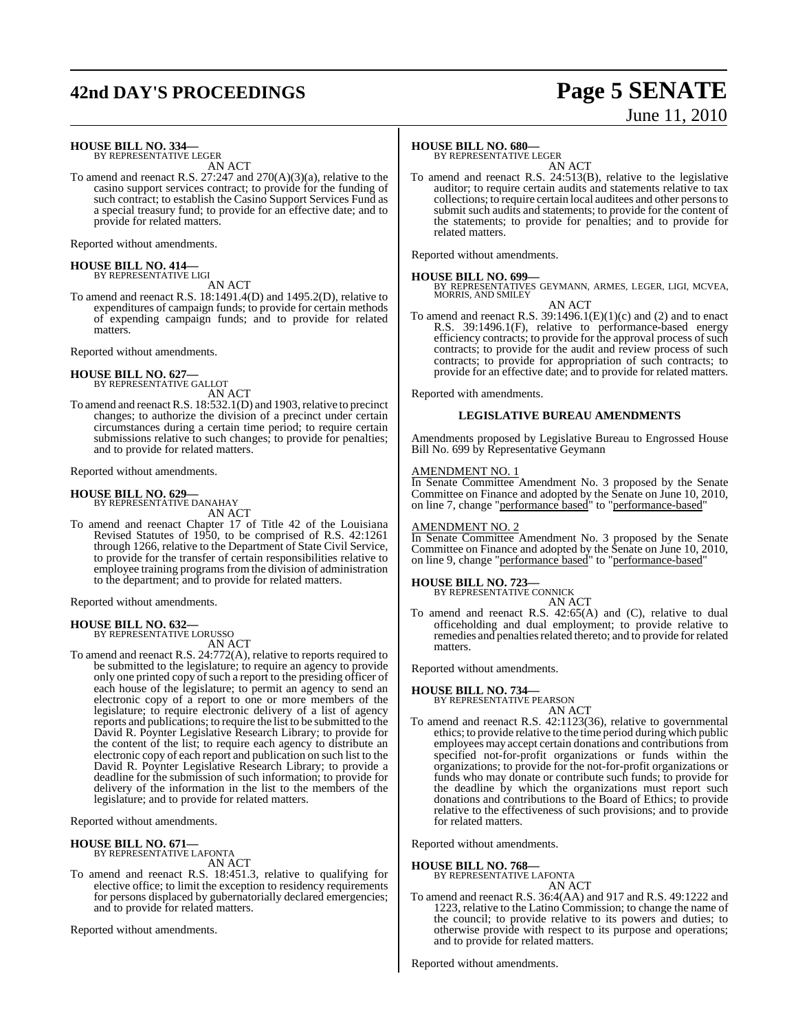**HOUSE BILL NO. 334—**
BY REPRESENTATIVE LEGER

AN ACT

To amend and reenact R.S. 27:247 and 270(A)(3)(a), relative to the casino support services contract; to provide for the funding of such contract; to establish the Casino Support Services Fund as a special treasury fund; to provide for an effective date; and to provide for related matters.

Reported without amendments.

**HOUSE BILL NO. 414—**
BY REPRESENTATIVE LIGI

AN ACT

To amend and reenact R.S. 18:1491.4(D) and 1495.2(D), relative to expenditures of campaign funds; to provide for certain methods of expending campaign funds; and to provide for related matters.

Reported without amendments.

**HOUSE BILL NO. 627—**
BY REPRESENTATIVE GALLOT

AN ACT

To amend and reenact R.S. 18:532.1(D) and 1903, relative to precinct changes; to authorize the division of a precinct under certain circumstances during a certain time period; to require certain submissions relative to such changes; to provide for penalties; and to provide for related matters.

Reported without amendments.

**HOUSE BILL NO. 629—**
BY REPRESENTATIVE DANAHAY

AN ACT

To amend and reenact Chapter 17 of Title 42 of the Louisiana Revised Statutes of 1950, to be comprised of R.S. 42:1261 through 1266, relative to the Department of State Civil Service, to provide for the transfer of certain responsibilities relative to employee training programs from the division of administration to the department; and to provide for related matters.

Reported without amendments.

**HOUSE BILL NO. 632—**
BY REPRESENTATIVE LORUSSO

AN ACT

To amend and reenact R.S. 24:772(A), relative to reports required to be submitted to the legislature; to require an agency to provide only one printed copy of such a report to the presiding officer of each house of the legislature; to permit an agency to send an electronic copy of a report to one or more members of the legislature; to require electronic delivery of a list of agency reports and publications; to require the list to be submitted to the David R. Poynter Legislative Research Library; to provide for the content of the list; to require each agency to distribute an electronic copy of each report and publication on such list to the David R. Poynter Legislative Research Library; to provide a deadline for the submission of such information; to provide for delivery of the information in the list to the members of the legislature; and to provide for related matters.

Reported without amendments.

**HOUSE BILL NO. 671—**
BY REPRESENTATIVE LAFONTA

AN ACT

To amend and reenact R.S. 18:451.3, relative to qualifying for elective office; to limit the exception to residency requirements for persons displaced by gubernatorially declared emergencies; and to provide for related matters.

Reported without amendments.

**HOUSE BILL NO. 680—**
BY REPRESENTATIVE LEGER

AN ACT

To amend and reenact R.S. 24:513(B), relative to the legislative auditor; to require certain audits and statements relative to tax collections; to require certain local auditees and other persons to submit such audits and statements; to provide for the content of the statements; to provide for penalties; and to provide for related matters.

Reported without amendments.

**HOUSE BILL NO. 699—**
BY REPRESENTATIVES GEYMANN, ARMES, LEGER, LIGI, MCVEA, MORRIS, AND SMILEY

AN ACT

To amend and reenact R.S. 39:1496.1(E)(1)(c) and (2) and to enact R.S. 39:1496.1(F), relative to performance-based energy efficiency contracts; to provide for the approval process of such contracts; to provide for the audit and review process of such contracts; to provide for appropriation of such contracts; to provide for an effective date; and to provide for related matters.

Reported with amendments.

### LEGISLATIVE BUREAU AMENDMENTS

Amendments proposed by Legislative Bureau to Engrossed House Bill No. 699 by Representative Geymann

AMENDMENT NO. 1

In Senate Committee Amendment No. 3 proposed by the Senate Committee on Finance and adopted by the Senate on June 10, 2010, on line 7, change "performance based" to "performance-based"

AMENDMENT NO. 2

In Senate Committee Amendment No. 3 proposed by the Senate Committee on Finance and adopted by the Senate on June 10, 2010, on line 9, change "performance based" to "performance-based"

**HOUSE BILL NO. 723—**
BY REPRESENTATIVE CONNICK

AN ACT

To amend and reenact R.S. 42:65(A) and (C), relative to dual officeholding and dual employment; to provide relative to remedies and penalties related thereto; and to provide for related matters.

Reported without amendments.

**HOUSE BILL NO. 734—**
BY REPRESENTATIVE PEARSON

AN ACT

To amend and reenact R.S. 42:1123(36), relative to governmental ethics; to provide relative to the time period during which public employees may accept certain donations and contributions from specified not-for-profit organizations or funds within the organizations; to provide for the not-for-profit organizations or funds who may donate or contribute such funds; to provide for the deadline by which the organizations must report such donations and contributions to the Board of Ethics; to provide relative to the effectiveness of such provisions; and to provide for related matters.

Reported without amendments.

**HOUSE BILL NO. 768—**
BY REPRESENTATIVE LAFONTA

AN ACT

To amend and reenact R.S. 36:4(AA) and 917 and R.S. 49:1222 and 1223, relative to the Latino Commission; to change the name of the council; to provide relative to its powers and duties; to otherwise provide with respect to its purpose and operations; and to provide for related matters.

Reported without amendments.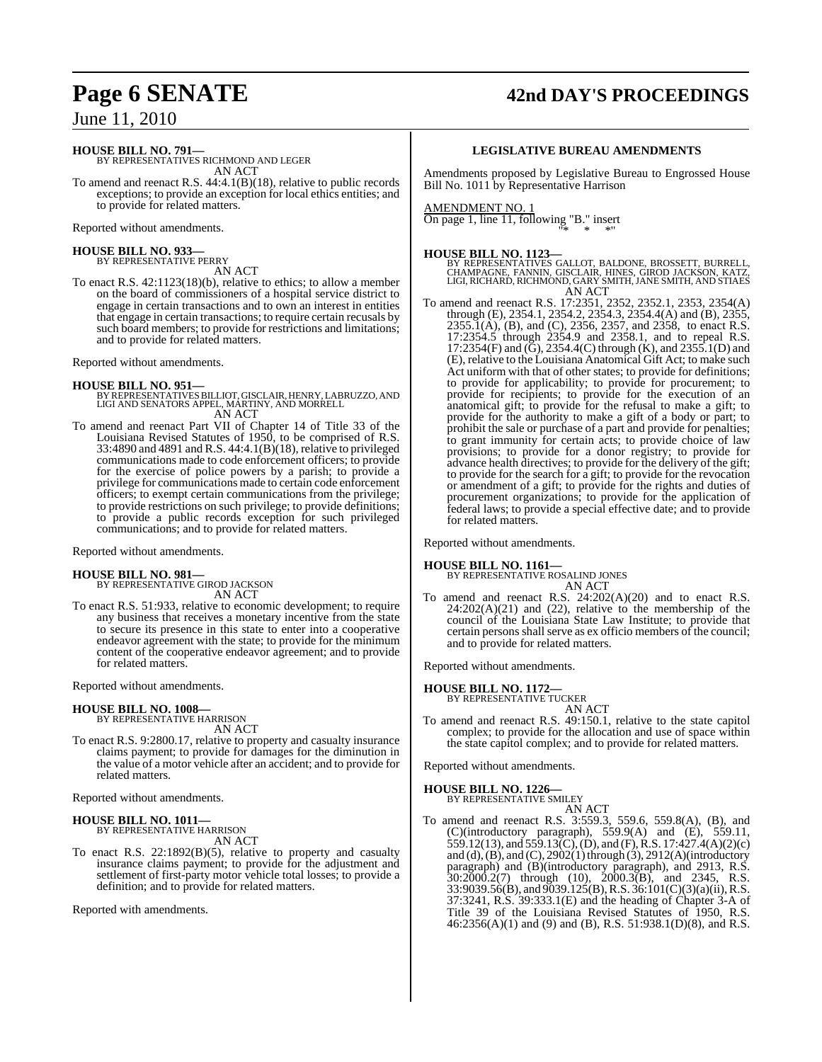**HOUSE BILL NO. 791—**
BY REPRESENTATIVES RICHMOND AND LEGER
AN ACT

To amend and reenact R.S. 44:4.1(B)(18), relative to public records exceptions; to provide an exception for local ethics entities; and to provide for related matters.

Reported without amendments.

**HOUSE BILL NO. 933—**
BY REPRESENTATIVE PERRY
AN ACT

To enact R.S. 42:1123(18)(b), relative to ethics; to allow a member on the board of commissioners of a hospital service district to engage in certain transactions and to own an interest in entities that engage in certain transactions; to require certain recusals by such board members; to provide for restrictions and limitations; and to provide for related matters.

Reported without amendments.

**HOUSE BILL NO. 951—**
BY REPRESENTATIVES BILLIOT, GISCLAIR, HENRY, LABRUZZO, AND LIGI AND SENATORS APPEL, MARTINY, AND MORRELL
AN ACT

To amend and reenact Part VII of Chapter 14 of Title 33 of the Louisiana Revised Statutes of 1950, to be comprised of R.S. 33:4890 and 4891 and R.S. 44:4.1(B)(18), relative to privileged communications made to code enforcement officers; to provide for the exercise of police powers by a parish; to provide a privilege for communications made to certain code enforcement officers; to exempt certain communications from the privilege; to provide restrictions on such privilege; to provide definitions; to provide a public records exception for such privileged communications; and to provide for related matters.

Reported without amendments.

**HOUSE BILL NO. 981—**
BY REPRESENTATIVE GIROD JACKSON
AN ACT

To enact R.S. 51:933, relative to economic development; to require any business that receives a monetary incentive from the state to secure its presence in this state to enter into a cooperative endeavor agreement with the state; to provide for the minimum content of the cooperative endeavor agreement; and to provide for related matters.

Reported without amendments.

**HOUSE BILL NO. 1008—**
BY REPRESENTATIVE HARRISON
AN ACT

To enact R.S. 9:2800.17, relative to property and casualty insurance claims payment; to provide for damages for the diminution in the value of a motor vehicle after an accident; and to provide for related matters.

Reported without amendments.

**HOUSE BILL NO. 1011—**
BY REPRESENTATIVE HARRISON
AN ACT

To enact R.S. 22:1892(B)(5), relative to property and casualty insurance claims payment; to provide for the adjustment and settlement of first-party motor vehicle total losses; to provide a definition; and to provide for related matters.

Reported with amendments.

**LEGISLATIVE BUREAU AMENDMENTS**

Amendments proposed by Legislative Bureau to Engrossed House Bill No. 1011 by Representative Harrison

AMENDMENT NO. 1

On page 1, line 11, following "B." insert
"* * *"

**HOUSE BILL NO. 1123—**
BY REPRESENTATIVES GALLOT, BALDONE, BROSSETT, BURRELL, CHAMPAGNE, FANNIN, GISCLAIR, HINES, GIROD JACKSON, KATZ, LIGI, RICHARD, RICHMOND, GARY SMITH, JANE SMITH, AND STIAES
AN ACT

To amend and reenact R.S. 17:2351, 2352, 2352.1, 2353, 2354(A) through (E), 2354.1, 2354.2, 2354.3, 2354.4(A) and (B), 2355, 2355.1(A), (B), and (C), 2356, 2357, and 2358, to enact R.S. 17:2354.5 through 2354.9 and 2358.1, and to repeal R.S. 17:2354(F) and (G), 2354.4(C) through (K), and 2355.1(D) and (E), relative to the Louisiana Anatomical Gift Act; to make such Act uniform with that of other states; to provide for definitions; to provide for applicability; to provide for procurement; to provide for recipients; to provide for the execution of an anatomical gift; to provide for the refusal to make a gift; to provide for the authority to make a gift of a body or part; to prohibit the sale or purchase of a part and provide for penalties; to grant immunity for certain acts; to provide choice of law provisions; to provide for a donor registry; to provide for advance health directives; to provide for the delivery of the gift; to provide for the search for a gift; to provide for the revocation or amendment of a gift; to provide for the rights and duties of procurement organizations; to provide for the application of federal laws; to provide a special effective date; and to provide for related matters.

Reported without amendments.

**HOUSE BILL NO. 1161—**
BY REPRESENTATIVE ROSALIND JONES
AN ACT

To amend and reenact R.S. 24:202(A)(20) and to enact R.S. 24:202(A)(21) and (22), relative to the membership of the council of the Louisiana State Law Institute; to provide that certain persons shall serve as ex officio members of the council; and to provide for related matters.

Reported without amendments.

**HOUSE BILL NO. 1172—**
BY REPRESENTATIVE TUCKER
AN ACT

To amend and reenact R.S. 49:150.1, relative to the state capitol complex; to provide for the allocation and use of space within the state capitol complex; and to provide for related matters.

Reported without amendments.

**HOUSE BILL NO. 1226—**
BY REPRESENTATIVE SMILEY
AN ACT

To amend and reenact R.S. 3:559.3, 559.6, 559.8(A), (B), and (C)(introductory paragraph), 559.9(A) and (E), 559.11, 559.12(13), and 559.13(C), (D), and (F), R.S. 17:427.4(A)(2)(c) and (d), (B), and (C), 2902(1) through (3), 2912(A)(introductory paragraph) and (B)(introductory paragraph), and 2913, R.S. 30:2000.2(7) through (10), 2000.3(B), and 2345, R.S. 33:9039.56(B), and 9039.125(B), R.S. 36:101(C)(3)(a)(ii), R.S. 37:3241, R.S. 39:333.1(E) and the heading of Chapter 3-A of Title 39 of the Louisiana Revised Statutes of 1950, R.S. 46:2356(A)(1) and (9) and (B), R.S. 51:938.1(D)(8), and R.S.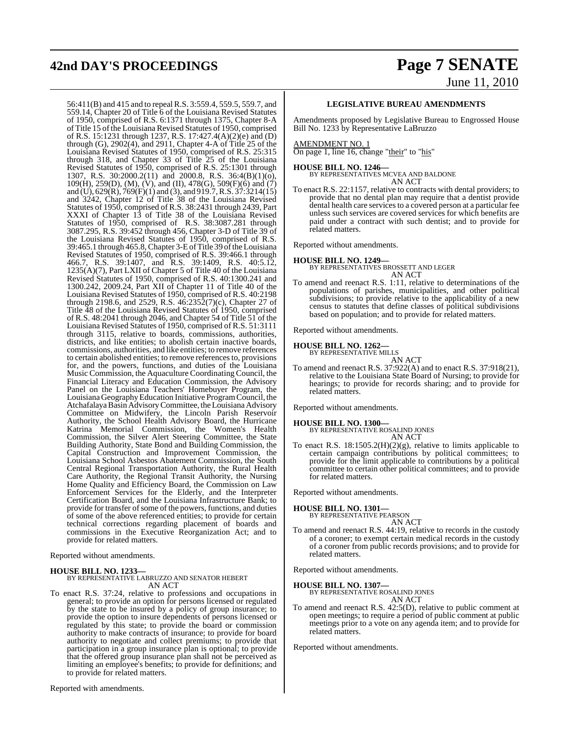56:411(B) and 415 and to repeal R.S. 3:559.4, 559.5, 559.7, and 559.14, Chapter 20 of Title 6 of the Louisiana Revised Statutes of 1950, comprised of R.S. 6:1371 through 1375, Chapter 8-A of Title 15 of the Louisiana Revised Statutes of 1950, comprised of R.S. 15:1231 through 1237, R.S. 17:427.4(A)(2)(e) and (D) through (G), 2902(4), and 2911, Chapter 4-A of Title 25 of the Louisiana Revised Statutes of 1950, comprised of R.S. 25:315 through 318, and Chapter 33 of Title 25 of the Louisiana Revised Statutes of 1950, comprised of R.S. 25:1301 through 1307, R.S. 30:2000.2(11) and 2000.8, R.S. 36:4(B)(1)(o), 109(H), 259(D), (M), (V), and (II), 478(G), 509(F)(6) and (7) and (U), 629(R), 769(F)(1) and (3), and 919.7, R.S. 37:3214(15) and 3242, Chapter 12 of Title 38 of the Louisiana Revised Statutes of 1950, comprised of R.S. 38:2431 through 2439, Part XXXI of Chapter 13 of Title 38 of the Louisiana Revised Statutes of 1950, comprised of R.S. 38:3087.281 through 3087.295, R.S. 39:452 through 456, Chapter 3-D of Title 39 of the Louisiana Revised Statutes of 1950, comprised of R.S. 39:465.1 through 465.8, Chapter 3-E of Title 39 of the Louisiana Revised Statutes of 1950, comprised of R.S. 39:466.1 through 466.7, R.S. 39:1407, and R.S. 39:1409, R.S. 40:5.12, 1235(A)(7), Part LXII of Chapter 5 of Title 40 of the Louisiana Revised Statutes of 1950, comprised of R.S. 40:1300.241 and 1300.242, 2009.24, Part XII of Chapter 11 of Title 40 of the Louisiana Revised Statutes of 1950, comprised of R.S. 40:2198 through 2198.6, and 2529, R.S. 46:2352(7)(c), Chapter 27 of Title 48 of the Louisiana Revised Statutes of 1950, comprised of R.S. 48:2041 through 2046, and Chapter 54 of Title 51 of the Louisiana Revised Statutes of 1950, comprised of R.S. 51:3111 through 3115, relative to boards, commissions, authorities, districts, and like entities; to abolish certain inactive boards, commissions, authorities, and like entities; to remove references to certain abolished entities; to remove references to, provisions for, and the powers, functions, and duties of the Louisiana Music Commission, the Aquaculture Coordinating Council, the Financial Literacy and Education Commission, the Advisory Panel on the Louisiana Teachers' Homebuyer Program, the Louisiana Geography Education Initiative Program Council, the Atchafalaya Basin Advisory Committee, the Louisiana Advisory Committee on Midwifery, the Lincoln Parish Reservoir Authority, the School Health Advisory Board, the Hurricane Katrina Memorial Commission, the Women's Health Commission, the Silver Alert Steering Committee, the State Building Authority, State Bond and Building Commission, the Capital Construction and Improvement Commission, the Louisiana School Asbestos Abatement Commission, the South Central Regional Transportation Authority, the Rural Health Care Authority, the Regional Transit Authority, the Nursing Home Quality and Efficiency Board, the Commission on Law Enforcement Services for the Elderly, and the Interpreter Certification Board, and the Louisiana Infrastructure Bank; to provide for transfer of some of the powers, functions, and duties of some of the above referenced entities; to provide for certain technical corrections regarding placement of boards and commissions in the Executive Reorganization Act; and to provide for related matters.

Reported without amendments.

**HOUSE BILL NO. 1233—**
BY REPRESENTATIVE LABRUZZO AND SENATOR HEBERT
AN ACT

To enact R.S. 37:24, relative to professions and occupations in general; to provide an option for persons licensed or regulated by the state to be insured by a policy of group insurance; to provide the option to insure dependents of persons licensed or regulated by this state; to provide the board or commission authority to make contracts of insurance; to provide for board authority to negotiate and collect premiums; to provide that participation in a group insurance plan is optional; to provide that the offered group insurance plan shall not be perceived as limiting an employee's benefits; to provide for definitions; and to provide for related matters.

Reported with amendments.

**LEGISLATIVE BUREAU AMENDMENTS**

Amendments proposed by Legislative Bureau to Engrossed House Bill No. 1233 by Representative LaBruzzo

AMENDMENT NO. 1
On page 1, line 16, change "their" to "his"

**HOUSE BILL NO. 1246—**
BY REPRESENTATIVES MCVEA AND BALDONE
AN ACT

To enact R.S. 22:1157, relative to contracts with dental providers; to provide that no dental plan may require that a dentist provide dental health care services to a covered person at a particular fee unless such services are covered services for which benefits are paid under a contract with such dentist; and to provide for related matters.

Reported without amendments.

**HOUSE BILL NO. 1249—**
BY REPRESENTATIVES BROSSETT AND LEGER
AN ACT

To amend and reenact R.S. 1:11, relative to determinations of the populations of parishes, municipalities, and other political subdivisions; to provide relative to the applicability of a new census to statutes that define classes of political subdivisions based on population; and to provide for related matters.

Reported without amendments.

**HOUSE BILL NO. 1262—**
BY REPRESENTATIVE MILLS
AN ACT

To amend and reenact R.S. 37:922(A) and to enact R.S. 37:918(21), relative to the Louisiana State Board of Nursing; to provide for hearings; to provide for records sharing; and to provide for related matters.

Reported without amendments.

**HOUSE BILL NO. 1300—**
BY REPRESENTATIVE ROSALIND JONES
AN ACT

To enact R.S. 18:1505.2(H)(2)(g), relative to limits applicable to certain campaign contributions by political committees; to provide for the limit applicable to contributions by a political committee to certain other political committees; and to provide for related matters.

Reported without amendments.

**HOUSE BILL NO. 1301—**
BY REPRESENTATIVE PEARSON
AN ACT

To amend and reenact R.S. 44:19, relative to records in the custody of a coroner; to exempt certain medical records in the custody of a coroner from public records provisions; and to provide for related matters.

Reported without amendments.

**HOUSE BILL NO. 1307—**
BY REPRESENTATIVE ROSALIND JONES
AN ACT

To amend and reenact R.S. 42:5(D), relative to public comment at open meetings; to require a period of public comment at public meetings prior to a vote on any agenda item; and to provide for related matters.

Reported without amendments.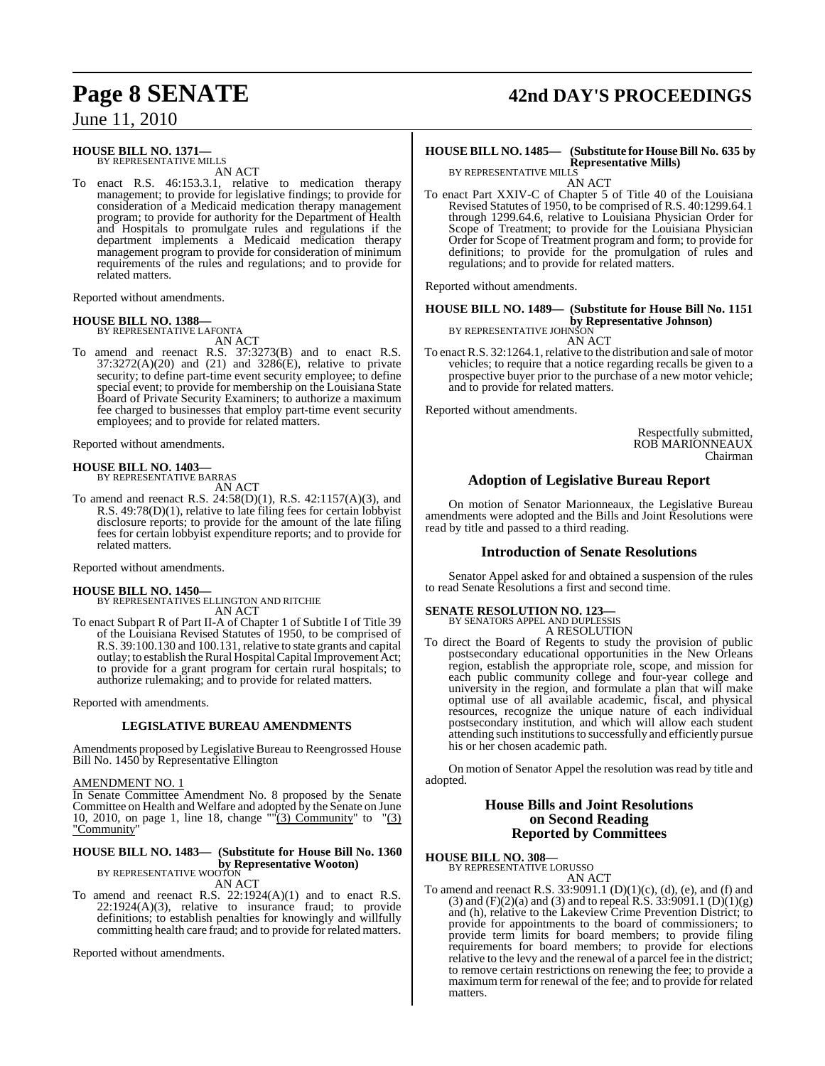**HOUSE BILL NO. 1371—**
BY REPRESENTATIVE MILLS
AN ACT

To enact R.S. 46:153.3.1, relative to medication therapy management; to provide for legislative findings; to provide for consideration of a Medicaid medication therapy management program; to provide for authority for the Department of Health and Hospitals to promulgate rules and regulations if the department implements a Medicaid medication therapy management program to provide for consideration of minimum requirements of the rules and regulations; and to provide for related matters.

Reported without amendments.

**HOUSE BILL NO. 1388—**
BY REPRESENTATIVE LAFONTA
AN ACT

To amend and reenact R.S. 37:3273(B) and to enact R.S. 37:3272(A)(20) and (21) and 3286(E), relative to private security; to define part-time event security employee; to define special event; to provide for membership on the Louisiana State Board of Private Security Examiners; to authorize a maximum fee charged to businesses that employ part-time event security employees; and to provide for related matters.

Reported without amendments.

**HOUSE BILL NO. 1403—**
BY REPRESENTATIVE BARRAS
AN ACT

To amend and reenact R.S. 24:58(D)(1), R.S. 42:1157(A)(3), and R.S. 49:78(D)(1), relative to late filing fees for certain lobbyist disclosure reports; to provide for the amount of the late filing fees for certain lobbyist expenditure reports; and to provide for related matters.

Reported without amendments.

**HOUSE BILL NO. 1450—**
BY REPRESENTATIVES ELLINGTON AND RITCHIE
AN ACT

To enact Subpart R of Part II-A of Chapter 1 of Subtitle I of Title 39 of the Louisiana Revised Statutes of 1950, to be comprised of R.S. 39:100.130 and 100.131, relative to state grants and capital outlay; to establish the Rural Hospital Capital Improvement Act; to provide for a grant program for certain rural hospitals; to authorize rulemaking; and to provide for related matters.

Reported with amendments.

**LEGISLATIVE BUREAU AMENDMENTS**

Amendments proposed by Legislative Bureau to Reengrossed House Bill No. 1450 by Representative Ellington

AMENDMENT NO. 1
In Senate Committee Amendment No. 8 proposed by the Senate Committee on Health and Welfare and adopted by the Senate on June 10, 2010, on page 1, line 18, change ""(3) Community" to "(3) "Community"

**HOUSE BILL NO. 1483— (Substitute for House Bill No. 1360 by Representative Wooton)**
BY REPRESENTATIVE WOOTON
AN ACT

To amend and reenact R.S. 22:1924(A)(1) and to enact R.S. 22:1924(A)(3), relative to insurance fraud; to provide definitions; to establish penalties for knowingly and willfully committing health care fraud; and to provide for related matters.

Reported without amendments.

**HOUSE BILL NO. 1485— (Substitute for House Bill No. 635 by Representative Mills)**
BY REPRESENTATIVE MILLS
AN ACT

To enact Part XXIV-C of Chapter 5 of Title 40 of the Louisiana Revised Statutes of 1950, to be comprised of R.S. 40:1299.64.1 through 1299.64.6, relative to Louisiana Physician Order for Scope of Treatment; to provide for the Louisiana Physician Order for Scope of Treatment program and form; to provide for definitions; to provide for the promulgation of rules and regulations; and to provide for related matters.

Reported without amendments.

**HOUSE BILL NO. 1489— (Substitute for House Bill No. 1151 by Representative Johnson)**
BY REPRESENTATIVE JOHNSON
AN ACT

To enact R.S. 32:1264.1, relative to the distribution and sale of motor vehicles; to require that a notice regarding recalls be given to a prospective buyer prior to the purchase of a new motor vehicle; and to provide for related matters.

Reported without amendments.

Respectfully submitted,
ROB MARIONNEAUX
Chairman

## Adoption of Legislative Bureau Report

On motion of Senator Marionneaux, the Legislative Bureau amendments were adopted and the Bills and Joint Resolutions were read by title and passed to a third reading.

## Introduction of Senate Resolutions

Senator Appel asked for and obtained a suspension of the rules to read Senate Resolutions a first and second time.

**SENATE RESOLUTION NO. 123—**
BY SENATORS APPEL AND DUPLESSIS
A RESOLUTION

To direct the Board of Regents to study the provision of public postsecondary educational opportunities in the New Orleans region, establish the appropriate role, scope, and mission for each public community college and four-year college and university in the region, and formulate a plan that will make optimal use of all available academic, fiscal, and physical resources, recognize the unique nature of each individual postsecondary institution, and which will allow each student attending such institutions to successfully and efficiently pursue his or her chosen academic path.

On motion of Senator Appel the resolution was read by title and adopted.

## House Bills and Joint Resolutions on Second Reading Reported by Committees

**HOUSE BILL NO. 308—**
BY REPRESENTATIVE LORUSSO
AN ACT

To amend and reenact R.S. 33:9091.1 (D)(1)(c), (d), (e), and (f) and (3) and (F)(2)(a) and (3) and to repeal R.S. 33:9091.1 (D)(1)(g) and (h), relative to the Lakeview Crime Prevention District; to provide for appointments to the board of commissioners; to provide term limits for board members; to provide filing requirements for board members; to provide for elections relative to the levy and the renewal of a parcel fee in the district; to remove certain restrictions on renewing the fee; to provide a maximum term for renewal of the fee; and to provide for related matters.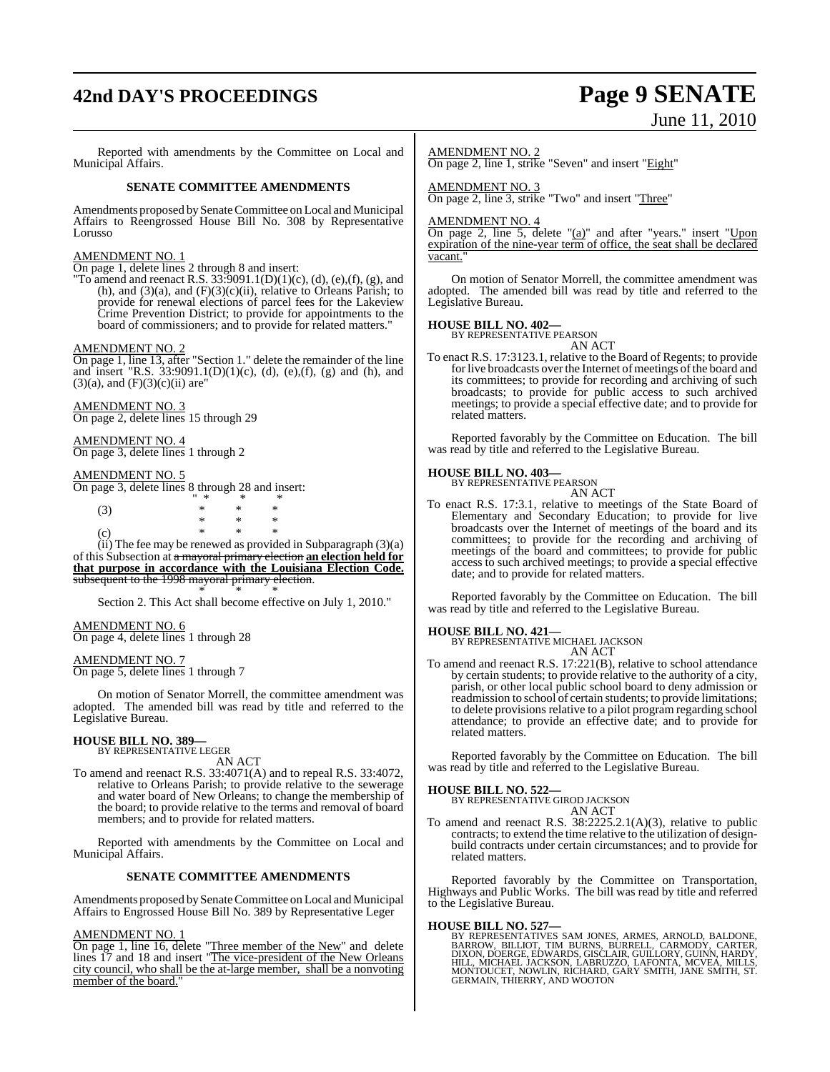Reported with amendments by the Committee on Local and Municipal Affairs.

**SENATE COMMITTEE AMENDMENTS**

Amendments proposed by Senate Committee on Local and Municipal Affairs to Reengrossed House Bill No. 308 by Representative Lorusso

AMENDMENT NO. 1

On page 1, delete lines 2 through 8 and insert:

"To amend and reenact R.S. 33:9091.1(D)(1)(c), (d), (e),(f), (g), and (h), and (3)(a), and (F)(3)(c)(ii), relative to Orleans Parish; to provide for renewal elections of parcel fees for the Lakeview Crime Prevention District; to provide for appointments to the board of commissioners; and to provide for related matters."

AMENDMENT NO. 2

On page 1, line 13, after "Section 1." delete the remainder of the line and insert "R.S. 33:9091.1(D)(1)(c), (d), (e),(f), (g) and (h), and (3)(a), and (F)(3)(c)(ii) are"

AMENDMENT NO. 3

On page 2, delete lines 15 through 29

AMENDMENT NO. 4

On page 3, delete lines 1 through 2

AMENDMENT NO. 5

On page 3, delete lines 8 through 28 and insert:

" * * *

(3) * * *

* * *

(c) * * *

(ii) The fee may be renewed as provided in Subparagraph (3)(a) of this Subsection at ~~a mayoral primary election~~ **an election held for that purpose in accordance with the Louisiana Election Code.** ~~subsequent to the 1998 mayoral primary election~~.

* * *

Section 2. This Act shall become effective on July 1, 2010."

AMENDMENT NO. 6

On page 4, delete lines 1 through 28

AMENDMENT NO. 7

On page 5, delete lines 1 through 7

On motion of Senator Morrell, the committee amendment was adopted. The amended bill was read by title and referred to the Legislative Bureau.

**HOUSE BILL NO. 389—**
BY REPRESENTATIVE LEGER
AN ACT

To amend and reenact R.S. 33:4071(A) and to repeal R.S. 33:4072, relative to Orleans Parish; to provide relative to the sewerage and water board of New Orleans; to change the membership of the board; to provide relative to the terms and removal of board members; and to provide for related matters.

Reported with amendments by the Committee on Local and Municipal Affairs.

**SENATE COMMITTEE AMENDMENTS**

Amendments proposed by Senate Committee on Local and Municipal Affairs to Engrossed House Bill No. 389 by Representative Leger

AMENDMENT NO. 1

On page 1, line 16, delete "Three member of the New" and delete lines 17 and 18 and insert "The vice-president of the New Orleans city council, who shall be the at-large member, shall be a nonvoting member of the board."

AMENDMENT NO. 2

On page 2, line 1, strike "Seven" and insert "Eight"

AMENDMENT NO. 3

On page 2, line 3, strike "Two" and insert "Three"

AMENDMENT NO. 4

On page 2, line 5, delete "(a)" and after "years." insert "Upon expiration of the nine-year term of office, the seat shall be declared vacant."

On motion of Senator Morrell, the committee amendment was adopted. The amended bill was read by title and referred to the Legislative Bureau.

**HOUSE BILL NO. 402—**
BY REPRESENTATIVE PEARSON
AN ACT

To enact R.S. 17:3123.1, relative to the Board of Regents; to provide for live broadcasts over the Internet of meetings of the board and its committees; to provide for recording and archiving of such broadcasts; to provide for public access to such archived meetings; to provide a special effective date; and to provide for related matters.

Reported favorably by the Committee on Education. The bill was read by title and referred to the Legislative Bureau.

**HOUSE BILL NO. 403—**
BY REPRESENTATIVE PEARSON
AN ACT

To enact R.S. 17:3.1, relative to meetings of the State Board of Elementary and Secondary Education; to provide for live broadcasts over the Internet of meetings of the board and its committees; to provide for the recording and archiving of meetings of the board and committees; to provide for public access to such archived meetings; to provide a special effective date; and to provide for related matters.

Reported favorably by the Committee on Education. The bill was read by title and referred to the Legislative Bureau.

**HOUSE BILL NO. 421—**
BY REPRESENTATIVE MICHAEL JACKSON
AN ACT

To amend and reenact R.S. 17:221(B), relative to school attendance by certain students; to provide relative to the authority of a city, parish, or other local public school board to deny admission or readmission to school of certain students; to provide limitations; to delete provisions relative to a pilot program regarding school attendance; to provide an effective date; and to provide for related matters.

Reported favorably by the Committee on Education. The bill was read by title and referred to the Legislative Bureau.

**HOUSE BILL NO. 522—**
BY REPRESENTATIVE GIROD JACKSON
AN ACT

To amend and reenact R.S. 38:2225.2.1(A)(3), relative to public contracts; to extend the time relative to the utilization of design-build contracts under certain circumstances; and to provide for related matters.

Reported favorably by the Committee on Transportation, Highways and Public Works. The bill was read by title and referred to the Legislative Bureau.

**HOUSE BILL NO. 527—**
BY REPRESENTATIVES SAM JONES, ARMES, ARNOLD, BALDONE, BARROW, BILLIOT, TIM BURNS, BURRELL, CARMODY, CARTER, DIXON, DOERGE, EDWARDS, GISCLAIR, GUILLORY, GUINN, HARDY, HILL, MICHAEL JACKSON, LABRUZZO, LAFONTA, MCVEA, MILLS, MONTOUCET, NOWLIN, RICHARD, GARY SMITH, JANE SMITH, ST. GERMAIN, THIERRY, AND WOOTON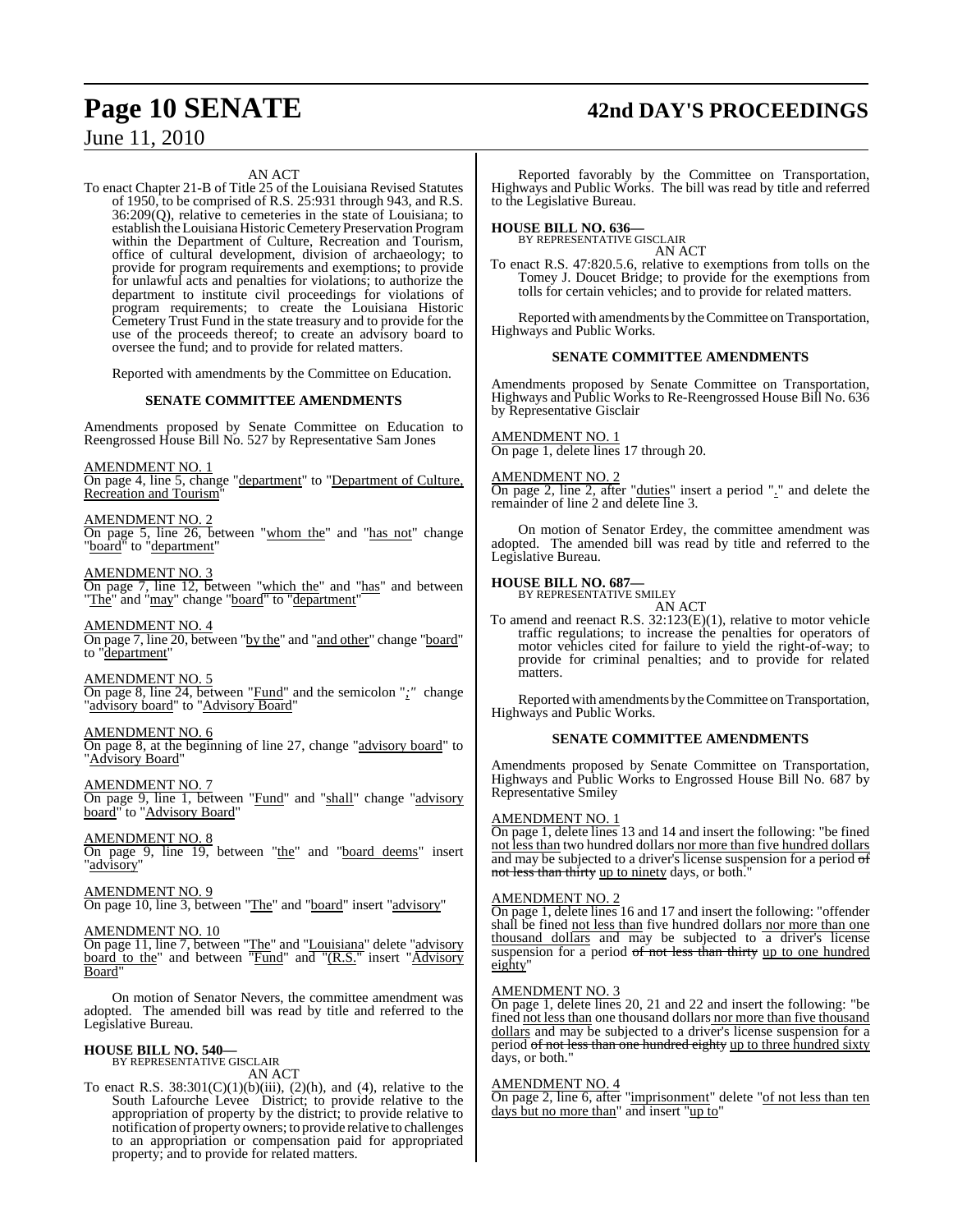AN ACT

To enact Chapter 21-B of Title 25 of the Louisiana Revised Statutes of 1950, to be comprised of R.S. 25:931 through 943, and R.S. 36:209(Q), relative to cemeteries in the state of Louisiana; to establish the Louisiana Historic Cemetery Preservation Program within the Department of Culture, Recreation and Tourism, office of cultural development, division of archaeology; to provide for program requirements and exemptions; to provide for unlawful acts and penalties for violations; to authorize the department to institute civil proceedings for violations of program requirements; to create the Louisiana Historic Cemetery Trust Fund in the state treasury and to provide for the use of the proceeds thereof; to create an advisory board to oversee the fund; and to provide for related matters.

Reported with amendments by the Committee on Education.

**SENATE COMMITTEE AMENDMENTS**

Amendments proposed by Senate Committee on Education to Reengrossed House Bill No. 527 by Representative Sam Jones

AMENDMENT NO. 1
On page 4, line 5, change "department" to "Department of Culture, Recreation and Tourism"

AMENDMENT NO. 2
On page 5, line 26, between "whom the" and "has not" change "board" to "department"

AMENDMENT NO. 3
On page 7, line 12, between "which the" and "has" and between "The" and "may" change "board" to "department"

AMENDMENT NO. 4
On page 7, line 20, between "by the" and "and other" change "board" to "department"

AMENDMENT NO. 5
On page 8, line 24, between "Fund" and the semicolon ";" change "advisory board" to "Advisory Board"

AMENDMENT NO. 6
On page 8, at the beginning of line 27, change "advisory board" to "Advisory Board"

AMENDMENT NO. 7
On page 9, line 1, between "Fund" and "shall" change "advisory board" to "Advisory Board"

AMENDMENT NO. 8
On page 9, line 19, between "the" and "board deems" insert "advisory"

AMENDMENT NO. 9
On page 10, line 3, between "The" and "board" insert "advisory"

AMENDMENT NO. 10
On page 11, line 7, between "The" and "Louisiana" delete "advisory board to the" and between "Fund" and "(R.S." insert "Advisory Board"

On motion of Senator Nevers, the committee amendment was adopted. The amended bill was read by title and referred to the Legislative Bureau.

**HOUSE BILL NO. 540—**
BY REPRESENTATIVE GISCLAIR
AN ACT

To enact R.S. 38:301(C)(1)(b)(iii), (2)(h), and (4), relative to the South Lafourche Levee District; to provide relative to the appropriation of property by the district; to provide relative to notification of property owners; to provide relative to challenges to an appropriation or compensation paid for appropriated property; and to provide for related matters.

Reported favorably by the Committee on Transportation, Highways and Public Works. The bill was read by title and referred to the Legislative Bureau.

**HOUSE BILL NO. 636—**
BY REPRESENTATIVE GISCLAIR
AN ACT

To enact R.S. 47:820.5.6, relative to exemptions from tolls on the Tomey J. Doucet Bridge; to provide for the exemptions from tolls for certain vehicles; and to provide for related matters.

Reported with amendments by the Committee on Transportation, Highways and Public Works.

**SENATE COMMITTEE AMENDMENTS**

Amendments proposed by Senate Committee on Transportation, Highways and Public Works to Re-Reengrossed House Bill No. 636 by Representative Gisclair

AMENDMENT NO. 1
On page 1, delete lines 17 through 20.

AMENDMENT NO. 2
On page 2, line 2, after "duties" insert a period "." and delete the remainder of line 2 and delete line 3.

On motion of Senator Erdey, the committee amendment was adopted. The amended bill was read by title and referred to the Legislative Bureau.

**HOUSE BILL NO. 687—**
BY REPRESENTATIVE SMILEY
AN ACT

To amend and reenact R.S. 32:123(E)(1), relative to motor vehicle traffic regulations; to increase the penalties for operators of motor vehicles cited for failure to yield the right-of-way; to provide for criminal penalties; and to provide for related matters.

Reported with amendments by the Committee on Transportation, Highways and Public Works.

**SENATE COMMITTEE AMENDMENTS**

Amendments proposed by Senate Committee on Transportation, Highways and Public Works to Engrossed House Bill No. 687 by Representative Smiley

AMENDMENT NO. 1
On page 1, delete lines 13 and 14 and insert the following: "be fined not less than two hundred dollars nor more than five hundred dollars and may be subjected to a driver's license suspension for a period ~~of not less than thirty~~ up to ninety days, or both."

AMENDMENT NO. 2
On page 1, delete lines 16 and 17 and insert the following: "offender shall be fined not less than five hundred dollars nor more than one thousand dollars and may be subjected to a driver's license suspension for a period ~~of not less than thirty~~ up to one hundred eighty"

AMENDMENT NO. 3
On page 1, delete lines 20, 21 and 22 and insert the following: "be fined not less than one thousand dollars nor more than five thousand dollars and may be subjected to a driver's license suspension for a period ~~of not less than one hundred eighty~~ up to three hundred sixty days, or both."

AMENDMENT NO. 4
On page 2, line 6, after "imprisonment" delete "of not less than ten days but no more than" and insert "up to"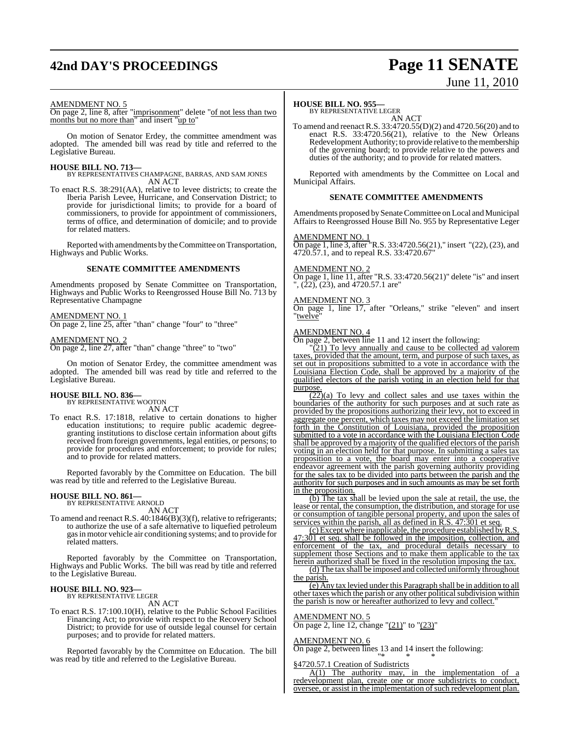AMENDMENT NO. 5

On page 2, line 8, after "imprisonment" delete "of not less than two months but no more than" and insert "up to"

On motion of Senator Erdey, the committee amendment was adopted. The amended bill was read by title and referred to the Legislative Bureau.

**HOUSE BILL NO. 713—**
BY REPRESENTATIVES CHAMPAGNE, BARRAS, AND SAM JONES
AN ACT

To enact R.S. 38:291(AA), relative to levee districts; to create the Iberia Parish Levee, Hurricane, and Conservation District; to provide for jurisdictional limits; to provide for a board of commissioners, to provide for appointment of commissioners, terms of office, and determination of domicile; and to provide for related matters.

Reported with amendments by the Committee on Transportation, Highways and Public Works.

## SENATE COMMITTEE AMENDMENTS

Amendments proposed by Senate Committee on Transportation, Highways and Public Works to Reengrossed House Bill No. 713 by Representative Champagne

AMENDMENT NO. 1

On page 2, line 25, after "than" change "four" to "three"

AMENDMENT NO. 2

On page 2, line 27, after "than" change "three" to "two"

On motion of Senator Erdey, the committee amendment was adopted. The amended bill was read by title and referred to the Legislative Bureau.

**HOUSE BILL NO. 836—**
BY REPRESENTATIVE WOOTON
AN ACT

To enact R.S. 17:1818, relative to certain donations to higher education institutions; to require public academic degree-granting institutions to disclose certain information about gifts received from foreign governments, legal entities, or persons; to provide for procedures and enforcement; to provide for rules; and to provide for related matters.

Reported favorably by the Committee on Education. The bill was read by title and referred to the Legislative Bureau.

**HOUSE BILL NO. 861—**
BY REPRESENTATIVE ARNOLD
AN ACT

To amend and reenact R.S. 40:1846(B)(3)(f), relative to refrigerants; to authorize the use of a safe alternative to liquefied petroleum gas in motor vehicle air conditioning systems; and to provide for related matters.

Reported favorably by the Committee on Transportation, Highways and Public Works. The bill was read by title and referred to the Legislative Bureau.

**HOUSE BILL NO. 923—**
BY REPRESENTATIVE LEGER
AN ACT

To enact R.S. 17:100.10(H), relative to the Public School Facilities Financing Act; to provide with respect to the Recovery School District; to provide for use of outside legal counsel for certain purposes; and to provide for related matters.

Reported favorably by the Committee on Education. The bill was read by title and referred to the Legislative Bureau.

**HOUSE BILL NO. 955—**
BY REPRESENTATIVE LEGER
AN ACT

To amend and reenact R.S. 33:4720.55(D)(2) and 4720.56(20) and to enact R.S. 33:4720.56(21), relative to the New Orleans Redevelopment Authority; to provide relative to the membership of the governing board; to provide relative to the powers and duties of the authority; and to provide for related matters.

Reported with amendments by the Committee on Local and Municipal Affairs.

## SENATE COMMITTEE AMENDMENTS

Amendments proposed by Senate Committee on Local and Municipal Affairs to Reengrossed House Bill No. 955 by Representative Leger

AMENDMENT NO. 1

On page 1, line 3, after "R.S. 33:4720.56(21)," insert "(22), (23), and 4720.57.1, and to repeal R.S. 33:4720.67"

AMENDMENT NO. 2

On page 1, line 11, after "R.S. 33:4720.56(21)" delete "is" and insert ", (22), (23), and 4720.57.1 are"

AMENDMENT NO. 3

On page 1, line 17, after "Orleans," strike "eleven" and insert "twelve"

AMENDMENT NO. 4

On page 2, between line 11 and 12 insert the following:

"(21) To levy annually and cause to be collected ad valorem taxes, provided that the amount, term, and purpose of such taxes, as set out in propositions submitted to a vote in accordance with the Louisiana Election Code, shall be approved by a majority of the qualified electors of the parish voting in an election held for that purpose.

(22)(a) To levy and collect sales and use taxes within the boundaries of the authority for such purposes and at such rate as provided by the propositions authorizing their levy, not to exceed in aggregate one percent, which taxes may not exceed the limitation set forth in the Constitution of Louisiana, provided the proposition submitted to a vote in accordance with the Louisiana Election Code shall be approved by a majority of the qualified electors of the parish voting in an election held for that purpose. In submitting a sales tax proposition to a vote, the board may enter into a cooperative endeavor agreement with the parish governing authority providing for the sales tax to be divided into parts between the parish and the authority for such purposes and in such amounts as may be set forth in the proposition.

(b) The tax shall be levied upon the sale at retail, the use, the lease or rental, the consumption, the distribution, and storage for use or consumption of tangible personal property, and upon the sales of services within the parish, all as defined in R.S. 47:301 et seq.

(c) Except where inapplicable, the procedure established by R.S. 47:301 et seq. shall be followed in the imposition, collection, and enforcement of the tax, and procedural details necessary to supplement those Sections and to make them applicable to the tax herein authorized shall be fixed in the resolution imposing the tax.

(d) The tax shall be imposed and collected uniformly throughout the parish.

(e) Any tax levied under this Paragraph shall be in addition to all other taxes which the parish or any other political subdivision within the parish is now or hereafter authorized to levy and collect."

AMENDMENT NO. 5

On page 2, line 12, change "(21)" to "(23)"

AMENDMENT NO. 6

On page 2, between lines 13 and 14 insert the following:

"* * *

§4720.57.1 Creation of Sudistricts

A(1) The authority may, in the implementation of a redevelopment plan, create one or more subdistricts to conduct, oversee, or assist in the implementation of such redevelopment plan.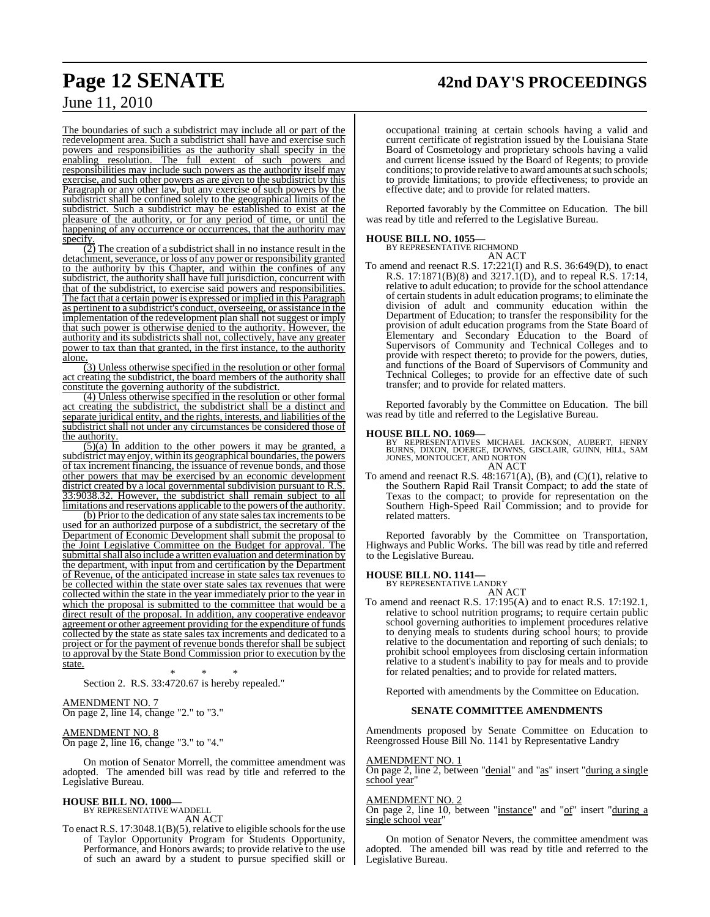The boundaries of such a subdistrict may include all or part of the redevelopment area. Such a subdistrict shall have and exercise such powers and responsibilities as the authority shall specify in the enabling resolution. The full extent of such powers and responsibilities may include such powers as the authority itself may exercise, and such other powers as are given to the subdistrict by this Paragraph or any other law, but any exercise of such powers by the subdistrict shall be confined solely to the geographical limits of the subdistrict. Such a subdistrict may be established to exist at the pleasure of the authority, or for any period of time, or until the happening of any occurrence or occurrences, that the authority may specify.

(2) The creation of a subdistrict shall in no instance result in the detachment, severance, or loss of any power or responsibility granted to the authority by this Chapter, and within the confines of any subdistrict, the authority shall have full jurisdiction, concurrent with that of the subdistrict, to exercise said powers and responsibilities. The fact that a certain power is expressed or implied in this Paragraph as pertinent to a subdistrict's conduct, overseeing, or assistance in the implementation of the redevelopment plan shall not suggest or imply that such power is otherwise denied to the authority. However, the authority and its subdistricts shall not, collectively, have any greater power to tax than that granted, in the first instance, to the authority alone.

(3) Unless otherwise specified in the resolution or other formal act creating the subdistrict, the board members of the authority shall constitute the governing authority of the subdistrict.

(4) Unless otherwise specified in the resolution or other formal act creating the subdistrict, the subdistrict shall be a distinct and separate juridical entity, and the rights, interests, and liabilities of the subdistrict shall not under any circumstances be considered those of the authority.

(5)(a) In addition to the other powers it may be granted, a subdistrict may enjoy, within its geographical boundaries, the powers of tax increment financing, the issuance of revenue bonds, and those other powers that may be exercised by an economic development district created by a local governmental subdivision pursuant to R.S. 33:9038.32. However, the subdistrict shall remain subject to all limitations and reservations applicable to the powers of the authority.

(b) Prior to the dedication of any state sales tax increments to be used for an authorized purpose of a subdistrict, the secretary of the Department of Economic Development shall submit the proposal to the Joint Legislative Committee on the Budget for approval. The submittal shall also include a written evaluation and determination by the department, with input from and certification by the Department of Revenue, of the anticipated increase in state sales tax revenues to be collected within the state over state sales tax revenues that were collected within the state in the year immediately prior to the year in which the proposal is submitted to the committee that would be a direct result of the proposal. In addition, any cooperative endeavor agreement or other agreement providing for the expenditure of funds collected by the state as state sales tax increments and dedicated to a project or for the payment of revenue bonds therefor shall be subject to approval by the State Bond Commission prior to execution by the state.

\* \* \*

Section 2. R.S. 33:4720.67 is hereby repealed."

AMENDMENT NO. 7

On page 2, line 14, change "2." to "3."

AMENDMENT NO. 8

On page 2, line 16, change "3." to "4."

On motion of Senator Morrell, the committee amendment was adopted. The amended bill was read by title and referred to the Legislative Bureau.

**HOUSE BILL NO. 1000—**
BY REPRESENTATIVE WADDELL
AN ACT

To enact R.S. 17:3048.1(B)(5), relative to eligible schools for the use of Taylor Opportunity Program for Students Opportunity, Performance, and Honors awards; to provide relative to the use of such an award by a student to pursue specified skill or occupational training at certain schools having a valid and current certificate of registration issued by the Louisiana State Board of Cosmetology and proprietary schools having a valid and current license issued by the Board of Regents; to provide conditions; to provide relative to award amounts at such schools; to provide limitations; to provide effectiveness; to provide an effective date; and to provide for related matters.

Reported favorably by the Committee on Education. The bill was read by title and referred to the Legislative Bureau.

**HOUSE BILL NO. 1055—**
BY REPRESENTATIVE RICHMOND
AN ACT

To amend and reenact R.S. 17:221(I) and R.S. 36:649(D), to enact R.S. 17:1871(B)(8) and 3217.1(D), and to repeal R.S. 17:14, relative to adult education; to provide for the school attendance of certain students in adult education programs; to eliminate the division of adult and community education within the Department of Education; to transfer the responsibility for the provision of adult education programs from the State Board of Elementary and Secondary Education to the Board of Supervisors of Community and Technical Colleges and to provide with respect thereto; to provide for the powers, duties, and functions of the Board of Supervisors of Community and Technical Colleges; to provide for an effective date of such transfer; and to provide for related matters.

Reported favorably by the Committee on Education. The bill was read by title and referred to the Legislative Bureau.

**HOUSE BILL NO. 1069—**
BY REPRESENTATIVES MICHAEL JACKSON, AUBERT, HENRY BURNS, DIXON, DOERGE, DOWNS, GISCLAIR, GUINN, HILL, SAM JONES, MONTOUCET, AND NORTON
AN ACT

To amend and reenact R.S. 48:1671(A), (B), and (C)(1), relative to the Southern Rapid Rail Transit Compact; to add the state of Texas to the compact; to provide for representation on the Southern High-Speed Rail Commission; and to provide for related matters.

Reported favorably by the Committee on Transportation, Highways and Public Works. The bill was read by title and referred to the Legislative Bureau.

**HOUSE BILL NO. 1141—**
BY REPRESENTATIVE LANDRY
AN ACT

To amend and reenact R.S. 17:195(A) and to enact R.S. 17:192.1, relative to school nutrition programs; to require certain public school governing authorities to implement procedures relative to denying meals to students during school hours; to provide relative to the documentation and reporting of such denials; to prohibit school employees from disclosing certain information relative to a student's inability to pay for meals and to provide for related penalties; and to provide for related matters.

Reported with amendments by the Committee on Education.

**SENATE COMMITTEE AMENDMENTS**

Amendments proposed by Senate Committee on Education to Reengrossed House Bill No. 1141 by Representative Landry

AMENDMENT NO. 1

On page 2, line 2, between "denial" and "as" insert "during a single school year"

AMENDMENT NO. 2

On page 2, line 10, between "instance" and "of" insert "during a single school year"

On motion of Senator Nevers, the committee amendment was adopted. The amended bill was read by title and referred to the Legislative Bureau.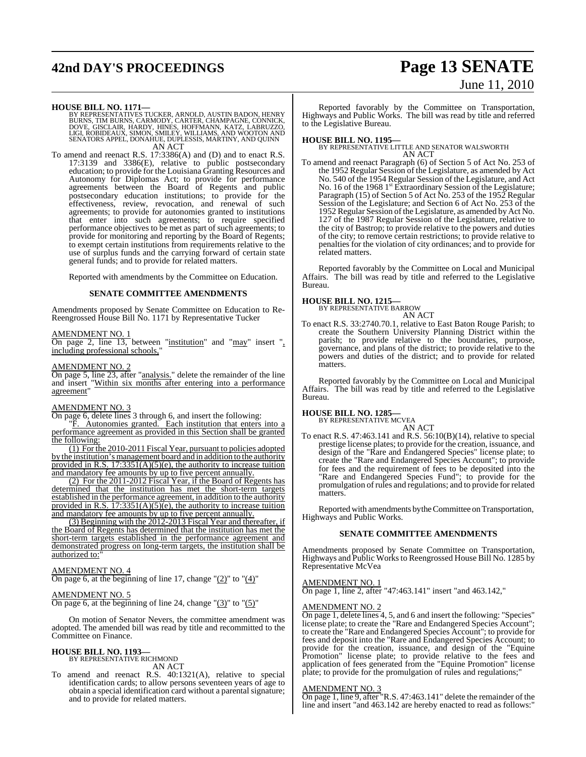**HOUSE BILL NO. 1171—**
BY REPRESENTATIVES TUCKER, ARNOLD, AUSTIN BADON, HENRY BURNS, TIM BURNS, CARMODY, CARTER, CHAMPAGNE, CONNICK, DOVE, GISCLAIR, HARDY, HINES, HOFFMANN, KATZ, LABRUZZO, LIGI, ROBIDEAUX, SIMON, SMILEY, WILLIAMS, AND WOOTON AND SENATORS APPEL, DONAHUE, DUPLESSIS, MARTINY, AND QUINN
AN ACT

To amend and reenact R.S. 17:3386(A) and (D) and to enact R.S. 17:3139 and 3386(E), relative to public postsecondary education; to provide for the Louisiana Granting Resources and Autonomy for Diplomas Act; to provide for performance agreements between the Board of Regents and public postsecondary education institutions; to provide for the effectiveness, review, revocation, and renewal of such agreements; to provide for autonomies granted to institutions that enter into such agreements; to require specified performance objectives to be met as part of such agreements; to provide for monitoring and reporting by the Board of Regents; to exempt certain institutions from requirements relative to the use of surplus funds and the carrying forward of certain state general funds; and to provide for related matters.

Reported with amendments by the Committee on Education.

**SENATE COMMITTEE AMENDMENTS**

Amendments proposed by Senate Committee on Education to Re-Reengrossed House Bill No. 1171 by Representative Tucker

AMENDMENT NO. 1
On page 2, line 13, between "institution" and "may" insert ", including professional schools,"

AMENDMENT NO. 2
On page 5, line 23, after "analysis." delete the remainder of the line and insert "Within six months after entering into a performance agreement"

AMENDMENT NO. 3
On page 6, delete lines 3 through 6, and insert the following:
"F. Autonomies granted. Each institution that enters into a performance agreement as provided in this Section shall be granted the following:
(1) For the 2010-2011 Fiscal Year, pursuant to policies adopted by the institution's management board and in addition to the authority provided in R.S. 17:3351(A)(5)(e), the authority to increase tuition and mandatory fee amounts by up to five percent annually.
(2) For the 2011-2012 Fiscal Year, if the Board of Regents has determined that the institution has met the short-term targets established in the performance agreement, in addition to the authority provided in R.S. 17:3351(A)(5)(e), the authority to increase tuition and mandatory fee amounts by up to five percent annually.
(3) Beginning with the 2012-2013 Fiscal Year and thereafter, if the Board of Regents has determined that the institution has met the short-term targets established in the performance agreement and demonstrated progress on long-term targets, the institution shall be authorized to:"

AMENDMENT NO. 4
On page 6, at the beginning of line 17, change "(2)" to "(4)"

AMENDMENT NO. 5
On page 6, at the beginning of line 24, change "(3)" to "(5)"

On motion of Senator Nevers, the committee amendment was adopted. The amended bill was read by title and recommitted to the Committee on Finance.

**HOUSE BILL NO. 1193—**
BY REPRESENTATIVE RICHMOND
AN ACT

To amend and reenact R.S. 40:1321(A), relative to special identification cards; to allow persons seventeen years of age to obtain a special identification card without a parental signature; and to provide for related matters.

Reported favorably by the Committee on Transportation, Highways and Public Works. The bill was read by title and referred to the Legislative Bureau.

**HOUSE BILL NO. 1195—**
BY REPRESENTATIVE LITTLE AND SENATOR WALSWORTH
AN ACT

To amend and reenact Paragraph (6) of Section 5 of Act No. 253 of the 1952 Regular Session of the Legislature, as amended by Act No. 540 of the 1954 Regular Session of the Legislature, and Act No. 16 of the 1968 1st Extraordinary Session of the Legislature; Paragraph (15) of Section 5 of Act No. 253 of the 1952 Regular Session of the Legislature; and Section 6 of Act No. 253 of the 1952 Regular Session of the Legislature, as amended by Act No. 127 of the 1987 Regular Session of the Legislature, relative to the city of Bastrop; to provide relative to the powers and duties of the city; to remove certain restrictions; to provide relative to penalties for the violation of city ordinances; and to provide for related matters.

Reported favorably by the Committee on Local and Municipal Affairs. The bill was read by title and referred to the Legislative Bureau.

**HOUSE BILL NO. 1215—**
BY REPRESENTATIVE BARROW
AN ACT

To enact R.S. 33:2740.70.1, relative to East Baton Rouge Parish; to create the Southern University Planning District within the parish; to provide relative to the boundaries, purpose, governance, and plans of the district; to provide relative to the powers and duties of the district; and to provide for related matters.

Reported favorably by the Committee on Local and Municipal Affairs. The bill was read by title and referred to the Legislative Bureau.

**HOUSE BILL NO. 1285—**
BY REPRESENTATIVE MCVEA
AN ACT

To enact R.S. 47:463.141 and R.S. 56:10(B)(14), relative to special prestige license plates; to provide for the creation, issuance, and design of the "Rare and Endangered Species" license plate; to create the "Rare and Endangered Species Account"; to provide for fees and the requirement of fees to be deposited into the "Rare and Endangered Species Fund"; to provide for the promulgation of rules and regulations; and to provide for related matters.

Reported with amendments by the Committee on Transportation, Highways and Public Works.

**SENATE COMMITTEE AMENDMENTS**

Amendments proposed by Senate Committee on Transportation, Highways and Public Works to Reengrossed House Bill No. 1285 by Representative McVea

AMENDMENT NO. 1
On page 1, line 2, after "47:463.141" insert "and 463.142,"

AMENDMENT NO. 2
On page 1, delete lines 4, 5, and 6 and insert the following: "Species" license plate; to create the "Rare and Endangered Species Account"; to create the "Rare and Endangered Species Account"; to provide for fees and deposit into the "Rare and Endangered Species Account; to provide for the creation, issuance, and design of the "Equine Promotion" license plate; to provide relative to the fees and application of fees generated from the "Equine Promotion" license plate; to provide for the promulgation of rules and regulations;"

AMENDMENT NO. 3
On page 1, line 9, after "R.S. 47:463.141" delete the remainder of the line and insert "and 463.142 are hereby enacted to read as follows:"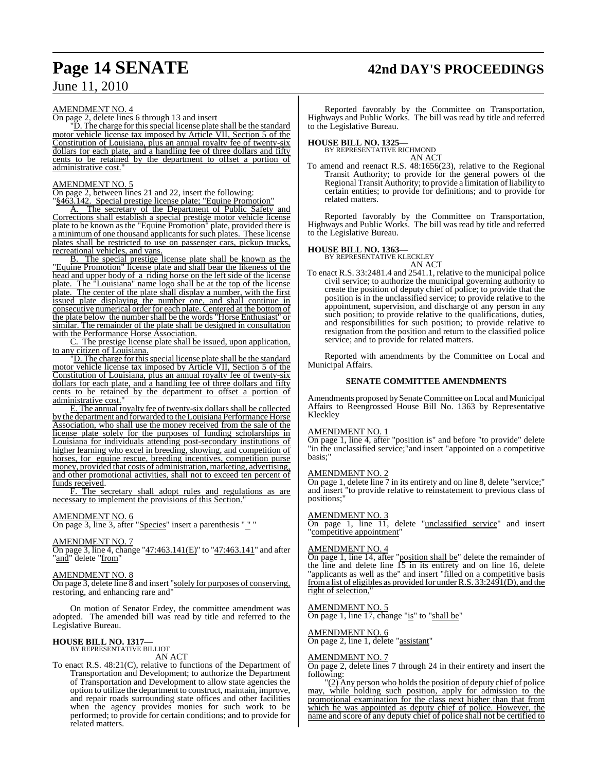AMENDMENT NO. 4

On page 2, delete lines 6 through 13 and insert

"D. The charge for this special license plate shall be the standard motor vehicle license tax imposed by Article VII, Section 5 of the Constitution of Louisiana, plus an annual royalty fee of twenty-six dollars for each plate, and a handling fee of three dollars and fifty cents to be retained by the department to offset a portion of administrative cost."

AMENDMENT NO. 5

On page 2, between lines 21 and 22, insert the following:

"§463.142. Special prestige license plate; "Equine Promotion"

A. The secretary of the Department of Public Safety and Corrections shall establish a special prestige motor vehicle license plate to be known as the "Equine Promotion" plate, provided there is a minimum of one thousand applicants for such plates. These license plates shall be restricted to use on passenger cars, pickup trucks, recreational vehicles, and vans.

B. The special prestige license plate shall be known as the "Equine Promotion" license plate and shall bear the likeness of the head and upper body of a riding horse on the left side of the license plate. The "Louisiana" name logo shall be at the top of the license plate. The center of the plate shall display a number, with the first issued plate displaying the number one, and shall continue in consecutive numerical order for each plate. Centered at the bottom of the plate below the number shall be the words "Horse Enthusiast" or similar. The remainder of the plate shall be designed in consultation with the Performance Horse Association.

C. The prestige license plate shall be issued, upon application, to any citizen of Louisiana.

"D. The charge for this special license plate shall be the standard motor vehicle license tax imposed by Article VII, Section 5 of the Constitution of Louisiana, plus an annual royalty fee of twenty-six dollars for each plate, and a handling fee of three dollars and fifty cents to be retained by the department to offset a portion of administrative cost."

E. The annual royalty fee of twenty-six dollars shall be collected by the department and forwarded to the Louisiana Performance Horse Association, who shall use the money received from the sale of the license plate solely for the purposes of funding scholarships in Louisiana for individuals attending post-secondary institutions of higher learning who excel in breeding, showing, and competition of horses, for equine rescue, breeding incentives, competition purse money, provided that costs of administration, marketing, advertising, and other promotional activities, shall not to exceed ten percent of funds received.

F. The secretary shall adopt rules and regulations as are necessary to implement the provisions of this Section."

AMENDMENT NO. 6

On page 3, line 3, after "Species" insert a parenthesis " " "

AMENDMENT NO. 7

On page 3, line 4, change "47:463.141(E)" to "47:463.141" and after "and" delete "from"

AMENDMENT NO. 8

On page 3, delete line 8 and insert "solely for purposes of conserving, restoring, and enhancing rare and"

On motion of Senator Erdey, the committee amendment was adopted. The amended bill was read by title and referred to the Legislative Bureau.

**HOUSE BILL NO. 1317—**
BY REPRESENTATIVE BILLIOT
AN ACT

To enact R.S. 48:21(C), relative to functions of the Department of Transportation and Development; to authorize the Department of Transportation and Development to allow state agencies the option to utilize the department to construct, maintain, improve, and repair roads surrounding state offices and other facilities when the agency provides monies for such work to be performed; to provide for certain conditions; and to provide for related matters.

Reported favorably by the Committee on Transportation, Highways and Public Works. The bill was read by title and referred to the Legislative Bureau.

**HOUSE BILL NO. 1325—**
BY REPRESENTATIVE RICHMOND
AN ACT

To amend and reenact R.S. 48:1656(23), relative to the Regional Transit Authority; to provide for the general powers of the Regional Transit Authority; to provide a limitation of liability to certain entities; to provide for definitions; and to provide for related matters.

Reported favorably by the Committee on Transportation, Highways and Public Works. The bill was read by title and referred to the Legislative Bureau.

**HOUSE BILL NO. 1363—**
BY REPRESENTATIVE KLECKLEY
AN ACT

To enact R.S. 33:2481.4 and 2541.1, relative to the municipal police civil service; to authorize the municipal governing authority to create the position of deputy chief of police; to provide that the position is in the unclassified service; to provide relative to the appointment, supervision, and discharge of any person in any such position; to provide relative to the qualifications, duties, and responsibilities for such position; to provide relative to resignation from the position and return to the classified police service; and to provide for related matters.

Reported with amendments by the Committee on Local and Municipal Affairs.

**SENATE COMMITTEE AMENDMENTS**

Amendments proposed by Senate Committee on Local and Municipal Affairs to Reengrossed House Bill No. 1363 by Representative Kleckley

AMENDMENT NO. 1

On page 1, line 4, after "position is" and before "to provide" delete "in the unclassified service;"and insert "appointed on a competitive basis;"

AMENDMENT NO. 2

On page 1, delete line 7 in its entirety and on line 8, delete "service;" and insert "to provide relative to reinstatement to previous class of positions;"

AMENDMENT NO. 3

On page 1, line 11, delete "unclassified service" and insert "competitive appointment"

AMENDMENT NO. 4

On page 1, line 14, after "position shall be" delete the remainder of the line and delete line 15 in its entirety and on line 16, delete "applicants as well as the" and insert "filled on a competitive basis from a list of eligibles as provided for under R.S. 33:2491(D), and the right of selection,"

AMENDMENT NO. 5

On page 1, line 17, change "is" to "shall be"

AMENDMENT NO. 6

On page 2, line 1, delete "assistant"

AMENDMENT NO. 7

On page 2, delete lines 7 through 24 in their entirety and insert the following:

"(2) Any person who holds the position of deputy chief of police may, while holding such position, apply for admission to the promotional examination for the class next higher than that from which he was appointed as deputy chief of police. However, the name and score of any deputy chief of police shall not be certified to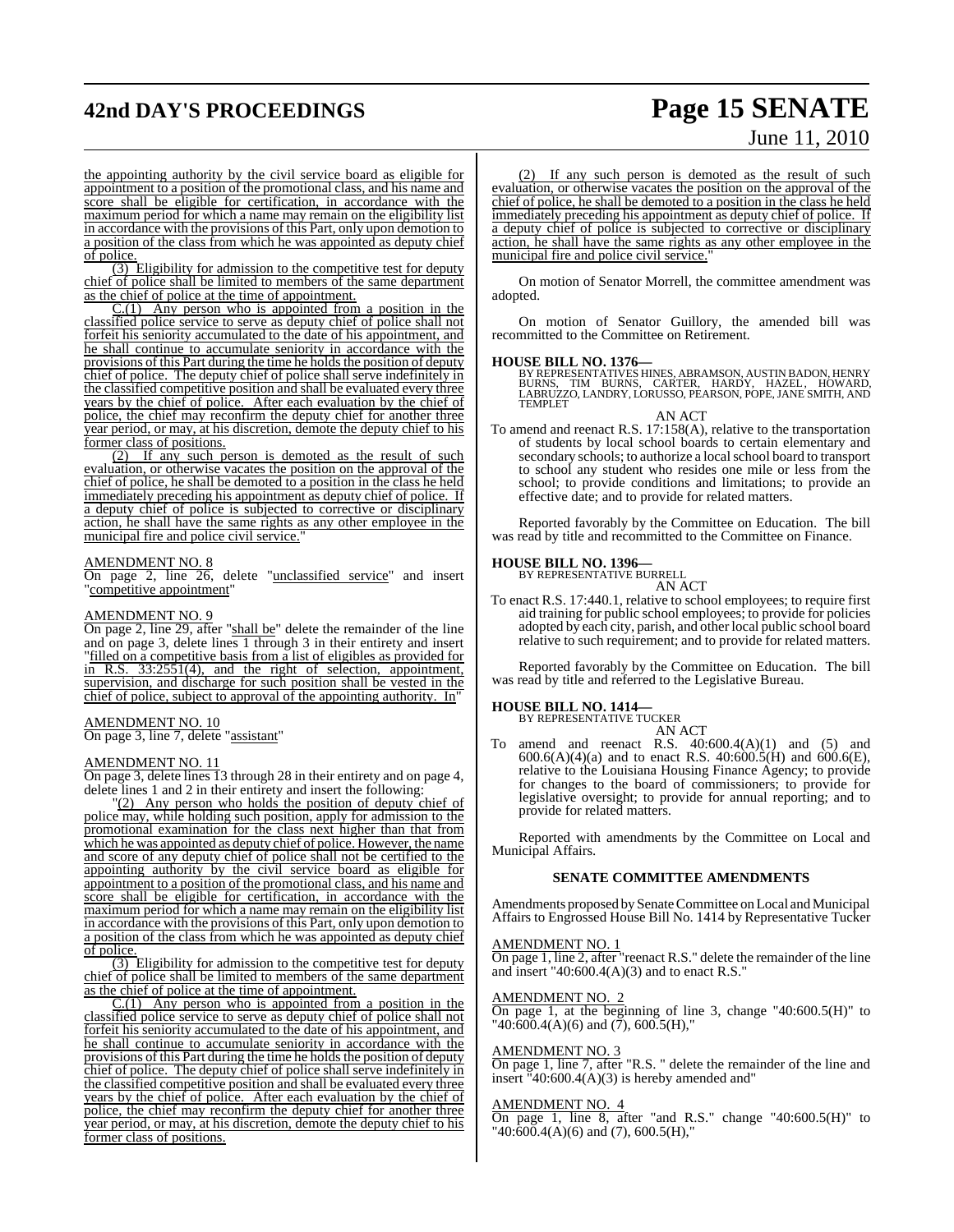the appointing authority by the civil service board as eligible for appointment to a position of the promotional class, and his name and score shall be eligible for certification, in accordance with the maximum period for which a name may remain on the eligibility list in accordance with the provisions of this Part, only upon demotion to a position of the class from which he was appointed as deputy chief of police.

(3) Eligibility for admission to the competitive test for deputy chief of police shall be limited to members of the same department as the chief of police at the time of appointment.

C.(1) Any person who is appointed from a position in the classified police service to serve as deputy chief of police shall not forfeit his seniority accumulated to the date of his appointment, and he shall continue to accumulate seniority in accordance with the provisions of this Part during the time he holds the position of deputy chief of police. The deputy chief of police shall serve indefinitely in the classified competitive position and shall be evaluated every three years by the chief of police. After each evaluation by the chief of police, the chief may reconfirm the deputy chief for another three year period, or may, at his discretion, demote the deputy chief to his former class of positions.

(2) If any such person is demoted as the result of such evaluation, or otherwise vacates the position on the approval of the chief of police, he shall be demoted to a position in the class he held immediately preceding his appointment as deputy chief of police. If a deputy chief of police is subjected to corrective or disciplinary action, he shall have the same rights as any other employee in the municipal fire and police civil service."

AMENDMENT NO. 8

On page 2, line 26, delete "unclassified service" and insert "competitive appointment"

AMENDMENT NO. 9

On page 2, line 29, after "shall be" delete the remainder of the line and on page 3, delete lines 1 through 3 in their entirety and insert "filled on a competitive basis from a list of eligibles as provided for in R.S. 33:2551(4), and the right of selection, appointment, supervision, and discharge for such position shall be vested in the chief of police, subject to approval of the appointing authority. In"

AMENDMENT NO. 10

On page 3, line 7, delete "assistant"

AMENDMENT NO. 11

On page 3, delete lines 13 through 28 in their entirety and on page 4, delete lines 1 and 2 in their entirety and insert the following:

"(2) Any person who holds the position of deputy chief of police may, while holding such position, apply for admission to the promotional examination for the class next higher than that from which he was appointed as deputy chief of police. However, the name and score of any deputy chief of police shall not be certified to the appointing authority by the civil service board as eligible for appointment to a position of the promotional class, and his name and score shall be eligible for certification, in accordance with the maximum period for which a name may remain on the eligibility list in accordance with the provisions of this Part, only upon demotion to a position of the class from which he was appointed as deputy chief of police.

(3) Eligibility for admission to the competitive test for deputy chief of police shall be limited to members of the same department as the chief of police at the time of appointment.

C.(1) Any person who is appointed from a position in the classified police service to serve as deputy chief of police shall not forfeit his seniority accumulated to the date of his appointment, and he shall continue to accumulate seniority in accordance with the provisions of this Part during the time he holds the position of deputy chief of police. The deputy chief of police shall serve indefinitely in the classified competitive position and shall be evaluated every three years by the chief of police. After each evaluation by the chief of police, the chief may reconfirm the deputy chief for another three year period, or may, at his discretion, demote the deputy chief to his former class of positions.

(2) If any such person is demoted as the result of such evaluation, or otherwise vacates the position on the approval of the chief of police, he shall be demoted to a position in the class he held immediately preceding his appointment as deputy chief of police. If a deputy chief of police is subjected to corrective or disciplinary action, he shall have the same rights as any other employee in the municipal fire and police civil service."

On motion of Senator Morrell, the committee amendment was adopted.

On motion of Senator Guillory, the amended bill was recommitted to the Committee on Retirement.

**HOUSE BILL NO. 1376—**
BY REPRESENTATIVES HINES, ABRAMSON, AUSTIN BADON, HENRY BURNS, TIM BURNS, CARTER, HARDY, HAZEL, HOWARD, LABRUZZO, LANDRY, LORUSSO, PEARSON, POPE, JANE SMITH, AND TEMPLET

AN ACT

To amend and reenact R.S. 17:158(A), relative to the transportation of students by local school boards to certain elementary and secondary schools; to authorize a local school board to transport to school any student who resides one mile or less from the school; to provide conditions and limitations; to provide an effective date; and to provide for related matters.

Reported favorably by the Committee on Education. The bill was read by title and recommitted to the Committee on Finance.

**HOUSE BILL NO. 1396—**
BY REPRESENTATIVE BURRELL

AN ACT

To enact R.S. 17:440.1, relative to school employees; to require first aid training for public school employees; to provide for policies adopted by each city, parish, and other local public school board relative to such requirement; and to provide for related matters.

Reported favorably by the Committee on Education. The bill was read by title and referred to the Legislative Bureau.

**HOUSE BILL NO. 1414—**
BY REPRESENTATIVE TUCKER

AN ACT

To amend and reenact R.S. 40:600.4(A)(1) and (5) and 600.6(A)(4)(a) and to enact R.S. 40:600.5(H) and 600.6(E), relative to the Louisiana Housing Finance Agency; to provide for changes to the board of commissioners; to provide for legislative oversight; to provide for annual reporting; and to provide for related matters.

Reported with amendments by the Committee on Local and Municipal Affairs.

## SENATE COMMITTEE AMENDMENTS

Amendments proposed by Senate Committee on Local and Municipal Affairs to Engrossed House Bill No. 1414 by Representative Tucker

AMENDMENT NO. 1

On page 1, line 2, after "reenact R.S." delete the remainder of the line and insert "40:600.4(A)(3) and to enact R.S."

AMENDMENT NO. 2

On page 1, at the beginning of line 3, change "40:600.5(H)" to "40:600.4(A)(6) and (7), 600.5(H),"

AMENDMENT NO. 3

On page 1, line 7, after "R.S. " delete the remainder of the line and insert "40:600.4(A)(3) is hereby amended and"

AMENDMENT NO. 4

On page 1, line 8, after "and R.S." change "40:600.5(H)" to "40:600.4(A)(6) and (7), 600.5(H),"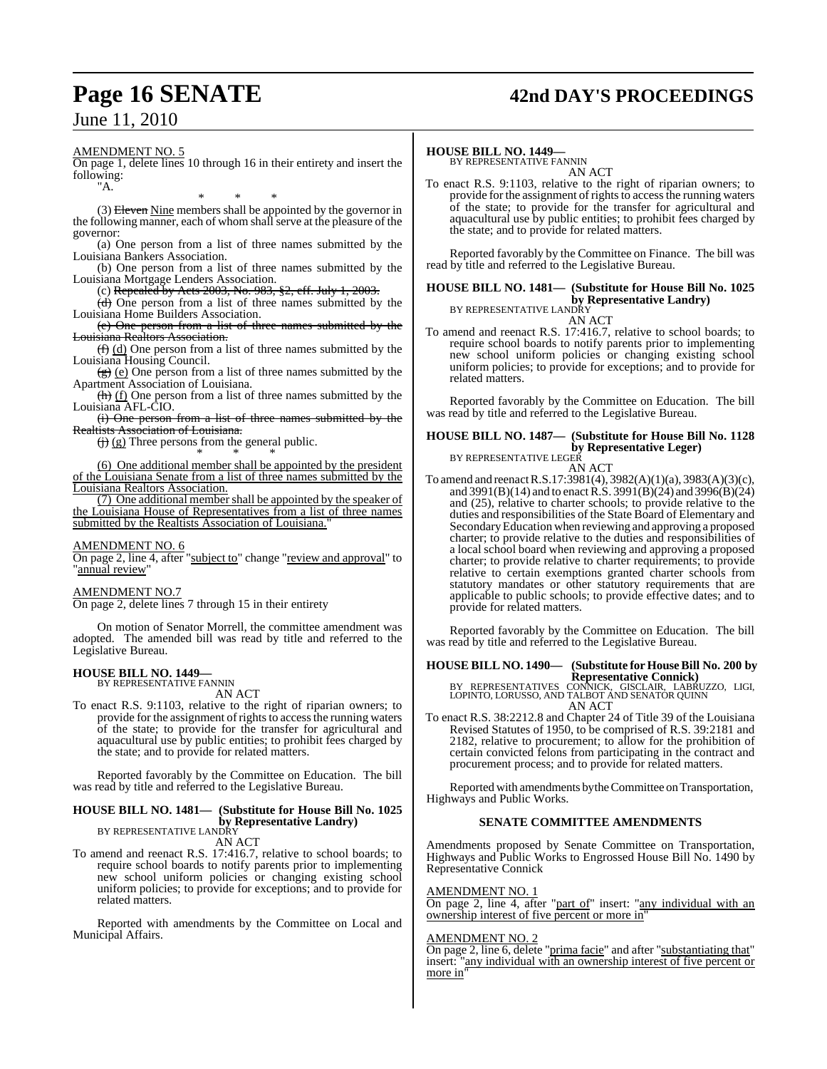AMENDMENT NO. 5

On page 1, delete lines 10 through 16 in their entirety and insert the following:

"A.

\* \* \*

(3) ~~Eleven~~ Nine members shall be appointed by the governor in the following manner, each of whom shall serve at the pleasure of the governor:

(a) One person from a list of three names submitted by the Louisiana Bankers Association.

(b) One person from a list of three names submitted by the Louisiana Mortgage Lenders Association.

(c) ~~Repealed by Acts 2003, No. 983, §2, eff. July 1, 2003.~~

~~(d)~~ One person from a list of three names submitted by the Louisiana Home Builders Association.

~~(e) One person from a list of three names submitted by the Louisiana Realtors Association.~~

~~(f)~~ (d) One person from a list of three names submitted by the Louisiana Housing Council.

~~(g)~~ (e) One person from a list of three names submitted by the Apartment Association of Louisiana.

~~(h)~~ (f) One person from a list of three names submitted by the Louisiana AFL-CIO.

~~(i) One person from a list of three names submitted by the Realtists Association of Louisiana.~~

~~(j)~~ (g) Three persons from the general public.

\* \* \*

(6) One additional member shall be appointed by the president of the Louisiana Senate from a list of three names submitted by the Louisiana Realtors Association.

(7) One additional member shall be appointed by the speaker of the Louisiana House of Representatives from a list of three names submitted by the Realtists Association of Louisiana."

AMENDMENT NO. 6

On page 2, line 4, after "subject to" change "review and approval" to "annual review"

AMENDMENT NO.7

On page 2, delete lines 7 through 15 in their entirety

On motion of Senator Morrell, the committee amendment was adopted. The amended bill was read by title and referred to the Legislative Bureau.

**HOUSE BILL NO. 1449—**
BY REPRESENTATIVE FANNIN

AN ACT

To enact R.S. 9:1103, relative to the right of riparian owners; to provide for the assignment of rights to access the running waters of the state; to provide for the transfer for agricultural and aquacultural use by public entities; to prohibit fees charged by the state; and to provide for related matters.

Reported favorably by the Committee on Education. The bill was read by title and referred to the Legislative Bureau.

**HOUSE BILL NO. 1481— (Substitute for House Bill No. 1025 by Representative Landry)**
BY REPRESENTATIVE LANDRY

AN ACT

To amend and reenact R.S. 17:416.7, relative to school boards; to require school boards to notify parents prior to implementing new school uniform policies or changing existing school uniform policies; to provide for exceptions; and to provide for related matters.

Reported with amendments by the Committee on Local and Municipal Affairs.

**HOUSE BILL NO. 1449—**
BY REPRESENTATIVE FANNIN

AN ACT

To enact R.S. 9:1103, relative to the right of riparian owners; to provide for the assignment of rights to access the running waters of the state; to provide for the transfer for agricultural and aquacultural use by public entities; to prohibit fees charged by the state; and to provide for related matters.

Reported favorably by the Committee on Finance. The bill was read by title and referred to the Legislative Bureau.

**HOUSE BILL NO. 1481— (Substitute for House Bill No. 1025 by Representative Landry)**
BY REPRESENTATIVE LANDRY

AN ACT

To amend and reenact R.S. 17:416.7, relative to school boards; to require school boards to notify parents prior to implementing new school uniform policies or changing existing school uniform policies; to provide for exceptions; and to provide for related matters.

Reported favorably by the Committee on Education. The bill was read by title and referred to the Legislative Bureau.

**HOUSE BILL NO. 1487— (Substitute for House Bill No. 1128 by Representative Leger)**
BY REPRESENTATIVE LEGER

AN ACT

To amend and reenact R.S.17:3981(4), 3982(A)(1)(a), 3983(A)(3)(c), and 3991(B)(14) and to enact R.S. 3991(B)(24) and 3996(B)(24) and (25), relative to charter schools; to provide relative to the duties and responsibilities of the State Board of Elementary and Secondary Education when reviewing and approving a proposed charter; to provide relative to the duties and responsibilities of a local school board when reviewing and approving a proposed charter; to provide relative to charter requirements; to provide relative to certain exemptions granted charter schools from statutory mandates or other statutory requirements that are applicable to public schools; to provide effective dates; and to provide for related matters.

Reported favorably by the Committee on Education. The bill was read by title and referred to the Legislative Bureau.

**HOUSE BILL NO. 1490— (Substitute for House Bill No. 200 by Representative Connick)**
BY REPRESENTATIVES CONNICK, GISCLAIR, LABRUZZO, LIGI, LOPINTO, LORUSSO, AND TALBOT AND SENATOR QUINN

AN ACT

To enact R.S. 38:2212.8 and Chapter 24 of Title 39 of the Louisiana Revised Statutes of 1950, to be comprised of R.S. 39:2181 and 2182, relative to procurement; to allow for the prohibition of certain convicted felons from participating in the contract and procurement process; and to provide for related matters.

Reported with amendments by the Committee on Transportation, Highways and Public Works.

**SENATE COMMITTEE AMENDMENTS**

Amendments proposed by Senate Committee on Transportation, Highways and Public Works to Engrossed House Bill No. 1490 by Representative Connick

AMENDMENT NO. 1

On page 2, line 4, after "part of" insert: "any individual with an ownership interest of five percent or more in"

AMENDMENT NO. 2

On page 2, line 6, delete "prima facie" and after "substantiating that" insert: "any individual with an ownership interest of five percent or more in"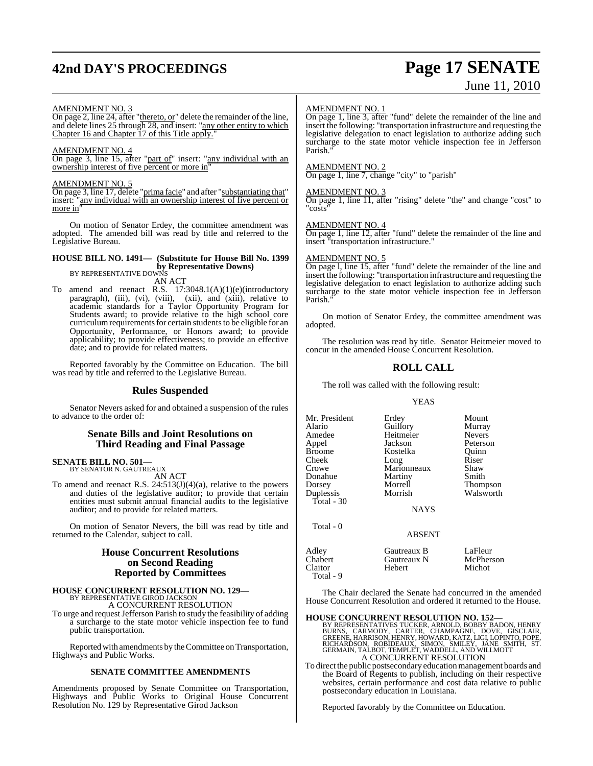AMENDMENT NO. 3

On page 2, line 24, after "thereto, or" delete the remainder of the line, and delete lines 25 through 28, and insert: "any other entity to which Chapter 16 and Chapter 17 of this Title apply."

AMENDMENT NO. 4

On page 3, line 15, after "part of" insert: "any individual with an ownership interest of five percent or more in"

AMENDMENT NO. 5

On page 3, line 17, delete "prima facie" and after "substantiating that" insert: "any individual with an ownership interest of five percent or more in"

On motion of Senator Erdey, the committee amendment was adopted. The amended bill was read by title and referred to the Legislative Bureau.

**HOUSE BILL NO. 1491— (Substitute for House Bill No. 1399 by Representative Downs)**
BY REPRESENTATIVE DOWNS
AN ACT

To amend and reenact R.S. 17:3048.1(A)(1)(e)(introductory paragraph), (iii), (vi), (viii), (xii), and (xiii), relative to academic standards for a Taylor Opportunity Program for Students award; to provide relative to the high school core curriculum requirements for certain students to be eligible for an Opportunity, Performance, or Honors award; to provide applicability; to provide effectiveness; to provide an effective date; and to provide for related matters.

Reported favorably by the Committee on Education. The bill was read by title and referred to the Legislative Bureau.

## Rules Suspended

Senator Nevers asked for and obtained a suspension of the rules to advance to the order of:

## Senate Bills and Joint Resolutions on Third Reading and Final Passage

**SENATE BILL NO. 501—**
BY SENATOR N. GAUTREAUX
AN ACT

To amend and reenact R.S. 24:513(J)(4)(a), relative to the powers and duties of the legislative auditor; to provide that certain entities must submit annual financial audits to the legislative auditor; and to provide for related matters.

On motion of Senator Nevers, the bill was read by title and returned to the Calendar, subject to call.

## House Concurrent Resolutions on Second Reading Reported by Committees

**HOUSE CONCURRENT RESOLUTION NO. 129—**
BY REPRESENTATIVE GIROD JACKSON
A CONCURRENT RESOLUTION

To urge and request Jefferson Parish to study the feasibility of adding a surcharge to the state motor vehicle inspection fee to fund public transportation.

Reported with amendments by the Committee on Transportation, Highways and Public Works.

### SENATE COMMITTEE AMENDMENTS

Amendments proposed by Senate Committee on Transportation, Highways and Public Works to Original House Concurrent Resolution No. 129 by Representative Girod Jackson

AMENDMENT NO. 1

On page 1, line 3, after "fund" delete the remainder of the line and insert the following: "transportation infrastructure and requesting the legislative delegation to enact legislation to authorize adding such surcharge to the state motor vehicle inspection fee in Jefferson Parish."

AMENDMENT NO. 2

On page 1, line 7, change "city" to "parish"

AMENDMENT NO. 3

On page 1, line 11, after "rising" delete "the" and change "cost" to "costs"

AMENDMENT NO. 4

On page 1, line 12, after "fund" delete the remainder of the line and insert "transportation infrastructure."

AMENDMENT NO. 5

On page l, line 15, after "fund" delete the remainder of the line and insert the following: "transportation infrastructure and requesting the legislative delegation to enact legislation to authorize adding such surcharge to the state motor vehicle inspection fee in Jefferson Parish."

On motion of Senator Erdey, the committee amendment was adopted.

The resolution was read by title. Senator Heitmeier moved to concur in the amended House Concurrent Resolution.

## ROLL CALL

The roll was called with the following result:

YEAS

| | | |
|---|---|---|
| Mr. President | Erdey | Mount |
| Alario | Guillory | Murray |
| Amedee | Heitmeier | Nevers |
| Appel | Jackson | Peterson |
| Broome | Kostelka | Quinn |
| Cheek | Long | Riser |
| Crowe | Marionneaux | Shaw |
| Donahue | Martiny | Smith |
| Dorsey | Morrell | Thompson |
| Duplessis | Morrish | Walsworth |
| Total - 30 | | |

NAYS

Total - 0

ABSENT

| | | |
|---|---|---|
| Adley | Gautreaux B | LaFleur |
| Chabert | Gautreaux N | McPherson |
| Claitor | Hebert | Michot |
| Total - 9 | | |

The Chair declared the Senate had concurred in the amended House Concurrent Resolution and ordered it returned to the House.

**HOUSE CONCURRENT RESOLUTION NO. 152—**
BY REPRESENTATIVES TUCKER, ARNOLD, BOBBY BADON, HENRY BURNS, CARMODY, CARTER, CHAMPAGNE, DOVE, GISCLAIR, GREENE, HARRISON, HENRY, HOWARD, KATZ, LIGI, LOPINTO, POPE, RICHARDSON, ROBIDEAUX, SIMON, SMILEY, JANE SMITH, ST. GERMAIN, TALBOT, TEMPLET, WADDELL, AND WILLMOTT
A CONCURRENT RESOLUTION

To direct the public postsecondary education management boards and the Board of Regents to publish, including on their respective websites, certain performance and cost data relative to public postsecondary education in Louisiana.

Reported favorably by the Committee on Education.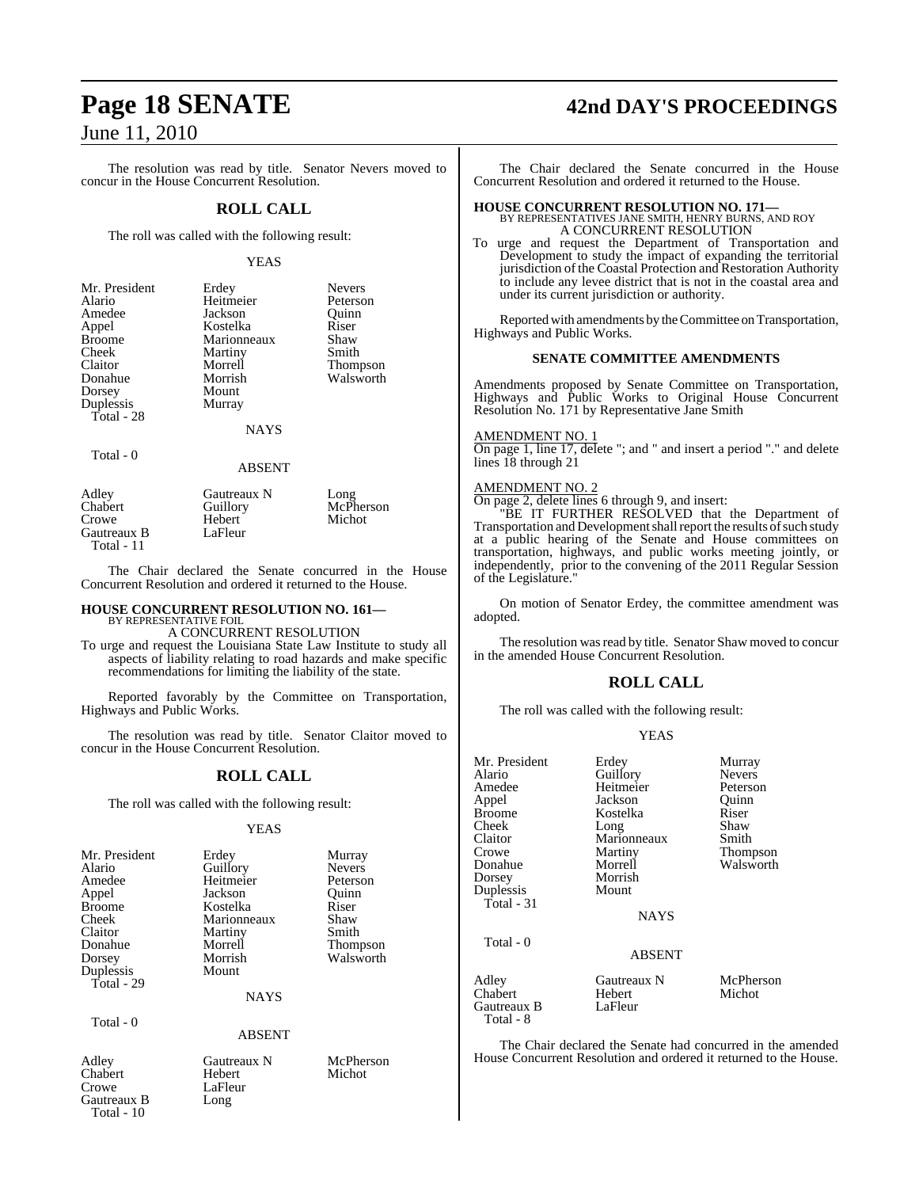The resolution was read by title. Senator Nevers moved to concur in the House Concurrent Resolution.

## ROLL CALL

The roll was called with the following result:

YEAS

| | | |
|---|---|---|
| Mr. President | Erdey | Nevers |
| Alario | Heitmeier | Peterson |
| Amedee | Jackson | Quinn |
| Appel | Kostelka | Riser |
| Broome | Marionneaux | Shaw |
| Cheek | Martiny | Smith |
| Claitor | Morrell | Thompson |
| Donahue | Morrish | Walsworth |
| Dorsey | Mount | |
| Duplessis | Murray | |
| Total - 28 | | |

NAYS

Total - 0

ABSENT

| | | |
|---|---|---|
| Adley | Gautreaux N | Long |
| Chabert | Guillory | McPherson |
| Crowe | Hebert | Michot |
| Gautreaux B | LaFleur | |
| Total - 11 | | |

The Chair declared the Senate concurred in the House Concurrent Resolution and ordered it returned to the House.

### HOUSE CONCURRENT RESOLUTION NO. 161—
BY REPRESENTATIVE FOIL

A CONCURRENT RESOLUTION

To urge and request the Louisiana State Law Institute to study all aspects of liability relating to road hazards and make specific recommendations for limiting the liability of the state.

Reported favorably by the Committee on Transportation, Highways and Public Works.

The resolution was read by title. Senator Claitor moved to concur in the House Concurrent Resolution.

## ROLL CALL

The roll was called with the following result:

YEAS

| | | |
|---|---|---|
| Mr. President | Erdey | Murray |
| Alario | Guillory | Nevers |
| Amedee | Heitmeier | Peterson |
| Appel | Jackson | Quinn |
| Broome | Kostelka | Riser |
| Cheek | Marionneaux | Shaw |
| Claitor | Martiny | Smith |
| Donahue | Morrell | Thompson |
| Dorsey | Morrish | Walsworth |
| Duplessis | Mount | |
| Total - 29 | | |

NAYS

Total - 0

ABSENT

| | | |
|---|---|---|
| Adley | Gautreaux N | McPherson |
| Chabert | Hebert | Michot |
| Crowe | LaFleur | |
| Gautreaux B | Long | |
| Total - 10 | | |

The Chair declared the Senate concurred in the House Concurrent Resolution and ordered it returned to the House.

### HOUSE CONCURRENT RESOLUTION NO. 171—
BY REPRESENTATIVES JANE SMITH, HENRY BURNS, AND ROY

A CONCURRENT RESOLUTION

To urge and request the Department of Transportation and Development to study the impact of expanding the territorial jurisdiction of the Coastal Protection and Restoration Authority to include any levee district that is not in the coastal area and under its current jurisdiction or authority.

Reported with amendments by the Committee on Transportation, Highways and Public Works.

### SENATE COMMITTEE AMENDMENTS

Amendments proposed by Senate Committee on Transportation, Highways and Public Works to Original House Concurrent Resolution No. 171 by Representative Jane Smith

AMENDMENT NO. 1
On page 1, line 17, delete "; and " and insert a period "." and delete lines 18 through 21

AMENDMENT NO. 2
On page 2, delete lines 6 through 9, and insert:

"BE IT FURTHER RESOLVED that the Department of Transportation and Development shall report the results of such study at a public hearing of the Senate and House committees on transportation, highways, and public works meeting jointly, or independently, prior to the convening of the 2011 Regular Session of the Legislature."

On motion of Senator Erdey, the committee amendment was adopted.

The resolution was read by title. Senator Shaw moved to concur in the amended House Concurrent Resolution.

## ROLL CALL

The roll was called with the following result:

YEAS

| | | |
|---|---|---|
| Mr. President | Erdey | Murray |
| Alario | Guillory | Nevers |
| Amedee | Heitmeier | Peterson |
| Appel | Jackson | Quinn |
| Broome | Kostelka | Riser |
| Cheek | Long | Shaw |
| Claitor | Marionneaux | Smith |
| Crowe | Martiny | Thompson |
| Donahue | Morrell | Walsworth |
| Dorsey | Morrish | |
| Duplessis | Mount | |
| Total - 31 | | |

NAYS

Total - 0

ABSENT

| | | |
|---|---|---|
| Adley | Gautreaux N | McPherson |
| Chabert | Hebert | Michot |
| Gautreaux B | LaFleur | |
| Total - 8 | | |

The Chair declared the Senate had concurred in the amended House Concurrent Resolution and ordered it returned to the House.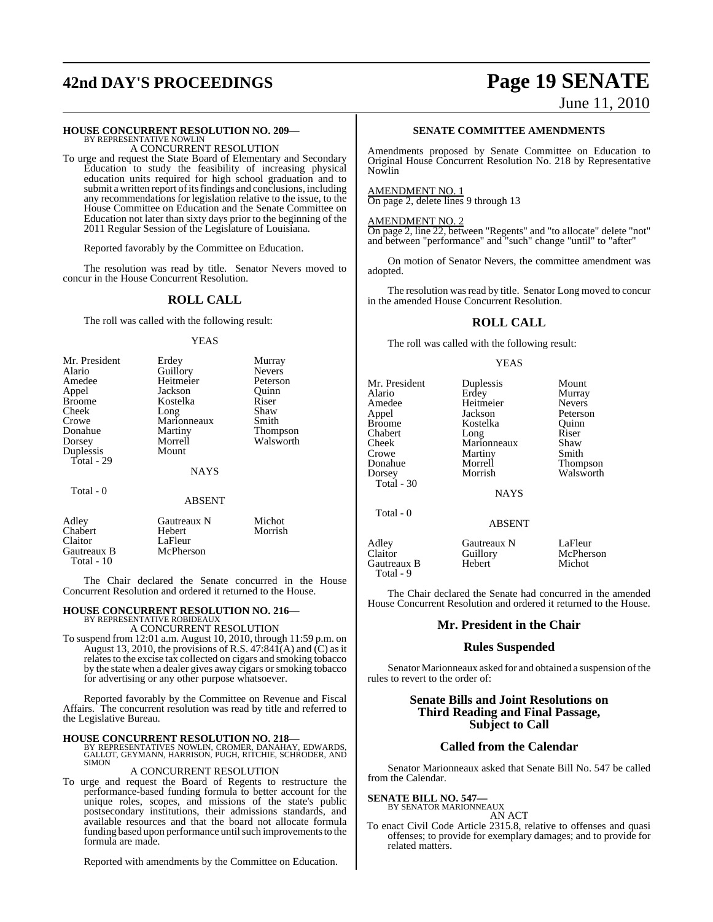**HOUSE CONCURRENT RESOLUTION NO. 209—**
BY REPRESENTATIVE NOWLIN

A CONCURRENT RESOLUTION

To urge and request the State Board of Elementary and Secondary Education to study the feasibility of increasing physical education units required for high school graduation and to submit a written report of its findings and conclusions, including any recommendations for legislation relative to the issue, to the House Committee on Education and the Senate Committee on Education not later than sixty days prior to the beginning of the 2011 Regular Session of the Legislature of Louisiana.

Reported favorably by the Committee on Education.

The resolution was read by title. Senator Nevers moved to concur in the House Concurrent Resolution.

## ROLL CALL

The roll was called with the following result:

YEAS

| | | |
|---|---|---|
| Mr. President | Erdey | Murray |
| Alario | Guillory | Nevers |
| Amedee | Heitmeier | Peterson |
| Appel | Jackson | Quinn |
| Broome | Kostelka | Riser |
| Cheek | Long | Shaw |
| Crowe | Marionneaux | Smith |
| Donahue | Martiny | Thompson |
| Dorsey | Morrell | Walsworth |
| Duplessis | Mount | |

Total - 29

NAYS

Total - 0

ABSENT

| | | |
|---|---|---|
| Adley | Gautreaux N | Michot |
| Chabert | Hebert | Morrish |
| Claitor | LaFleur | |
| Gautreaux B | McPherson | |

Total - 10

The Chair declared the Senate concurred in the House Concurrent Resolution and ordered it returned to the House.

**HOUSE CONCURRENT RESOLUTION NO. 216—**
BY REPRESENTATIVE ROBIDEAUX

A CONCURRENT RESOLUTION

To suspend from 12:01 a.m. August 10, 2010, through 11:59 p.m. on August 13, 2010, the provisions of R.S. 47:841(A) and (C) as it relates to the excise tax collected on cigars and smoking tobacco by the state when a dealer gives away cigars or smoking tobacco for advertising or any other purpose whatsoever.

Reported favorably by the Committee on Revenue and Fiscal Affairs. The concurrent resolution was read by title and referred to the Legislative Bureau.

**HOUSE CONCURRENT RESOLUTION NO. 218—**
BY REPRESENTATIVES NOWLIN, CROMER, DANAHAY, EDWARDS, GALLOT, GEYMANN, HARRISON, PUGH, RITCHIE, SCHRODER, AND SIMON

A CONCURRENT RESOLUTION

To urge and request the Board of Regents to restructure the performance-based funding formula to better account for the unique roles, scopes, and missions of the state's public postsecondary institutions, their admissions standards, and available resources and that the board not allocate formula funding based upon performance until such improvements to the formula are made.

Reported with amendments by the Committee on Education.

**SENATE COMMITTEE AMENDMENTS**

Amendments proposed by Senate Committee on Education to Original House Concurrent Resolution No. 218 by Representative Nowlin

AMENDMENT NO. 1

On page 2, delete lines 9 through 13

AMENDMENT NO. 2

On page 2, line 22, between "Regents" and "to allocate" delete "not" and between "performance" and "such" change "until" to "after"

On motion of Senator Nevers, the committee amendment was adopted.

The resolution was read by title. Senator Long moved to concur in the amended House Concurrent Resolution.

## ROLL CALL

The roll was called with the following result:

YEAS

| | | |
|---|---|---|
| Mr. President | Duplessis | Mount |
| Alario | Erdey | Murray |
| Amedee | Heitmeier | Nevers |
| Appel | Jackson | Peterson |
| Broome | Kostelka | Quinn |
| Chabert | Long | Riser |
| Cheek | Marionneaux | Shaw |
| Crowe | Martiny | Smith |
| Donahue | Morrell | Thompson |
| Dorsey | Morrish | Walsworth |

Total - 30

NAYS

Total - 0

ABSENT

| | | |
|---|---|---|
| Adley | Gautreaux N | LaFleur |
| Claitor | Guillory | McPherson |
| Gautreaux B | Hebert | Michot |

Total - 9

The Chair declared the Senate had concurred in the amended House Concurrent Resolution and ordered it returned to the House.

## Mr. President in the Chair

## Rules Suspended

Senator Marionneaux asked for and obtained a suspension of the rules to revert to the order of:

## Senate Bills and Joint Resolutions on Third Reading and Final Passage, Subject to Call

## Called from the Calendar

Senator Marionneaux asked that Senate Bill No. 547 be called from the Calendar.

**SENATE BILL NO. 547—**
BY SENATOR MARIONNEAUX

AN ACT

To enact Civil Code Article 2315.8, relative to offenses and quasi offenses; to provide for exemplary damages; and to provide for related matters.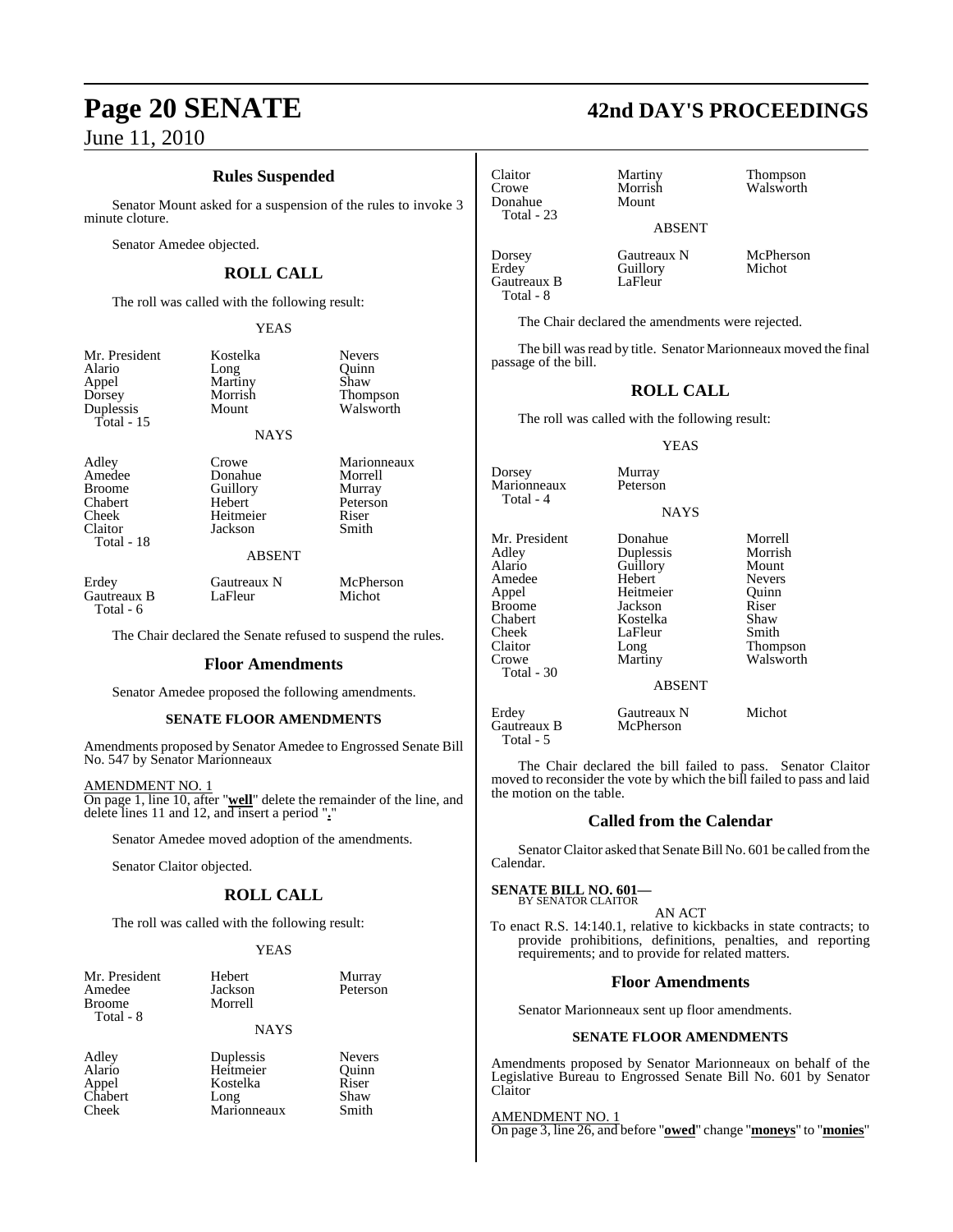## Rules Suspended

Senator Mount asked for a suspension of the rules to invoke 3 minute cloture.

Senator Amedee objected.

## ROLL CALL

The roll was called with the following result:

YEAS

| | | |
|---|---|---|
| Mr. President | Kostelka | Nevers |
| Alario | Long | Quinn |
| Appel | Martiny | Shaw |
| Dorsey | Morrish | Thompson |
| Duplessis | Mount | Walsworth |
| Total - 15 | | |

NAYS

| | | |
|---|---|---|
| Adley | Crowe | Marionneaux |
| Amedee | Donahue | Morrell |
| Broome | Guillory | Murray |
| Chabert | Hebert | Peterson |
| Cheek | Heitmeier | Riser |
| Claitor | Jackson | Smith |
| Total - 18 | | |

ABSENT

| | | |
|---|---|---|
| Erdey | Gautreaux N | McPherson |
| Gautreaux B | LaFleur | Michot |
| Total - 6 | | |

The Chair declared the Senate refused to suspend the rules.

## Floor Amendments

Senator Amedee proposed the following amendments.

### SENATE FLOOR AMENDMENTS

Amendments proposed by Senator Amedee to Engrossed Senate Bill No. 547 by Senator Marionneaux

AMENDMENT NO. 1
On page 1, line 10, after "**well**" delete the remainder of the line, and delete lines 11 and 12, and insert a period "**.**"

Senator Amedee moved adoption of the amendments.

Senator Claitor objected.

## ROLL CALL

The roll was called with the following result:

YEAS

| | | |
|---|---|---|
| Mr. President | Hebert | Murray |
| Amedee | Jackson | Peterson |
| Broome | Morrell | |
| Total - 8 | | |

NAYS

| | | |
|---|---|---|
| Adley | Duplessis | Nevers |
| Alario | Heitmeier | Quinn |
| Appel | Kostelka | Riser |
| Chabert | Long | Shaw |
| Cheek | Marionneaux | Smith |
| Claitor | Martiny | Thompson |
| Crowe | Morrish | Walsworth |
| Donahue | Mount | |
| Total - 23 | | |

ABSENT

| | | |
|---|---|---|
| Dorsey | Gautreaux N | McPherson |
| Erdey | Guillory | Michot |
| Gautreaux B | LaFleur | |
| Total - 8 | | |

The Chair declared the amendments were rejected.

The bill was read by title. Senator Marionneaux moved the final passage of the bill.

## ROLL CALL

The roll was called with the following result:

YEAS

| | |
|---|---|
| Dorsey | Murray |
| Marionneaux | Peterson |
| Total - 4 | |

NAYS

| | | |
|---|---|---|
| Mr. President | Donahue | Morrell |
| Adley | Duplessis | Morrish |
| Alario | Guillory | Mount |
| Amedee | Hebert | Nevers |
| Appel | Heitmeier | Quinn |
| Broome | Jackson | Riser |
| Chabert | Kostelka | Shaw |
| Cheek | LaFleur | Smith |
| Claitor | Long | Thompson |
| Crowe | Martiny | Walsworth |
| Total - 30 | | |

ABSENT

| | | |
|---|---|---|
| Erdey | Gautreaux N | Michot |
| Gautreaux B | McPherson | |
| Total - 5 | | |

The Chair declared the bill failed to pass. Senator Claitor moved to reconsider the vote by which the bill failed to pass and laid the motion on the table.

## Called from the Calendar

Senator Claitor asked that Senate Bill No. 601 be called from the Calendar.

**SENATE BILL NO. 601—**
BY SENATOR CLAITOR

AN ACT

To enact R.S. 14:140.1, relative to kickbacks in state contracts; to provide prohibitions, definitions, penalties, and reporting requirements; and to provide for related matters.

## Floor Amendments

Senator Marionneaux sent up floor amendments.

### SENATE FLOOR AMENDMENTS

Amendments proposed by Senator Marionneaux on behalf of the Legislative Bureau to Engrossed Senate Bill No. 601 by Senator Claitor

AMENDMENT NO. 1
On page 3, line 26, and before "**owed**" change "**moneys**" to "**monies**"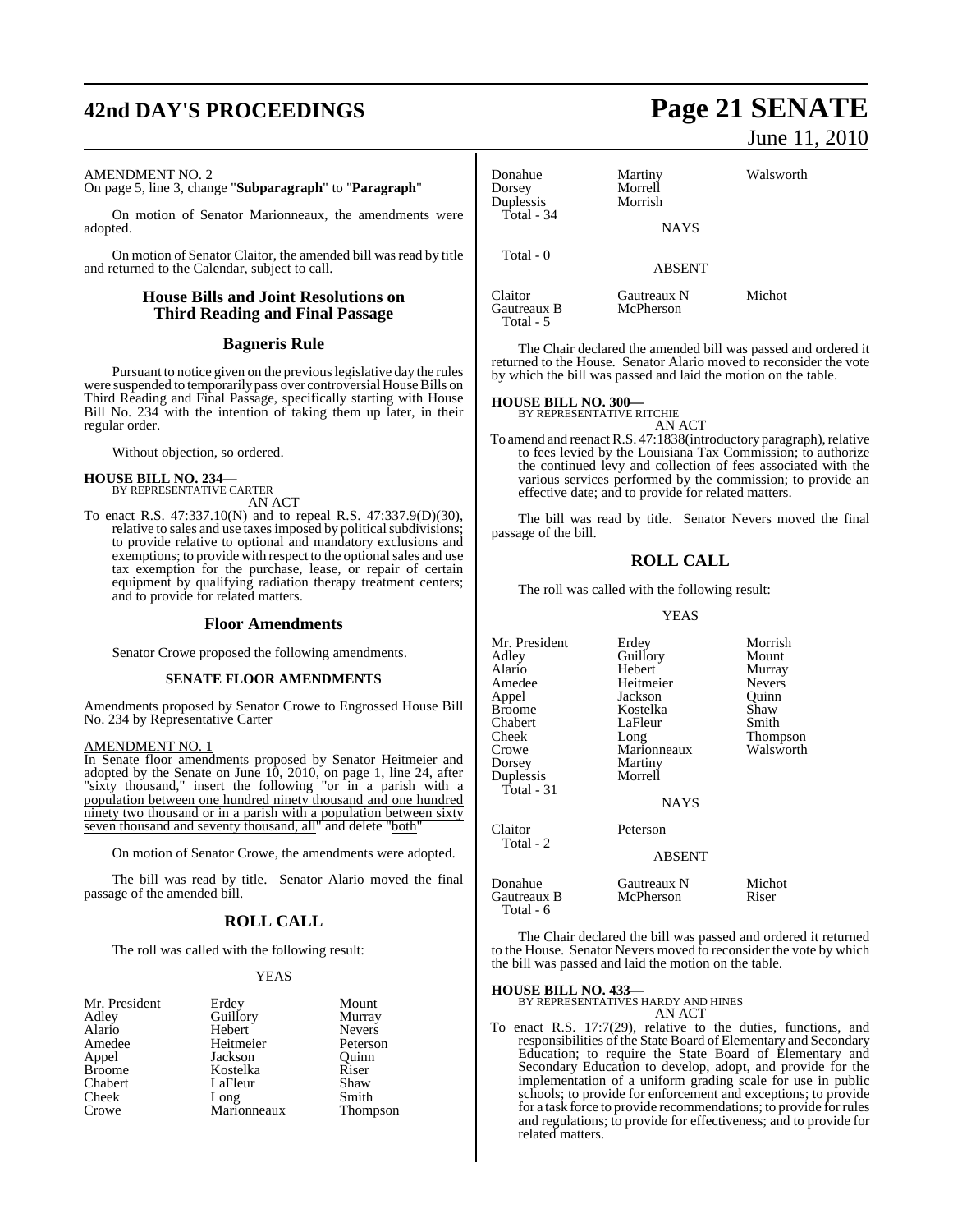AMENDMENT NO. 2

On page 5, line 3, change "**Subparagraph**" to "**Paragraph**"

On motion of Senator Marionneaux, the amendments were adopted.

On motion of Senator Claitor, the amended bill was read by title and returned to the Calendar, subject to call.

## House Bills and Joint Resolutions on Third Reading and Final Passage

## Bagneris Rule

Pursuant to notice given on the previous legislative day the rules were suspended to temporarily pass over controversial House Bills on Third Reading and Final Passage, specifically starting with House Bill No. 234 with the intention of taking them up later, in their regular order.

Without objection, so ordered.

**HOUSE BILL NO. 234—**
BY REPRESENTATIVE CARTER
AN ACT

To enact R.S. 47:337.10(N) and to repeal R.S. 47:337.9(D)(30), relative to sales and use taxes imposed by political subdivisions; to provide relative to optional and mandatory exclusions and exemptions; to provide with respect to the optional sales and use tax exemption for the purchase, lease, or repair of certain equipment by qualifying radiation therapy treatment centers; and to provide for related matters.

## Floor Amendments

Senator Crowe proposed the following amendments.

**SENATE FLOOR AMENDMENTS**

Amendments proposed by Senator Crowe to Engrossed House Bill No. 234 by Representative Carter

AMENDMENT NO. 1

In Senate floor amendments proposed by Senator Heitmeier and adopted by the Senate on June 10, 2010, on page 1, line 24, after "sixty thousand," insert the following "or in a parish with a population between one hundred ninety thousand and one hundred ninety two thousand or in a parish with a population between sixty seven thousand and seventy thousand, all" and delete "both"

On motion of Senator Crowe, the amendments were adopted.

The bill was read by title. Senator Alario moved the final passage of the amended bill.

## ROLL CALL

The roll was called with the following result:

YEAS

| | | |
|---|---|---|
| Mr. President | Erdey | Mount |
| Adley | Guillory | Murray |
| Alario | Hebert | Nevers |
| Amedee | Heitmeier | Peterson |
| Appel | Jackson | Quinn |
| Broome | Kostelka | Riser |
| Chabert | LaFleur | Shaw |
| Cheek | Long | Smith |
| Crowe | Marionneaux | Thompson |
| Donahue | Martiny | Walsworth |
| Dorsey | Morrell | |
| Duplessis | Morrish | |
| Total - 34 | | |

NAYS

Total - 0

ABSENT

| | | |
|---|---|---|
| Claitor | Gautreaux N | Michot |
| Gautreaux B | McPherson | |
| Total - 5 | | |

The Chair declared the amended bill was passed and ordered it returned to the House. Senator Alario moved to reconsider the vote by which the bill was passed and laid the motion on the table.

**HOUSE BILL NO. 300—**
BY REPRESENTATIVE RITCHIE
AN ACT

To amend and reenact R.S. 47:1838(introductory paragraph), relative to fees levied by the Louisiana Tax Commission; to authorize the continued levy and collection of fees associated with the various services performed by the commission; to provide an effective date; and to provide for related matters.

The bill was read by title. Senator Nevers moved the final passage of the bill.

## ROLL CALL

The roll was called with the following result:

YEAS

| | | |
|---|---|---|
| Mr. President | Erdey | Morrish |
| Adley | Guillory | Mount |
| Alario | Hebert | Murray |
| Amedee | Heitmeier | Nevers |
| Appel | Jackson | Quinn |
| Broome | Kostelka | Shaw |
| Chabert | LaFleur | Smith |
| Cheek | Long | Thompson |
| Crowe | Marionneaux | Walsworth |
| Dorsey | Martiny | |
| Duplessis | Morrell | |
| Total - 31 | | |

NAYS

| | |
|---|---|
| Claitor | Peterson |
| Total - 2 | |

ABSENT

| | | |
|---|---|---|
| Donahue | Gautreaux N | Michot |
| Gautreaux B | McPherson | Riser |
| Total - 6 | | |

The Chair declared the bill was passed and ordered it returned to the House. Senator Nevers moved to reconsider the vote by which the bill was passed and laid the motion on the table.

**HOUSE BILL NO. 433—**
BY REPRESENTATIVES HARDY AND HINES
AN ACT

To enact R.S. 17:7(29), relative to the duties, functions, and responsibilities of the State Board of Elementary and Secondary Education; to require the State Board of Elementary and Secondary Education to develop, adopt, and provide for the implementation of a uniform grading scale for use in public schools; to provide for enforcement and exceptions; to provide for a task force to provide recommendations; to provide for rules and regulations; to provide for effectiveness; and to provide for related matters.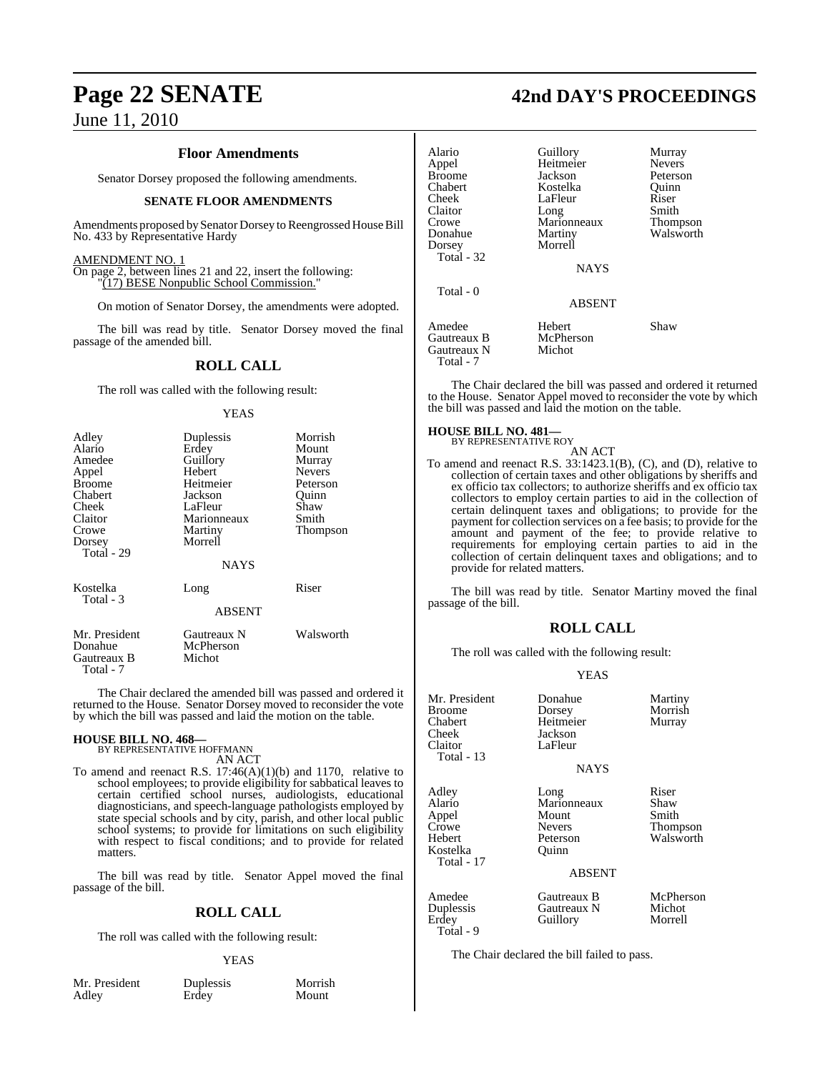## Floor Amendments

Senator Dorsey proposed the following amendments.

### SENATE FLOOR AMENDMENTS

Amendments proposed by Senator Dorsey to Reengrossed House Bill No. 433 by Representative Hardy

AMENDMENT NO. 1
On page 2, between lines 21 and 22, insert the following:
"(17) BESE Nonpublic School Commission."

On motion of Senator Dorsey, the amendments were adopted.

The bill was read by title. Senator Dorsey moved the final passage of the amended bill.

## ROLL CALL

The roll was called with the following result:

YEAS

| | | |
|---|---|---|
| Adley | Duplessis | Morrish |
| Alario | Erdey | Mount |
| Amedee | Guillory | Murray |
| Appel | Hebert | Nevers |
| Broome | Heitmeier | Peterson |
| Chabert | Jackson | Quinn |
| Cheek | LaFleur | Shaw |
| Claitor | Marionneaux | Smith |
| Crowe | Martiny | Thompson |
| Dorsey | Morrell | |

Total - 29

NAYS

| | | |
|---|---|---|
| Kostelka | Long | Riser |

Total - 3

ABSENT

| | | |
|---|---|---|
| Mr. President | Gautreaux N | Walsworth |
| Donahue | McPherson | |
| Gautreaux B | Michot | |

Total - 7

The Chair declared the amended bill was passed and ordered it returned to the House. Senator Dorsey moved to reconsider the vote by which the bill was passed and laid the motion on the table.

**HOUSE BILL NO. 468—**
BY REPRESENTATIVE HOFFMANN
AN ACT

To amend and reenact R.S. 17:46(A)(1)(b) and 1170, relative to school employees; to provide eligibility for sabbatical leaves to certain certified school nurses, audiologists, educational diagnosticians, and speech-language pathologists employed by state special schools and by city, parish, and other local public school systems; to provide for limitations on such eligibility with respect to fiscal conditions; and to provide for related matters.

The bill was read by title. Senator Appel moved the final passage of the bill.

## ROLL CALL

The roll was called with the following result:

YEAS

| | | |
|---|---|---|
| Mr. President | Duplessis | Morrish |
| Adley | Erdey | Mount |
| Alario | Guillory | Murray |
| Appel | Heitmeier | Nevers |
| Broome | Jackson | Peterson |
| Chabert | Kostelka | Quinn |
| Cheek | LaFleur | Riser |
| Claitor | Long | Smith |
| Crowe | Marionneaux | Thompson |
| Donahue | Martiny | Walsworth |
| Dorsey | Morrell | |

Total - 32

NAYS

Total - 0

ABSENT

| | | |
|---|---|---|
| Amedee | Hebert | Shaw |
| Gautreaux B | McPherson | |
| Gautreaux N | Michot | |

Total - 7

The Chair declared the bill was passed and ordered it returned to the House. Senator Appel moved to reconsider the vote by which the bill was passed and laid the motion on the table.

**HOUSE BILL NO. 481—**
BY REPRESENTATIVE ROY
AN ACT

To amend and reenact R.S. 33:1423.1(B), (C), and (D), relative to collection of certain taxes and other obligations by sheriffs and ex officio tax collectors; to authorize sheriffs and ex officio tax collectors to employ certain parties to aid in the collection of certain delinquent taxes and obligations; to provide for the payment for collection services on a fee basis; to provide for the amount and payment of the fee; to provide relative to requirements for employing certain parties to aid in the collection of certain delinquent taxes and obligations; and to provide for related matters.

The bill was read by title. Senator Martiny moved the final passage of the bill.

## ROLL CALL

The roll was called with the following result:

YEAS

| | | |
|---|---|---|
| Mr. President | Donahue | Martiny |
| Broome | Dorsey | Morrish |
| Chabert | Heitmeier | Murray |
| Cheek | Jackson | |
| Claitor | LaFleur | |

Total - 13

NAYS

| | | |
|---|---|---|
| Adley | Long | Riser |
| Alario | Marionneaux | Shaw |
| Appel | Mount | Smith |
| Crowe | Nevers | Thompson |
| Hebert | Peterson | Walsworth |
| Kostelka | Quinn | |

Total - 17

ABSENT

| | | |
|---|---|---|
| Amedee | Gautreaux B | McPherson |
| Duplessis | Gautreaux N | Michot |
| Erdey | Guillory | Morrell |

Total - 9

The Chair declared the bill failed to pass.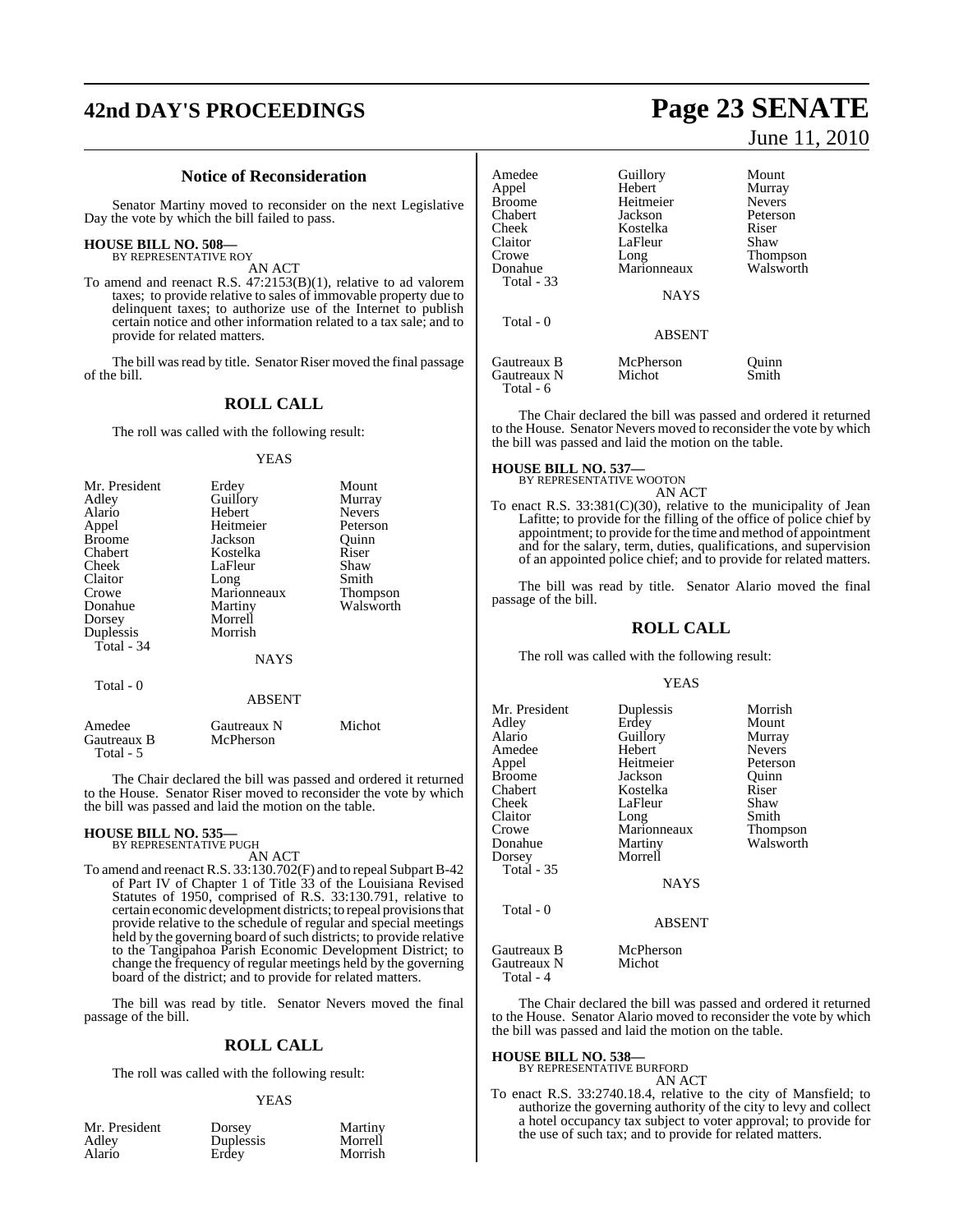### Notice of Reconsideration

Senator Martiny moved to reconsider on the next Legislative Day the vote by which the bill failed to pass.

**HOUSE BILL NO. 508—**
BY REPRESENTATIVE ROY
AN ACT

To amend and reenact R.S. 47:2153(B)(1), relative to ad valorem taxes; to provide relative to sales of immovable property due to delinquent taxes; to authorize use of the Internet to publish certain notice and other information related to a tax sale; and to provide for related matters.

The bill was read by title. Senator Riser moved the final passage of the bill.

## ROLL CALL

The roll was called with the following result:

YEAS

| | | |
|---|---|---|
| Mr. President | Erdey | Mount |
| Adley | Guillory | Murray |
| Alario | Hebert | Nevers |
| Appel | Heitmeier | Peterson |
| Broome | Jackson | Quinn |
| Chabert | Kostelka | Riser |
| Cheek | LaFleur | Shaw |
| Claitor | Long | Smith |
| Crowe | Marionneaux | Thompson |
| Donahue | Martiny | Walsworth |
| Dorsey | Morrell | |
| Duplessis | Morrish | |

Total - 34

NAYS

Total - 0

ABSENT

| | | |
|---|---|---|
| Amedee | Gautreaux N | Michot |
| Gautreaux B | McPherson | |

Total - 5

The Chair declared the bill was passed and ordered it returned to the House. Senator Riser moved to reconsider the vote by which the bill was passed and laid the motion on the table.

**HOUSE BILL NO. 535—**
BY REPRESENTATIVE PUGH
AN ACT

To amend and reenact R.S. 33:130.702(F) and to repeal Subpart B-42 of Part IV of Chapter 1 of Title 33 of the Louisiana Revised Statutes of 1950, comprised of R.S. 33:130.791, relative to certain economic development districts; to repeal provisions that provide relative to the schedule of regular and special meetings held by the governing board of such districts; to provide relative to the Tangipahoa Parish Economic Development District; to change the frequency of regular meetings held by the governing board of the district; and to provide for related matters.

The bill was read by title. Senator Nevers moved the final passage of the bill.

## ROLL CALL

The roll was called with the following result:

YEAS

| | | |
|---|---|---|
| Mr. President | Dorsey | Martiny |
| Adley | Duplessis | Morrell |
| Alario | Erdey | Morrish |
| Amedee | Guillory | Mount |
| Appel | Hebert | Murray |
| Broome | Heitmeier | Nevers |
| Chabert | Jackson | Peterson |
| Cheek | Kostelka | Riser |
| Claitor | LaFleur | Shaw |
| Crowe | Long | Thompson |
| Donahue | Marionneaux | Walsworth |

Total - 33

NAYS

Total - 0

ABSENT

| | | |
|---|---|---|
| Gautreaux B | McPherson | Quinn |
| Gautreaux N | Michot | Smith |

Total - 6

The Chair declared the bill was passed and ordered it returned to the House. Senator Nevers moved to reconsider the vote by which the bill was passed and laid the motion on the table.

**HOUSE BILL NO. 537—**
BY REPRESENTATIVE WOOTON
AN ACT

To enact R.S. 33:381(C)(30), relative to the municipality of Jean Lafitte; to provide for the filling of the office of police chief by appointment; to provide for the time and method of appointment and for the salary, term, duties, qualifications, and supervision of an appointed police chief; and to provide for related matters.

The bill was read by title. Senator Alario moved the final passage of the bill.

## ROLL CALL

The roll was called with the following result:

YEAS

| | | |
|---|---|---|
| Mr. President | Duplessis | Morrish |
| Adley | Erdey | Mount |
| Alario | Guillory | Murray |
| Amedee | Hebert | Nevers |
| Appel | Heitmeier | Peterson |
| Broome | Jackson | Quinn |
| Chabert | Kostelka | Riser |
| Cheek | LaFleur | Shaw |
| Claitor | Long | Smith |
| Crowe | Marionneaux | Thompson |
| Donahue | Martiny | Walsworth |
| Dorsey | Morrell | |

Total - 35

NAYS

Total - 0

ABSENT

| | |
|---|---|
| Gautreaux B | McPherson |
| Gautreaux N | Michot |

Total - 4

The Chair declared the bill was passed and ordered it returned to the House. Senator Alario moved to reconsider the vote by which the bill was passed and laid the motion on the table.

**HOUSE BILL NO. 538—**
BY REPRESENTATIVE BURFORD
AN ACT

To enact R.S. 33:2740.18.4, relative to the city of Mansfield; to authorize the governing authority of the city to levy and collect a hotel occupancy tax subject to voter approval; to provide for the use of such tax; and to provide for related matters.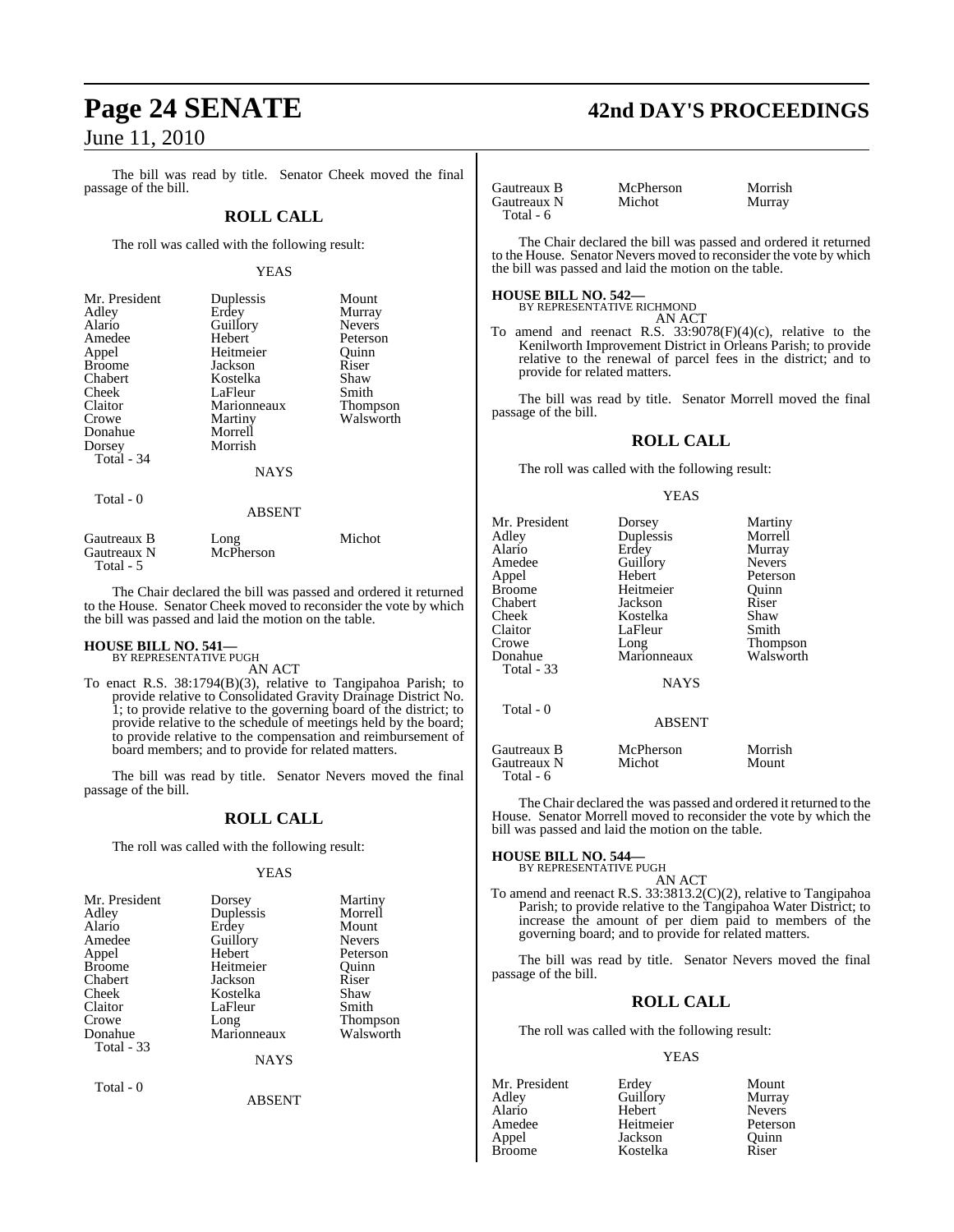The bill was read by title. Senator Cheek moved the final passage of the bill.

## ROLL CALL

The roll was called with the following result:

YEAS

| | | |
|---|---|---|
| Mr. President | Duplessis | Mount |
| Adley | Erdey | Murray |
| Alario | Guillory | Nevers |
| Amedee | Hebert | Peterson |
| Appel | Heitmeier | Quinn |
| Broome | Jackson | Riser |
| Chabert | Kostelka | Shaw |
| Cheek | LaFleur | Smith |
| Claitor | Marionneaux | Thompson |
| Crowe | Martiny | Walsworth |
| Donahue | Morrell | |
| Dorsey | Morrish | |
| Total - 34 | | |

NAYS

Total - 0

ABSENT

| | | |
|---|---|---|
| Gautreaux B | Long | Michot |
| Gautreaux N | McPherson | |
| Total - 5 | | |

The Chair declared the bill was passed and ordered it returned to the House. Senator Cheek moved to reconsider the vote by which the bill was passed and laid the motion on the table.

**HOUSE BILL NO. 541—**
BY REPRESENTATIVE PUGH
AN ACT

To enact R.S. 38:1794(B)(3), relative to Tangipahoa Parish; to provide relative to Consolidated Gravity Drainage District No. 1; to provide relative to the governing board of the district; to provide relative to the schedule of meetings held by the board; to provide relative to the compensation and reimbursement of board members; and to provide for related matters.

The bill was read by title. Senator Nevers moved the final passage of the bill.

## ROLL CALL

The roll was called with the following result:

YEAS

| | | |
|---|---|---|
| Mr. President | Dorsey | Martiny |
| Adley | Duplessis | Morrell |
| Alario | Erdey | Mount |
| Amedee | Guillory | Nevers |
| Appel | Hebert | Peterson |
| Broome | Heitmeier | Quinn |
| Chabert | Jackson | Riser |
| Cheek | Kostelka | Shaw |
| Claitor | LaFleur | Smith |
| Crowe | Long | Thompson |
| Donahue | Marionneaux | Walsworth |
| Total - 33 | | |

NAYS

Total - 0

ABSENT

| | | |
|---|---|---|
| Gautreaux B | McPherson | Morrish |
| Gautreaux N | Michot | Murray |
| Total - 6 | | |

The Chair declared the bill was passed and ordered it returned to the House. Senator Nevers moved to reconsider the vote by which the bill was passed and laid the motion on the table.

**HOUSE BILL NO. 542—**
BY REPRESENTATIVE RICHMOND
AN ACT

To amend and reenact R.S. 33:9078(F)(4)(c), relative to the Kenilworth Improvement District in Orleans Parish; to provide relative to the renewal of parcel fees in the district; and to provide for related matters.

The bill was read by title. Senator Morrell moved the final passage of the bill.

## ROLL CALL

The roll was called with the following result:

YEAS

| | | |
|---|---|---|
| Mr. President | Dorsey | Martiny |
| Adley | Duplessis | Morrell |
| Alario | Erdey | Murray |
| Amedee | Guillory | Nevers |
| Appel | Hebert | Peterson |
| Broome | Heitmeier | Quinn |
| Chabert | Jackson | Riser |
| Cheek | Kostelka | Shaw |
| Claitor | LaFleur | Smith |
| Crowe | Long | Thompson |
| Donahue | Marionneaux | Walsworth |
| Total - 33 | | |

NAYS

Total - 0

ABSENT

| | | |
|---|---|---|
| Gautreaux B | McPherson | Morrish |
| Gautreaux N | Michot | Mount |
| Total - 6 | | |

The Chair declared the was passed and ordered it returned to the House. Senator Morrell moved to reconsider the vote by which the bill was passed and laid the motion on the table.

**HOUSE BILL NO. 544—**
BY REPRESENTATIVE PUGH
AN ACT

To amend and reenact R.S. 33:3813.2(C)(2), relative to Tangipahoa Parish; to provide relative to the Tangipahoa Water District; to increase the amount of per diem paid to members of the governing board; and to provide for related matters.

The bill was read by title. Senator Nevers moved the final passage of the bill.

## ROLL CALL

The roll was called with the following result:

YEAS

| | | |
|---|---|---|
| Mr. President | Erdey | Mount |
| Adley | Guillory | Murray |
| Alario | Hebert | Nevers |
| Amedee | Heitmeier | Peterson |
| Appel | Jackson | Quinn |
| Broome | Kostelka | Riser |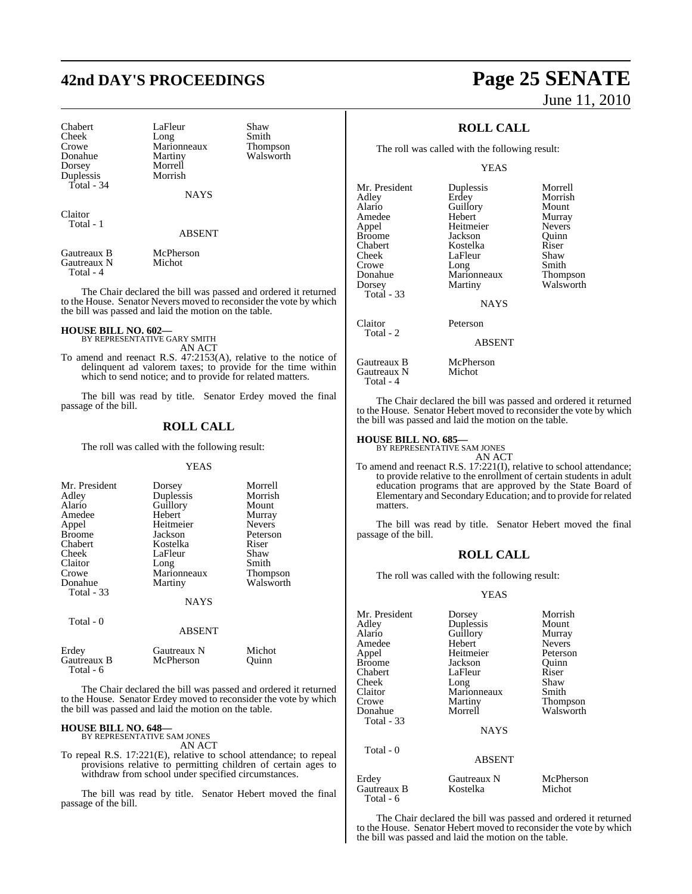| | | |
|---|---|---|
| Chabert | LaFleur | Shaw |
| Cheek | Long | Smith |
| Crowe | Marionneaux | Thompson |
| Donahue | Martiny | Walsworth |
| Dorsey | Morrell | |
| Duplessis | Morrish | |
| Total - 34 | | |

NAYS

| | |
|---|---|
| Claitor | |
| Total - 1 | |

ABSENT

| | |
|---|---|
| Gautreaux B | McPherson |
| Gautreaux N | Michot |
| Total - 4 | |

The Chair declared the bill was passed and ordered it returned to the House. Senator Nevers moved to reconsider the vote by which the bill was passed and laid the motion on the table.

**HOUSE BILL NO. 602—**
BY REPRESENTATIVE GARY SMITH
AN ACT
To amend and reenact R.S. 47:2153(A), relative to the notice of delinquent ad valorem taxes; to provide for the time within which to send notice; and to provide for related matters.

The bill was read by title. Senator Erdey moved the final passage of the bill.

## ROLL CALL

The roll was called with the following result:

YEAS

| | | |
|---|---|---|
| Mr. President | Dorsey | Morrell |
| Adley | Duplessis | Morrish |
| Alario | Guillory | Mount |
| Amedee | Hebert | Murray |
| Appel | Heitmeier | Nevers |
| Broome | Jackson | Peterson |
| Chabert | Kostelka | Riser |
| Cheek | LaFleur | Shaw |
| Claitor | Long | Smith |
| Crowe | Marionneaux | Thompson |
| Donahue | Martiny | Walsworth |
| Total - 33 | | |

NAYS

Total - 0

ABSENT

| | | |
|---|---|---|
| Erdey | Gautreaux N | Michot |
| Gautreaux B | McPherson | Quinn |
| Total - 6 | | |

The Chair declared the bill was passed and ordered it returned to the House. Senator Erdey moved to reconsider the vote by which the bill was passed and laid the motion on the table.

**HOUSE BILL NO. 648—**
BY REPRESENTATIVE SAM JONES
AN ACT
To repeal R.S. 17:221(E), relative to school attendance; to repeal provisions relative to permitting children of certain ages to withdraw from school under specified circumstances.

The bill was read by title. Senator Hebert moved the final passage of the bill.

## ROLL CALL

The roll was called with the following result:

YEAS

| | | |
|---|---|---|
| Mr. President | Duplessis | Morrell |
| Adley | Erdey | Morrish |
| Alario | Guillory | Mount |
| Amedee | Hebert | Murray |
| Appel | Heitmeier | Nevers |
| Broome | Jackson | Quinn |
| Chabert | Kostelka | Riser |
| Cheek | LaFleur | Shaw |
| Crowe | Long | Smith |
| Donahue | Marionneaux | Thompson |
| Dorsey | Martiny | Walsworth |
| Total - 33 | | |

NAYS

| | |
|---|---|
| Claitor | Peterson |
| Total - 2 | |

ABSENT

| | |
|---|---|
| Gautreaux B | McPherson |
| Gautreaux N | Michot |
| Total - 4 | |

The Chair declared the bill was passed and ordered it returned to the House. Senator Hebert moved to reconsider the vote by which the bill was passed and laid the motion on the table.

**HOUSE BILL NO. 685—**
BY REPRESENTATIVE SAM JONES
AN ACT
To amend and reenact R.S. 17:221(I), relative to school attendance; to provide relative to the enrollment of certain students in adult education programs that are approved by the State Board of Elementary and Secondary Education; and to provide for related matters.

The bill was read by title. Senator Hebert moved the final passage of the bill.

## ROLL CALL

The roll was called with the following result:

YEAS

| | | |
|---|---|---|
| Mr. President | Dorsey | Morrish |
| Adley | Duplessis | Mount |
| Alario | Guillory | Murray |
| Amedee | Hebert | Nevers |
| Appel | Heitmeier | Peterson |
| Broome | Jackson | Quinn |
| Chabert | LaFleur | Riser |
| Cheek | Long | Shaw |
| Claitor | Marionneaux | Smith |
| Crowe | Martiny | Thompson |
| Donahue | Morrell | Walsworth |
| Total - 33 | | |

NAYS

Total - 0

ABSENT

| | | |
|---|---|---|
| Erdey | Gautreaux N | McPherson |
| Gautreaux B | Kostelka | Michot |
| Total - 6 | | |

The Chair declared the bill was passed and ordered it returned to the House. Senator Hebert moved to reconsider the vote by which the bill was passed and laid the motion on the table.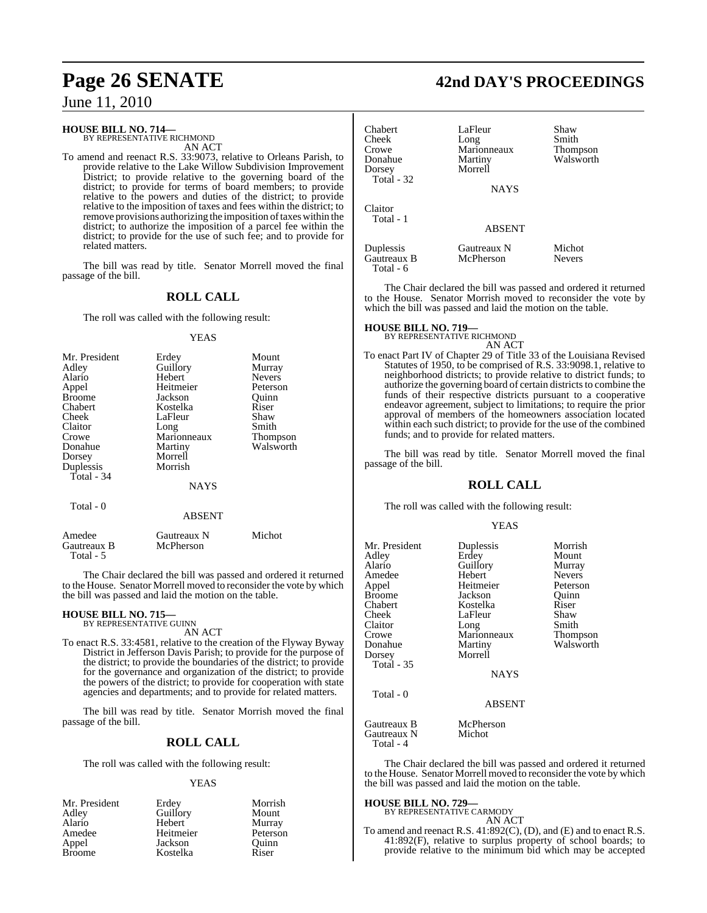**HOUSE BILL NO. 714—**
BY REPRESENTATIVE RICHMOND

AN ACT

To amend and reenact R.S. 33:9073, relative to Orleans Parish, to provide relative to the Lake Willow Subdivision Improvement District; to provide relative to the governing board of the district; to provide for terms of board members; to provide relative to the powers and duties of the district; to provide relative to the imposition of taxes and fees within the district; to remove provisions authorizing the imposition of taxes within the district; to authorize the imposition of a parcel fee within the district; to provide for the use of such fee; and to provide for related matters.

The bill was read by title. Senator Morrell moved the final passage of the bill.

## ROLL CALL

The roll was called with the following result:

YEAS

| | | |
|---|---|---|
| Mr. President | Erdey | Mount |
| Adley | Guillory | Murray |
| Alario | Hebert | Nevers |
| Appel | Heitmeier | Peterson |
| Broome | Jackson | Quinn |
| Chabert | Kostelka | Riser |
| Cheek | LaFleur | Shaw |
| Claitor | Long | Smith |
| Crowe | Marionneaux | Thompson |
| Donahue | Martiny | Walsworth |
| Dorsey | Morrell | |
| Duplessis | Morrish | |

Total - 34

NAYS

Total - 0

ABSENT

| | | |
|---|---|---|
| Amedee | Gautreaux N | Michot |
| Gautreaux B | McPherson | |

Total - 5

The Chair declared the bill was passed and ordered it returned to the House. Senator Morrell moved to reconsider the vote by which the bill was passed and laid the motion on the table.

**HOUSE BILL NO. 715—**
BY REPRESENTATIVE GUINN

AN ACT

To enact R.S. 33:4581, relative to the creation of the Flyway Byway District in Jefferson Davis Parish; to provide for the purpose of the district; to provide the boundaries of the district; to provide for the governance and organization of the district; to provide the powers of the district; to provide for cooperation with state agencies and departments; and to provide for related matters.

The bill was read by title. Senator Morrish moved the final passage of the bill.

## ROLL CALL

The roll was called with the following result:

YEAS

| | | |
|---|---|---|
| Mr. President | Erdey | Morrish |
| Adley | Guillory | Mount |
| Alario | Hebert | Murray |
| Amedee | Heitmeier | Peterson |
| Appel | Jackson | Quinn |
| Broome | Kostelka | Riser |
| Chabert | LaFleur | Shaw |
| Cheek | Long | Smith |
| Crowe | Marionneaux | Thompson |
| Donahue | Martiny | Walsworth |
| Dorsey | Morrell | |

Total - 32

NAYS

Claitor

Total - 1

ABSENT

| | | |
|---|---|---|
| Duplessis | Gautreaux N | Michot |
| Gautreaux B | McPherson | Nevers |

Total - 6

The Chair declared the bill was passed and ordered it returned to the House. Senator Morrish moved to reconsider the vote by which the bill was passed and laid the motion on the table.

**HOUSE BILL NO. 719—**
BY REPRESENTATIVE RICHMOND

AN ACT

To enact Part IV of Chapter 29 of Title 33 of the Louisiana Revised Statutes of 1950, to be comprised of R.S. 33:9098.1, relative to neighborhood districts; to provide relative to district funds; to authorize the governing board of certain districts to combine the funds of their respective districts pursuant to a cooperative endeavor agreement, subject to limitations; to require the prior approval of members of the homeowners association located within each such district; to provide for the use of the combined funds; and to provide for related matters.

The bill was read by title. Senator Morrell moved the final passage of the bill.

## ROLL CALL

The roll was called with the following result:

YEAS

| | | |
|---|---|---|
| Mr. President | Duplessis | Morrish |
| Adley | Erdey | Mount |
| Alario | Guillory | Murray |
| Amedee | Hebert | Nevers |
| Appel | Heitmeier | Peterson |
| Broome | Jackson | Quinn |
| Chabert | Kostelka | Riser |
| Cheek | LaFleur | Shaw |
| Claitor | Long | Smith |
| Crowe | Marionneaux | Thompson |
| Donahue | Martiny | Walsworth |
| Dorsey | Morrell | |

Total - 35

NAYS

Total - 0

ABSENT

| | |
|---|---|
| Gautreaux B | McPherson |
| Gautreaux N | Michot |

Total - 4

The Chair declared the bill was passed and ordered it returned to the House. Senator Morrell moved to reconsider the vote by which the bill was passed and laid the motion on the table.

**HOUSE BILL NO. 729—**
BY REPRESENTATIVE CARMODY

AN ACT

To amend and reenact R.S. 41:892(C), (D), and (E) and to enact R.S. 41:892(F), relative to surplus property of school boards; to provide relative to the minimum bid which may be accepted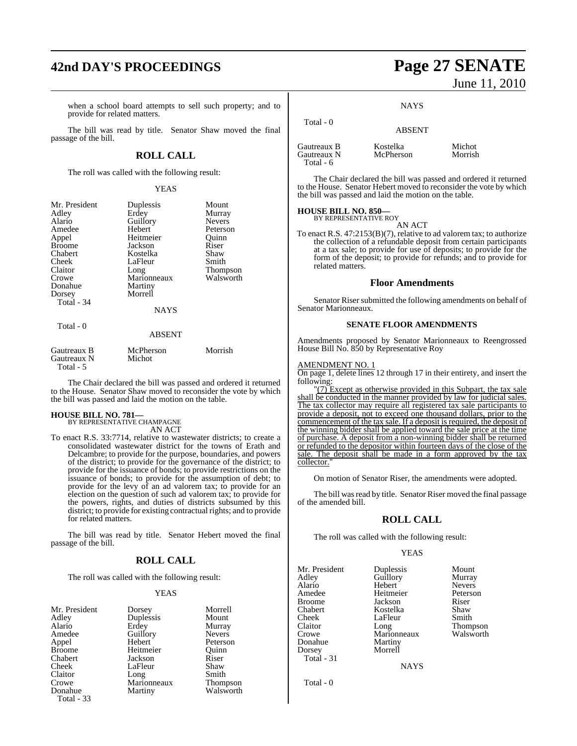when a school board attempts to sell such property; and to provide for related matters.

The bill was read by title. Senator Shaw moved the final passage of the bill.

## ROLL CALL

The roll was called with the following result:

YEAS

| | | |
|---|---|---|
| Mr. President | Duplessis | Mount |
| Adley | Erdey | Murray |
| Alario | Guillory | Nevers |
| Amedee | Hebert | Peterson |
| Appel | Heitmeier | Quinn |
| Broome | Jackson | Riser |
| Chabert | Kostelka | Shaw |
| Cheek | LaFleur | Smith |
| Claitor | Long | Thompson |
| Crowe | Marionneaux | Walsworth |
| Donahue | Martiny | |
| Dorsey | Morrell | |

Total - 34

NAYS

Total - 0

ABSENT

| | | |
|---|---|---|
| Gautreaux B | McPherson | Morrish |
| Gautreaux N | Michot | |

Total - 5

The Chair declared the bill was passed and ordered it returned to the House. Senator Shaw moved to reconsider the vote by which the bill was passed and laid the motion on the table.

**HOUSE BILL NO. 781—**
BY REPRESENTATIVE CHAMPAGNE
AN ACT

To enact R.S. 33:7714, relative to wastewater districts; to create a consolidated wastewater district for the towns of Erath and Delcambre; to provide for the purpose, boundaries, and powers of the district; to provide for the governance of the district; to provide for the issuance of bonds; to provide restrictions on the issuance of bonds; to provide for the assumption of debt; to provide for the levy of an ad valorem tax; to provide for an election on the question of such ad valorem tax; to provide for the powers, rights, and duties of districts subsumed by this district; to provide for existing contractual rights; and to provide for related matters.

The bill was read by title. Senator Hebert moved the final passage of the bill.

## ROLL CALL

The roll was called with the following result:

YEAS

| | | |
|---|---|---|
| Mr. President | Dorsey | Morrell |
| Adley | Duplessis | Mount |
| Alario | Erdey | Murray |
| Amedee | Guillory | Nevers |
| Appel | Hebert | Peterson |
| Broome | Heitmeier | Quinn |
| Chabert | Jackson | Riser |
| Cheek | LaFleur | Shaw |
| Claitor | Long | Smith |
| Crowe | Marionneaux | Thompson |
| Donahue | Martiny | Walsworth |

Total - 33

NAYS

Total - 0

ABSENT

| | | |
|---|---|---|
| Gautreaux B | Kostelka | Michot |
| Gautreaux N | McPherson | Morrish |

Total - 6

The Chair declared the bill was passed and ordered it returned to the House. Senator Hebert moved to reconsider the vote by which the bill was passed and laid the motion on the table.

**HOUSE BILL NO. 850—**
BY REPRESENTATIVE ROY
AN ACT

To enact R.S. 47:2153(B)(7), relative to ad valorem tax; to authorize the collection of a refundable deposit from certain participants at a tax sale; to provide for use of deposits; to provide for the form of the deposit; to provide for refunds; and to provide for related matters.

## Floor Amendments

Senator Riser submitted the following amendments on behalf of Senator Marionneaux.

### SENATE FLOOR AMENDMENTS

Amendments proposed by Senator Marionneaux to Reengrossed House Bill No. 850 by Representative Roy

AMENDMENT NO. 1
On page 1, delete lines 12 through 17 in their entirety, and insert the following:

"(7) Except as otherwise provided in this Subpart, the tax sale shall be conducted in the manner provided by law for judicial sales. The tax collector may require all registered tax sale participants to provide a deposit, not to exceed one thousand dollars, prior to the commencement of the tax sale. If a deposit is required, the deposit of the winning bidder shall be applied toward the sale price at the time of purchase. A deposit from a non-winning bidder shall be returned or refunded to the depositor within fourteen days of the close of the sale. The deposit shall be made in a form approved by the tax collector."

On motion of Senator Riser, the amendments were adopted.

The bill was read by title. Senator Riser moved the final passage of the amended bill.

## ROLL CALL

The roll was called with the following result:

YEAS

| | | |
|---|---|---|
| Mr. President | Duplessis | Mount |
| Adley | Guillory | Murray |
| Alario | Hebert | Nevers |
| Amedee | Heitmeier | Peterson |
| Broome | Jackson | Riser |
| Chabert | Kostelka | Shaw |
| Cheek | LaFleur | Smith |
| Claitor | Long | Thompson |
| Crowe | Marionneaux | Walsworth |
| Donahue | Martiny | |
| Dorsey | Morrell | |

Total - 31

NAYS

Total - 0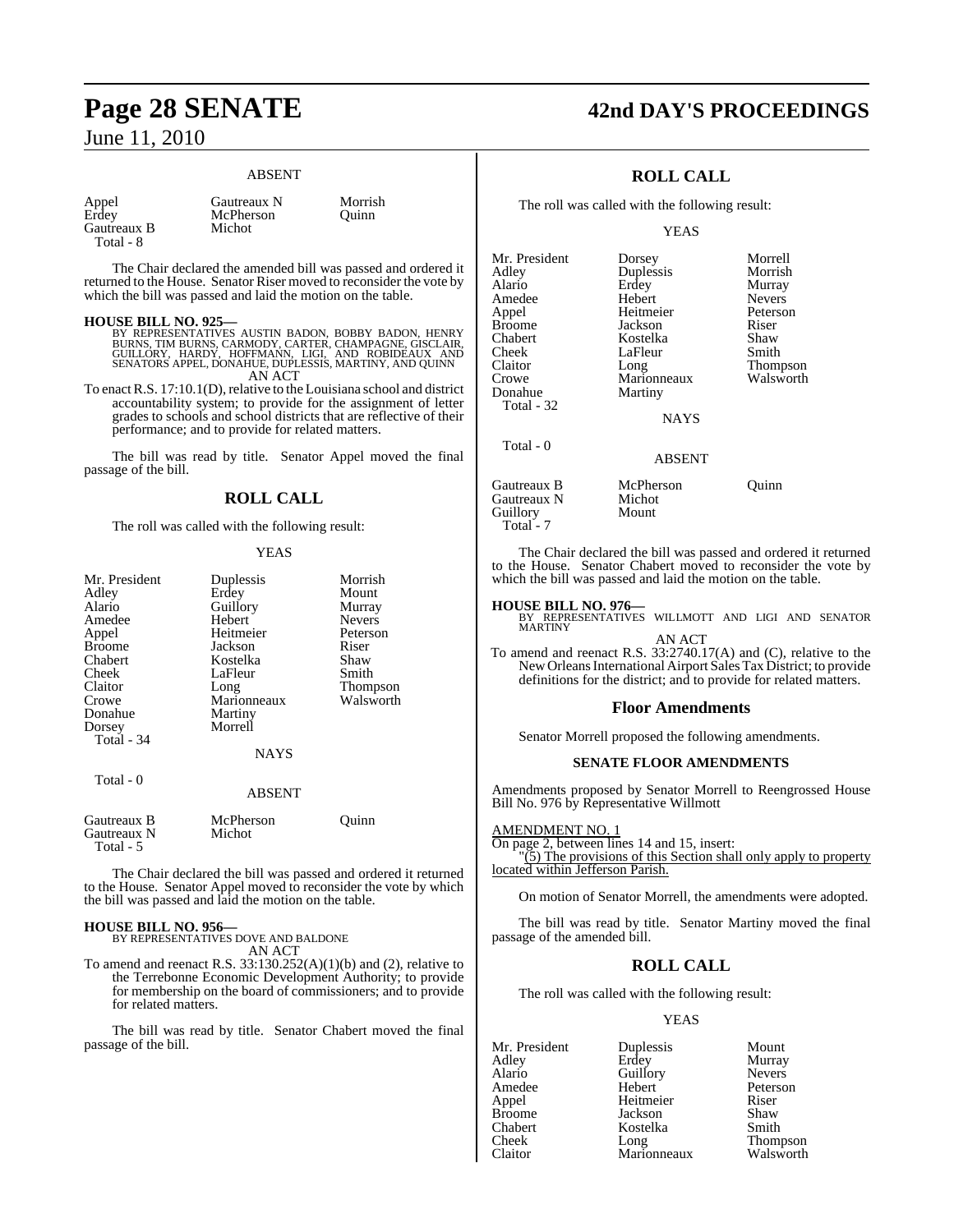ABSENT

| | | |
|---|---|---|
| Appel | Gautreaux N | Morrish |
| Erdey | McPherson | Quinn |
| Gautreaux B | Michot | |
| Total - 8 | | |

The Chair declared the amended bill was passed and ordered it returned to the House. Senator Riser moved to reconsider the vote by which the bill was passed and laid the motion on the table.

**HOUSE BILL NO. 925—**
BY REPRESENTATIVES AUSTIN BADON, BOBBY BADON, HENRY BURNS, TIM BURNS, CARMODY, CARTER, CHAMPAGNE, GISCLAIR, GUILLORY, HARDY, HOFFMANN, LIGI, AND ROBIDEAUX AND SENATORS APPEL, DONAHUE, DUPLESSIS, MARTINY, AND QUINN
AN ACT

To enact R.S. 17:10.1(D), relative to the Louisiana school and district accountability system; to provide for the assignment of letter grades to schools and school districts that are reflective of their performance; and to provide for related matters.

The bill was read by title. Senator Appel moved the final passage of the bill.

## ROLL CALL

The roll was called with the following result:

YEAS

| | | |
|---|---|---|
| Mr. President | Duplessis | Morrish |
| Adley | Erdey | Mount |
| Alario | Guillory | Murray |
| Amedee | Hebert | Nevers |
| Appel | Heitmeier | Peterson |
| Broome | Jackson | Riser |
| Chabert | Kostelka | Shaw |
| Cheek | LaFleur | Smith |
| Claitor | Long | Thompson |
| Crowe | Marionneaux | Walsworth |
| Donahue | Martiny | |
| Dorsey | Morrell | |
| Total - 34 | | |

NAYS

Total - 0

ABSENT

| | | |
|---|---|---|
| Gautreaux B | McPherson | Quinn |
| Gautreaux N | Michot | |
| Total - 5 | | |

The Chair declared the bill was passed and ordered it returned to the House. Senator Appel moved to reconsider the vote by which the bill was passed and laid the motion on the table.

**HOUSE BILL NO. 956—**
BY REPRESENTATIVES DOVE AND BALDONE
AN ACT

To amend and reenact R.S. 33:130.252(A)(1)(b) and (2), relative to the Terrebonne Economic Development Authority; to provide for membership on the board of commissioners; and to provide for related matters.

The bill was read by title. Senator Chabert moved the final passage of the bill.

## ROLL CALL

The roll was called with the following result:

YEAS

| | | |
|---|---|---|
| Mr. President | Dorsey | Morrell |
| Adley | Duplessis | Morrish |
| Alario | Erdey | Murray |
| Amedee | Hebert | Nevers |
| Appel | Heitmeier | Peterson |
| Broome | Jackson | Riser |
| Chabert | Kostelka | Shaw |
| Cheek | LaFleur | Smith |
| Claitor | Long | Thompson |
| Crowe | Marionneaux | Walsworth |
| Donahue | Martiny | |
| Total - 32 | | |

NAYS

Total - 0

ABSENT

| | | |
|---|---|---|
| Gautreaux B | McPherson | Quinn |
| Gautreaux N | Michot | |
| Guillory | Mount | |
| Total - 7 | | |

The Chair declared the bill was passed and ordered it returned to the House. Senator Chabert moved to reconsider the vote by which the bill was passed and laid the motion on the table.

**HOUSE BILL NO. 976—**
BY REPRESENTATIVES WILLMOTT AND LIGI AND SENATOR MARTINY
AN ACT

To amend and reenact R.S. 33:2740.17(A) and (C), relative to the New Orleans International Airport Sales Tax District; to provide definitions for the district; and to provide for related matters.

## Floor Amendments

Senator Morrell proposed the following amendments.

### SENATE FLOOR AMENDMENTS

Amendments proposed by Senator Morrell to Reengrossed House Bill No. 976 by Representative Willmott

AMENDMENT NO. 1
On page 2, between lines 14 and 15, insert:
"(5) The provisions of this Section shall only apply to property located within Jefferson Parish.

On motion of Senator Morrell, the amendments were adopted.

The bill was read by title. Senator Martiny moved the final passage of the amended bill.

## ROLL CALL

The roll was called with the following result:

YEAS

| | | |
|---|---|---|
| Mr. President | Duplessis | Mount |
| Adley | Erdey | Murray |
| Alario | Guillory | Nevers |
| Amedee | Hebert | Peterson |
| Appel | Heitmeier | Riser |
| Broome | Jackson | Shaw |
| Chabert | Kostelka | Smith |
| Cheek | Long | Thompson |
| Claitor | Marionneaux | Walsworth |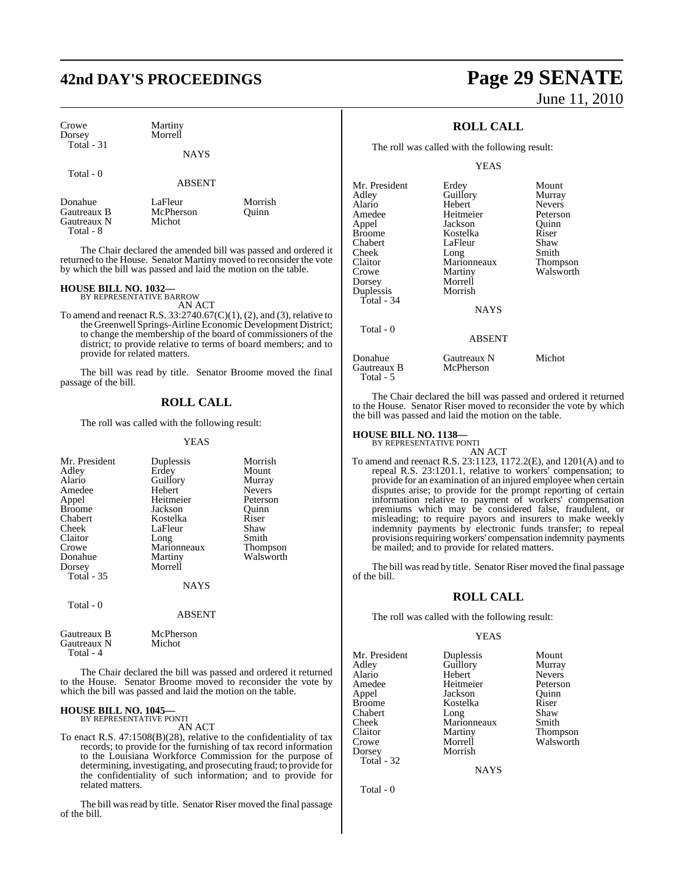| | | |
|---|---|---|
| Crowe | Martiny | |
| Dorsey | Morrell | |
| Total - 31 | | |

NAYS

Total - 0

ABSENT

| | | |
|---|---|---|
| Donahue | LaFleur | Morrish |
| Gautreaux B | McPherson | Quinn |
| Gautreaux N | Michot | |
| Total - 8 | | |

The Chair declared the amended bill was passed and ordered it returned to the House. Senator Martiny moved to reconsider the vote by which the bill was passed and laid the motion on the table.

**HOUSE BILL NO. 1032—**
BY REPRESENTATIVE BARROW

AN ACT

To amend and reenact R.S. 33:2740.67(C)(1), (2), and (3), relative to the Greenwell Springs-Airline Economic Development District; to change the membership of the board of commissioners of the district; to provide relative to terms of board members; and to provide for related matters.

The bill was read by title. Senator Broome moved the final passage of the bill.

## ROLL CALL

The roll was called with the following result:

YEAS

| | | |
|---|---|---|
| Mr. President | Duplessis | Morrish |
| Adley | Erdey | Mount |
| Alario | Guillory | Murray |
| Amedee | Hebert | Nevers |
| Appel | Heitmeier | Peterson |
| Broome | Jackson | Quinn |
| Chabert | Kostelka | Riser |
| Cheek | LaFleur | Shaw |
| Claitor | Long | Smith |
| Crowe | Marionneaux | Thompson |
| Donahue | Martiny | Walsworth |
| Dorsey | Morrell | |
| Total - 35 | | |

NAYS

Total - 0

ABSENT

| | |
|---|---|
| Gautreaux B | McPherson |
| Gautreaux N | Michot |
| Total - 4 | |

The Chair declared the bill was passed and ordered it returned to the House. Senator Broome moved to reconsider the vote by which the bill was passed and laid the motion on the table.

**HOUSE BILL NO. 1045—**
BY REPRESENTATIVE PONTI

AN ACT

To enact R.S. 47:1508(B)(28), relative to the confidentiality of tax records; to provide for the furnishing of tax record information to the Louisiana Workforce Commission for the purpose of determining, investigating, and prosecuting fraud; to provide for the confidentiality of such information; and to provide for related matters.

The bill was read by title. Senator Riser moved the final passage of the bill.

## ROLL CALL

The roll was called with the following result:

YEAS

| | | |
|---|---|---|
| Mr. President | Erdey | Mount |
| Adley | Guillory | Murray |
| Alario | Hebert | Nevers |
| Amedee | Heitmeier | Peterson |
| Appel | Jackson | Quinn |
| Broome | Kostelka | Riser |
| Chabert | LaFleur | Shaw |
| Cheek | Long | Smith |
| Claitor | Marionneaux | Thompson |
| Crowe | Martiny | Walsworth |
| Dorsey | Morrell | |
| Duplessis | Morrish | |
| Total - 34 | | |

NAYS

Total - 0

ABSENT

| | | |
|---|---|---|
| Donahue | Gautreaux N | Michot |
| Gautreaux B | McPherson | |
| Total - 5 | | |

The Chair declared the bill was passed and ordered it returned to the House. Senator Riser moved to reconsider the vote by which the bill was passed and laid the motion on the table.

**HOUSE BILL NO. 1138—**
BY REPRESENTATIVE PONTI

AN ACT

To amend and reenact R.S. 23:1123, 1172.2(E), and 1201(A) and to repeal R.S. 23:1201.1, relative to workers' compensation; to provide for an examination of an injured employee when certain disputes arise; to provide for the prompt reporting of certain information relative to payment of workers' compensation premiums which may be considered false, fraudulent, or misleading; to require payors and insurers to make weekly indemnity payments by electronic funds transfer; to repeal provisions requiring workers' compensation indemnity payments be mailed; and to provide for related matters.

The bill was read by title. Senator Riser moved the final passage of the bill.

## ROLL CALL

The roll was called with the following result:

YEAS

| | | |
|---|---|---|
| Mr. President | Duplessis | Mount |
| Adley | Guillory | Murray |
| Alario | Hebert | Nevers |
| Amedee | Heitmeier | Peterson |
| Appel | Jackson | Quinn |
| Broome | Kostelka | Riser |
| Chabert | Long | Shaw |
| Cheek | Marionneaux | Smith |
| Claitor | Martiny | Thompson |
| Crowe | Morrell | Walsworth |
| Dorsey | Morrish | |
| Total - 32 | | |

NAYS

Total - 0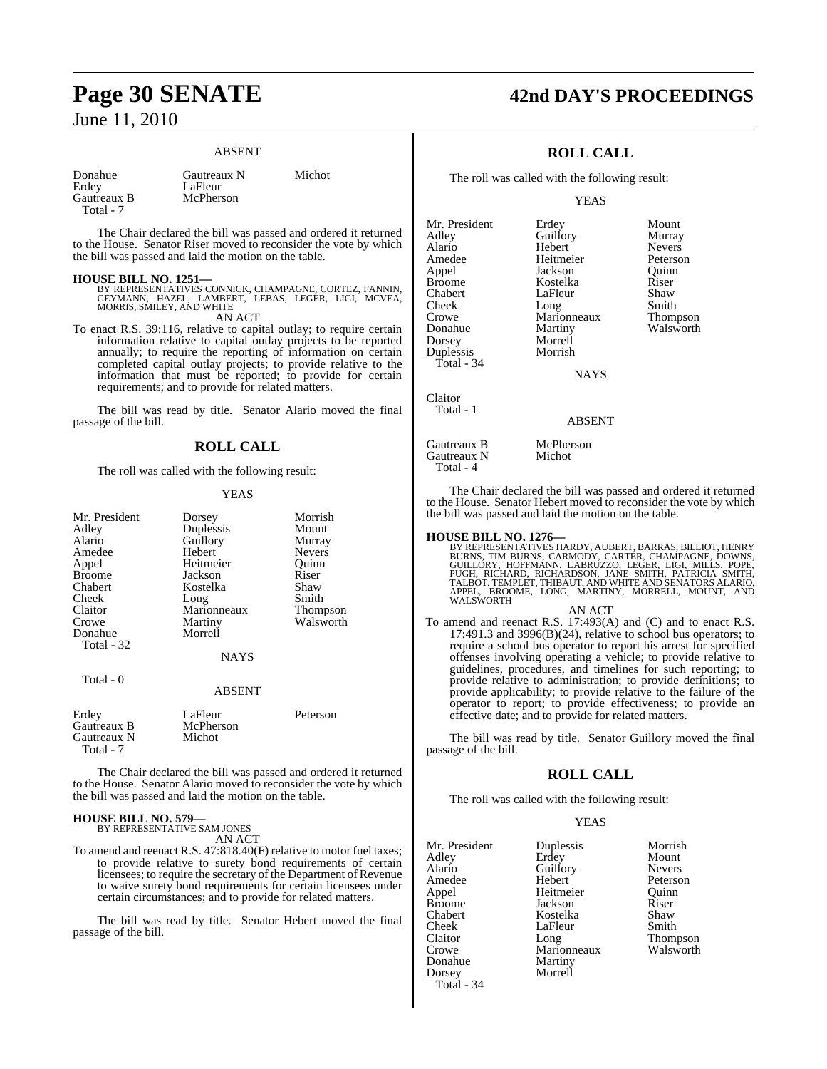## ABSENT

| | | |
|---|---|---|
| Donahue | Gautreaux N | Michot |
| Erdey | LaFleur | |
| Gautreaux B | McPherson | |
| Total - 7 | | |

The Chair declared the bill was passed and ordered it returned to the House. Senator Riser moved to reconsider the vote by which the bill was passed and laid the motion on the table.

**HOUSE BILL NO. 1251—**
BY REPRESENTATIVES CONNICK, CHAMPAGNE, CORTEZ, FANNIN, GEYMANN, HAZEL, LAMBERT, LEBAS, LEGER, LIGI, MCVEA, MORRIS, SMILEY, AND WHITE

AN ACT

To enact R.S. 39:116, relative to capital outlay; to require certain information relative to capital outlay projects to be reported annually; to require the reporting of information on certain completed capital outlay projects; to provide relative to the information that must be reported; to provide for certain requirements; and to provide for related matters.

The bill was read by title. Senator Alario moved the final passage of the bill.

## ROLL CALL

The roll was called with the following result:

### YEAS

| | | |
|---|---|---|
| Mr. President | Dorsey | Morrish |
| Adley | Duplessis | Mount |
| Alario | Guillory | Murray |
| Amedee | Hebert | Nevers |
| Appel | Heitmeier | Quinn |
| Broome | Jackson | Riser |
| Chabert | Kostelka | Shaw |
| Cheek | Long | Smith |
| Claitor | Marionneaux | Thompson |
| Crowe | Martiny | Walsworth |
| Donahue | Morrell | |
| Total - 32 | | |

### NAYS

Total - 0

### ABSENT

| | | |
|---|---|---|
| Erdey | LaFleur | Peterson |
| Gautreaux B | McPherson | |
| Gautreaux N | Michot | |
| Total - 7 | | |

The Chair declared the bill was passed and ordered it returned to the House. Senator Alario moved to reconsider the vote by which the bill was passed and laid the motion on the table.

**HOUSE BILL NO. 579—**
BY REPRESENTATIVE SAM JONES

AN ACT

To amend and reenact R.S. 47:818.40(F) relative to motor fuel taxes; to provide relative to surety bond requirements of certain licensees; to require the secretary of the Department of Revenue to waive surety bond requirements for certain licensees under certain circumstances; and to provide for related matters.

The bill was read by title. Senator Hebert moved the final passage of the bill.

## ROLL CALL

The roll was called with the following result:

### YEAS

| | | |
|---|---|---|
| Mr. President | Erdey | Mount |
| Adley | Guillory | Murray |
| Alario | Hebert | Nevers |
| Amedee | Heitmeier | Peterson |
| Appel | Jackson | Quinn |
| Broome | Kostelka | Riser |
| Chabert | LaFleur | Shaw |
| Cheek | Long | Smith |
| Crowe | Marionneaux | Thompson |
| Donahue | Martiny | Walsworth |
| Dorsey | Morrell | |
| Duplessis | Morrish | |
| Total - 34 | | |

### NAYS

Claitor
Total - 1

### ABSENT

| | |
|---|---|
| Gautreaux B | McPherson |
| Gautreaux N | Michot |
| Total - 4 | |

The Chair declared the bill was passed and ordered it returned to the House. Senator Hebert moved to reconsider the vote by which the bill was passed and laid the motion on the table.

**HOUSE BILL NO. 1276—**
BY REPRESENTATIVES HARDY, AUBERT, BARRAS, BILLIOT, HENRY BURNS, TIM BURNS, CARMODY, CARTER, CHAMPAGNE, DOWNS, GUILLORY, HOFFMANN, LABRUZZO, LEGER, LIGI, MILLS, POPE, PUGH, RICHARD, RICHARDSON, JANE SMITH, PATRICIA SMITH, TALBOT, TEMPLET, THIBAUT, AND WHITE AND SENATORS ALARIO, APPEL, BROOME, LONG, MARTINY, MORRELL, MOUNT, AND WALSWORTH

AN ACT

To amend and reenact R.S. 17:493(A) and (C) and to enact R.S. 17:491.3 and 3996(B)(24), relative to school bus operators; to require a school bus operator to report his arrest for specified offenses involving operating a vehicle; to provide relative to guidelines, procedures, and timelines for such reporting; to provide relative to administration; to provide definitions; to provide applicability; to provide relative to the failure of the operator to report; to provide effectiveness; to provide an effective date; and to provide for related matters.

The bill was read by title. Senator Guillory moved the final passage of the bill.

## ROLL CALL

The roll was called with the following result:

### YEAS

| | | |
|---|---|---|
| Mr. President | Duplessis | Morrish |
| Adley | Erdey | Mount |
| Alario | Guillory | Nevers |
| Amedee | Hebert | Peterson |
| Appel | Heitmeier | Quinn |
| Broome | Jackson | Riser |
| Chabert | Kostelka | Shaw |
| Cheek | LaFleur | Smith |
| Claitor | Long | Thompson |
| Crowe | Marionneaux | Walsworth |
| Donahue | Martiny | |
| Dorsey | Morrell | |
| Total - 34 | | |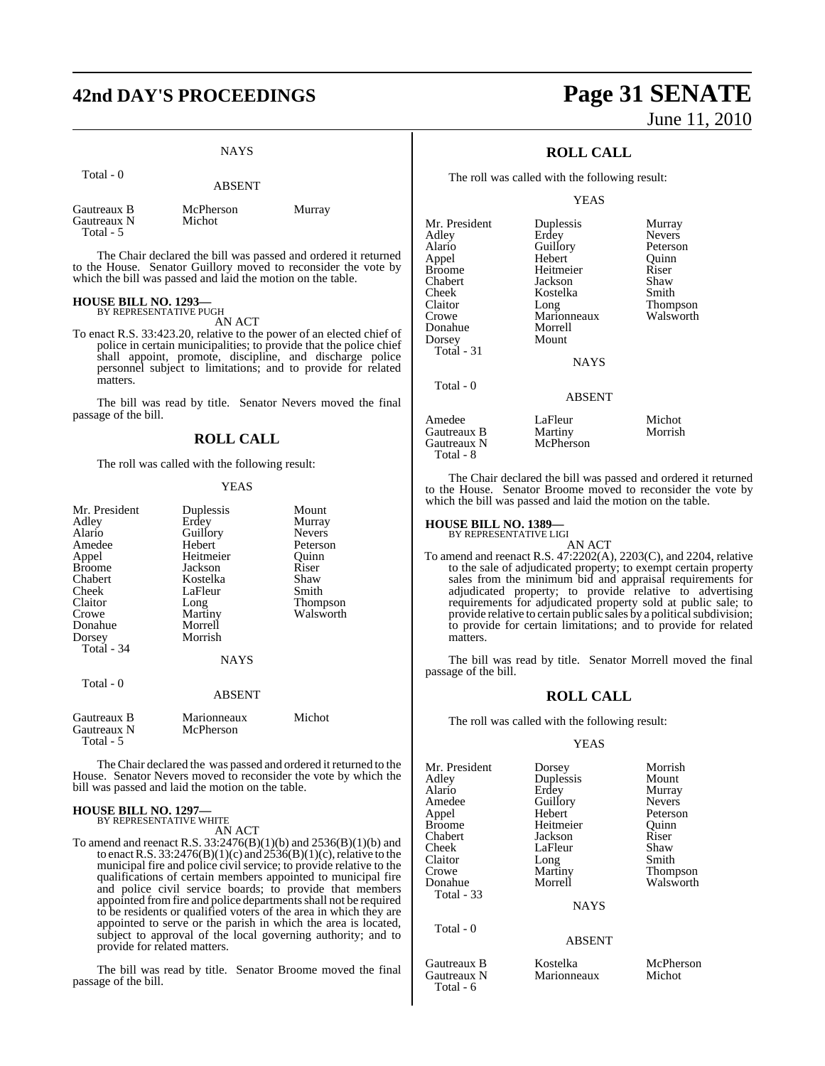NAYS

Total - 0

ABSENT

| | | |
|---|---|---|
| Gautreaux B | McPherson | Murray |
| Gautreaux N | Michot | |

Total - 5

The Chair declared the bill was passed and ordered it returned to the House. Senator Guillory moved to reconsider the vote by which the bill was passed and laid the motion on the table.

**HOUSE BILL NO. 1293—**
BY REPRESENTATIVE PUGH

AN ACT

To enact R.S. 33:423.20, relative to the power of an elected chief of police in certain municipalities; to provide that the police chief shall appoint, promote, discipline, and discharge police personnel subject to limitations; and to provide for related matters.

The bill was read by title. Senator Nevers moved the final passage of the bill.

## ROLL CALL

The roll was called with the following result:

YEAS

| | | |
|---|---|---|
| Mr. President | Duplessis | Mount |
| Adley | Erdey | Murray |
| Alario | Guillory | Nevers |
| Amedee | Hebert | Peterson |
| Appel | Heitmeier | Quinn |
| Broome | Jackson | Riser |
| Chabert | Kostelka | Shaw |
| Cheek | LaFleur | Smith |
| Claitor | Long | Thompson |
| Crowe | Martiny | Walsworth |
| Donahue | Morrell | |
| Dorsey | Morrish | |

Total - 34

NAYS

Total - 0

ABSENT

| | | |
|---|---|---|
| Gautreaux B | Marionneaux | Michot |
| Gautreaux N | McPherson | |

Total - 5

The Chair declared the was passed and ordered it returned to the House. Senator Nevers moved to reconsider the vote by which the bill was passed and laid the motion on the table.

**HOUSE BILL NO. 1297—**
BY REPRESENTATIVE WHITE

AN ACT

To amend and reenact R.S. 33:2476(B)(1)(b) and 2536(B)(1)(b) and to enact R.S. 33:2476(B)(1)(c) and 2536(B)(1)(c), relative to the municipal fire and police civil service; to provide relative to the qualifications of certain members appointed to municipal fire and police civil service boards; to provide that members appointed from fire and police departments shall not be required to be residents or qualified voters of the area in which they are appointed to serve or the parish in which the area is located, subject to approval of the local governing authority; and to provide for related matters.

The bill was read by title. Senator Broome moved the final passage of the bill.

## ROLL CALL

The roll was called with the following result:

YEAS

| | | |
|---|---|---|
| Mr. President | Duplessis | Murray |
| Adley | Erdey | Nevers |
| Alario | Guillory | Peterson |
| Appel | Hebert | Quinn |
| Broome | Heitmeier | Riser |
| Chabert | Jackson | Shaw |
| Cheek | Kostelka | Smith |
| Claitor | Long | Thompson |
| Crowe | Marionneaux | Walsworth |
| Donahue | Morrell | |
| Dorsey | Mount | |

Total - 31

NAYS

Total - 0

ABSENT

| | | |
|---|---|---|
| Amedee | LaFleur | Michot |
| Gautreaux B | Martiny | Morrish |
| Gautreaux N | McPherson | |

Total - 8

The Chair declared the bill was passed and ordered it returned to the House. Senator Broome moved to reconsider the vote by which the bill was passed and laid the motion on the table.

**HOUSE BILL NO. 1389—**
BY REPRESENTATIVE LIGI

AN ACT

To amend and reenact R.S. 47:2202(A), 2203(C), and 2204, relative to the sale of adjudicated property; to exempt certain property sales from the minimum bid and appraisal requirements for adjudicated property; to provide relative to advertising requirements for adjudicated property sold at public sale; to provide relative to certain public sales by a political subdivision; to provide for certain limitations; and to provide for related matters.

The bill was read by title. Senator Morrell moved the final passage of the bill.

## ROLL CALL

The roll was called with the following result:

YEAS

| | | |
|---|---|---|
| Mr. President | Dorsey | Morrish |
| Adley | Duplessis | Mount |
| Alario | Erdey | Murray |
| Amedee | Guillory | Nevers |
| Appel | Hebert | Peterson |
| Broome | Heitmeier | Quinn |
| Chabert | Jackson | Riser |
| Cheek | LaFleur | Shaw |
| Claitor | Long | Smith |
| Crowe | Martiny | Thompson |
| Donahue | Morrell | Walsworth |

Total - 33

NAYS

Total - 0

ABSENT

| | | |
|---|---|---|
| Gautreaux B | Kostelka | McPherson |
| Gautreaux N | Marionneaux | Michot |

Total - 6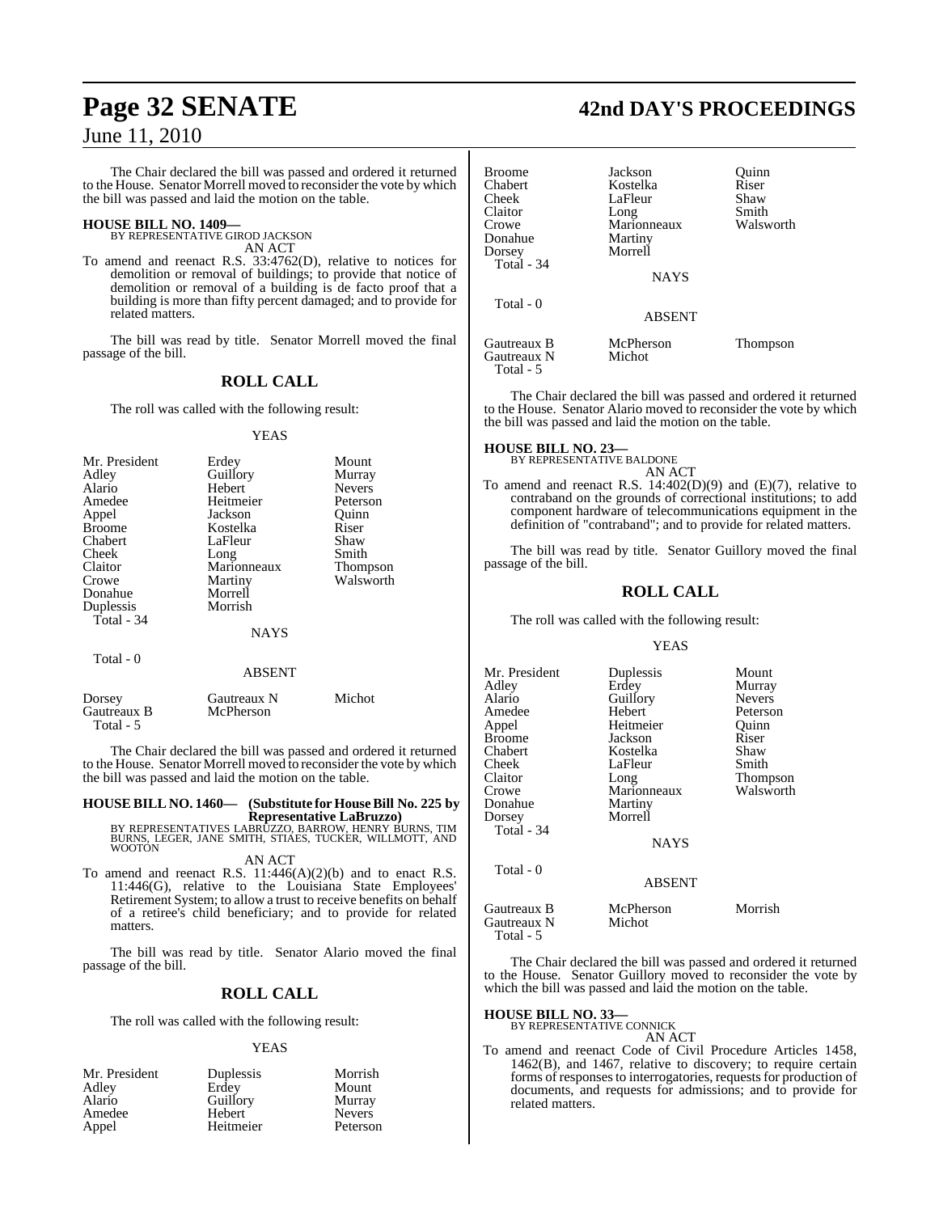The Chair declared the bill was passed and ordered it returned to the House. Senator Morrell moved to reconsider the vote by which the bill was passed and laid the motion on the table.

**HOUSE BILL NO. 1409—**
BY REPRESENTATIVE GIROD JACKSON
AN ACT

To amend and reenact R.S. 33:4762(D), relative to notices for demolition or removal of buildings; to provide that notice of demolition or removal of a building is de facto proof that a building is more than fifty percent damaged; and to provide for related matters.

The bill was read by title. Senator Morrell moved the final passage of the bill.

## ROLL CALL

The roll was called with the following result:

YEAS

| | | |
|---|---|---|
| Mr. President | Erdey | Mount |
| Adley | Guillory | Murray |
| Alario | Hebert | Nevers |
| Amedee | Heitmeier | Peterson |
| Appel | Jackson | Quinn |
| Broome | Kostelka | Riser |
| Chabert | LaFleur | Shaw |
| Cheek | Long | Smith |
| Claitor | Marionneaux | Thompson |
| Crowe | Martiny | Walsworth |
| Donahue | Morrell | |
| Duplessis | Morrish | |

Total - 34

NAYS

Total - 0

ABSENT

| | | |
|---|---|---|
| Dorsey | Gautreaux N | Michot |
| Gautreaux B | McPherson | |

Total - 5

The Chair declared the bill was passed and ordered it returned to the House. Senator Morrell moved to reconsider the vote by which the bill was passed and laid the motion on the table.

**HOUSE BILL NO. 1460— (Substitute for House Bill No. 225 by Representative LaBruzzo)**
BY REPRESENTATIVES LABRUZZO, BARROW, HENRY BURNS, TIM BURNS, LEGER, JANE SMITH, STIAES, TUCKER, WILLMOTT, AND WOOTON
AN ACT

To amend and reenact R.S. 11:446(A)(2)(b) and to enact R.S. 11:446(G), relative to the Louisiana State Employees' Retirement System; to allow a trust to receive benefits on behalf of a retiree's child beneficiary; and to provide for related matters.

The bill was read by title. Senator Alario moved the final passage of the bill.

## ROLL CALL

The roll was called with the following result:

YEAS

| | | |
|---|---|---|
| Mr. President | Duplessis | Morrish |
| Adley | Erdey | Mount |
| Alario | Guillory | Murray |
| Amedee | Hebert | Nevers |
| Appel | Heitmeier | Peterson |
| Broome | Jackson | Quinn |
| Chabert | Kostelka | Riser |
| Cheek | LaFleur | Shaw |
| Claitor | Long | Smith |
| Crowe | Marionneaux | Walsworth |
| Donahue | Martiny | |
| Dorsey | Morrell | |

Total - 34

NAYS

Total - 0

ABSENT

| | | |
|---|---|---|
| Gautreaux B | McPherson | Thompson |
| Gautreaux N | Michot | |

Total - 5

The Chair declared the bill was passed and ordered it returned to the House. Senator Alario moved to reconsider the vote by which the bill was passed and laid the motion on the table.

**HOUSE BILL NO. 23—**
BY REPRESENTATIVE BALDONE
AN ACT

To amend and reenact R.S. 14:402(D)(9) and (E)(7), relative to contraband on the grounds of correctional institutions; to add component hardware of telecommunications equipment in the definition of "contraband"; and to provide for related matters.

The bill was read by title. Senator Guillory moved the final passage of the bill.

## ROLL CALL

The roll was called with the following result:

YEAS

| | | |
|---|---|---|
| Mr. President | Duplessis | Mount |
| Adley | Erdey | Murray |
| Alario | Guillory | Nevers |
| Amedee | Hebert | Peterson |
| Appel | Heitmeier | Quinn |
| Broome | Jackson | Riser |
| Chabert | Kostelka | Shaw |
| Cheek | LaFleur | Smith |
| Claitor | Long | Thompson |
| Crowe | Marionneaux | Walsworth |
| Donahue | Martiny | |
| Dorsey | Morrell | |

Total - 34

NAYS

Total - 0

ABSENT

| | | |
|---|---|---|
| Gautreaux B | McPherson | Morrish |
| Gautreaux N | Michot | |

Total - 5

The Chair declared the bill was passed and ordered it returned to the House. Senator Guillory moved to reconsider the vote by which the bill was passed and laid the motion on the table.

**HOUSE BILL NO. 33—**
BY REPRESENTATIVE CONNICK
AN ACT

To amend and reenact Code of Civil Procedure Articles 1458, 1462(B), and 1467, relative to discovery; to require certain forms of responses to interrogatories, requests for production of documents, and requests for admissions; and to provide for related matters.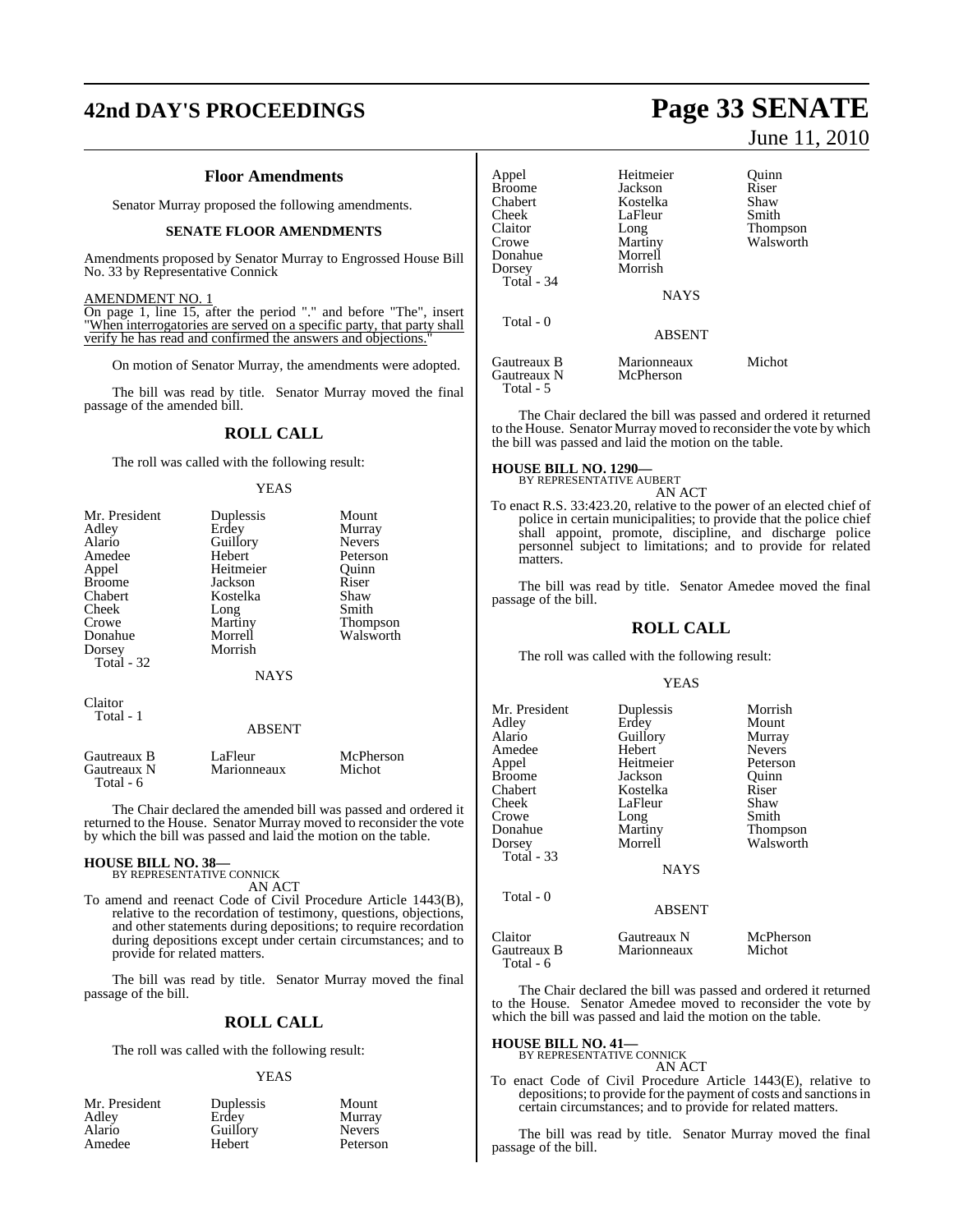### Floor Amendments

Senator Murray proposed the following amendments.

**SENATE FLOOR AMENDMENTS**

Amendments proposed by Senator Murray to Engrossed House Bill No. 33 by Representative Connick

AMENDMENT NO. 1

On page 1, line 15, after the period "." and before "The", insert "When interrogatories are served on a specific party, that party shall verify he has read and confirmed the answers and objections."

On motion of Senator Murray, the amendments were adopted.

The bill was read by title. Senator Murray moved the final passage of the amended bill.

## ROLL CALL

The roll was called with the following result:

YEAS

| | | |
|---|---|---|
| Mr. President | Duplessis | Mount |
| Adley | Erdey | Murray |
| Alario | Guillory | Nevers |
| Amedee | Hebert | Peterson |
| Appel | Heitmeier | Quinn |
| Broome | Jackson | Riser |
| Chabert | Kostelka | Shaw |
| Cheek | Long | Smith |
| Crowe | Martiny | Thompson |
| Donahue | Morrell | Walsworth |
| Dorsey | Morrish | |

Total - 32

NAYS

Claitor

Total - 1

ABSENT

| | | |
|---|---|---|
| Gautreaux B | LaFleur | McPherson |
| Gautreaux N | Marionneaux | Michot |

Total - 6

The Chair declared the amended bill was passed and ordered it returned to the House. Senator Murray moved to reconsider the vote by which the bill was passed and laid the motion on the table.

**HOUSE BILL NO. 38—**
BY REPRESENTATIVE CONNICK

AN ACT

To amend and reenact Code of Civil Procedure Article 1443(B), relative to the recordation of testimony, questions, objections, and other statements during depositions; to require recordation during depositions except under certain circumstances; and to provide for related matters.

The bill was read by title. Senator Murray moved the final passage of the bill.

## ROLL CALL

The roll was called with the following result:

YEAS

| | | |
|---|---|---|
| Mr. President | Duplessis | Mount |
| Adley | Erdey | Murray |
| Alario | Guillory | Nevers |
| Amedee | Hebert | Peterson |
| Appel | Heitmeier | Quinn |
| Broome | Jackson | Riser |
| Chabert | Kostelka | Shaw |
| Cheek | LaFleur | Smith |
| Claitor | Long | Thompson |
| Crowe | Martiny | Walsworth |
| Donahue | Morrell | |
| Dorsey | Morrish | |

Total - 34

NAYS

Total - 0

ABSENT

| | | |
|---|---|---|
| Gautreaux B | Marionneaux | Michot |
| Gautreaux N | McPherson | |

Total - 5

The Chair declared the bill was passed and ordered it returned to the House. Senator Murray moved to reconsider the vote by which the bill was passed and laid the motion on the table.

**HOUSE BILL NO. 1290—**
BY REPRESENTATIVE AUBERT

AN ACT

To enact R.S. 33:423.20, relative to the power of an elected chief of police in certain municipalities; to provide that the police chief shall appoint, promote, discipline, and discharge police personnel subject to limitations; and to provide for related matters.

The bill was read by title. Senator Amedee moved the final passage of the bill.

## ROLL CALL

The roll was called with the following result:

YEAS

| | | |
|---|---|---|
| Mr. President | Duplessis | Morrish |
| Adley | Erdey | Mount |
| Alario | Guillory | Murray |
| Amedee | Hebert | Nevers |
| Appel | Heitmeier | Peterson |
| Broome | Jackson | Quinn |
| Chabert | Kostelka | Riser |
| Cheek | LaFleur | Shaw |
| Crowe | Long | Smith |
| Donahue | Martiny | Thompson |
| Dorsey | Morrell | Walsworth |

Total - 33

NAYS

Total - 0

ABSENT

| | | |
|---|---|---|
| Claitor | Gautreaux N | McPherson |
| Gautreaux B | Marionneaux | Michot |

Total - 6

The Chair declared the bill was passed and ordered it returned to the House. Senator Amedee moved to reconsider the vote by which the bill was passed and laid the motion on the table.

**HOUSE BILL NO. 41—**
BY REPRESENTATIVE CONNICK

AN ACT

To enact Code of Civil Procedure Article 1443(E), relative to depositions; to provide for the payment of costs and sanctions in certain circumstances; and to provide for related matters.

The bill was read by title. Senator Murray moved the final passage of the bill.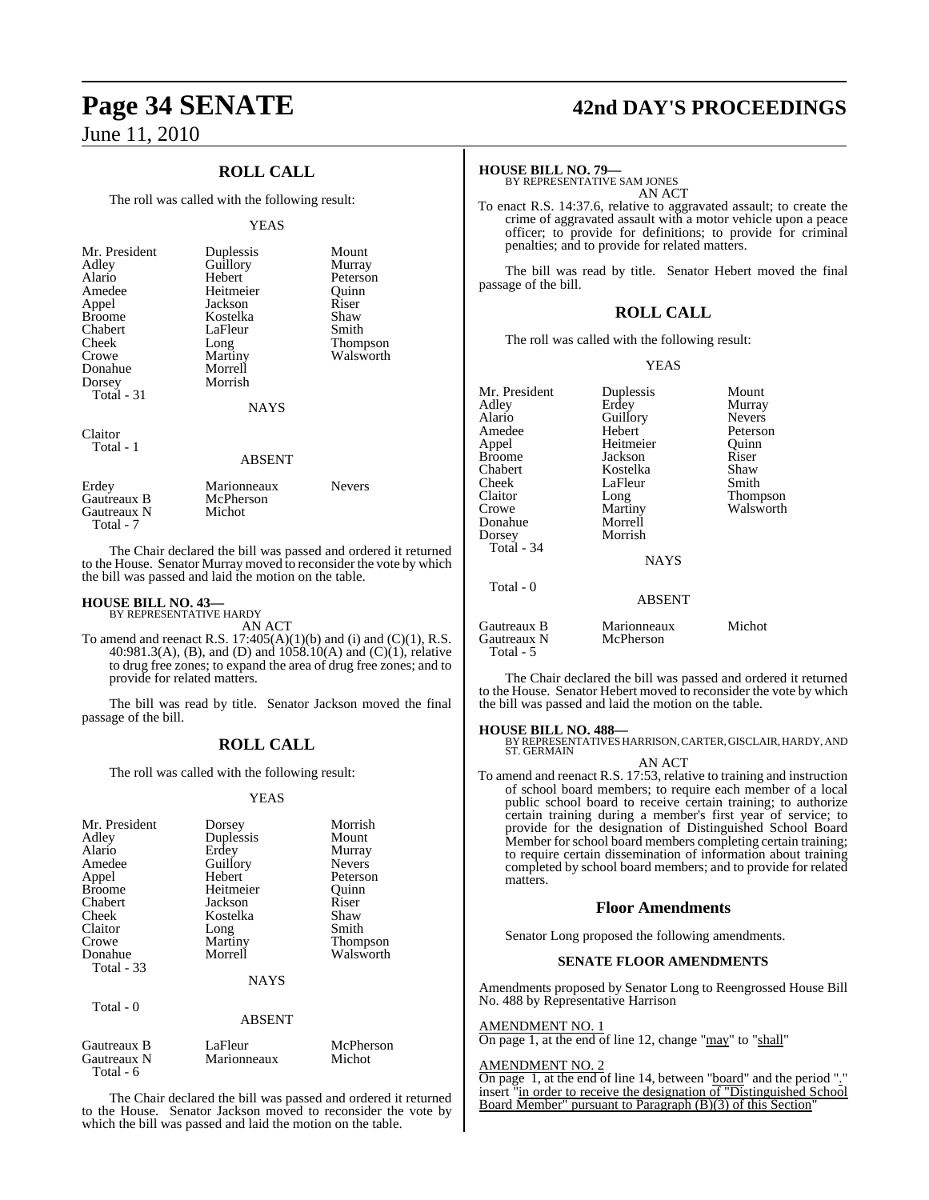## ROLL CALL

The roll was called with the following result:

YEAS

| | | |
|---|---|---|
| Mr. President | Duplessis | Mount |
| Adley | Guillory | Murray |
| Alario | Hebert | Peterson |
| Amedee | Heitmeier | Quinn |
| Appel | Jackson | Riser |
| Broome | Kostelka | Shaw |
| Chabert | LaFleur | Smith |
| Cheek | Long | Thompson |
| Crowe | Martiny | Walsworth |
| Donahue | Morrell | |
| Dorsey | Morrish | |
| Total - 31 | | |

NAYS

Claitor
Total - 1

ABSENT

| | | |
|---|---|---|
| Erdey | Marionneaux | Nevers |
| Gautreaux B | McPherson | |
| Gautreaux N | Michot | |
| Total - 7 | | |

The Chair declared the bill was passed and ordered it returned to the House. Senator Murray moved to reconsider the vote by which the bill was passed and laid the motion on the table.

**HOUSE BILL NO. 43—**
BY REPRESENTATIVE HARDY
AN ACT

To amend and reenact R.S. 17:405(A)(1)(b) and (i) and (C)(1), R.S. 40:981.3(A), (B), and (D) and 1058.10(A) and (C)(1), relative to drug free zones; to expand the area of drug free zones; and to provide for related matters.

The bill was read by title. Senator Jackson moved the final passage of the bill.

## ROLL CALL

The roll was called with the following result:

YEAS

| | | |
|---|---|---|
| Mr. President | Dorsey | Morrish |
| Adley | Duplessis | Mount |
| Alario | Erdey | Murray |
| Amedee | Guillory | Nevers |
| Appel | Hebert | Peterson |
| Broome | Heitmeier | Quinn |
| Chabert | Jackson | Riser |
| Cheek | Kostelka | Shaw |
| Claitor | Long | Smith |
| Crowe | Martiny | Thompson |
| Donahue | Morrell | Walsworth |
| Total - 33 | | |

NAYS

Total - 0

ABSENT

| | | |
|---|---|---|
| Gautreaux B | LaFleur | McPherson |
| Gautreaux N | Marionneaux | Michot |
| Total - 6 | | |

The Chair declared the bill was passed and ordered it returned to the House. Senator Jackson moved to reconsider the vote by which the bill was passed and laid the motion on the table.

**HOUSE BILL NO. 79—**
BY REPRESENTATIVE SAM JONES
AN ACT

To enact R.S. 14:37.6, relative to aggravated assault; to create the crime of aggravated assault with a motor vehicle upon a peace officer; to provide for definitions; to provide for criminal penalties; and to provide for related matters.

The bill was read by title. Senator Hebert moved the final passage of the bill.

## ROLL CALL

The roll was called with the following result:

YEAS

| | | |
|---|---|---|
| Mr. President | Duplessis | Mount |
| Adley | Erdey | Murray |
| Alario | Guillory | Nevers |
| Amedee | Hebert | Peterson |
| Appel | Heitmeier | Quinn |
| Broome | Jackson | Riser |
| Chabert | Kostelka | Shaw |
| Cheek | LaFleur | Smith |
| Claitor | Long | Thompson |
| Crowe | Martiny | Walsworth |
| Donahue | Morrell | |
| Dorsey | Morrish | |
| Total - 34 | | |

NAYS

Total - 0

ABSENT

| | | |
|---|---|---|
| Gautreaux B | Marionneaux | Michot |
| Gautreaux N | McPherson | |
| Total - 5 | | |

The Chair declared the bill was passed and ordered it returned to the House. Senator Hebert moved to reconsider the vote by which the bill was passed and laid the motion on the table.

**HOUSE BILL NO. 488—**
BY REPRESENTATIVES HARRISON, CARTER, GISCLAIR, HARDY, AND ST. GERMAIN
AN ACT

To amend and reenact R.S. 17:53, relative to training and instruction of school board members; to require each member of a local public school board to receive certain training; to authorize certain training during a member's first year of service; to provide for the designation of Distinguished School Board Member for school board members completing certain training; to require certain dissemination of information about training completed by school board members; and to provide for related matters.

## Floor Amendments

Senator Long proposed the following amendments.

### SENATE FLOOR AMENDMENTS

Amendments proposed by Senator Long to Reengrossed House Bill No. 488 by Representative Harrison

AMENDMENT NO. 1
On page 1, at the end of line 12, change "may" to "shall"

AMENDMENT NO. 2
On page 1, at the end of line 14, between "board" and the period "." insert "in order to receive the designation of "Distinguished School Board Member" pursuant to Paragraph (B)(3) of this Section"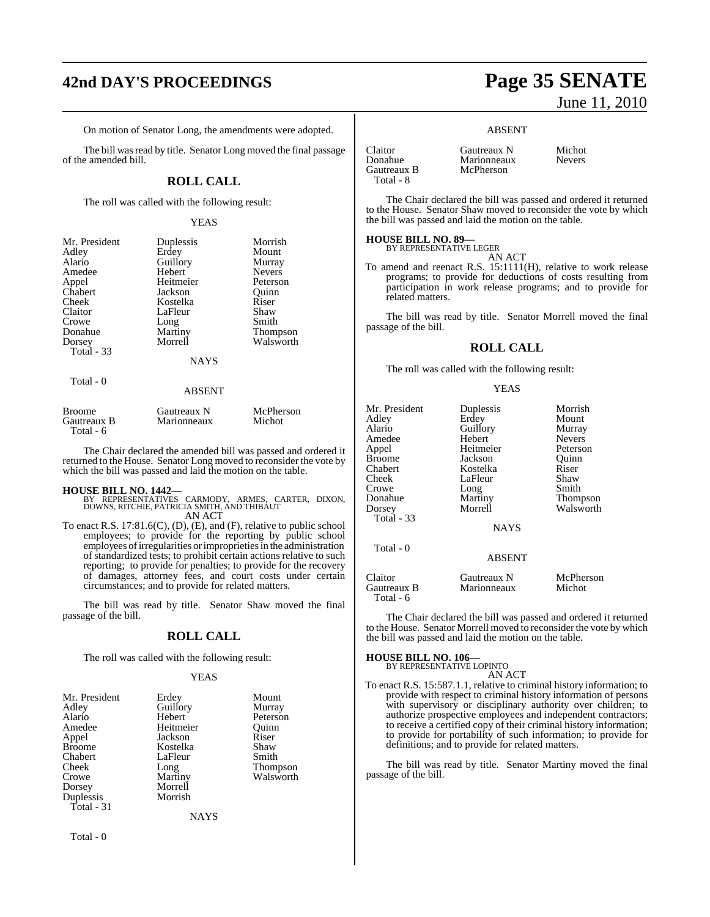On motion of Senator Long, the amendments were adopted.

The bill was read by title. Senator Long moved the final passage of the amended bill.

## ROLL CALL

The roll was called with the following result:

YEAS

| | | |
|---|---|---|
| Mr. President | Duplessis | Morrish |
| Adley | Erdey | Mount |
| Alario | Guillory | Murray |
| Amedee | Hebert | Nevers |
| Appel | Heitmeier | Peterson |
| Chabert | Jackson | Quinn |
| Cheek | Kostelka | Riser |
| Claitor | LaFleur | Shaw |
| Crowe | Long | Smith |
| Donahue | Martiny | Thompson |
| Dorsey | Morrell | Walsworth |
| Total - 33 | | |

NAYS

Total - 0

ABSENT

| | | |
|---|---|---|
| Broome | Gautreaux N | McPherson |
| Gautreaux B | Marionneaux | Michot |
| Total - 6 | | |

The Chair declared the amended bill was passed and ordered it returned to the House. Senator Long moved to reconsider the vote by which the bill was passed and laid the motion on the table.

**HOUSE BILL NO. 1442—**
BY REPRESENTATIVES CARMODY, ARMES, CARTER, DIXON, DOWNS, RITCHIE, PATRICIA SMITH, AND THIBAUT
AN ACT

To enact R.S. 17:81.6(C), (D), (E), and (F), relative to public school employees; to provide for the reporting by public school employees of irregularities or improprieties in the administration of standardized tests; to prohibit certain actions relative to such reporting; to provide for penalties; to provide for the recovery of damages, attorney fees, and court costs under certain circumstances; and to provide for related matters.

The bill was read by title. Senator Shaw moved the final passage of the bill.

## ROLL CALL

The roll was called with the following result:

YEAS

| | | |
|---|---|---|
| Mr. President | Erdey | Mount |
| Adley | Guillory | Murray |
| Alario | Hebert | Peterson |
| Amedee | Heitmeier | Quinn |
| Appel | Jackson | Riser |
| Broome | Kostelka | Shaw |
| Chabert | LaFleur | Smith |
| Cheek | Long | Thompson |
| Crowe | Martiny | Walsworth |
| Dorsey | Morrell | |
| Duplessis | Morrish | |
| Total - 31 | | |

NAYS

Total - 0

ABSENT

| | | |
|---|---|---|
| Claitor | Gautreaux N | Michot |
| Donahue | Marionneaux | Nevers |
| Gautreaux B | McPherson | |
| Total - 8 | | |

The Chair declared the bill was passed and ordered it returned to the House. Senator Shaw moved to reconsider the vote by which the bill was passed and laid the motion on the table.

**HOUSE BILL NO. 89—**
BY REPRESENTATIVE LEGER
AN ACT

To amend and reenact R.S. 15:1111(H), relative to work release programs; to provide for deductions of costs resulting from participation in work release programs; and to provide for related matters.

The bill was read by title. Senator Morrell moved the final passage of the bill.

## ROLL CALL

The roll was called with the following result:

YEAS

| | | |
|---|---|---|
| Mr. President | Duplessis | Morrish |
| Adley | Erdey | Mount |
| Alario | Guillory | Murray |
| Amedee | Hebert | Nevers |
| Appel | Heitmeier | Peterson |
| Broome | Jackson | Quinn |
| Chabert | Kostelka | Riser |
| Cheek | LaFleur | Shaw |
| Crowe | Long | Smith |
| Donahue | Martiny | Thompson |
| Dorsey | Morrell | Walsworth |
| Total - 33 | | |

NAYS

Total - 0

ABSENT

| | | |
|---|---|---|
| Claitor | Gautreaux N | McPherson |
| Gautreaux B | Marionneaux | Michot |
| Total - 6 | | |

The Chair declared the bill was passed and ordered it returned to the House. Senator Morrell moved to reconsider the vote by which the bill was passed and laid the motion on the table.

**HOUSE BILL NO. 106—**
BY REPRESENTATIVE LOPINTO
AN ACT

To enact R.S. 15:587.1.1, relative to criminal history information; to provide with respect to criminal history information of persons with supervisory or disciplinary authority over children; to authorize prospective employees and independent contractors; to receive a certified copy of their criminal history information; to provide for portability of such information; to provide for definitions; and to provide for related matters.

The bill was read by title. Senator Martiny moved the final passage of the bill.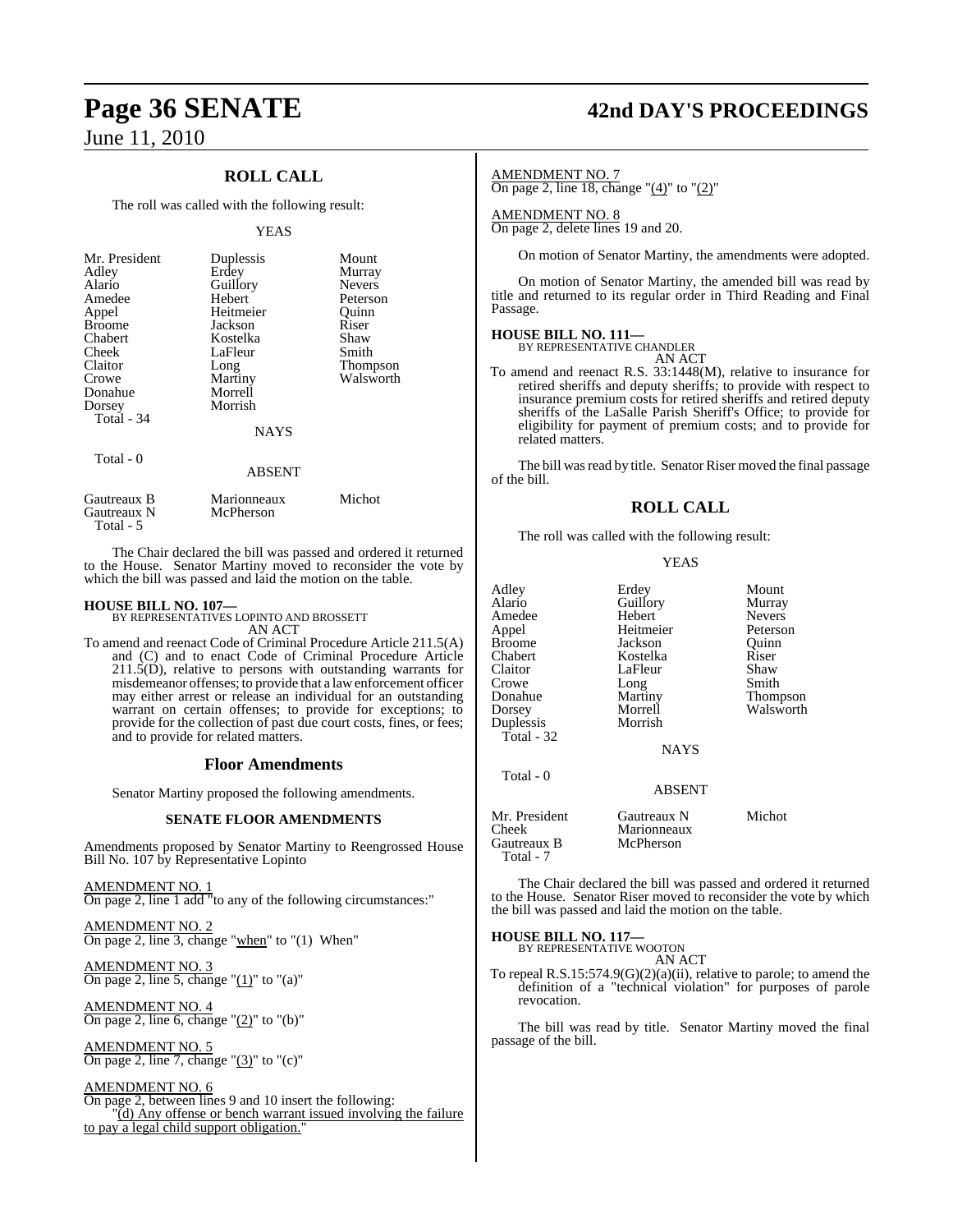## ROLL CALL

The roll was called with the following result:

YEAS

| | | |
|---|---|---|
| Mr. President | Duplessis | Mount |
| Adley | Erdey | Murray |
| Alario | Guillory | Nevers |
| Amedee | Hebert | Peterson |
| Appel | Heitmeier | Quinn |
| Broome | Jackson | Riser |
| Chabert | Kostelka | Shaw |
| Cheek | LaFleur | Smith |
| Claitor | Long | Thompson |
| Crowe | Martiny | Walsworth |
| Donahue | Morrell | |
| Dorsey | Morrish | |
| Total - 34 | | |

NAYS

Total - 0

ABSENT

| | | |
|---|---|---|
| Gautreaux B | Marionneaux | Michot |
| Gautreaux N | McPherson | |
| Total - 5 | | |

The Chair declared the bill was passed and ordered it returned to the House. Senator Martiny moved to reconsider the vote by which the bill was passed and laid the motion on the table.

**HOUSE BILL NO. 107—**
BY REPRESENTATIVES LOPINTO AND BROSSETT
AN ACT

To amend and reenact Code of Criminal Procedure Article 211.5(A) and (C) and to enact Code of Criminal Procedure Article 211.5(D), relative to persons with outstanding warrants for misdemeanor offenses; to provide that a law enforcement officer may either arrest or release an individual for an outstanding warrant on certain offenses; to provide for exceptions; to provide for the collection of past due court costs, fines, or fees; and to provide for related matters.

### Floor Amendments

Senator Martiny proposed the following amendments.

#### SENATE FLOOR AMENDMENTS

Amendments proposed by Senator Martiny to Reengrossed House Bill No. 107 by Representative Lopinto

AMENDMENT NO. 1
On page 2, line 1 add "to any of the following circumstances:"

AMENDMENT NO. 2
On page 2, line 3, change "when" to "(1) When"

AMENDMENT NO. 3
On page 2, line 5, change "(1)" to "(a)"

AMENDMENT NO. 4
On page 2, line 6, change "(2)" to "(b)"

AMENDMENT NO. 5
On page 2, line 7, change "(3)" to "(c)"

AMENDMENT NO. 6
On page 2, between lines 9 and 10 insert the following:
"(d) Any offense or bench warrant issued involving the failure to pay a legal child support obligation."

AMENDMENT NO. 7
On page 2, line 18, change "(4)" to "(2)"

AMENDMENT NO. 8
On page 2, delete lines 19 and 20.

On motion of Senator Martiny, the amendments were adopted.

On motion of Senator Martiny, the amended bill was read by title and returned to its regular order in Third Reading and Final Passage.

**HOUSE BILL NO. 111—**
BY REPRESENTATIVE CHANDLER
AN ACT

To amend and reenact R.S. 33:1448(M), relative to insurance for retired sheriffs and deputy sheriffs; to provide with respect to insurance premium costs for retired sheriffs and retired deputy sheriffs of the LaSalle Parish Sheriff's Office; to provide for eligibility for payment of premium costs; and to provide for related matters.

The bill was read by title. Senator Riser moved the final passage of the bill.

## ROLL CALL

The roll was called with the following result:

YEAS

| | | |
|---|---|---|
| Adley | Erdey | Mount |
| Alario | Guillory | Murray |
| Amedee | Hebert | Nevers |
| Appel | Heitmeier | Peterson |
| Broome | Jackson | Quinn |
| Chabert | Kostelka | Riser |
| Claitor | LaFleur | Shaw |
| Crowe | Long | Smith |
| Donahue | Martiny | Thompson |
| Dorsey | Morrell | Walsworth |
| Duplessis | Morrish | |
| Total - 32 | | |

NAYS

Total - 0

ABSENT

| | | |
|---|---|---|
| Mr. President | Gautreaux N | Michot |
| Cheek | Marionneaux | |
| Gautreaux B | McPherson | |
| Total - 7 | | |

The Chair declared the bill was passed and ordered it returned to the House. Senator Riser moved to reconsider the vote by which the bill was passed and laid the motion on the table.

**HOUSE BILL NO. 117—**
BY REPRESENTATIVE WOOTON
AN ACT

To repeal R.S.15:574.9(G)(2)(a)(ii), relative to parole; to amend the definition of a "technical violation" for purposes of parole revocation.

The bill was read by title. Senator Martiny moved the final passage of the bill.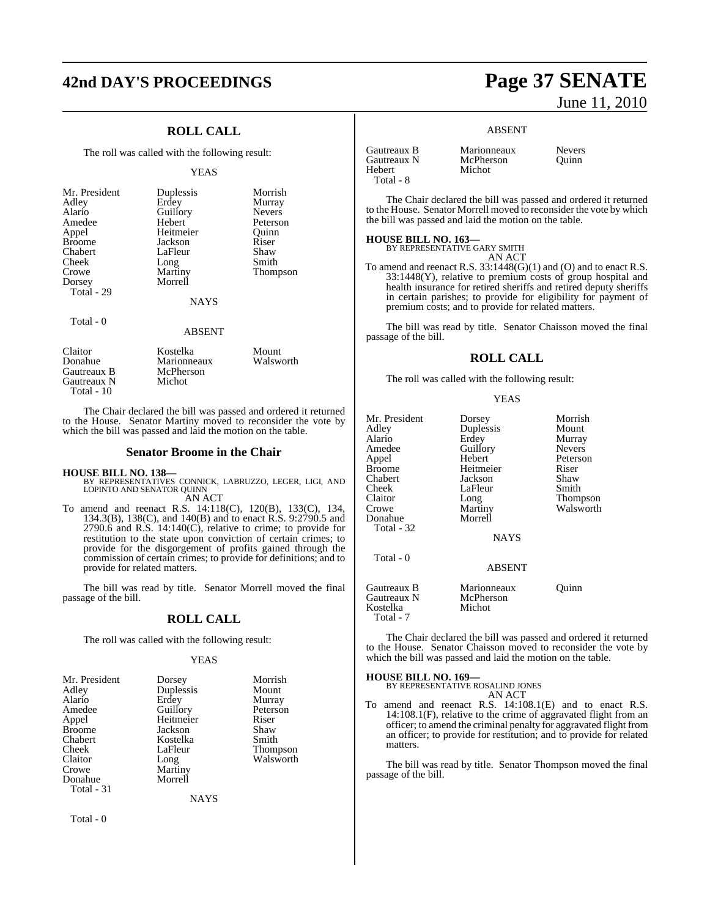## ROLL CALL

The roll was called with the following result:

YEAS

| | | |
|---|---|---|
| Mr. President | Duplessis | Morrish |
| Adley | Erdey | Murray |
| Alario | Guillory | Nevers |
| Amedee | Hebert | Peterson |
| Appel | Heitmeier | Quinn |
| Broome | Jackson | Riser |
| Chabert | LaFleur | Shaw |
| Cheek | Long | Smith |
| Crowe | Martiny | Thompson |
| Dorsey | Morrell | |

Total - 29

NAYS

Total - 0

ABSENT

| | | |
|---|---|---|
| Claitor | Kostelka | Mount |
| Donahue | Marionneaux | Walsworth |
| Gautreaux B | McPherson | |
| Gautreaux N | Michot | |

Total - 10

The Chair declared the bill was passed and ordered it returned to the House. Senator Martiny moved to reconsider the vote by which the bill was passed and laid the motion on the table.

## Senator Broome in the Chair

**HOUSE BILL NO. 138—**
BY REPRESENTATIVES CONNICK, LABRUZZO, LEGER, LIGI, AND LOPINTO AND SENATOR QUINN
AN ACT

To amend and reenact R.S. 14:118(C), 120(B), 133(C), 134, 134.3(B), 138(C), and 140(B) and to enact R.S. 9:2790.5 and 2790.6 and R.S. 14:140(C), relative to crime; to provide for restitution to the state upon conviction of certain crimes; to provide for the disgorgement of profits gained through the commission of certain crimes; to provide for definitions; and to provide for related matters.

The bill was read by title. Senator Morrell moved the final passage of the bill.

## ROLL CALL

The roll was called with the following result:

YEAS

| | | |
|---|---|---|
| Mr. President | Dorsey | Morrish |
| Adley | Duplessis | Mount |
| Alario | Erdey | Murray |
| Amedee | Guillory | Peterson |
| Appel | Heitmeier | Riser |
| Broome | Jackson | Shaw |
| Chabert | Kostelka | Smith |
| Cheek | LaFleur | Thompson |
| Claitor | Long | Walsworth |
| Crowe | Martiny | |
| Donahue | Morrell | |

Total - 31

NAYS

Total - 0

ABSENT

| | | |
|---|---|---|
| Gautreaux B | Marionneaux | Nevers |
| Gautreaux N | McPherson | Quinn |
| Hebert | Michot | |

Total - 8

The Chair declared the bill was passed and ordered it returned to the House. Senator Morrell moved to reconsider the vote by which the bill was passed and laid the motion on the table.

**HOUSE BILL NO. 163—**
BY REPRESENTATIVE GARY SMITH
AN ACT

To amend and reenact R.S. 33:1448(G)(1) and (O) and to enact R.S. 33:1448(Y), relative to premium costs of group hospital and health insurance for retired sheriffs and retired deputy sheriffs in certain parishes; to provide for eligibility for payment of premium costs; and to provide for related matters.

The bill was read by title. Senator Chaisson moved the final passage of the bill.

## ROLL CALL

The roll was called with the following result:

YEAS

| | | |
|---|---|---|
| Mr. President | Dorsey | Morrish |
| Adley | Duplessis | Mount |
| Alario | Erdey | Murray |
| Amedee | Guillory | Nevers |
| Appel | Hebert | Peterson |
| Broome | Heitmeier | Riser |
| Chabert | Jackson | Shaw |
| Cheek | LaFleur | Smith |
| Claitor | Long | Thompson |
| Crowe | Martiny | Walsworth |
| Donahue | Morrell | |

Total - 32

NAYS

Total - 0

ABSENT

| | | |
|---|---|---|
| Gautreaux B | Marionneaux | Quinn |
| Gautreaux N | McPherson | |
| Kostelka | Michot | |

Total - 7

The Chair declared the bill was passed and ordered it returned to the House. Senator Chaisson moved to reconsider the vote by which the bill was passed and laid the motion on the table.

**HOUSE BILL NO. 169—**
BY REPRESENTATIVE ROSALIND JONES
AN ACT

To amend and reenact R.S. 14:108.1(E) and to enact R.S. 14:108.1(F), relative to the crime of aggravated flight from an officer; to amend the criminal penalty for aggravated flight from an officer; to provide for restitution; and to provide for related matters.

The bill was read by title. Senator Thompson moved the final passage of the bill.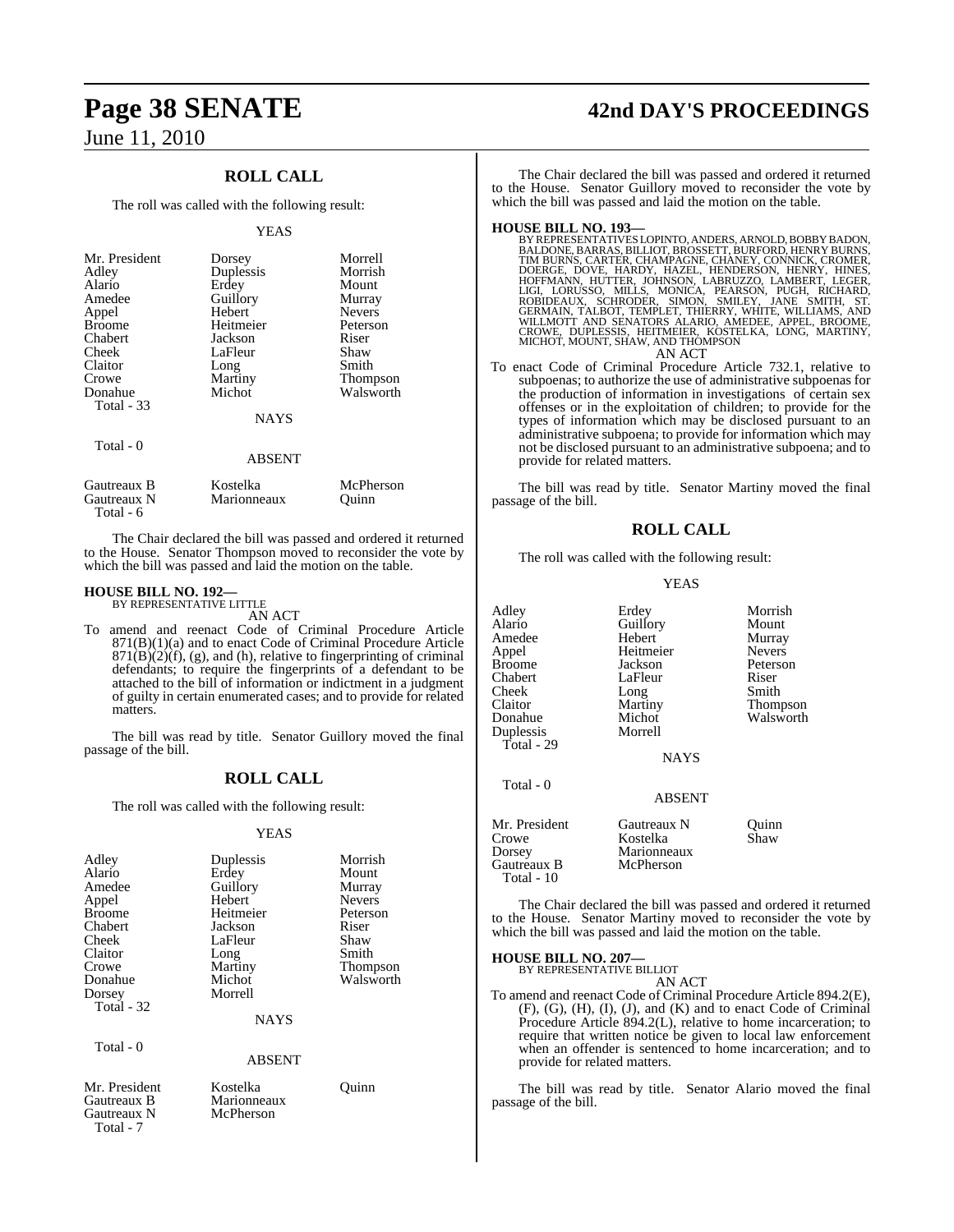## ROLL CALL

The roll was called with the following result:

YEAS

| | | |
|---|---|---|
| Mr. President | Dorsey | Morrell |
| Adley | Duplessis | Morrish |
| Alario | Erdey | Mount |
| Amedee | Guillory | Murray |
| Appel | Hebert | Nevers |
| Broome | Heitmeier | Peterson |
| Chabert | Jackson | Riser |
| Cheek | LaFleur | Shaw |
| Claitor | Long | Smith |
| Crowe | Martiny | Thompson |
| Donahue | Michot | Walsworth |
| Total - 33 | | |

NAYS

Total - 0

ABSENT

| | | |
|---|---|---|
| Gautreaux B | Kostelka | McPherson |
| Gautreaux N | Marionneaux | Quinn |
| Total - 6 | | |

The Chair declared the bill was passed and ordered it returned to the House. Senator Thompson moved to reconsider the vote by which the bill was passed and laid the motion on the table.

**HOUSE BILL NO. 192—**
BY REPRESENTATIVE LITTLE
AN ACT

To amend and reenact Code of Criminal Procedure Article 871(B)(1)(a) and to enact Code of Criminal Procedure Article 871(B)(2)(f), (g), and (h), relative to fingerprinting of criminal defendants; to require the fingerprints of a defendant to be attached to the bill of information or indictment in a judgment of guilty in certain enumerated cases; and to provide for related matters.

The bill was read by title. Senator Guillory moved the final passage of the bill.

## ROLL CALL

The roll was called with the following result:

YEAS

| | | |
|---|---|---|
| Adley | Duplessis | Morrish |
| Alario | Erdey | Mount |
| Amedee | Guillory | Murray |
| Appel | Hebert | Nevers |
| Broome | Heitmeier | Peterson |
| Chabert | Jackson | Riser |
| Cheek | LaFleur | Shaw |
| Claitor | Long | Smith |
| Crowe | Martiny | Thompson |
| Donahue | Michot | Walsworth |
| Dorsey | Morrell | |
| Total - 32 | | |

NAYS

Total - 0

ABSENT

| | | |
|---|---|---|
| Mr. President | Kostelka | Quinn |
| Gautreaux B | Marionneaux | |
| Gautreaux N | McPherson | |
| Total - 7 | | |

The Chair declared the bill was passed and ordered it returned to the House. Senator Guillory moved to reconsider the vote by which the bill was passed and laid the motion on the table.

**HOUSE BILL NO. 193—**
BY REPRESENTATIVES LOPINTO, ANDERS, ARNOLD, BOBBY BADON, BALDONE, BARRAS, BILLIOT, BROSSETT, BURFORD, HENRY BURNS, TIM BURNS, CARTER, CHAMPAGNE, CHANEY, CONNICK, CROMER, DOERGE, DOVE, HARDY, HAZEL, HENDERSON, HENRY, HINES, HOFFMANN, HUTTER, JOHNSON, LABRUZZO, LAMBERT, LEGER, LIGI, LORUSSO, MILLS, MONICA, PEARSON, PUGH, RICHARD, ROBIDEAUX, SCHRODER, SIMON, SMILEY, JANE SMITH, ST. GERMAIN, TALBOT, TEMPLET, THIERRY, WHITE, WILLIAMS, AND WILLMOTT AND SENATORS ALARIO, AMEDEE, APPEL, BROOME, CROWE, DUPLESSIS, HEITMEIER, KOSTELKA, LONG, MARTINY, MICHOT, MOUNT, SHAW, AND THOMPSON
AN ACT

To enact Code of Criminal Procedure Article 732.1, relative to subpoenas; to authorize the use of administrative subpoenas for the production of information in investigations of certain sex offenses or in the exploitation of children; to provide for the types of information which may be disclosed pursuant to an administrative subpoena; to provide for information which may not be disclosed pursuant to an administrative subpoena; and to provide for related matters.

The bill was read by title. Senator Martiny moved the final passage of the bill.

## ROLL CALL

The roll was called with the following result:

YEAS

| | | |
|---|---|---|
| Adley | Erdey | Morrish |
| Alario | Guillory | Mount |
| Amedee | Hebert | Murray |
| Appel | Heitmeier | Nevers |
| Broome | Jackson | Peterson |
| Chabert | LaFleur | Riser |
| Cheek | Long | Smith |
| Claitor | Martiny | Thompson |
| Donahue | Michot | Walsworth |
| Duplessis | Morrell | |
| Total - 29 | | |

NAYS

Total - 0

ABSENT

| | | |
|---|---|---|
| Mr. President | Gautreaux N | Quinn |
| Crowe | Kostelka | Shaw |
| Dorsey | Marionneaux | |
| Gautreaux B | McPherson | |
| Total - 10 | | |

The Chair declared the bill was passed and ordered it returned to the House. Senator Martiny moved to reconsider the vote by which the bill was passed and laid the motion on the table.

**HOUSE BILL NO. 207—**
BY REPRESENTATIVE BILLIOT
AN ACT

To amend and reenact Code of Criminal Procedure Article 894.2(E), (F), (G), (H), (I), (J), and (K) and to enact Code of Criminal Procedure Article 894.2(L), relative to home incarceration; to require that written notice be given to local law enforcement when an offender is sentenced to home incarceration; and to provide for related matters.

The bill was read by title. Senator Alario moved the final passage of the bill.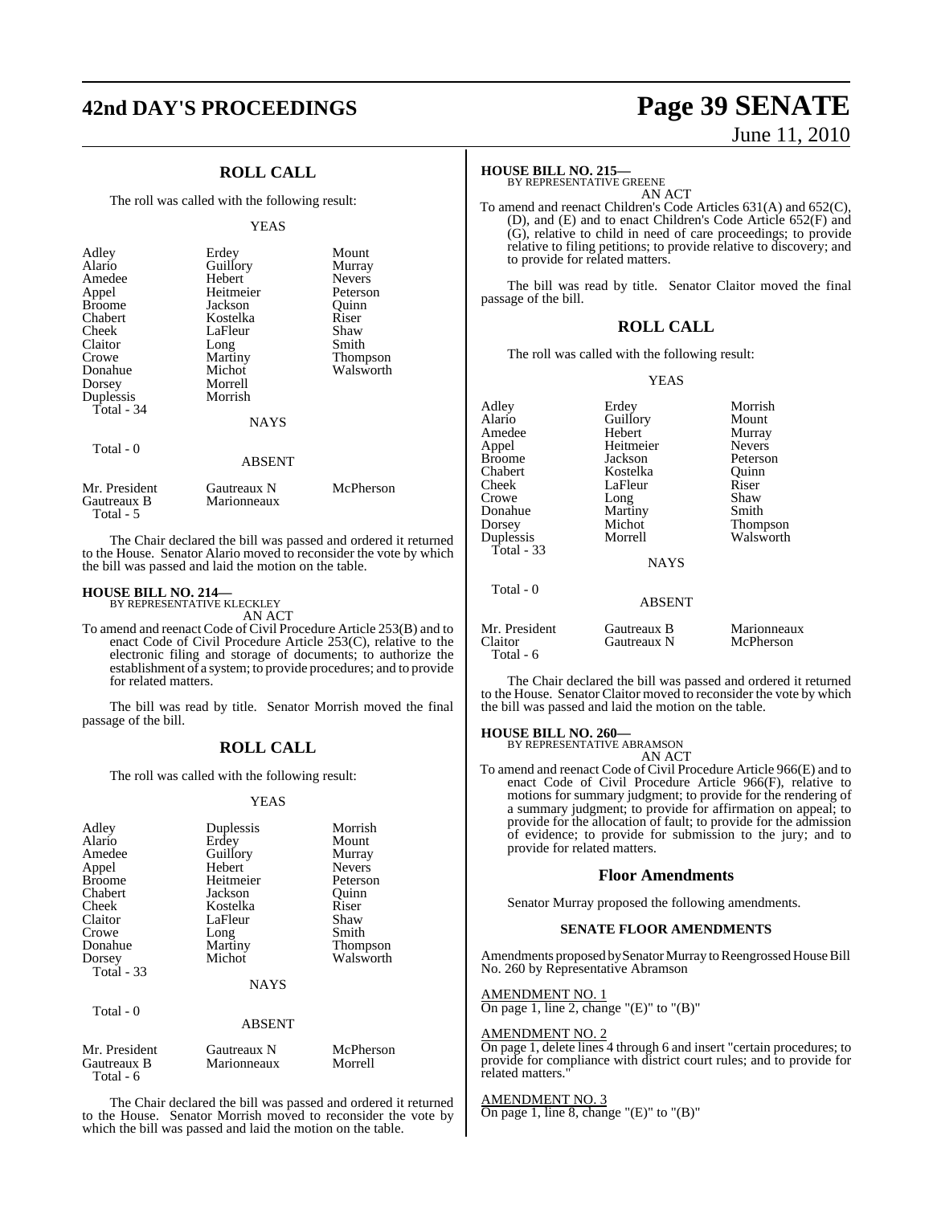## ROLL CALL

The roll was called with the following result:

YEAS

| | | |
|---|---|---|
| Adley | Erdey | Mount |
| Alario | Guillory | Murray |
| Amedee | Hebert | Nevers |
| Appel | Heitmeier | Peterson |
| Broome | Jackson | Quinn |
| Chabert | Kostelka | Riser |
| Cheek | LaFleur | Shaw |
| Claitor | Long | Smith |
| Crowe | Martiny | Thompson |
| Donahue | Michot | Walsworth |
| Dorsey | Morrell | |
| Duplessis | Morrish | |
| Total - 34 | | |

NAYS

Total - 0

ABSENT

| | | |
|---|---|---|
| Mr. President | Gautreaux N | McPherson |
| Gautreaux B | Marionneaux | |
| Total - 5 | | |

The Chair declared the bill was passed and ordered it returned to the House. Senator Alario moved to reconsider the vote by which the bill was passed and laid the motion on the table.

**HOUSE BILL NO. 214—**
BY REPRESENTATIVE KLECKLEY
AN ACT

To amend and reenact Code of Civil Procedure Article 253(B) and to enact Code of Civil Procedure Article 253(C), relative to the electronic filing and storage of documents; to authorize the establishment of a system; to provide procedures; and to provide for related matters.

The bill was read by title. Senator Morrish moved the final passage of the bill.

## ROLL CALL

The roll was called with the following result:

YEAS

| | | |
|---|---|---|
| Adley | Duplessis | Morrish |
| Alario | Erdey | Mount |
| Amedee | Guillory | Murray |
| Appel | Hebert | Nevers |
| Broome | Heitmeier | Peterson |
| Chabert | Jackson | Quinn |
| Cheek | Kostelka | Riser |
| Claitor | LaFleur | Shaw |
| Crowe | Long | Smith |
| Donahue | Martiny | Thompson |
| Dorsey | Michot | Walsworth |
| Total - 33 | | |

NAYS

Total - 0

ABSENT

| | | |
|---|---|---|
| Mr. President | Gautreaux N | McPherson |
| Gautreaux B | Marionneaux | Morrell |
| Total - 6 | | |

The Chair declared the bill was passed and ordered it returned to the House. Senator Morrish moved to reconsider the vote by which the bill was passed and laid the motion on the table.

**HOUSE BILL NO. 215—**
BY REPRESENTATIVE GREENE
AN ACT

To amend and reenact Children's Code Articles 631(A) and 652(C), (D), and (E) and to enact Children's Code Article 652(F) and (G), relative to child in need of care proceedings; to provide relative to filing petitions; to provide relative to discovery; and to provide for related matters.

The bill was read by title. Senator Claitor moved the final passage of the bill.

## ROLL CALL

The roll was called with the following result:

YEAS

| | | |
|---|---|---|
| Adley | Erdey | Morrish |
| Alario | Guillory | Mount |
| Amedee | Hebert | Murray |
| Appel | Heitmeier | Nevers |
| Broome | Jackson | Peterson |
| Chabert | Kostelka | Quinn |
| Cheek | LaFleur | Riser |
| Crowe | Long | Shaw |
| Donahue | Martiny | Smith |
| Dorsey | Michot | Thompson |
| Duplessis | Morrell | Walsworth |
| Total - 33 | | |

NAYS

Total - 0

ABSENT

| | | |
|---|---|---|
| Mr. President | Gautreaux B | Marionneaux |
| Claitor | Gautreaux N | McPherson |
| Total - 6 | | |

The Chair declared the bill was passed and ordered it returned to the House. Senator Claitor moved to reconsider the vote by which the bill was passed and laid the motion on the table.

**HOUSE BILL NO. 260—**
BY REPRESENTATIVE ABRAMSON
AN ACT

To amend and reenact Code of Civil Procedure Article 966(E) and to enact Code of Civil Procedure Article 966(F), relative to motions for summary judgment; to provide for the rendering of a summary judgment; to provide for affirmation on appeal; to provide for the allocation of fault; to provide for the admission of evidence; to provide for submission to the jury; and to provide for related matters.

## Floor Amendments

Senator Murray proposed the following amendments.

### SENATE FLOOR AMENDMENTS

Amendments proposed by Senator Murray to Reengrossed House Bill No. 260 by Representative Abramson

AMENDMENT NO. 1
On page 1, line 2, change "(E)" to "(B)"

AMENDMENT NO. 2
On page 1, delete lines 4 through 6 and insert "certain procedures; to provide for compliance with district court rules; and to provide for related matters."

AMENDMENT NO. 3
On page 1, line 8, change "(E)" to "(B)"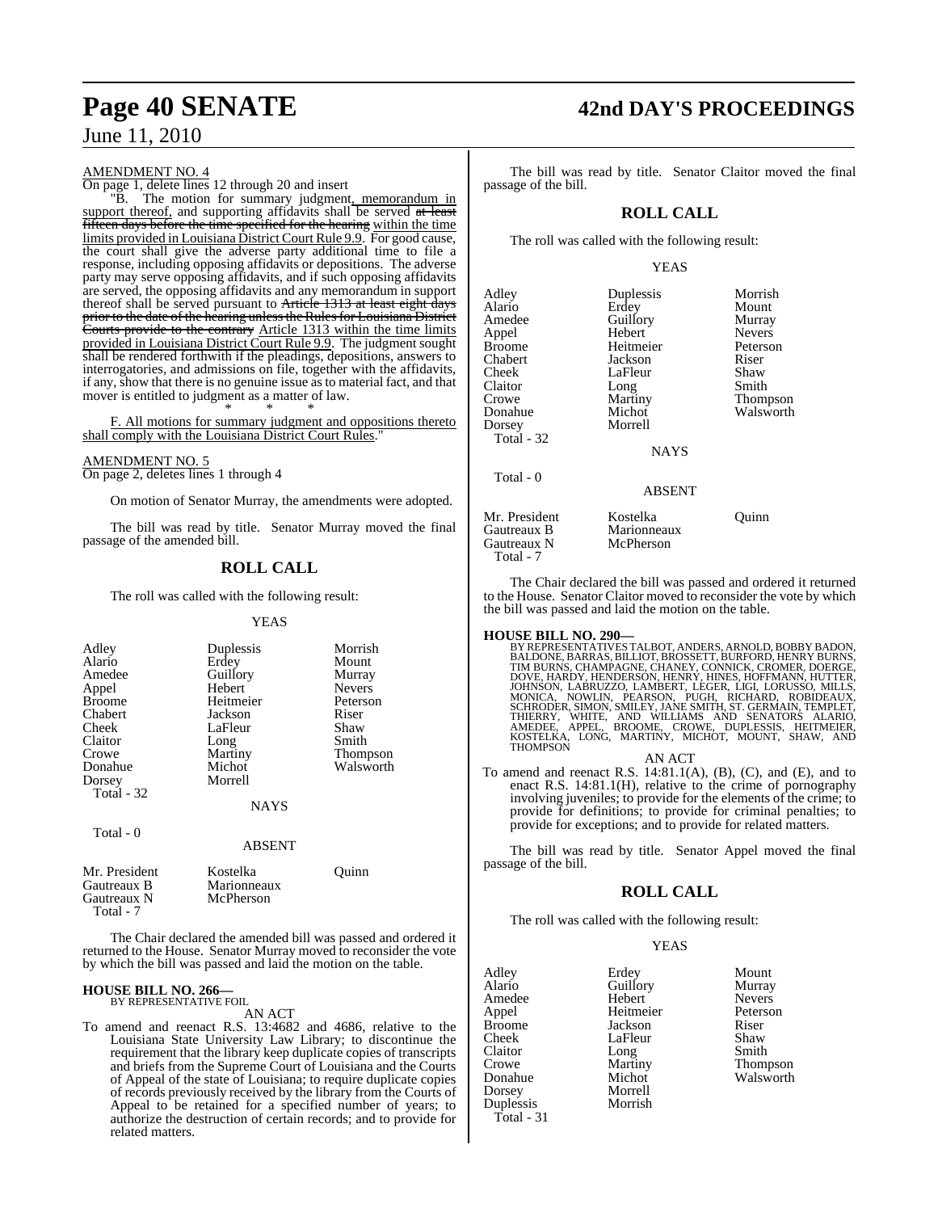AMENDMENT NO. 4

On page 1, delete lines 12 through 20 and insert

"B. The motion for summary judgment, memorandum in support thereof, and supporting affidavits shall be served ~~at least fifteen days before the time specified for the hearing~~ within the time limits provided in Louisiana District Court Rule 9.9. For good cause, the court shall give the adverse party additional time to file a response, including opposing affidavits or depositions. The adverse party may serve opposing affidavits, and if such opposing affidavits are served, the opposing affidavits and any memorandum in support thereof shall be served pursuant to ~~Article 1313 at least eight days prior to the date of the hearing unless the Rules for Louisiana District Courts provide to the contrary~~ Article 1313 within the time limits provided in Louisiana District Court Rule 9.9. The judgment sought shall be rendered forthwith if the pleadings, depositions, answers to interrogatories, and admissions on file, together with the affidavits, if any, show that there is no genuine issue as to material fact, and that mover is entitled to judgment as a matter of law.

\* \* \*

F. All motions for summary judgment and oppositions thereto shall comply with the Louisiana District Court Rules."

AMENDMENT NO. 5

On page 2, deletes lines 1 through 4

On motion of Senator Murray, the amendments were adopted.

The bill was read by title. Senator Murray moved the final passage of the amended bill.

## ROLL CALL

The roll was called with the following result:

YEAS

| | | |
|---|---|---|
| Adley | Duplessis | Morrish |
| Alario | Erdey | Mount |
| Amedee | Guillory | Murray |
| Appel | Hebert | Nevers |
| Broome | Heitmeier | Peterson |
| Chabert | Jackson | Riser |
| Cheek | LaFleur | Shaw |
| Claitor | Long | Smith |
| Crowe | Martiny | Thompson |
| Donahue | Michot | Walsworth |
| Dorsey | Morrell | |
| Total - 32 | | |

NAYS

Total - 0

ABSENT

| | | |
|---|---|---|
| Mr. President | Kostelka | Quinn |
| Gautreaux B | Marionneaux | |
| Gautreaux N | McPherson | |
| Total - 7 | | |

The Chair declared the amended bill was passed and ordered it returned to the House. Senator Murray moved to reconsider the vote by which the bill was passed and laid the motion on the table.

**HOUSE BILL NO. 266—**
BY REPRESENTATIVE FOIL

AN ACT

To amend and reenact R.S. 13:4682 and 4686, relative to the Louisiana State University Law Library; to discontinue the requirement that the library keep duplicate copies of transcripts and briefs from the Supreme Court of Louisiana and the Courts of Appeal of the state of Louisiana; to require duplicate copies of records previously received by the library from the Courts of Appeal to be retained for a specified number of years; to authorize the destruction of certain records; and to provide for related matters.

The bill was read by title. Senator Claitor moved the final passage of the bill.

## ROLL CALL

The roll was called with the following result:

YEAS

| | | |
|---|---|---|
| Adley | Duplessis | Morrish |
| Alario | Erdey | Mount |
| Amedee | Guillory | Murray |
| Appel | Hebert | Nevers |
| Broome | Heitmeier | Peterson |
| Chabert | Jackson | Riser |
| Cheek | LaFleur | Shaw |
| Claitor | Long | Smith |
| Crowe | Martiny | Thompson |
| Donahue | Michot | Walsworth |
| Dorsey | Morrell | |
| Total - 32 | | |

NAYS

Total - 0

ABSENT

| | | |
|---|---|---|
| Mr. President | Kostelka | Quinn |
| Gautreaux B | Marionneaux | |
| Gautreaux N | McPherson | |
| Total - 7 | | |

The Chair declared the bill was passed and ordered it returned to the House. Senator Claitor moved to reconsider the vote by which the bill was passed and laid the motion on the table.

**HOUSE BILL NO. 290—**
BY REPRESENTATIVES TALBOT, ANDERS, ARNOLD, BOBBY BADON, BALDONE, BARRAS, BILLIOT, BROSSETT, BURFORD, HENRY BURNS, TIM BURNS, CHAMPAGNE, CHANEY, CONNICK, CROMER, DOERGE, DOVE, HARDY, HENDERSON, HENRY, HINES, HOFFMANN, HUTTER, JOHNSON, LABRUZZO, LAMBERT, LEGER, LIGI, LORUSSO, MILLS, MONICA, NOWLIN, PEARSON, PUGH, RICHARD, ROBIDEAUX, SCHRODER, SIMON, SMILEY, JANE SMITH, ST. GERMAIN, TEMPLET, THIERRY, WHITE, AND WILLIAMS AND SENATORS ALARIO, AMEDEE, APPEL, BROOME, CROWE, DUPLESSIS, HEITMEIER, KOSTELKA, LONG, MARTINY, MICHOT, MOUNT, SHAW, AND THOMPSON

AN ACT

To amend and reenact R.S. 14:81.1(A), (B), (C), and (E), and to enact R.S. 14:81.1(H), relative to the crime of pornography involving juveniles; to provide for the elements of the crime; to provide for definitions; to provide for criminal penalties; to provide for exceptions; and to provide for related matters.

The bill was read by title. Senator Appel moved the final passage of the bill.

## ROLL CALL

The roll was called with the following result:

YEAS

| | | |
|---|---|---|
| Adley | Erdey | Mount |
| Alario | Guillory | Murray |
| Amedee | Hebert | Nevers |
| Appel | Heitmeier | Peterson |
| Broome | Jackson | Riser |
| Cheek | LaFleur | Shaw |
| Claitor | Long | Smith |
| Crowe | Martiny | Thompson |
| Donahue | Michot | Walsworth |
| Dorsey | Morrell | |
| Duplessis | Morrish | |
| Total - 31 | | |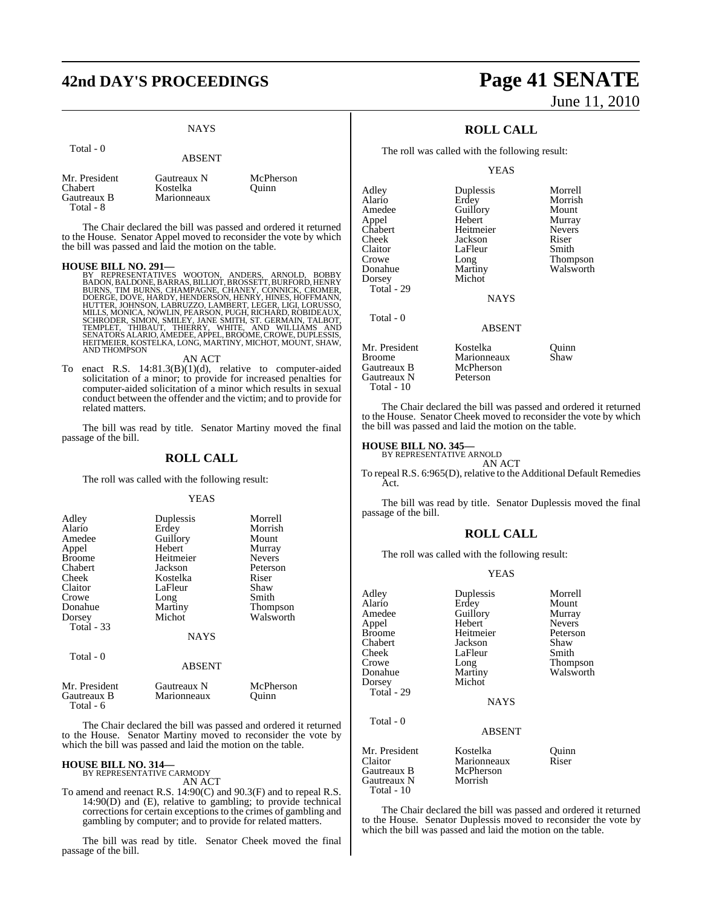NAYS

Total - 0

ABSENT

| | | |
|---|---|---|
| Mr. President | Gautreaux N | McPherson |
| Chabert | Kostelka | Quinn |
| Gautreaux B | Marionneaux | |
| Total - 8 | | |

The Chair declared the bill was passed and ordered it returned to the House. Senator Appel moved to reconsider the vote by which the bill was passed and laid the motion on the table.

**HOUSE BILL NO. 291—**
BY REPRESENTATIVES WOOTON, ANDERS, ARNOLD, BOBBY BADON, BALDONE, BARRAS, BILLIOT, BROSSETT, BURFORD, HENRY BURNS, TIM BURNS, CHAMPAGNE, CHANEY, CONNICK, CROMER, DOERGE, DOVE, HARDY, HENDERSON, HENRY, HINES, HOFFMANN, HUTTER, JOHNSON, LABRUZZO, LAMBERT, LEGER, LIGI, LORUSSO, MILLS, MONICA, NOWLIN, PEARSON, PUGH, RICHARD, ROBIDEAUX, SCHRODER, SIMON, SMILEY, JANE SMITH, ST. GERMAIN, TALBOT, TEMPLET, THIBAUT, THIERRY, WHITE, AND WILLIAMS AND SENATORS ALARIO, AMEDEE, APPEL, BROOME, CROWE, DUPLESSIS, HEITMEIER, KOSTELKA, LONG, MARTINY, MICHOT, MOUNT, SHAW, AND THOMPSON

AN ACT

To enact R.S. 14:81.3(B)(1)(d), relative to computer-aided solicitation of a minor; to provide for increased penalties for computer-aided solicitation of a minor which results in sexual conduct between the offender and the victim; and to provide for related matters.

The bill was read by title. Senator Martiny moved the final passage of the bill.

## ROLL CALL

The roll was called with the following result:

YEAS

| | | |
|---|---|---|
| Adley | Duplessis | Morrell |
| Alario | Erdey | Morrish |
| Amedee | Guillory | Mount |
| Appel | Hebert | Murray |
| Broome | Heitmeier | Nevers |
| Chabert | Jackson | Peterson |
| Cheek | Kostelka | Riser |
| Claitor | LaFleur | Shaw |
| Crowe | Long | Smith |
| Donahue | Martiny | Thompson |
| Dorsey | Michot | Walsworth |
| Total - 33 | | |

NAYS

Total - 0

ABSENT

| | | |
|---|---|---|
| Mr. President | Gautreaux N | McPherson |
| Gautreaux B | Marionneaux | Quinn |
| Total - 6 | | |

The Chair declared the bill was passed and ordered it returned to the House. Senator Martiny moved to reconsider the vote by which the bill was passed and laid the motion on the table.

**HOUSE BILL NO. 314—**
BY REPRESENTATIVE CARMODY

AN ACT

To amend and reenact R.S. 14:90(C) and 90.3(F) and to repeal R.S. 14:90(D) and (E), relative to gambling; to provide technical corrections for certain exceptions to the crimes of gambling and gambling by computer; and to provide for related matters.

The bill was read by title. Senator Cheek moved the final passage of the bill.

## ROLL CALL

The roll was called with the following result:

YEAS

| | | |
|---|---|---|
| Adley | Duplessis | Morrell |
| Alario | Erdey | Morrish |
| Amedee | Guillory | Mount |
| Appel | Hebert | Murray |
| Chabert | Heitmeier | Nevers |
| Cheek | Jackson | Riser |
| Claitor | LaFleur | Smith |
| Crowe | Long | Thompson |
| Donahue | Martiny | Walsworth |
| Dorsey | Michot | |
| Total - 29 | | |

NAYS

Total - 0

ABSENT

| | | |
|---|---|---|
| Mr. President | Kostelka | Quinn |
| Broome | Marionneaux | Shaw |
| Gautreaux B | McPherson | |
| Gautreaux N | Peterson | |
| Total - 10 | | |

The Chair declared the bill was passed and ordered it returned to the House. Senator Cheek moved to reconsider the vote by which the bill was passed and laid the motion on the table.

**HOUSE BILL NO. 345—**
BY REPRESENTATIVE ARNOLD

AN ACT

To repeal R.S. 6:965(D), relative to the Additional Default Remedies Act.

The bill was read by title. Senator Duplessis moved the final passage of the bill.

## ROLL CALL

The roll was called with the following result:

YEAS

| | | |
|---|---|---|
| Adley | Duplessis | Morrell |
| Alario | Erdey | Mount |
| Amedee | Guillory | Murray |
| Appel | Hebert | Nevers |
| Broome | Heitmeier | Peterson |
| Chabert | Jackson | Shaw |
| Cheek | LaFleur | Smith |
| Crowe | Long | Thompson |
| Donahue | Martiny | Walsworth |
| Dorsey | Michot | |
| Total - 29 | | |

NAYS

Total - 0

ABSENT

| | | |
|---|---|---|
| Mr. President | Kostelka | Quinn |
| Claitor | Marionneaux | Riser |
| Gautreaux B | McPherson | |
| Gautreaux N | Morrish | |
| Total - 10 | | |

The Chair declared the bill was passed and ordered it returned to the House. Senator Duplessis moved to reconsider the vote by which the bill was passed and laid the motion on the table.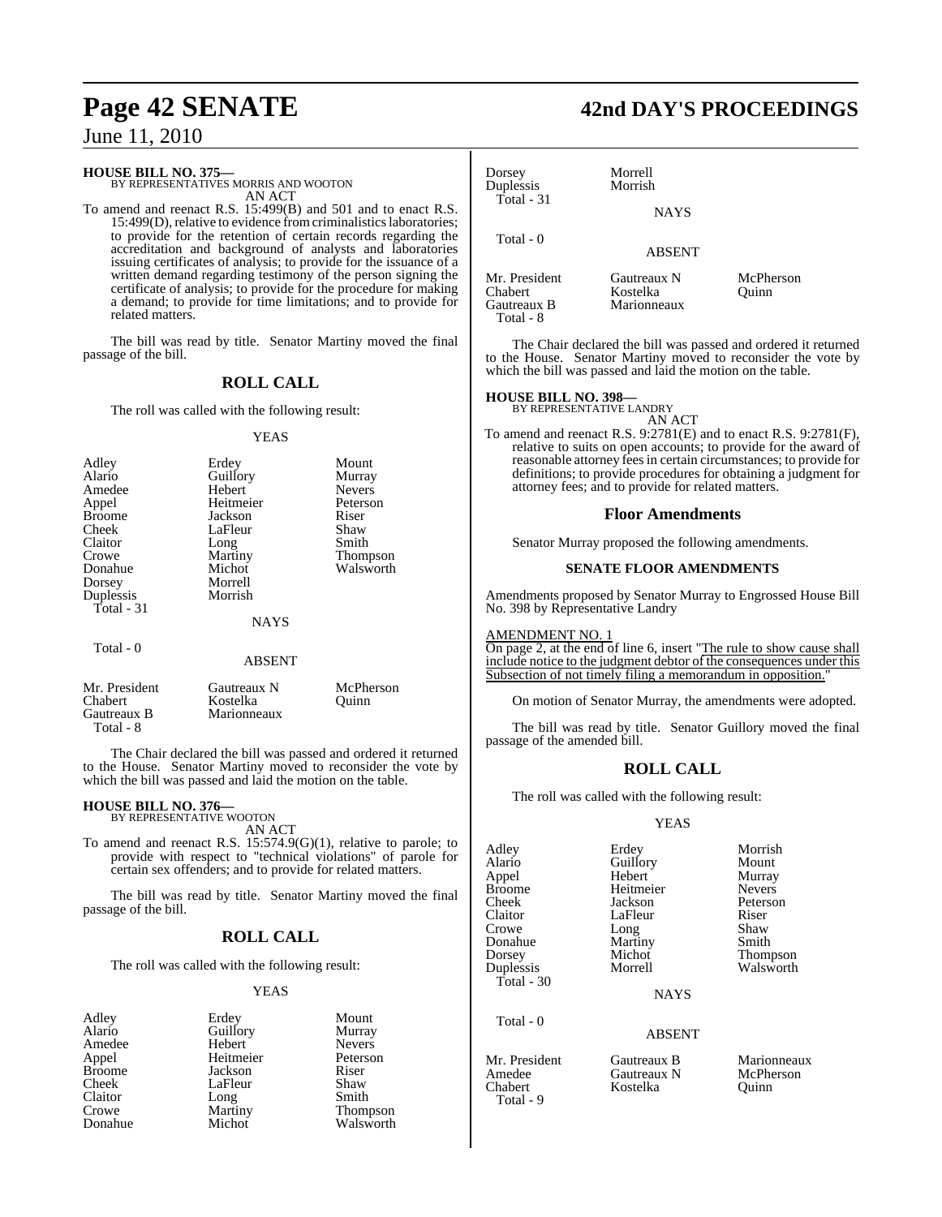**HOUSE BILL NO. 375—**
BY REPRESENTATIVES MORRIS AND WOOTON
AN ACT

To amend and reenact R.S. 15:499(B) and 501 and to enact R.S. 15:499(D), relative to evidence from criminalistics laboratories; to provide for the retention of certain records regarding the accreditation and background of analysts and laboratories issuing certificates of analysis; to provide for the issuance of a written demand regarding testimony of the person signing the certificate of analysis; to provide for the procedure for making a demand; to provide for time limitations; and to provide for related matters.

The bill was read by title. Senator Martiny moved the final passage of the bill.

## ROLL CALL

The roll was called with the following result:

YEAS

| | | |
|---|---|---|
| Adley | Erdey | Mount |
| Alario | Guillory | Murray |
| Amedee | Hebert | Nevers |
| Appel | Heitmeier | Peterson |
| Broome | Jackson | Riser |
| Cheek | LaFleur | Shaw |
| Claitor | Long | Smith |
| Crowe | Martiny | Thompson |
| Donahue | Michot | Walsworth |
| Dorsey | Morrell | |
| Duplessis | Morrish | |
| Total - 31 | | |

NAYS

Total - 0

ABSENT

| | | |
|---|---|---|
| Mr. President | Gautreaux N | McPherson |
| Chabert | Kostelka | Quinn |
| Gautreaux B | Marionneaux | |
| Total - 8 | | |

The Chair declared the bill was passed and ordered it returned to the House. Senator Martiny moved to reconsider the vote by which the bill was passed and laid the motion on the table.

**HOUSE BILL NO. 376—**
BY REPRESENTATIVE WOOTON
AN ACT

To amend and reenact R.S. 15:574.9(G)(1), relative to parole; to provide with respect to "technical violations" of parole for certain sex offenders; and to provide for related matters.

The bill was read by title. Senator Martiny moved the final passage of the bill.

## ROLL CALL

The roll was called with the following result:

YEAS

| | | |
|---|---|---|
| Adley | Erdey | Mount |
| Alario | Guillory | Murray |
| Amedee | Hebert | Nevers |
| Appel | Heitmeier | Peterson |
| Broome | Jackson | Riser |
| Cheek | LaFleur | Shaw |
| Claitor | Long | Smith |
| Crowe | Martiny | Thompson |
| Donahue | Michot | Walsworth |
| Dorsey | Morrell | |
| Duplessis | Morrish | |
| Total - 31 | | |

NAYS

Total - 0

ABSENT

| | | |
|---|---|---|
| Mr. President | Gautreaux N | McPherson |
| Chabert | Kostelka | Quinn |
| Gautreaux B | Marionneaux | |
| Total - 8 | | |

The Chair declared the bill was passed and ordered it returned to the House. Senator Martiny moved to reconsider the vote by which the bill was passed and laid the motion on the table.

**HOUSE BILL NO. 398—**
BY REPRESENTATIVE LANDRY
AN ACT

To amend and reenact R.S. 9:2781(E) and to enact R.S. 9:2781(F), relative to suits on open accounts; to provide for the award of reasonable attorney fees in certain circumstances; to provide for definitions; to provide procedures for obtaining a judgment for attorney fees; and to provide for related matters.

## Floor Amendments

Senator Murray proposed the following amendments.

### SENATE FLOOR AMENDMENTS

Amendments proposed by Senator Murray to Engrossed House Bill No. 398 by Representative Landry

AMENDMENT NO. 1
On page 2, at the end of line 6, insert "The rule to show cause shall include notice to the judgment debtor of the consequences under this Subsection of not timely filing a memorandum in opposition."

On motion of Senator Murray, the amendments were adopted.

The bill was read by title. Senator Guillory moved the final passage of the amended bill.

## ROLL CALL

The roll was called with the following result:

YEAS

| | | |
|---|---|---|
| Adley | Erdey | Morrish |
| Alario | Guillory | Mount |
| Appel | Hebert | Murray |
| Broome | Heitmeier | Nevers |
| Cheek | Jackson | Peterson |
| Claitor | LaFleur | Riser |
| Crowe | Long | Shaw |
| Donahue | Martiny | Smith |
| Dorsey | Michot | Thompson |
| Duplessis | Morrell | Walsworth |
| Total - 30 | | |

NAYS

Total - 0

ABSENT

| | | |
|---|---|---|
| Mr. President | Gautreaux B | Marionneaux |
| Amedee | Gautreaux N | McPherson |
| Chabert | Kostelka | Quinn |
| Total - 9 | | |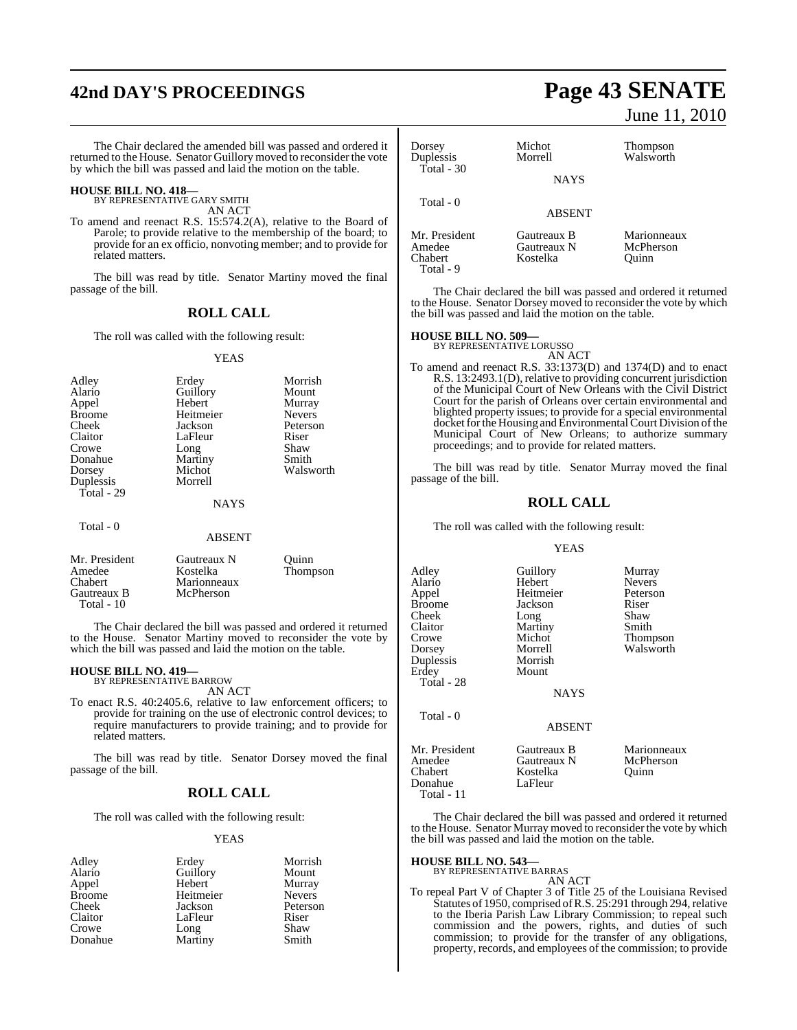The Chair declared the amended bill was passed and ordered it returned to the House. Senator Guillory moved to reconsider the vote by which the bill was passed and laid the motion on the table.

**HOUSE BILL NO. 418—**
BY REPRESENTATIVE GARY SMITH
AN ACT

To amend and reenact R.S. 15:574.2(A), relative to the Board of Parole; to provide relative to the membership of the board; to provide for an ex officio, nonvoting member; and to provide for related matters.

The bill was read by title. Senator Martiny moved the final passage of the bill.

## ROLL CALL

The roll was called with the following result:

YEAS

| | | |
|---|---|---|
| Adley | Erdey | Morrish |
| Alario | Guillory | Mount |
| Appel | Hebert | Murray |
| Broome | Heitmeier | Nevers |
| Cheek | Jackson | Peterson |
| Claitor | LaFleur | Riser |
| Crowe | Long | Shaw |
| Donahue | Martiny | Smith |
| Dorsey | Michot | Walsworth |
| Duplessis | Morrell | |

Total - 29

NAYS

Total - 0

ABSENT

| | | |
|---|---|---|
| Mr. President | Gautreaux N | Quinn |
| Amedee | Kostelka | Thompson |
| Chabert | Marionneaux | |
| Gautreaux B | McPherson | |

Total - 10

The Chair declared the bill was passed and ordered it returned to the House. Senator Martiny moved to reconsider the vote by which the bill was passed and laid the motion on the table.

**HOUSE BILL NO. 419—**
BY REPRESENTATIVE BARROW
AN ACT

To enact R.S. 40:2405.6, relative to law enforcement officers; to provide for training on the use of electronic control devices; to require manufacturers to provide training; and to provide for related matters.

The bill was read by title. Senator Dorsey moved the final passage of the bill.

## ROLL CALL

The roll was called with the following result:

YEAS

| | | |
|---|---|---|
| Adley | Erdey | Morrish |
| Alario | Guillory | Mount |
| Appel | Hebert | Murray |
| Broome | Heitmeier | Nevers |
| Cheek | Jackson | Peterson |
| Claitor | LaFleur | Riser |
| Crowe | Long | Shaw |
| Donahue | Martiny | Smith |
| Dorsey | Michot | Thompson |
| Duplessis | Morrell | Walsworth |

Total - 30

NAYS

Total - 0

ABSENT

| | | |
|---|---|---|
| Mr. President | Gautreaux B | Marionneaux |
| Amedee | Gautreaux N | McPherson |
| Chabert | Kostelka | Quinn |

Total - 9

The Chair declared the bill was passed and ordered it returned to the House. Senator Dorsey moved to reconsider the vote by which the bill was passed and laid the motion on the table.

**HOUSE BILL NO. 509—**
BY REPRESENTATIVE LORUSSO
AN ACT

To amend and reenact R.S. 33:1373(D) and 1374(D) and to enact R.S. 13:2493.1(D), relative to providing concurrent jurisdiction of the Municipal Court of New Orleans with the Civil District Court for the parish of Orleans over certain environmental and blighted property issues; to provide for a special environmental docket for the Housing and Environmental Court Division of the Municipal Court of New Orleans; to authorize summary proceedings; and to provide for related matters.

The bill was read by title. Senator Murray moved the final passage of the bill.

## ROLL CALL

The roll was called with the following result:

YEAS

| | | |
|---|---|---|
| Adley | Guillory | Murray |
| Alario | Hebert | Nevers |
| Appel | Heitmeier | Peterson |
| Broome | Jackson | Riser |
| Cheek | Long | Shaw |
| Claitor | Martiny | Smith |
| Crowe | Michot | Thompson |
| Dorsey | Morrell | Walsworth |
| Duplessis | Morrish | |
| Erdey | Mount | |

Total - 28

NAYS

Total - 0

ABSENT

| | | |
|---|---|---|
| Mr. President | Gautreaux B | Marionneaux |
| Amedee | Gautreaux N | McPherson |
| Chabert | Kostelka | Quinn |
| Donahue | LaFleur | |

Total - 11

The Chair declared the bill was passed and ordered it returned to the House. Senator Murray moved to reconsider the vote by which the bill was passed and laid the motion on the table.

**HOUSE BILL NO. 543—**
BY REPRESENTATIVE BARRAS
AN ACT

To repeal Part V of Chapter 3 of Title 25 of the Louisiana Revised Statutes of 1950, comprised of R.S. 25:291 through 294, relative to the Iberia Parish Law Library Commission; to repeal such commission and the powers, rights, and duties of such commission; to provide for the transfer of any obligations, property, records, and employees of the commission; to provide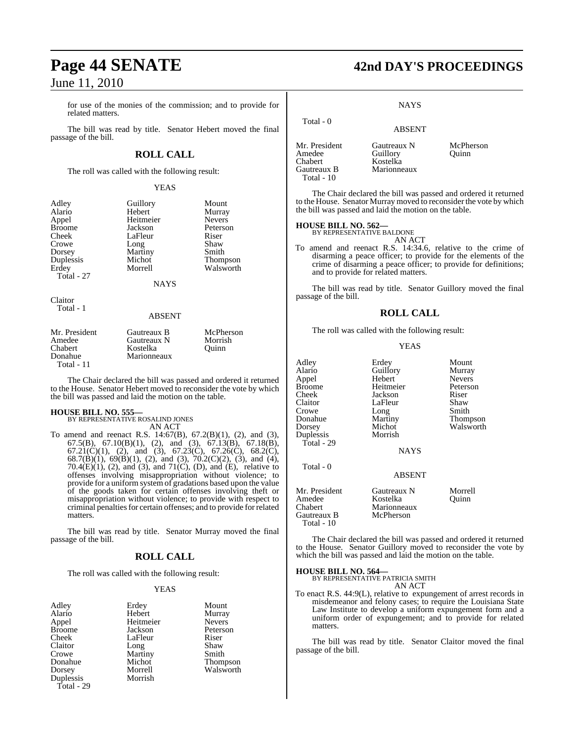for use of the monies of the commission; and to provide for related matters.

The bill was read by title. Senator Hebert moved the final passage of the bill.

## ROLL CALL

The roll was called with the following result:

YEAS

| | | |
|---|---|---|
| Adley | Guillory | Mount |
| Alario | Hebert | Murray |
| Appel | Heitmeier | Nevers |
| Broome | Jackson | Peterson |
| Cheek | LaFleur | Riser |
| Crowe | Long | Shaw |
| Dorsey | Martiny | Smith |
| Duplessis | Michot | Thompson |
| Erdey | Morrell | Walsworth |
| Total - 27 | | |

NAYS

Claitor
Total - 1

ABSENT

| | | |
|---|---|---|
| Mr. President | Gautreaux B | McPherson |
| Amedee | Gautreaux N | Morrish |
| Chabert | Kostelka | Quinn |
| Donahue | Marionneaux | |
| Total - 11 | | |

The Chair declared the bill was passed and ordered it returned to the House. Senator Hebert moved to reconsider the vote by which the bill was passed and laid the motion on the table.

**HOUSE BILL NO. 555—**
BY REPRESENTATIVE ROSALIND JONES
AN ACT

To amend and reenact R.S. 14:67(B), 67.2(B)(1), (2), and (3), 67.5(B), 67.10(B)(1), (2), and (3), 67.13(B), 67.18(B), 67.21(C)(1), (2), and (3), 67.23(C), 67.26(C), 68.2(C), 68.7(B)(1), 69(B)(1), (2), and (3), 70.2(C)(2), (3), and (4), 70.4(E)(1), (2), and (3), and 71(C), (D), and (E), relative to offenses involving misappropriation without violence; to provide for a uniform system of gradations based upon the value of the goods taken for certain offenses involving theft or misappropriation without violence; to provide with respect to criminal penalties for certain offenses; and to provide for related matters.

The bill was read by title. Senator Murray moved the final passage of the bill.

## ROLL CALL

The roll was called with the following result:

YEAS

| | | |
|---|---|---|
| Adley | Erdey | Mount |
| Alario | Hebert | Murray |
| Appel | Heitmeier | Nevers |
| Broome | Jackson | Peterson |
| Cheek | LaFleur | Riser |
| Claitor | Long | Shaw |
| Crowe | Martiny | Smith |
| Donahue | Michot | Thompson |
| Dorsey | Morrell | Walsworth |
| Duplessis | Morrish | |
| Total - 29 | | |

NAYS

Total - 0

ABSENT

| | | |
|---|---|---|
| Mr. President | Gautreaux N | McPherson |
| Amedee | Guillory | Quinn |
| Chabert | Kostelka | |
| Gautreaux B | Marionneaux | |
| Total - 10 | | |

The Chair declared the bill was passed and ordered it returned to the House. Senator Murray moved to reconsider the vote by which the bill was passed and laid the motion on the table.

**HOUSE BILL NO. 562—**
BY REPRESENTATIVE BALDONE
AN ACT

To amend and reenact R.S. 14:34.6, relative to the crime of disarming a peace officer; to provide for the elements of the crime of disarming a peace officer; to provide for definitions; and to provide for related matters.

The bill was read by title. Senator Guillory moved the final passage of the bill.

## ROLL CALL

The roll was called with the following result:

YEAS

| | | |
|---|---|---|
| Adley | Erdey | Mount |
| Alario | Guillory | Murray |
| Appel | Hebert | Nevers |
| Broome | Heitmeier | Peterson |
| Cheek | Jackson | Riser |
| Claitor | LaFleur | Shaw |
| Crowe | Long | Smith |
| Donahue | Martiny | Thompson |
| Dorsey | Michot | Walsworth |
| Duplessis | Morrish | |
| Total - 29 | | |

NAYS

Total - 0

ABSENT

| | | |
|---|---|---|
| Mr. President | Gautreaux N | Morrell |
| Amedee | Kostelka | Quinn |
| Chabert | Marionneaux | |
| Gautreaux B | McPherson | |
| Total - 10 | | |

The Chair declared the bill was passed and ordered it returned to the House. Senator Guillory moved to reconsider the vote by which the bill was passed and laid the motion on the table.

**HOUSE BILL NO. 564—**
BY REPRESENTATIVE PATRICIA SMITH
AN ACT

To enact R.S. 44:9(L), relative to expungement of arrest records in misdemeanor and felony cases; to require the Louisiana State Law Institute to develop a uniform expungement form and a uniform order of expungement; and to provide for related matters.

The bill was read by title. Senator Claitor moved the final passage of the bill.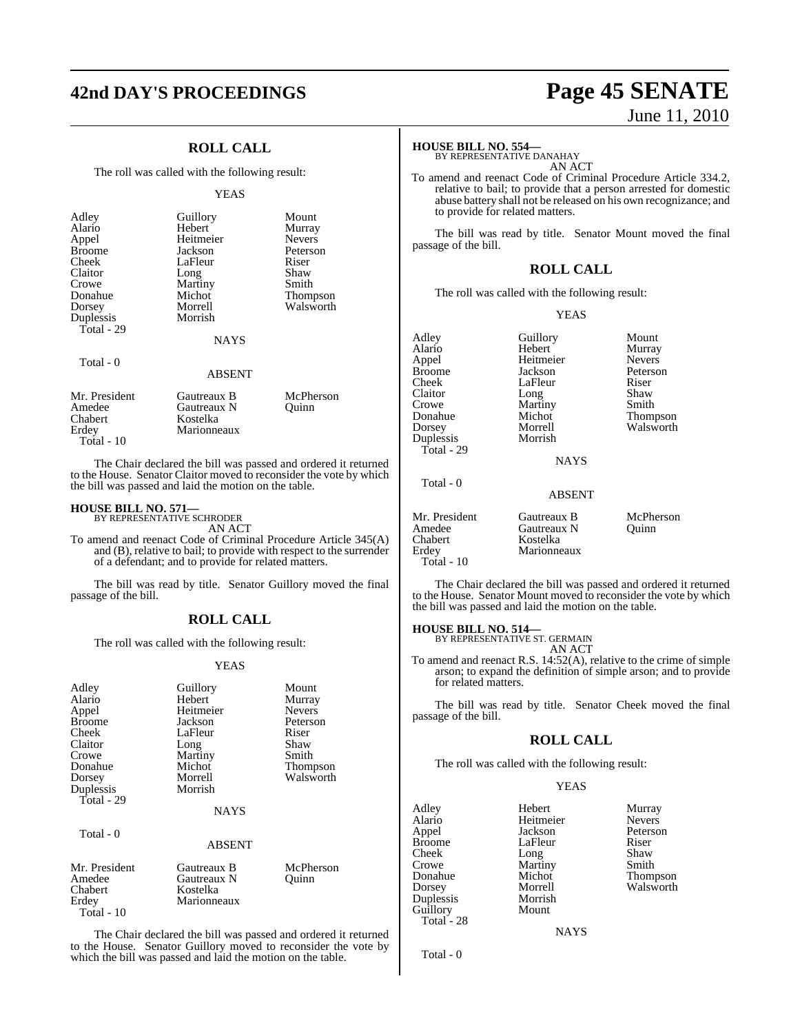## ROLL CALL

The roll was called with the following result:

YEAS

| | | |
|---|---|---|
| Adley | Guillory | Mount |
| Alario | Hebert | Murray |
| Appel | Heitmeier | Nevers |
| Broome | Jackson | Peterson |
| Cheek | LaFleur | Riser |
| Claitor | Long | Shaw |
| Crowe | Martiny | Smith |
| Donahue | Michot | Thompson |
| Dorsey | Morrell | Walsworth |
| Duplessis | Morrish | |
| Total - 29 | | |

NAYS

Total - 0

ABSENT

| | | |
|---|---|---|
| Mr. President | Gautreaux B | McPherson |
| Amedee | Gautreaux N | Quinn |
| Chabert | Kostelka | |
| Erdey | Marionneaux | |
| Total - 10 | | |

The Chair declared the bill was passed and ordered it returned to the House. Senator Claitor moved to reconsider the vote by which the bill was passed and laid the motion on the table.

**HOUSE BILL NO. 571—**
BY REPRESENTATIVE SCHRODER
AN ACT

To amend and reenact Code of Criminal Procedure Article 345(A) and (B), relative to bail; to provide with respect to the surrender of a defendant; and to provide for related matters.

The bill was read by title. Senator Guillory moved the final passage of the bill.

## ROLL CALL

The roll was called with the following result:

YEAS

| | | |
|---|---|---|
| Adley | Guillory | Mount |
| Alario | Hebert | Murray |
| Appel | Heitmeier | Nevers |
| Broome | Jackson | Peterson |
| Cheek | LaFleur | Riser |
| Claitor | Long | Shaw |
| Crowe | Martiny | Smith |
| Donahue | Michot | Thompson |
| Dorsey | Morrell | Walsworth |
| Duplessis | Morrish | |
| Total - 29 | | |

NAYS

Total - 0

ABSENT

| | | |
|---|---|---|
| Mr. President | Gautreaux B | McPherson |
| Amedee | Gautreaux N | Quinn |
| Chabert | Kostelka | |
| Erdey | Marionneaux | |
| Total - 10 | | |

The Chair declared the bill was passed and ordered it returned to the House. Senator Guillory moved to reconsider the vote by which the bill was passed and laid the motion on the table.

**HOUSE BILL NO. 554—**
BY REPRESENTATIVE DANAHAY
AN ACT

To amend and reenact Code of Criminal Procedure Article 334.2, relative to bail; to provide that a person arrested for domestic abuse battery shall not be released on his own recognizance; and to provide for related matters.

The bill was read by title. Senator Mount moved the final passage of the bill.

## ROLL CALL

The roll was called with the following result:

YEAS

| | | |
|---|---|---|
| Adley | Guillory | Mount |
| Alario | Hebert | Murray |
| Appel | Heitmeier | Nevers |
| Broome | Jackson | Peterson |
| Cheek | LaFleur | Riser |
| Claitor | Long | Shaw |
| Crowe | Martiny | Smith |
| Donahue | Michot | Thompson |
| Dorsey | Morrell | Walsworth |
| Duplessis | Morrish | |
| Total - 29 | | |

NAYS

Total - 0

ABSENT

| | | |
|---|---|---|
| Mr. President | Gautreaux B | McPherson |
| Amedee | Gautreaux N | Quinn |
| Chabert | Kostelka | |
| Erdey | Marionneaux | |
| Total - 10 | | |

The Chair declared the bill was passed and ordered it returned to the House. Senator Mount moved to reconsider the vote by which the bill was passed and laid the motion on the table.

**HOUSE BILL NO. 514—**
BY REPRESENTATIVE ST. GERMAIN
AN ACT

To amend and reenact R.S. 14:52(A), relative to the crime of simple arson; to expand the definition of simple arson; and to provide for related matters.

The bill was read by title. Senator Cheek moved the final passage of the bill.

## ROLL CALL

The roll was called with the following result:

YEAS

| | | |
|---|---|---|
| Adley | Hebert | Murray |
| Alario | Heitmeier | Nevers |
| Appel | Jackson | Peterson |
| Broome | LaFleur | Riser |
| Cheek | Long | Shaw |
| Crowe | Martiny | Smith |
| Donahue | Michot | Thompson |
| Dorsey | Morrell | Walsworth |
| Duplessis | Morrish | |
| Guillory | Mount | |
| Total - 28 | | |

NAYS

Total - 0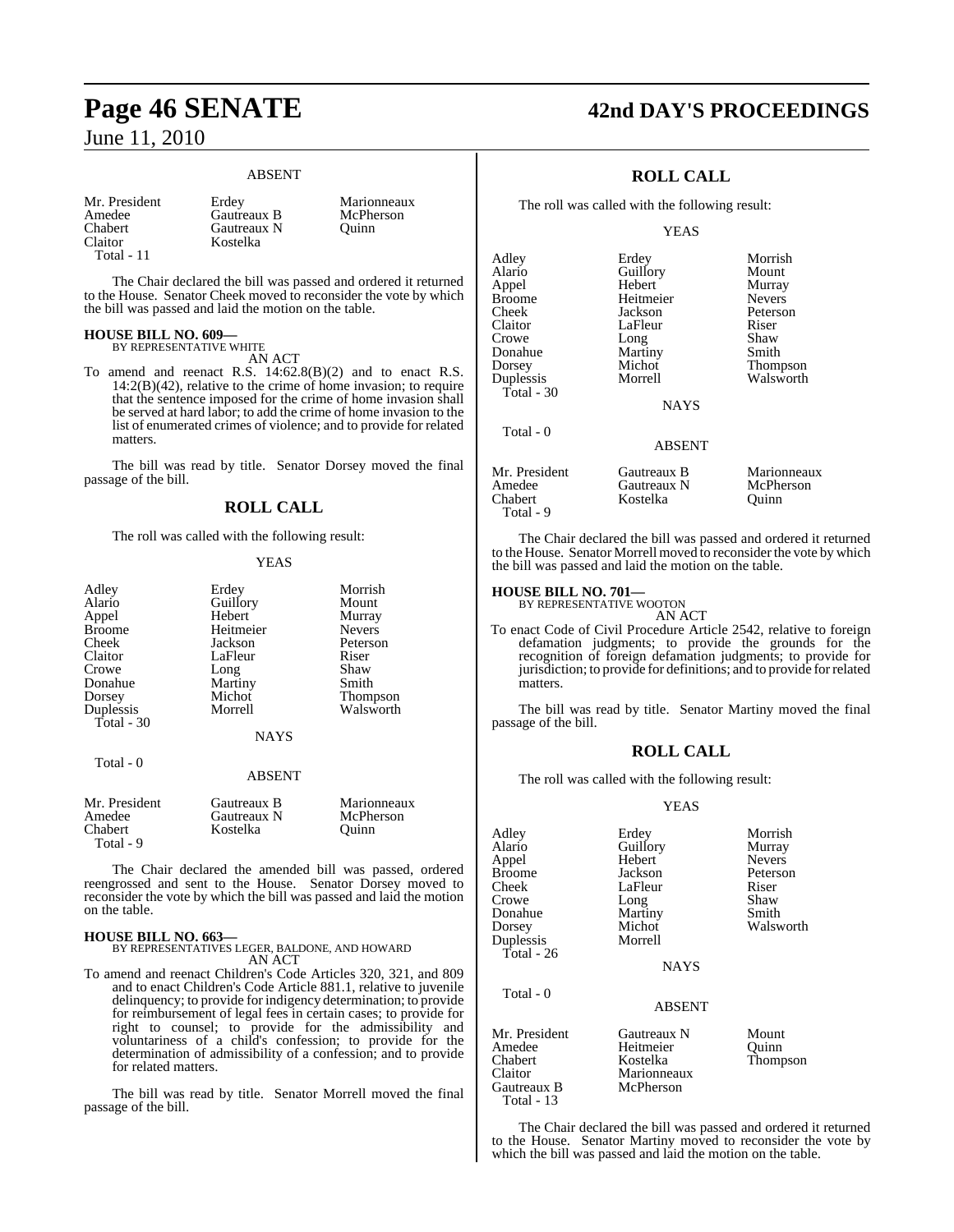ABSENT

| | | |
|---|---|---|
| Mr. President | Erdey | Marionneaux |
| Amedee | Gautreaux B | McPherson |
| Chabert | Gautreaux N | Quinn |
| Claitor | Kostelka | |
| Total - 11 | | |

The Chair declared the bill was passed and ordered it returned to the House. Senator Cheek moved to reconsider the vote by which the bill was passed and laid the motion on the table.

**HOUSE BILL NO. 609—**
BY REPRESENTATIVE WHITE
AN ACT

To amend and reenact R.S. 14:62.8(B)(2) and to enact R.S. 14:2(B)(42), relative to the crime of home invasion; to require that the sentence imposed for the crime of home invasion shall be served at hard labor; to add the crime of home invasion to the list of enumerated crimes of violence; and to provide for related matters.

The bill was read by title. Senator Dorsey moved the final passage of the bill.

## ROLL CALL

The roll was called with the following result:

YEAS

| | | |
|---|---|---|
| Adley | Erdey | Morrish |
| Alario | Guillory | Mount |
| Appel | Hebert | Murray |
| Broome | Heitmeier | Nevers |
| Cheek | Jackson | Peterson |
| Claitor | LaFleur | Riser |
| Crowe | Long | Shaw |
| Donahue | Martiny | Smith |
| Dorsey | Michot | Thompson |
| Duplessis | Morrell | Walsworth |
| Total - 30 | | |

NAYS

Total - 0

ABSENT

| | | |
|---|---|---|
| Mr. President | Gautreaux B | Marionneaux |
| Amedee | Gautreaux N | McPherson |
| Chabert | Kostelka | Quinn |
| Total - 9 | | |

The Chair declared the amended bill was passed, ordered reengrossed and sent to the House. Senator Dorsey moved to reconsider the vote by which the bill was passed and laid the motion on the table.

**HOUSE BILL NO. 663—**
BY REPRESENTATIVES LEGER, BALDONE, AND HOWARD
AN ACT

To amend and reenact Children's Code Articles 320, 321, and 809 and to enact Children's Code Article 881.1, relative to juvenile delinquency; to provide for indigency determination; to provide for reimbursement of legal fees in certain cases; to provide for right to counsel; to provide for the admissibility and voluntariness of a child's confession; to provide for the determination of admissibility of a confession; and to provide for related matters.

The bill was read by title. Senator Morrell moved the final passage of the bill.

## ROLL CALL

The roll was called with the following result:

YEAS

| | | |
|---|---|---|
| Adley | Erdey | Morrish |
| Alario | Guillory | Mount |
| Appel | Hebert | Murray |
| Broome | Heitmeier | Nevers |
| Cheek | Jackson | Peterson |
| Claitor | LaFleur | Riser |
| Crowe | Long | Shaw |
| Donahue | Martiny | Smith |
| Dorsey | Michot | Thompson |
| Duplessis | Morrell | Walsworth |
| Total - 30 | | |

NAYS

Total - 0

ABSENT

| | | |
|---|---|---|
| Mr. President | Gautreaux B | Marionneaux |
| Amedee | Gautreaux N | McPherson |
| Chabert | Kostelka | Quinn |
| Total - 9 | | |

The Chair declared the bill was passed and ordered it returned to the House. Senator Morrell moved to reconsider the vote by which the bill was passed and laid the motion on the table.

**HOUSE BILL NO. 701—**
BY REPRESENTATIVE WOOTON
AN ACT

To enact Code of Civil Procedure Article 2542, relative to foreign defamation judgments; to provide the grounds for the recognition of foreign defamation judgments; to provide for jurisdiction; to provide for definitions; and to provide for related matters.

The bill was read by title. Senator Martiny moved the final passage of the bill.

## ROLL CALL

The roll was called with the following result:

YEAS

| | | |
|---|---|---|
| Adley | Erdey | Morrish |
| Alario | Guillory | Murray |
| Appel | Hebert | Nevers |
| Broome | Jackson | Peterson |
| Cheek | LaFleur | Riser |
| Crowe | Long | Shaw |
| Donahue | Martiny | Smith |
| Dorsey | Michot | Walsworth |
| Duplessis | Morrell | |
| Total - 26 | | |

NAYS

Total - 0

ABSENT

| | | |
|---|---|---|
| Mr. President | Gautreaux N | Mount |
| Amedee | Heitmeier | Quinn |
| Chabert | Kostelka | Thompson |
| Claitor | Marionneaux | |
| Gautreaux B | McPherson | |
| Total - 13 | | |

The Chair declared the bill was passed and ordered it returned to the House. Senator Martiny moved to reconsider the vote by which the bill was passed and laid the motion on the table.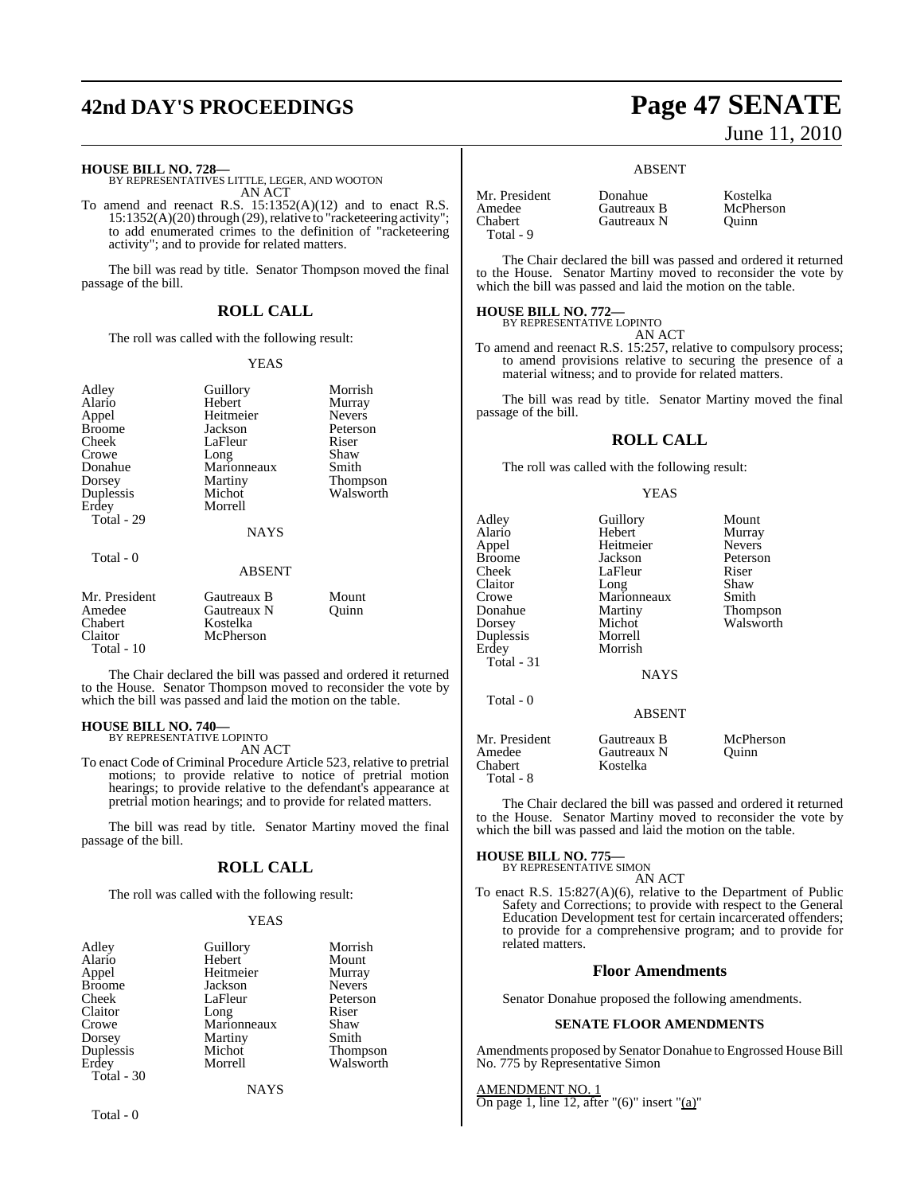**HOUSE BILL NO. 728—**
BY REPRESENTATIVES LITTLE, LEGER, AND WOOTON
AN ACT

To amend and reenact R.S. 15:1352(A)(12) and to enact R.S. 15:1352(A)(20) through (29), relative to "racketeering activity"; to add enumerated crimes to the definition of "racketeering activity"; and to provide for related matters.

The bill was read by title. Senator Thompson moved the final passage of the bill.

## ROLL CALL

The roll was called with the following result:

YEAS

| | | |
|---|---|---|
| Adley | Guillory | Morrish |
| Alario | Hebert | Murray |
| Appel | Heitmeier | Nevers |
| Broome | Jackson | Peterson |
| Cheek | LaFleur | Riser |
| Crowe | Long | Shaw |
| Donahue | Marionneaux | Smith |
| Dorsey | Martiny | Thompson |
| Duplessis | Michot | Walsworth |
| Erdey | Morrell | |
| Total - 29 | | |

NAYS

Total - 0

ABSENT

| | | |
|---|---|---|
| Mr. President | Gautreaux B | Mount |
| Amedee | Gautreaux N | Quinn |
| Chabert | Kostelka | |
| Claitor | McPherson | |
| Total - 10 | | |

The Chair declared the bill was passed and ordered it returned to the House. Senator Thompson moved to reconsider the vote by which the bill was passed and laid the motion on the table.

**HOUSE BILL NO. 740—**
BY REPRESENTATIVE LOPINTO
AN ACT

To enact Code of Criminal Procedure Article 523, relative to pretrial motions; to provide relative to notice of pretrial motion hearings; to provide relative to the defendant's appearance at pretrial motion hearings; and to provide for related matters.

The bill was read by title. Senator Martiny moved the final passage of the bill.

## ROLL CALL

The roll was called with the following result:

YEAS

| | | |
|---|---|---|
| Adley | Guillory | Morrish |
| Alario | Hebert | Mount |
| Appel | Heitmeier | Murray |
| Broome | Jackson | Nevers |
| Cheek | LaFleur | Peterson |
| Claitor | Long | Riser |
| Crowe | Marionneaux | Shaw |
| Dorsey | Martiny | Smith |
| Duplessis | Michot | Thompson |
| Erdey | Morrell | Walsworth |
| Total - 30 | | |

NAYS

Total - 0

ABSENT

| | | |
|---|---|---|
| Mr. President | Donahue | Kostelka |
| Amedee | Gautreaux B | McPherson |
| Chabert | Gautreaux N | Quinn |
| Total - 9 | | |

The Chair declared the bill was passed and ordered it returned to the House. Senator Martiny moved to reconsider the vote by which the bill was passed and laid the motion on the table.

**HOUSE BILL NO. 772—**
BY REPRESENTATIVE LOPINTO
AN ACT

To amend and reenact R.S. 15:257, relative to compulsory process; to amend provisions relative to securing the presence of a material witness; and to provide for related matters.

The bill was read by title. Senator Martiny moved the final passage of the bill.

## ROLL CALL

The roll was called with the following result:

YEAS

| | | |
|---|---|---|
| Adley | Guillory | Mount |
| Alario | Hebert | Murray |
| Appel | Heitmeier | Nevers |
| Broome | Jackson | Peterson |
| Cheek | LaFleur | Riser |
| Claitor | Long | Shaw |
| Crowe | Marionneaux | Smith |
| Donahue | Martiny | Thompson |
| Dorsey | Michot | Walsworth |
| Duplessis | Morrell | |
| Erdey | Morrish | |
| Total - 31 | | |

NAYS

Total - 0

ABSENT

| | | |
|---|---|---|
| Mr. President | Gautreaux B | McPherson |
| Amedee | Gautreaux N | Quinn |
| Chabert | Kostelka | |
| Total - 8 | | |

The Chair declared the bill was passed and ordered it returned to the House. Senator Martiny moved to reconsider the vote by which the bill was passed and laid the motion on the table.

**HOUSE BILL NO. 775—**
BY REPRESENTATIVE SIMON
AN ACT

To enact R.S. 15:827(A)(6), relative to the Department of Public Safety and Corrections; to provide with respect to the General Education Development test for certain incarcerated offenders; to provide for a comprehensive program; and to provide for related matters.

## Floor Amendments

Senator Donahue proposed the following amendments.

### SENATE FLOOR AMENDMENTS

Amendments proposed by Senator Donahue to Engrossed House Bill No. 775 by Representative Simon

AMENDMENT NO. 1
On page 1, line 12, after "(6)" insert "(a)"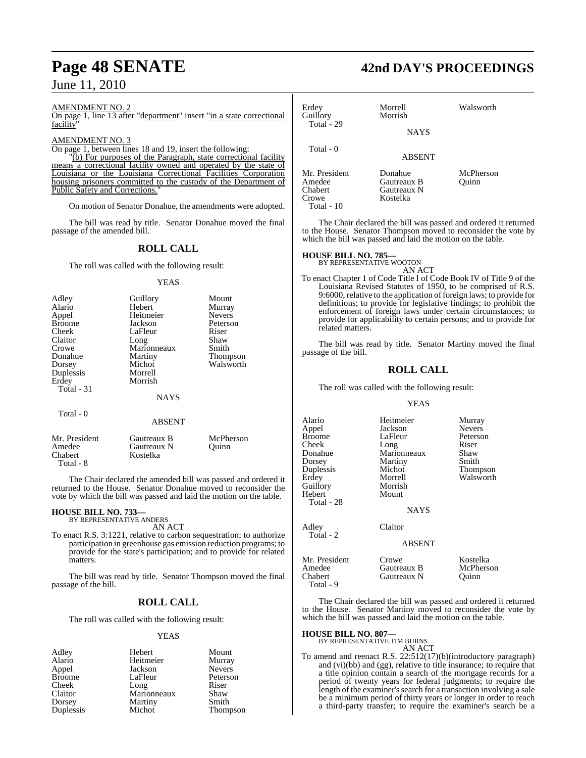AMENDMENT NO. 2

On page 1, line 13 after "department" insert "in a state correctional facility"

AMENDMENT NO. 3

On page 1, between lines 18 and 19, insert the following:

"(b) For purposes of the Paragraph, state correctional facility means a correctional facility owned and operated by the state of Louisiana or the Louisiana Correctional Facilities Corporation housing prisoners committed to the custody of the Department of Public Safety and Corrections."

On motion of Senator Donahue, the amendments were adopted.

The bill was read by title. Senator Donahue moved the final passage of the amended bill.

## ROLL CALL

The roll was called with the following result:

YEAS

| | | |
|---|---|---|
| Adley | Guillory | Mount |
| Alario | Hebert | Murray |
| Appel | Heitmeier | Nevers |
| Broome | Jackson | Peterson |
| Cheek | LaFleur | Riser |
| Claitor | Long | Shaw |
| Crowe | Marionneaux | Smith |
| Donahue | Martiny | Thompson |
| Dorsey | Michot | Walsworth |
| Duplessis | Morrell | |
| Erdey | Morrish | |
| Total - 31 | | |

NAYS

Total - 0

ABSENT

| | | |
|---|---|---|
| Mr. President | Gautreaux B | McPherson |
| Amedee | Gautreaux N | Quinn |
| Chabert | Kostelka | |
| Total - 8 | | |

The Chair declared the amended bill was passed and ordered it returned to the House. Senator Donahue moved to reconsider the vote by which the bill was passed and laid the motion on the table.

### HOUSE BILL NO. 733—
BY REPRESENTATIVE ANDERS

AN ACT

To enact R.S. 3:1221, relative to carbon sequestration; to authorize participation in greenhouse gas emission reduction programs; to provide for the state's participation; and to provide for related matters.

The bill was read by title. Senator Thompson moved the final passage of the bill.

## ROLL CALL

The roll was called with the following result:

YEAS

| | | |
|---|---|---|
| Adley | Hebert | Mount |
| Alario | Heitmeier | Murray |
| Appel | Jackson | Nevers |
| Broome | LaFleur | Peterson |
| Cheek | Long | Riser |
| Claitor | Marionneaux | Shaw |
| Dorsey | Martiny | Smith |
| Duplessis | Michot | Thompson |
| Erdey | Morrell | Walsworth |
| Guillory | Morrish | |
| Total - 29 | | |

NAYS

Total - 0

ABSENT

| | | |
|---|---|---|
| Mr. President | Donahue | McPherson |
| Amedee | Gautreaux B | Quinn |
| Chabert | Gautreaux N | |
| Crowe | Kostelka | |
| Total - 10 | | |

The Chair declared the bill was passed and ordered it returned to the House. Senator Thompson moved to reconsider the vote by which the bill was passed and laid the motion on the table.

### HOUSE BILL NO. 785—
BY REPRESENTATIVE WOOTON

AN ACT

To enact Chapter 1 of Code Title I of Code Book IV of Title 9 of the Louisiana Revised Statutes of 1950, to be comprised of R.S. 9:6000, relative to the application of foreign laws; to provide for definitions; to provide for legislative findings; to prohibit the enforcement of foreign laws under certain circumstances; to provide for applicability to certain persons; and to provide for related matters.

The bill was read by title. Senator Martiny moved the final passage of the bill.

## ROLL CALL

The roll was called with the following result:

YEAS

| | | |
|---|---|---|
| Alario | Heitmeier | Murray |
| Appel | Jackson | Nevers |
| Broome | LaFleur | Peterson |
| Cheek | Long | Riser |
| Donahue | Marionneaux | Shaw |
| Dorsey | Martiny | Smith |
| Duplessis | Michot | Thompson |
| Erdey | Morrell | Walsworth |
| Guillory | Morrish | |
| Hebert | Mount | |
| Total - 28 | | |

NAYS

| | |
|---|---|
| Adley | Claitor |
| Total - 2 | |

ABSENT

| | | |
|---|---|---|
| Mr. President | Crowe | Kostelka |
| Amedee | Gautreaux B | McPherson |
| Chabert | Gautreaux N | Quinn |
| Total - 9 | | |

The Chair declared the bill was passed and ordered it returned to the House. Senator Martiny moved to reconsider the vote by which the bill was passed and laid the motion on the table.

### HOUSE BILL NO. 807—
BY REPRESENTATIVE TIM BURNS

AN ACT

To amend and reenact R.S. 22:512(17)(b)(introductory paragraph) and (vi)(bb) and (gg), relative to title insurance; to require that a title opinion contain a search of the mortgage records for a period of twenty years for federal judgments; to require the length of the examiner's search for a transaction involving a sale be a minimum period of thirty years or longer in order to reach a third-party transfer; to require the examiner's search be a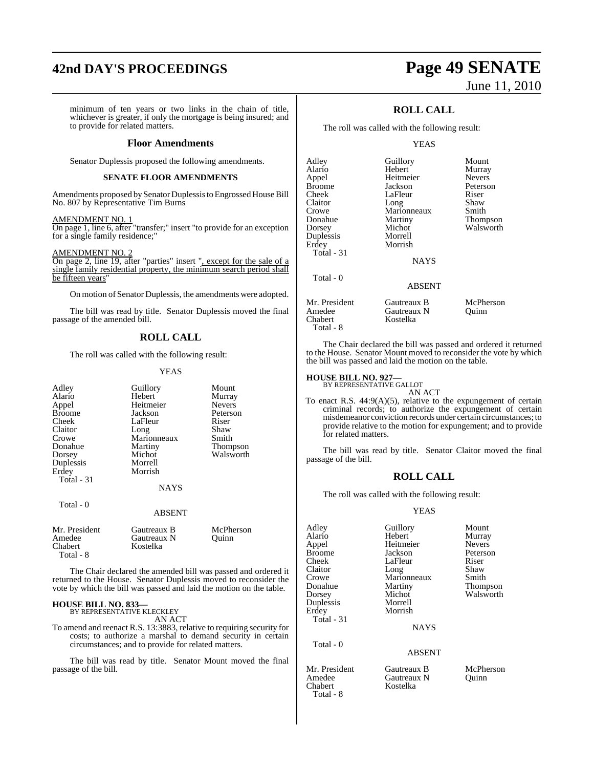minimum of ten years or two links in the chain of title, whichever is greater, if only the mortgage is being insured; and to provide for related matters.

### Floor Amendments

Senator Duplessis proposed the following amendments.

**SENATE FLOOR AMENDMENTS**

Amendments proposed by Senator Duplessis to Engrossed House Bill No. 807 by Representative Tim Burns

AMENDMENT NO. 1
On page 1, line 6, after "transfer;" insert "to provide for an exception for a single family residence;"

AMENDMENT NO. 2
On page 2, line 19, after "parties" insert ", except for the sale of a single family residential property, the minimum search period shall be fifteen years"

On motion of Senator Duplessis, the amendments were adopted.

The bill was read by title. Senator Duplessis moved the final passage of the amended bill.

## ROLL CALL

The roll was called with the following result:

YEAS

| | | |
|---|---|---|
| Adley | Guillory | Mount |
| Alario | Hebert | Murray |
| Appel | Heitmeier | Nevers |
| Broome | Jackson | Peterson |
| Cheek | LaFleur | Riser |
| Claitor | Long | Shaw |
| Crowe | Marionneaux | Smith |
| Donahue | Martiny | Thompson |
| Dorsey | Michot | Walsworth |
| Duplessis | Morrell | |
| Erdey | Morrish | |
| Total - 31 | | |

NAYS

Total - 0

ABSENT

| | | |
|---|---|---|
| Mr. President | Gautreaux B | McPherson |
| Amedee | Gautreaux N | Quinn |
| Chabert | Kostelka | |
| Total - 8 | | |

The Chair declared the amended bill was passed and ordered it returned to the House. Senator Duplessis moved to reconsider the vote by which the bill was passed and laid the motion on the table.

**HOUSE BILL NO. 833—**
BY REPRESENTATIVE KLECKLEY
AN ACT
To amend and reenact R.S. 13:3883, relative to requiring security for costs; to authorize a marshal to demand security in certain circumstances; and to provide for related matters.

The bill was read by title. Senator Mount moved the final passage of the bill.

## ROLL CALL

The roll was called with the following result:

YEAS

| | | |
|---|---|---|
| Adley | Guillory | Mount |
| Alario | Hebert | Murray |
| Appel | Heitmeier | Nevers |
| Broome | Jackson | Peterson |
| Cheek | LaFleur | Riser |
| Claitor | Long | Shaw |
| Crowe | Marionneaux | Smith |
| Donahue | Martiny | Thompson |
| Dorsey | Michot | Walsworth |
| Duplessis | Morrell | |
| Erdey | Morrish | |
| Total - 31 | | |

NAYS

Total - 0

ABSENT

| | | |
|---|---|---|
| Mr. President | Gautreaux B | McPherson |
| Amedee | Gautreaux N | Quinn |
| Chabert | Kostelka | |
| Total - 8 | | |

The Chair declared the bill was passed and ordered it returned to the House. Senator Mount moved to reconsider the vote by which the bill was passed and laid the motion on the table.

**HOUSE BILL NO. 927—**
BY REPRESENTATIVE GALLOT
AN ACT
To enact R.S. 44:9(A)(5), relative to the expungement of certain criminal records; to authorize the expungement of certain misdemeanor conviction records under certain circumstances; to provide relative to the motion for expungement; and to provide for related matters.

The bill was read by title. Senator Claitor moved the final passage of the bill.

## ROLL CALL

The roll was called with the following result:

YEAS

| | | |
|---|---|---|
| Adley | Guillory | Mount |
| Alario | Hebert | Murray |
| Appel | Heitmeier | Nevers |
| Broome | Jackson | Peterson |
| Cheek | LaFleur | Riser |
| Claitor | Long | Shaw |
| Crowe | Marionneaux | Smith |
| Donahue | Martiny | Thompson |
| Dorsey | Michot | Walsworth |
| Duplessis | Morrell | |
| Erdey | Morrish | |
| Total - 31 | | |

NAYS

Total - 0

ABSENT

| | | |
|---|---|---|
| Mr. President | Gautreaux B | McPherson |
| Amedee | Gautreaux N | Quinn |
| Chabert | Kostelka | |
| Total - 8 | | |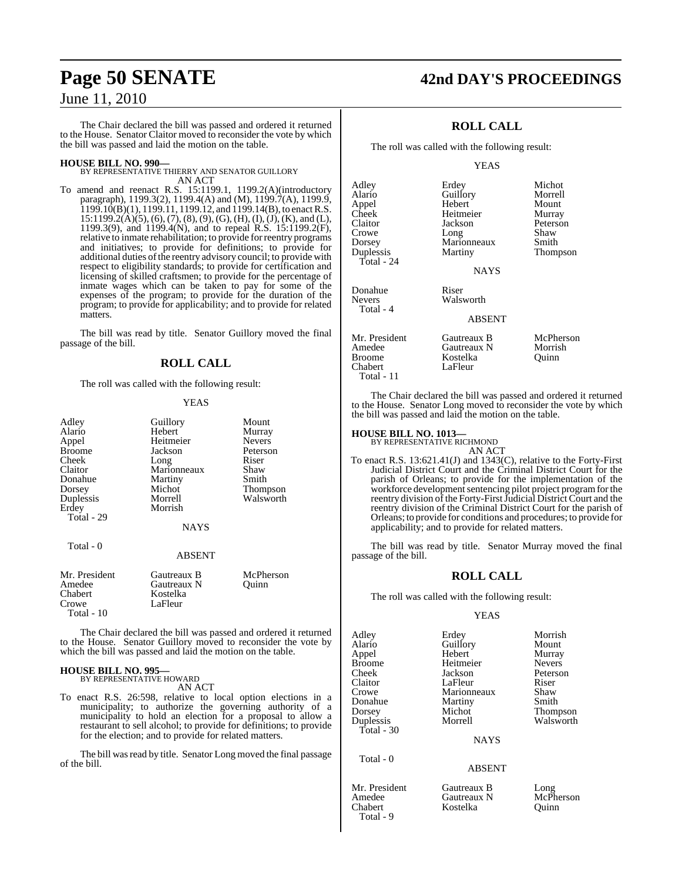The Chair declared the bill was passed and ordered it returned to the House. Senator Claitor moved to reconsider the vote by which the bill was passed and laid the motion on the table.

**HOUSE BILL NO. 990—**
BY REPRESENTATIVE THIERRY AND SENATOR GUILLORY
AN ACT

To amend and reenact R.S. 15:1199.1, 1199.2(A)(introductory paragraph), 1199.3(2), 1199.4(A) and (M), 1199.7(A), 1199.9, 1199.10(B)(1), 1199.11, 1199.12, and 1199.14(B), to enact R.S. 15:1199.2(A)(5), (6), (7), (8), (9), (G), (H), (I), (J), (K), and (L), 1199.3(9), and 1199.4(N), and to repeal R.S. 15:1199.2(F), relative to inmate rehabilitation; to provide for reentry programs and initiatives; to provide for definitions; to provide for additional duties of the reentry advisory council; to provide with respect to eligibility standards; to provide for certification and licensing of skilled craftsmen; to provide for the percentage of inmate wages which can be taken to pay for some of the expenses of the program; to provide for the duration of the program; to provide for applicability; and to provide for related matters.

The bill was read by title. Senator Guillory moved the final passage of the bill.

## ROLL CALL

The roll was called with the following result:

YEAS

| | | |
|---|---|---|
| Adley | Guillory | Mount |
| Alario | Hebert | Murray |
| Appel | Heitmeier | Nevers |
| Broome | Jackson | Peterson |
| Cheek | Long | Riser |
| Claitor | Marionneaux | Shaw |
| Donahue | Martiny | Smith |
| Dorsey | Michot | Thompson |
| Duplessis | Morrell | Walsworth |
| Erdey | Morrish | |

Total - 29

NAYS

Total - 0

ABSENT

| | | |
|---|---|---|
| Mr. President | Gautreaux B | McPherson |
| Amedee | Gautreaux N | Quinn |
| Chabert | Kostelka | |
| Crowe | LaFleur | |

Total - 10

The Chair declared the bill was passed and ordered it returned to the House. Senator Guillory moved to reconsider the vote by which the bill was passed and laid the motion on the table.

**HOUSE BILL NO. 995—**
BY REPRESENTATIVE HOWARD
AN ACT

To enact R.S. 26:598, relative to local option elections in a municipality; to authorize the governing authority of a municipality to hold an election for a proposal to allow a restaurant to sell alcohol; to provide for definitions; to provide for the election; and to provide for related matters.

The bill was read by title. Senator Long moved the final passage of the bill.

## ROLL CALL

The roll was called with the following result:

YEAS

| | | |
|---|---|---|
| Adley | Erdey | Michot |
| Alario | Guillory | Morrell |
| Appel | Hebert | Mount |
| Cheek | Heitmeier | Murray |
| Claitor | Jackson | Peterson |
| Crowe | Long | Shaw |
| Dorsey | Marionneaux | Smith |
| Duplessis | Martiny | Thompson |

Total - 24

NAYS

| | |
|---|---|
| Donahue | Riser |
| Nevers | Walsworth |

Total - 4

ABSENT

| | | |
|---|---|---|
| Mr. President | Gautreaux B | McPherson |
| Amedee | Gautreaux N | Morrish |
| Broome | Kostelka | Quinn |
| Chabert | LaFleur | |

Total - 11

The Chair declared the bill was passed and ordered it returned to the House. Senator Long moved to reconsider the vote by which the bill was passed and laid the motion on the table.

**HOUSE BILL NO. 1013—**
BY REPRESENTATIVE RICHMOND
AN ACT

To enact R.S. 13:621.41(J) and 1343(C), relative to the Forty-First Judicial District Court and the Criminal District Court for the parish of Orleans; to provide for the implementation of the workforce development sentencing pilot project program for the reentry division of the Forty-First Judicial District Court and the reentry division of the Criminal District Court for the parish of Orleans; to provide for conditions and procedures; to provide for applicability; and to provide for related matters.

The bill was read by title. Senator Murray moved the final passage of the bill.

## ROLL CALL

The roll was called with the following result:

YEAS

| | | |
|---|---|---|
| Adley | Erdey | Morrish |
| Alario | Guillory | Mount |
| Appel | Hebert | Murray |
| Broome | Heitmeier | Nevers |
| Cheek | Jackson | Peterson |
| Claitor | LaFleur | Riser |
| Crowe | Marionneaux | Shaw |
| Donahue | Martiny | Smith |
| Dorsey | Michot | Thompson |
| Duplessis | Morrell | Walsworth |

Total - 30

NAYS

Total - 0

ABSENT

| | | |
|---|---|---|
| Mr. President | Gautreaux B | Long |
| Amedee | Gautreaux N | McPherson |
| Chabert | Kostelka | Quinn |

Total - 9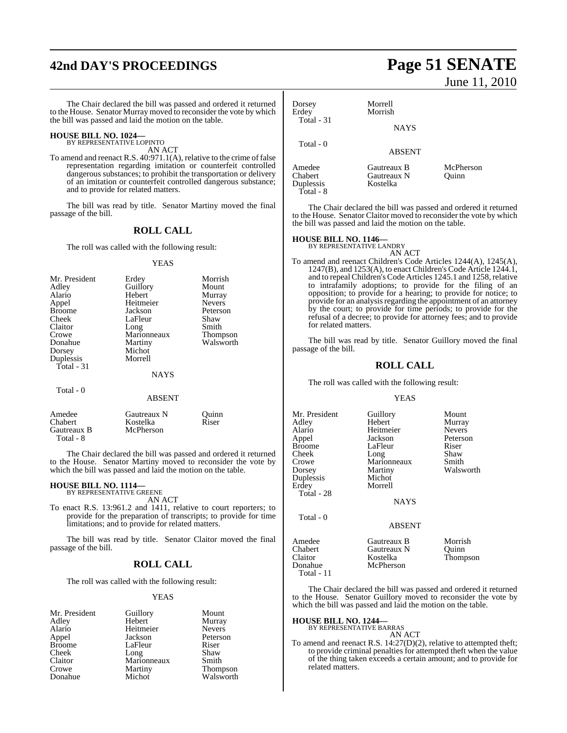The Chair declared the bill was passed and ordered it returned to the House. Senator Murray moved to reconsider the vote by which the bill was passed and laid the motion on the table.

**HOUSE BILL NO. 1024—**
BY REPRESENTATIVE LOPINTO
AN ACT

To amend and reenact R.S. 40:971.1(A), relative to the crime of false representation regarding imitation or counterfeit controlled dangerous substances; to prohibit the transportation or delivery of an imitation or counterfeit controlled dangerous substance; and to provide for related matters.

The bill was read by title. Senator Martiny moved the final passage of the bill.

## ROLL CALL

The roll was called with the following result:

YEAS

| | | |
|---|---|---|
| Mr. President | Erdey | Morrish |
| Adley | Guillory | Mount |
| Alario | Hebert | Murray |
| Appel | Heitmeier | Nevers |
| Broome | Jackson | Peterson |
| Cheek | LaFleur | Shaw |
| Claitor | Long | Smith |
| Crowe | Marionneaux | Thompson |
| Donahue | Martiny | Walsworth |
| Dorsey | Michot | |
| Duplessis | Morrell | |
| Total - 31 | | |

NAYS

Total - 0

ABSENT

| | | |
|---|---|---|
| Amedee | Gautreaux N | Quinn |
| Chabert | Kostelka | Riser |
| Gautreaux B | McPherson | |
| Total - 8 | | |

The Chair declared the bill was passed and ordered it returned to the House. Senator Martiny moved to reconsider the vote by which the bill was passed and laid the motion on the table.

**HOUSE BILL NO. 1114—**
BY REPRESENTATIVE GREENE
AN ACT

To enact R.S. 13:961.2 and 1411, relative to court reporters; to provide for the preparation of transcripts; to provide for time limitations; and to provide for related matters.

The bill was read by title. Senator Claitor moved the final passage of the bill.

## ROLL CALL

The roll was called with the following result:

YEAS

| | | |
|---|---|---|
| Mr. President | Guillory | Mount |
| Adley | Hebert | Murray |
| Alario | Heitmeier | Nevers |
| Appel | Jackson | Peterson |
| Broome | LaFleur | Riser |
| Cheek | Long | Shaw |
| Claitor | Marionneaux | Smith |
| Crowe | Martiny | Thompson |
| Donahue | Michot | Walsworth |
| Dorsey | Morrell | |
| Erdey | Morrish | |
| Total - 31 | | |

NAYS

Total - 0

ABSENT

| | | |
|---|---|---|
| Amedee | Gautreaux B | McPherson |
| Chabert | Gautreaux N | Quinn |
| Duplessis | Kostelka | |
| Total - 8 | | |

The Chair declared the bill was passed and ordered it returned to the House. Senator Claitor moved to reconsider the vote by which the bill was passed and laid the motion on the table.

**HOUSE BILL NO. 1146—**
BY REPRESENTATIVE LANDRY
AN ACT

To amend and reenact Children's Code Articles 1244(A), 1245(A), 1247(B), and 1253(A), to enact Children's Code Article 1244.1, and to repeal Children's Code Articles 1245.1 and 1258, relative to intrafamily adoptions; to provide for the filing of an opposition; to provide for a hearing; to provide for notice; to provide for an analysis regarding the appointment of an attorney by the court; to provide for time periods; to provide for the refusal of a decree; to provide for attorney fees; and to provide for related matters.

The bill was read by title. Senator Guillory moved the final passage of the bill.

## ROLL CALL

The roll was called with the following result:

YEAS

| | | |
|---|---|---|
| Mr. President | Guillory | Mount |
| Adley | Hebert | Murray |
| Alario | Heitmeier | Nevers |
| Appel | Jackson | Peterson |
| Broome | LaFleur | Riser |
| Cheek | Long | Shaw |
| Crowe | Marionneaux | Smith |
| Dorsey | Martiny | Walsworth |
| Duplessis | Michot | |
| Erdey | Morrell | |
| Total - 28 | | |

NAYS

Total - 0

ABSENT

| | | |
|---|---|---|
| Amedee | Gautreaux B | Morrish |
| Chabert | Gautreaux N | Quinn |
| Claitor | Kostelka | Thompson |
| Donahue | McPherson | |
| Total - 11 | | |

The Chair declared the bill was passed and ordered it returned to the House. Senator Guillory moved to reconsider the vote by which the bill was passed and laid the motion on the table.

**HOUSE BILL NO. 1244—**
BY REPRESENTATIVE BARRAS
AN ACT

To amend and reenact R.S. 14:27(D)(2), relative to attempted theft; to provide criminal penalties for attempted theft when the value of the thing taken exceeds a certain amount; and to provide for related matters.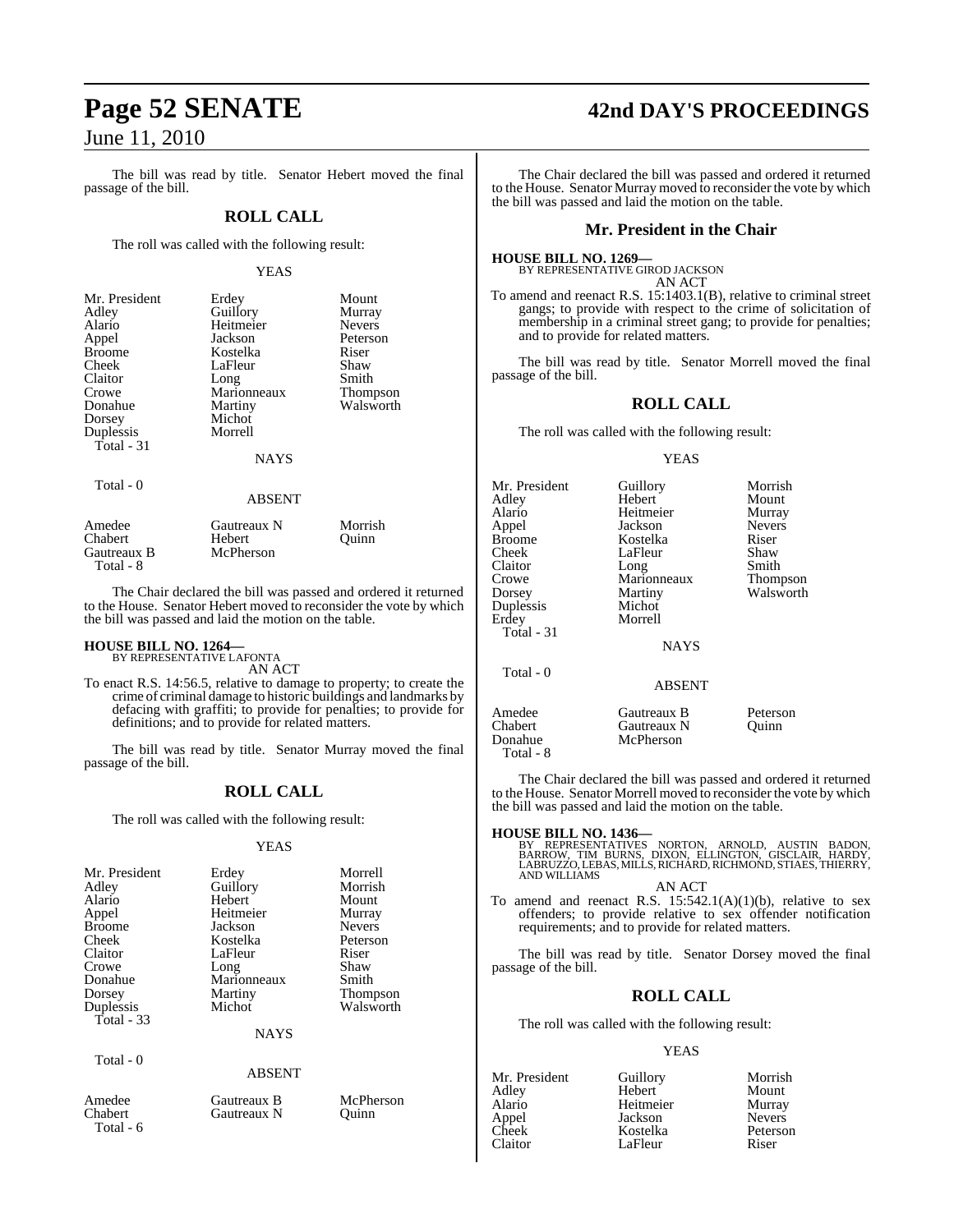The bill was read by title. Senator Hebert moved the final passage of the bill.

## ROLL CALL

The roll was called with the following result:

YEAS

| | | |
|---|---|---|
| Mr. President | Erdey | Mount |
| Adley | Guillory | Murray |
| Alario | Heitmeier | Nevers |
| Appel | Jackson | Peterson |
| Broome | Kostelka | Riser |
| Cheek | LaFleur | Shaw |
| Claitor | Long | Smith |
| Crowe | Marionneaux | Thompson |
| Donahue | Martiny | Walsworth |
| Dorsey | Michot | |
| Duplessis | Morrell | |
| Total - 31 | | |

NAYS

Total - 0

ABSENT

| | | |
|---|---|---|
| Amedee | Gautreaux N | Morrish |
| Chabert | Hebert | Quinn |
| Gautreaux B | McPherson | |
| Total - 8 | | |

The Chair declared the bill was passed and ordered it returned to the House. Senator Hebert moved to reconsider the vote by which the bill was passed and laid the motion on the table.

**HOUSE BILL NO. 1264—**
BY REPRESENTATIVE LAFONTA
AN ACT

To enact R.S. 14:56.5, relative to damage to property; to create the crime of criminal damage to historic buildings and landmarks by defacing with graffiti; to provide for penalties; to provide for definitions; and to provide for related matters.

The bill was read by title. Senator Murray moved the final passage of the bill.

## ROLL CALL

The roll was called with the following result:

YEAS

| | | |
|---|---|---|
| Mr. President | Erdey | Morrell |
| Adley | Guillory | Morrish |
| Alario | Hebert | Mount |
| Appel | Heitmeier | Murray |
| Broome | Jackson | Nevers |
| Cheek | Kostelka | Peterson |
| Claitor | LaFleur | Riser |
| Crowe | Long | Shaw |
| Donahue | Marionneaux | Smith |
| Dorsey | Martiny | Thompson |
| Duplessis | Michot | Walsworth |
| Total - 33 | | |

NAYS

Total - 0

ABSENT

| | | |
|---|---|---|
| Amedee | Gautreaux B | McPherson |
| Chabert | Gautreaux N | Quinn |
| Total - 6 | | |

The Chair declared the bill was passed and ordered it returned to the House. Senator Murray moved to reconsider the vote by which the bill was passed and laid the motion on the table.

## Mr. President in the Chair

**HOUSE BILL NO. 1269—**
BY REPRESENTATIVE GIROD JACKSON
AN ACT

To amend and reenact R.S. 15:1403.1(B), relative to criminal street gangs; to provide with respect to the crime of solicitation of membership in a criminal street gang; to provide for penalties; and to provide for related matters.

The bill was read by title. Senator Morrell moved the final passage of the bill.

## ROLL CALL

The roll was called with the following result:

YEAS

| | | |
|---|---|---|
| Mr. President | Guillory | Morrish |
| Adley | Hebert | Mount |
| Alario | Heitmeier | Murray |
| Appel | Jackson | Nevers |
| Broome | Kostelka | Riser |
| Cheek | LaFleur | Shaw |
| Claitor | Long | Smith |
| Crowe | Marionneaux | Thompson |
| Dorsey | Martiny | Walsworth |
| Duplessis | Michot | |
| Erdey | Morrell | |
| Total - 31 | | |

NAYS

Total - 0

ABSENT

| | | |
|---|---|---|
| Amedee | Gautreaux B | Peterson |
| Chabert | Gautreaux N | Quinn |
| Donahue | McPherson | |
| Total - 8 | | |

The Chair declared the bill was passed and ordered it returned to the House. Senator Morrell moved to reconsider the vote by which the bill was passed and laid the motion on the table.

**HOUSE BILL NO. 1436—**
BY REPRESENTATIVES NORTON, ARNOLD, AUSTIN BADON, BARROW, TIM BURNS, DIXON, ELLINGTON, GISCLAIR, HARDY, LABRUZZO, LEBAS, MILLS, RICHARD, RICHMOND, STIAES, THIERRY, AND WILLIAMS
AN ACT

To amend and reenact R.S. 15:542.1(A)(1)(b), relative to sex offenders; to provide relative to sex offender notification requirements; and to provide for related matters.

The bill was read by title. Senator Dorsey moved the final passage of the bill.

## ROLL CALL

The roll was called with the following result:

YEAS

| | | |
|---|---|---|
| Mr. President | Guillory | Morrish |
| Adley | Hebert | Mount |
| Alario | Heitmeier | Murray |
| Appel | Jackson | Nevers |
| Cheek | Kostelka | Peterson |
| Claitor | LaFleur | Riser |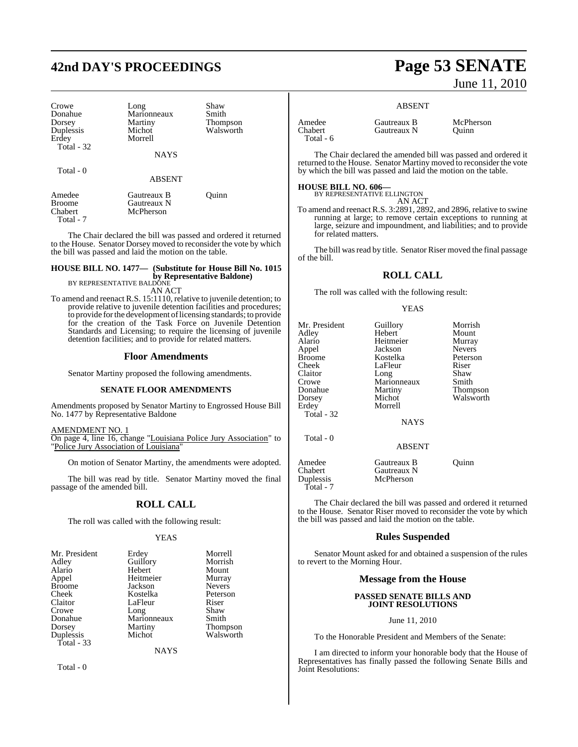| Crowe | Long | Shaw |
|---|---|---|
| Donahue | Marionneaux | Smith |
| Dorsey | Martiny | Thompson |
| Duplessis | Michot | Walsworth |
| Erdey | Morrell | |
| Total - 32 | | |

NAYS

Total - 0

ABSENT

| Amedee | Gautreaux B | Quinn |
|---|---|---|
| Broome | Gautreaux N | |
| Chabert | McPherson | |
| Total - 7 | | |

The Chair declared the bill was passed and ordered it returned to the House. Senator Dorsey moved to reconsider the vote by which the bill was passed and laid the motion on the table.

**HOUSE BILL NO. 1477— (Substitute for House Bill No. 1015 by Representative Baldone)**
BY REPRESENTATIVE BALDONE
AN ACT

To amend and reenact R.S. 15:1110, relative to juvenile detention; to provide relative to juvenile detention facilities and procedures; to provide for the development of licensing standards; to provide for the creation of the Task Force on Juvenile Detention Standards and Licensing; to require the licensing of juvenile detention facilities; and to provide for related matters.

## Floor Amendments

Senator Martiny proposed the following amendments.

### SENATE FLOOR AMENDMENTS

Amendments proposed by Senator Martiny to Engrossed House Bill No. 1477 by Representative Baldone

AMENDMENT NO. 1
On page 4, line 16, change "Louisiana Police Jury Association" to "Police Jury Association of Louisiana"

On motion of Senator Martiny, the amendments were adopted.

The bill was read by title. Senator Martiny moved the final passage of the amended bill.

## ROLL CALL

The roll was called with the following result:

YEAS

| Mr. President | Erdey | Morrell |
|---|---|---|
| Adley | Guillory | Morrish |
| Alario | Hebert | Mount |
| Appel | Heitmeier | Murray |
| Broome | Jackson | Nevers |
| Cheek | Kostelka | Peterson |
| Claitor | LaFleur | Riser |
| Crowe | Long | Shaw |
| Donahue | Marionneaux | Smith |
| Dorsey | Martiny | Thompson |
| Duplessis | Michot | Walsworth |
| Total - 33 | | |

NAYS

Total - 0

ABSENT

| Amedee | Gautreaux B | McPherson |
|---|---|---|
| Chabert | Gautreaux N | Quinn |
| Total - 6 | | |

The Chair declared the amended bill was passed and ordered it returned to the House. Senator Martiny moved to reconsider the vote by which the bill was passed and laid the motion on the table.

**HOUSE BILL NO. 606—**
BY REPRESENTATIVE ELLINGTON
AN ACT

To amend and reenact R.S. 3:2891, 2892, and 2896, relative to swine running at large; to remove certain exceptions to running at large, seizure and impoundment, and liabilities; and to provide for related matters.

The bill was read by title. Senator Riser moved the final passage of the bill.

## ROLL CALL

The roll was called with the following result:

YEAS

| Mr. President | Guillory | Morrish |
|---|---|---|
| Adley | Hebert | Mount |
| Alario | Heitmeier | Murray |
| Appel | Jackson | Nevers |
| Broome | Kostelka | Peterson |
| Cheek | LaFleur | Riser |
| Claitor | Long | Shaw |
| Crowe | Marionneaux | Smith |
| Donahue | Martiny | Thompson |
| Dorsey | Michot | Walsworth |
| Erdey | Morrell | |
| Total - 32 | | |

NAYS

Total - 0

ABSENT

| Amedee | Gautreaux B | Quinn |
|---|---|---|
| Chabert | Gautreaux N | |
| Duplessis | McPherson | |
| Total - 7 | | |

The Chair declared the bill was passed and ordered it returned to the House. Senator Riser moved to reconsider the vote by which the bill was passed and laid the motion on the table.

## Rules Suspended

Senator Mount asked for and obtained a suspension of the rules to revert to the Morning Hour.

## Message from the House

### PASSED SENATE BILLS AND JOINT RESOLUTIONS

June 11, 2010

To the Honorable President and Members of the Senate:

I am directed to inform your honorable body that the House of Representatives has finally passed the following Senate Bills and Joint Resolutions: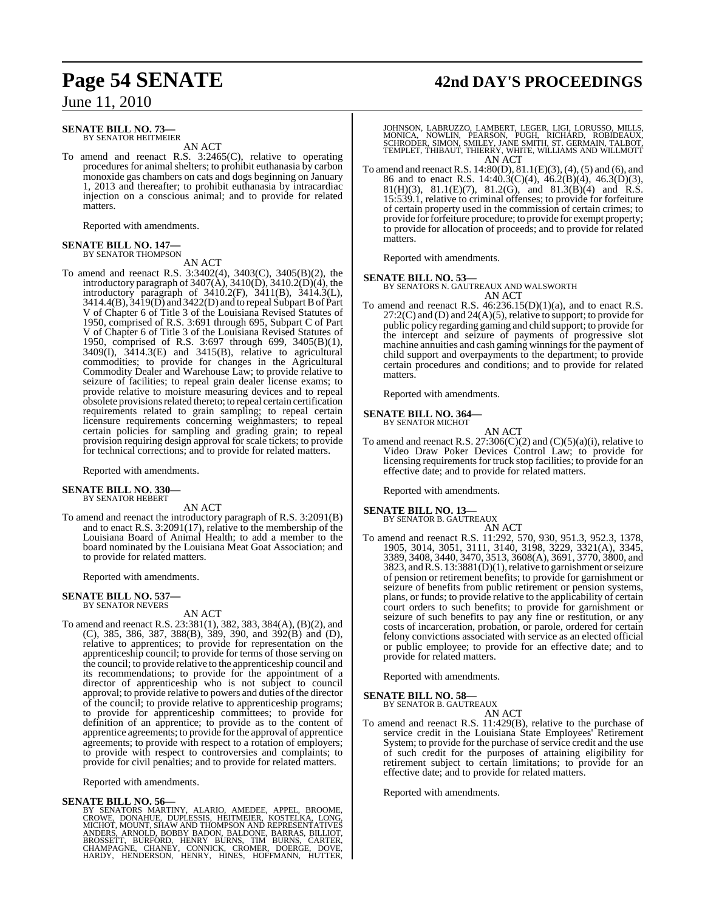**SENATE BILL NO. 73—**
BY SENATOR HEITMEIER

AN ACT

To amend and reenact R.S. 3:2465(C), relative to operating procedures for animal shelters; to prohibit euthanasia by carbon monoxide gas chambers on cats and dogs beginning on January 1, 2013 and thereafter; to prohibit euthanasia by intracardiac injection on a conscious animal; and to provide for related matters.

Reported with amendments.

**SENATE BILL NO. 147—**
BY SENATOR THOMPSON

AN ACT

To amend and reenact R.S. 3:3402(4), 3403(C), 3405(B)(2), the introductory paragraph of 3407(A), 3410(D), 3410.2(D)(4), the introductory paragraph of 3410.2(F), 3411(B), 3414.3(L), 3414.4(B), 3419(D) and 3422(D) and to repeal Subpart B of Part V of Chapter 6 of Title 3 of the Louisiana Revised Statutes of 1950, comprised of R.S. 3:691 through 695, Subpart C of Part V of Chapter 6 of Title 3 of the Louisiana Revised Statutes of 1950, comprised of R.S. 3:697 through 699, 3405(B)(1), 3409(I), 3414.3(E) and 3415(B), relative to agricultural commodities; to provide for changes in the Agricultural Commodity Dealer and Warehouse Law; to provide relative to seizure of facilities; to repeal grain dealer license exams; to provide relative to moisture measuring devices and to repeal obsolete provisions related thereto; to repeal certain certification requirements related to grain sampling; to repeal certain licensure requirements concerning weighmasters; to repeal certain policies for sampling and grading grain; to repeal provision requiring design approval for scale tickets; to provide for technical corrections; and to provide for related matters.

Reported with amendments.

**SENATE BILL NO. 330—**
BY SENATOR HEBERT

AN ACT

To amend and reenact the introductory paragraph of R.S. 3:2091(B) and to enact R.S. 3:2091(17), relative to the membership of the Louisiana Board of Animal Health; to add a member to the board nominated by the Louisiana Meat Goat Association; and to provide for related matters.

Reported with amendments.

**SENATE BILL NO. 537—**
BY SENATOR NEVERS

AN ACT

To amend and reenact R.S. 23:381(1), 382, 383, 384(A), (B)(2), and (C), 385, 386, 387, 388(B), 389, 390, and 392(B) and (D), relative to apprentices; to provide for representation on the apprenticeship council; to provide for terms of those serving on the council; to provide relative to the apprenticeship council and its recommendations; to provide for the appointment of a director of apprenticeship who is not subject to council approval; to provide relative to powers and duties of the director of the council; to provide relative to apprenticeship programs; to provide for apprenticeship committees; to provide for definition of an apprentice; to provide as to the content of apprentice agreements; to provide for the approval of apprentice agreements; to provide with respect to a rotation of employers; to provide with respect to controversies and complaints; to provide for civil penalties; and to provide for related matters.

Reported with amendments.

**SENATE BILL NO. 56—**
BY SENATORS MARTINY, ALARIO, AMEDEE, APPEL, BROOME, CROWE, DONAHUE, DUPLESSIS, HEITMEIER, KOSTELKA, LONG, MICHOT, MOUNT, SHAW AND THOMPSON AND REPRESENTATIVES ANDERS, ARNOLD, BOBBY BADON, BALDONE, BARRAS, BILLIOT, BROSSETT, BURFORD, HENRY BURNS, TIM BURNS, CARTER, CHAMPAGNE, CHANEY, CONNICK, CROMER, DOERGE, DOVE, HARDY, HENDERSON, HENRY, HINES, HOFFMANN, HUTTER, JOHNSON, LABRUZZO, LAMBERT, LEGER, LIGI, LORUSSO, MILLS, MONICA, NOWLIN, PEARSON, PUGH, RICHARD, ROBIDEAUX, SCHRODER, SIMON, SMILEY, JANE SMITH, ST. GERMAIN, TALBOT, TEMPLET, THIBAUT, THIERRY, WHITE, WILLIAMS AND WILLMOTT

AN ACT

To amend and reenact R.S. 14:80(D), 81.1(E)(3), (4), (5) and (6), and 86 and to enact R.S. 14:40.3(C)(4), 46.2(B)(4), 46.3(D)(3), 81(H)(3), 81.1(E)(7), 81.2(G), and 81.3(B)(4) and R.S. 15:539.1, relative to criminal offenses; to provide for forfeiture of certain property used in the commission of certain crimes; to provide for forfeiture procedure; to provide for exempt property; to provide for allocation of proceeds; and to provide for related matters.

Reported with amendments.

**SENATE BILL NO. 53—**
BY SENATORS N. GAUTREAUX AND WALSWORTH

AN ACT

To amend and reenact R.S. 46:236.15(D)(1)(a), and to enact R.S. 27:2(C) and (D) and 24(A)(5), relative to support; to provide for public policy regarding gaming and child support; to provide for the intercept and seizure of payments of progressive slot machine annuities and cash gaming winnings for the payment of child support and overpayments to the department; to provide certain procedures and conditions; and to provide for related matters.

Reported with amendments.

**SENATE BILL NO. 364—**
BY SENATOR MICHOT

AN ACT

To amend and reenact R.S. 27:306(C)(2) and (C)(5)(a)(i), relative to Video Draw Poker Devices Control Law; to provide for licensing requirements for truck stop facilities; to provide for an effective date; and to provide for related matters.

Reported with amendments.

**SENATE BILL NO. 13—**
BY SENATOR B. GAUTREAUX

AN ACT

To amend and reenact R.S. 11:292, 570, 930, 951.3, 952.3, 1378, 1905, 3014, 3051, 3111, 3140, 3198, 3229, 3321(A), 3345, 3389, 3408, 3440, 3470, 3513, 3608(A), 3691, 3770, 3800, and 3823, and R.S. 13:3881(D)(1), relative to garnishment or seizure of pension or retirement benefits; to provide for garnishment or seizure of benefits from public retirement or pension systems, plans, or funds; to provide relative to the applicability of certain court orders to such benefits; to provide for garnishment or seizure of such benefits to pay any fine or restitution, or any costs of incarceration, probation, or parole, ordered for certain felony convictions associated with service as an elected official or public employee; to provide for an effective date; and to provide for related matters.

Reported with amendments.

**SENATE BILL NO. 58—**
BY SENATOR B. GAUTREAUX

AN ACT

To amend and reenact R.S. 11:429(B), relative to the purchase of service credit in the Louisiana State Employees' Retirement System; to provide for the purchase of service credit and the use of such credit for the purposes of attaining eligibility for retirement subject to certain limitations; to provide for an effective date; and to provide for related matters.

Reported with amendments.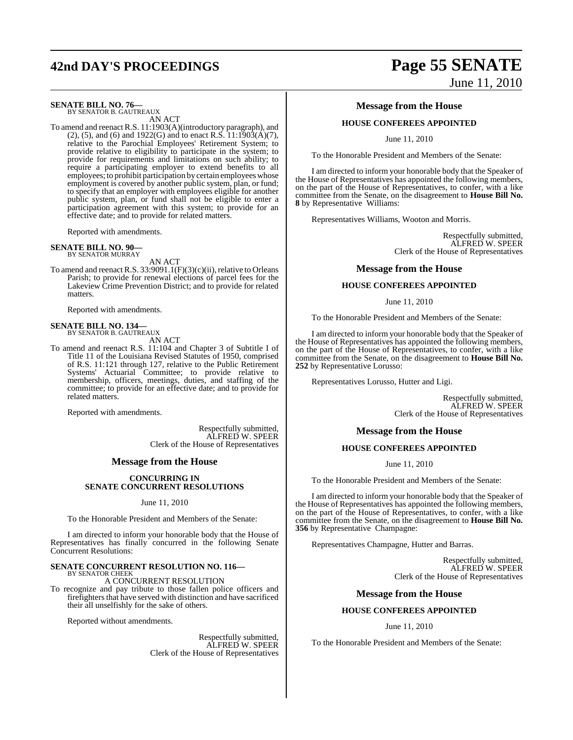**SENATE BILL NO. 76—**
BY SENATOR B. GAUTREAUX

AN ACT

To amend and reenact R.S. 11:1903(A)(introductory paragraph), and (2), (5), and (6) and 1922(G) and to enact R.S. 11:1903(A)(7), relative to the Parochial Employees' Retirement System; to provide relative to eligibility to participate in the system; to provide for requirements and limitations on such ability; to require a participating employer to extend benefits to all employees; to prohibit participation by certain employees whose employment is covered by another public system, plan, or fund; to specify that an employer with employees eligible for another public system, plan, or fund shall not be eligible to enter a participation agreement with this system; to provide for an effective date; and to provide for related matters.

Reported with amendments.

**SENATE BILL NO. 90—**
BY SENATOR MURRAY

AN ACT

To amend and reenact R.S. 33:9091.1(F)(3)(c)(ii), relative to Orleans Parish; to provide for renewal elections of parcel fees for the Lakeview Crime Prevention District; and to provide for related matters.

Reported with amendments.

**SENATE BILL NO. 134—**
BY SENATOR B. GAUTREAUX

AN ACT

To amend and reenact R.S. 11:104 and Chapter 3 of Subtitle I of Title 11 of the Louisiana Revised Statutes of 1950, comprised of R.S. 11:121 through 127, relative to the Public Retirement Systems' Actuarial Committee; to provide relative to membership, officers, meetings, duties, and staffing of the committee; to provide for an effective date; and to provide for related matters.

Reported with amendments.

Respectfully submitted,
ALFRED W. SPEER
Clerk of the House of Representatives

## Message from the House

### CONCURRING IN SENATE CONCURRENT RESOLUTIONS

June 11, 2010

To the Honorable President and Members of the Senate:

I am directed to inform your honorable body that the House of Representatives has finally concurred in the following Senate Concurrent Resolutions:

**SENATE CONCURRENT RESOLUTION NO. 116—**
BY SENATOR CHEEK

A CONCURRENT RESOLUTION

To recognize and pay tribute to those fallen police officers and firefighters that have served with distinction and have sacrificed their all unselfishly for the sake of others.

Reported without amendments.

Respectfully submitted,
ALFRED W. SPEER
Clerk of the House of Representatives

## Message from the House

### HOUSE CONFEREES APPOINTED

June 11, 2010

To the Honorable President and Members of the Senate:

I am directed to inform your honorable body that the Speaker of the House of Representatives has appointed the following members, on the part of the House of Representatives, to confer, with a like committee from the Senate, on the disagreement to **House Bill No. 8** by Representative Williams:

Representatives Williams, Wooton and Morris.

Respectfully submitted,
ALFRED W. SPEER
Clerk of the House of Representatives

## Message from the House

### HOUSE CONFEREES APPOINTED

June 11, 2010

To the Honorable President and Members of the Senate:

I am directed to inform your honorable body that the Speaker of the House of Representatives has appointed the following members, on the part of the House of Representatives, to confer, with a like committee from the Senate, on the disagreement to **House Bill No. 252** by Representative Lorusso:

Representatives Lorusso, Hutter and Ligi.

Respectfully submitted,
ALFRED W. SPEER
Clerk of the House of Representatives

## Message from the House

### HOUSE CONFEREES APPOINTED

June 11, 2010

To the Honorable President and Members of the Senate:

I am directed to inform your honorable body that the Speaker of the House of Representatives has appointed the following members, on the part of the House of Representatives, to confer, with a like committee from the Senate, on the disagreement to **House Bill No. 356** by Representative Champagne:

Representatives Champagne, Hutter and Barras.

Respectfully submitted,
ALFRED W. SPEER
Clerk of the House of Representatives

## Message from the House

### HOUSE CONFEREES APPOINTED

June 11, 2010

To the Honorable President and Members of the Senate: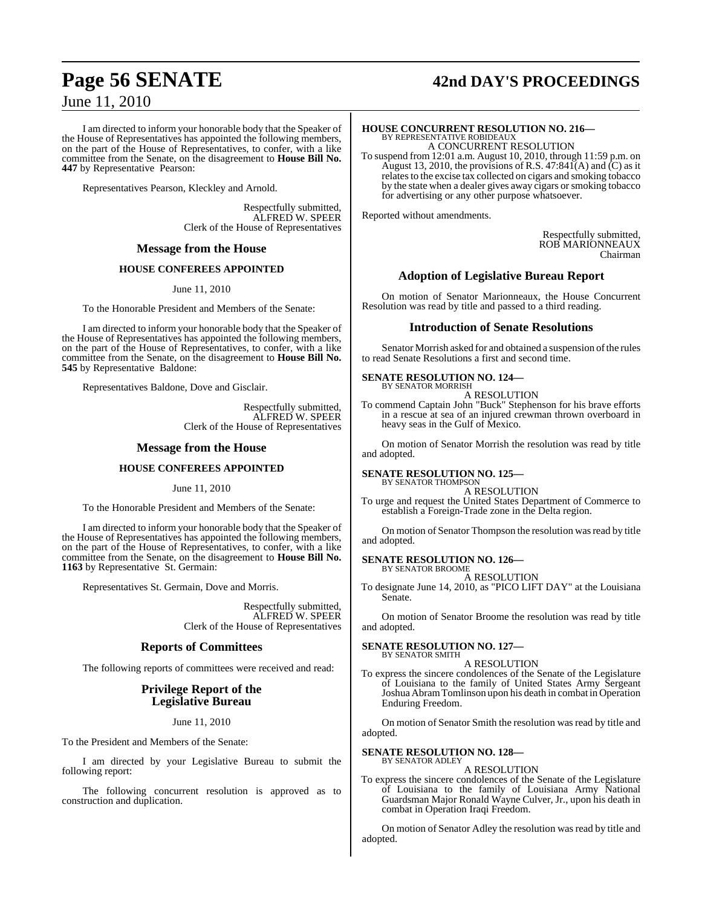I am directed to inform your honorable body that the Speaker of the House of Representatives has appointed the following members, on the part of the House of Representatives, to confer, with a like committee from the Senate, on the disagreement to **House Bill No. 447** by Representative Pearson:

Representatives Pearson, Kleckley and Arnold.

Respectfully submitted,
ALFRED W. SPEER
Clerk of the House of Representatives

## Message from the House

### HOUSE CONFEREES APPOINTED

June 11, 2010

To the Honorable President and Members of the Senate:

I am directed to inform your honorable body that the Speaker of the House of Representatives has appointed the following members, on the part of the House of Representatives, to confer, with a like committee from the Senate, on the disagreement to **House Bill No. 545** by Representative Baldone:

Representatives Baldone, Dove and Gisclair.

Respectfully submitted,
ALFRED W. SPEER
Clerk of the House of Representatives

## Message from the House

### HOUSE CONFEREES APPOINTED

June 11, 2010

To the Honorable President and Members of the Senate:

I am directed to inform your honorable body that the Speaker of the House of Representatives has appointed the following members, on the part of the House of Representatives, to confer, with a like committee from the Senate, on the disagreement to **House Bill No. 1163** by Representative St. Germain:

Representatives St. Germain, Dove and Morris.

Respectfully submitted,
ALFRED W. SPEER
Clerk of the House of Representatives

## Reports of Committees

The following reports of committees were received and read:

## Privilege Report of the Legislative Bureau

June 11, 2010

To the President and Members of the Senate:

I am directed by your Legislative Bureau to submit the following report:

The following concurrent resolution is approved as to construction and duplication.

**HOUSE CONCURRENT RESOLUTION NO. 216—**
BY REPRESENTATIVE ROBIDEAUX
A CONCURRENT RESOLUTION
To suspend from 12:01 a.m. August 10, 2010, through 11:59 p.m. on August 13, 2010, the provisions of R.S. 47:841(A) and (C) as it relates to the excise tax collected on cigars and smoking tobacco by the state when a dealer gives away cigars or smoking tobacco for advertising or any other purpose whatsoever.

Reported without amendments.

Respectfully submitted,
ROB MARIONNEAUX
Chairman

## Adoption of Legislative Bureau Report

On motion of Senator Marionneaux, the House Concurrent Resolution was read by title and passed to a third reading.

## Introduction of Senate Resolutions

Senator Morrish asked for and obtained a suspension of the rules to read Senate Resolutions a first and second time.

**SENATE RESOLUTION NO. 124—**
BY SENATOR MORRISH
A RESOLUTION
To commend Captain John "Buck" Stephenson for his brave efforts in a rescue at sea of an injured crewman thrown overboard in heavy seas in the Gulf of Mexico.

On motion of Senator Morrish the resolution was read by title and adopted.

**SENATE RESOLUTION NO. 125—**
BY SENATOR THOMPSON
A RESOLUTION
To urge and request the United States Department of Commerce to establish a Foreign-Trade zone in the Delta region.

On motion of Senator Thompson the resolution was read by title and adopted.

**SENATE RESOLUTION NO. 126—**
BY SENATOR BROOME
A RESOLUTION
To designate June 14, 2010, as "PICO LIFT DAY" at the Louisiana Senate.

On motion of Senator Broome the resolution was read by title and adopted.

**SENATE RESOLUTION NO. 127—**
BY SENATOR SMITH
A RESOLUTION
To express the sincere condolences of the Senate of the Legislature of Louisiana to the family of United States Army Sergeant Joshua Abram Tomlinson upon his death in combat in Operation Enduring Freedom.

On motion of Senator Smith the resolution was read by title and adopted.

**SENATE RESOLUTION NO. 128—**
BY SENATOR ADLEY
A RESOLUTION
To express the sincere condolences of the Senate of the Legislature of Louisiana to the family of Louisiana Army National Guardsman Major Ronald Wayne Culver, Jr., upon his death in combat in Operation Iraqi Freedom.

On motion of Senator Adley the resolution was read by title and adopted.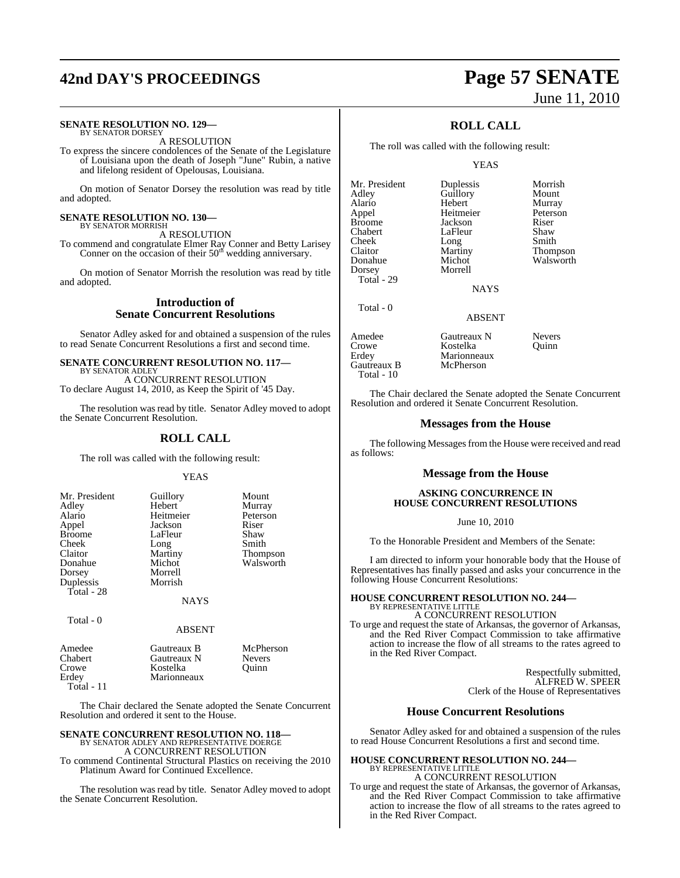**SENATE RESOLUTION NO. 129—**
BY SENATOR DORSEY

A RESOLUTION

To express the sincere condolences of the Senate of the Legislature of Louisiana upon the death of Joseph "June" Rubin, a native and lifelong resident of Opelousas, Louisiana.

On motion of Senator Dorsey the resolution was read by title and adopted.

**SENATE RESOLUTION NO. 130—**
BY SENATOR MORRISH

A RESOLUTION

To commend and congratulate Elmer Ray Conner and Betty Larisey Conner on the occasion of their 50th wedding anniversary.

On motion of Senator Morrish the resolution was read by title and adopted.

## Introduction of Senate Concurrent Resolutions

Senator Adley asked for and obtained a suspension of the rules to read Senate Concurrent Resolutions a first and second time.

**SENATE CONCURRENT RESOLUTION NO. 117—**
BY SENATOR ADLEY

A CONCURRENT RESOLUTION

To declare August 14, 2010, as Keep the Spirit of '45 Day.

The resolution was read by title. Senator Adley moved to adopt the Senate Concurrent Resolution.

## ROLL CALL

The roll was called with the following result:

YEAS

| | | |
|---|---|---|
| Mr. President | Guillory | Mount |
| Adley | Hebert | Murray |
| Alario | Heitmeier | Peterson |
| Appel | Jackson | Riser |
| Broome | LaFleur | Shaw |
| Cheek | Long | Smith |
| Claitor | Martiny | Thompson |
| Donahue | Michot | Walsworth |
| Dorsey | Morrell | |
| Duplessis | Morrish | |

Total - 28

NAYS

Total - 0

ABSENT

| | | |
|---|---|---|
| Amedee | Gautreaux B | McPherson |
| Chabert | Gautreaux N | Nevers |
| Crowe | Kostelka | Quinn |
| Erdey | Marionneaux | |

Total - 11

The Chair declared the Senate adopted the Senate Concurrent Resolution and ordered it sent to the House.

**SENATE CONCURRENT RESOLUTION NO. 118—**
BY SENATOR ADLEY AND REPRESENTATIVE DOERGE

A CONCURRENT RESOLUTION

To commend Continental Structural Plastics on receiving the 2010 Platinum Award for Continued Excellence.

The resolution was read by title. Senator Adley moved to adopt the Senate Concurrent Resolution.

## ROLL CALL

The roll was called with the following result:

YEAS

| | | |
|---|---|---|
| Mr. President | Duplessis | Morrish |
| Adley | Guillory | Mount |
| Alario | Hebert | Murray |
| Appel | Heitmeier | Peterson |
| Broome | Jackson | Riser |
| Chabert | LaFleur | Shaw |
| Cheek | Long | Smith |
| Claitor | Martiny | Thompson |
| Donahue | Michot | Walsworth |
| Dorsey | Morrell | |

Total - 29

NAYS

Total - 0

ABSENT

| | | |
|---|---|---|
| Amedee | Gautreaux N | Nevers |
| Crowe | Kostelka | Quinn |
| Erdey | Marionneaux | |
| Gautreaux B | McPherson | |

Total - 10

The Chair declared the Senate adopted the Senate Concurrent Resolution and ordered it Senate Concurrent Resolution.

## Messages from the House

The following Messages from the House were received and read as follows:

## Message from the House

**ASKING CONCURRENCE IN HOUSE CONCURRENT RESOLUTIONS**

June 10, 2010

To the Honorable President and Members of the Senate:

I am directed to inform your honorable body that the House of Representatives has finally passed and asks your concurrence in the following House Concurrent Resolutions:

**HOUSE CONCURRENT RESOLUTION NO. 244—**
BY REPRESENTATIVE LITTLE

A CONCURRENT RESOLUTION

To urge and request the state of Arkansas, the governor of Arkansas, and the Red River Compact Commission to take affirmative action to increase the flow of all streams to the rates agreed to in the Red River Compact.

Respectfully submitted,
ALFRED W. SPEER
Clerk of the House of Representatives

## House Concurrent Resolutions

Senator Adley asked for and obtained a suspension of the rules to read House Concurrent Resolutions a first and second time.

**HOUSE CONCURRENT RESOLUTION NO. 244—**
BY REPRESENTATIVE LITTLE

A CONCURRENT RESOLUTION

To urge and request the state of Arkansas, the governor of Arkansas, and the Red River Compact Commission to take affirmative action to increase the flow of all streams to the rates agreed to in the Red River Compact.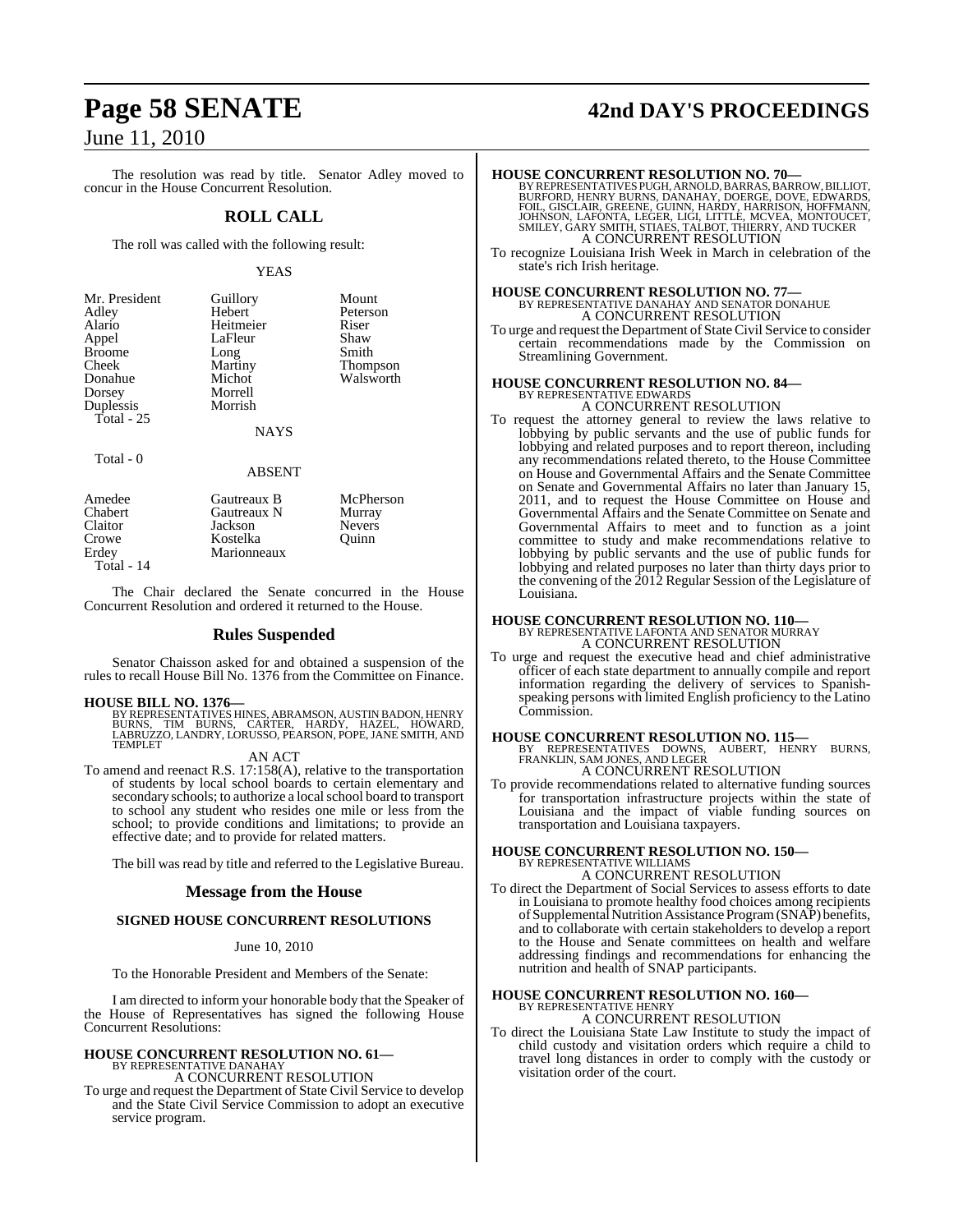The resolution was read by title. Senator Adley moved to concur in the House Concurrent Resolution.

## ROLL CALL

The roll was called with the following result:

YEAS

| | | |
|---|---|---|
| Mr. President | Guillory | Mount |
| Adley | Hebert | Peterson |
| Alario | Heitmeier | Riser |
| Appel | LaFleur | Shaw |
| Broome | Long | Smith |
| Cheek | Martiny | Thompson |
| Donahue | Michot | Walsworth |
| Dorsey | Morrell | |
| Duplessis | Morrish | |
| Total - 25 | | |

NAYS

Total - 0

ABSENT

| | | |
|---|---|---|
| Amedee | Gautreaux B | McPherson |
| Chabert | Gautreaux N | Murray |
| Claitor | Jackson | Nevers |
| Crowe | Kostelka | Quinn |
| Erdey | Marionneaux | |
| Total - 14 | | |

The Chair declared the Senate concurred in the House Concurrent Resolution and ordered it returned to the House.

## Rules Suspended

Senator Chaisson asked for and obtained a suspension of the rules to recall House Bill No. 1376 from the Committee on Finance.

**HOUSE BILL NO. 1376—**
BY REPRESENTATIVES HINES, ABRAMSON, AUSTIN BADON, HENRY BURNS, TIM BURNS, CARTER, HARDY, HAZEL, HOWARD, LABRUZZO, LANDRY, LORUSSO, PEARSON, POPE, JANE SMITH, AND TEMPLET

AN ACT

To amend and reenact R.S. 17:158(A), relative to the transportation of students by local school boards to certain elementary and secondary schools; to authorize a local school board to transport to school any student who resides one mile or less from the school; to provide conditions and limitations; to provide an effective date; and to provide for related matters.

The bill was read by title and referred to the Legislative Bureau.

## Message from the House

### SIGNED HOUSE CONCURRENT RESOLUTIONS

June 10, 2010

To the Honorable President and Members of the Senate:

I am directed to inform your honorable body that the Speaker of the House of Representatives has signed the following House Concurrent Resolutions:

**HOUSE CONCURRENT RESOLUTION NO. 61—**
BY REPRESENTATIVE DANAHAY

A CONCURRENT RESOLUTION

To urge and request the Department of State Civil Service to develop and the State Civil Service Commission to adopt an executive service program.

**HOUSE CONCURRENT RESOLUTION NO. 70—**
BY REPRESENTATIVES PUGH, ARNOLD, BARRAS, BARROW, BILLIOT, BURFORD, HENRY BURNS, DANAHAY, DOERGE, DOVE, EDWARDS, FOIL, GISCLAIR, GREENE, GUINN, HARDY, HARRISON, HOFFMANN, JOHNSON, LAFONTA, LEGER, LIGI, LITTLE, MCVEA, MONTOUCET, SMILEY, GARY SMITH, STIAES, TALBOT, THIERRY, AND TUCKER

A CONCURRENT RESOLUTION

To recognize Louisiana Irish Week in March in celebration of the state's rich Irish heritage.

**HOUSE CONCURRENT RESOLUTION NO. 77—**
BY REPRESENTATIVE DANAHAY AND SENATOR DONAHUE

A CONCURRENT RESOLUTION

To urge and request the Department of State Civil Service to consider certain recommendations made by the Commission on Streamlining Government.

**HOUSE CONCURRENT RESOLUTION NO. 84—**
BY REPRESENTATIVE EDWARDS

A CONCURRENT RESOLUTION

To request the attorney general to review the laws relative to lobbying by public servants and the use of public funds for lobbying and related purposes and to report thereon, including any recommendations related thereto, to the House Committee on House and Governmental Affairs and the Senate Committee on Senate and Governmental Affairs no later than January 15, 2011, and to request the House Committee on House and Governmental Affairs and the Senate Committee on Senate and Governmental Affairs to meet and to function as a joint committee to study and make recommendations relative to lobbying by public servants and the use of public funds for lobbying and related purposes no later than thirty days prior to the convening of the 2012 Regular Session of the Legislature of Louisiana.

**HOUSE CONCURRENT RESOLUTION NO. 110—**
BY REPRESENTATIVE LAFONTA AND SENATOR MURRAY

A CONCURRENT RESOLUTION

To urge and request the executive head and chief administrative officer of each state department to annually compile and report information regarding the delivery of services to Spanish-speaking persons with limited English proficiency to the Latino Commission.

**HOUSE CONCURRENT RESOLUTION NO. 115—**
BY REPRESENTATIVES DOWNS, AUBERT, HENRY BURNS, FRANKLIN, SAM JONES, AND LEGER

A CONCURRENT RESOLUTION

To provide recommendations related to alternative funding sources for transportation infrastructure projects within the state of Louisiana and the impact of viable funding sources on transportation and Louisiana taxpayers.

**HOUSE CONCURRENT RESOLUTION NO. 150—**
BY REPRESENTATIVE WILLIAMS

A CONCURRENT RESOLUTION

To direct the Department of Social Services to assess efforts to date in Louisiana to promote healthy food choices among recipients of Supplemental Nutrition Assistance Program (SNAP) benefits, and to collaborate with certain stakeholders to develop a report to the House and Senate committees on health and welfare addressing findings and recommendations for enhancing the nutrition and health of SNAP participants.

**HOUSE CONCURRENT RESOLUTION NO. 160—**
BY REPRESENTATIVE HENRY

A CONCURRENT RESOLUTION

To direct the Louisiana State Law Institute to study the impact of child custody and visitation orders which require a child to travel long distances in order to comply with the custody or visitation order of the court.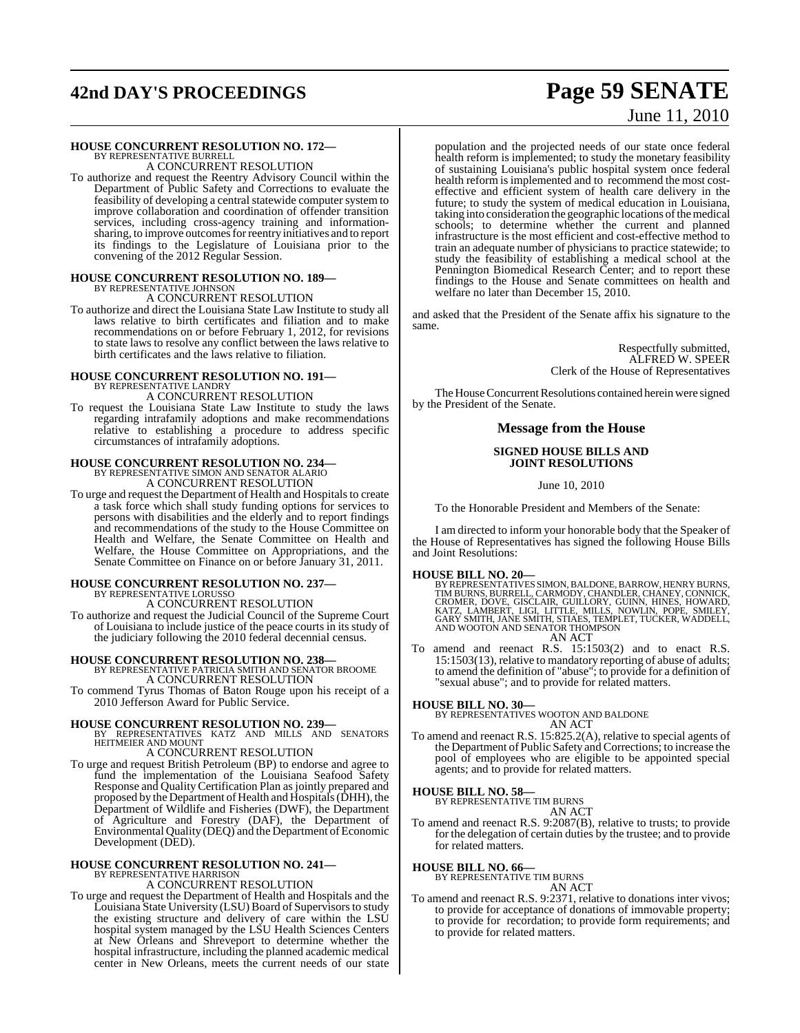**HOUSE CONCURRENT RESOLUTION NO. 172—**
BY REPRESENTATIVE BURRELL

A CONCURRENT RESOLUTION

To authorize and request the Reentry Advisory Council within the Department of Public Safety and Corrections to evaluate the feasibility of developing a central statewide computer system to improve collaboration and coordination of offender transition services, including cross-agency training and information-sharing, to improve outcomes for reentry initiatives and to report its findings to the Legislature of Louisiana prior to the convening of the 2012 Regular Session.

**HOUSE CONCURRENT RESOLUTION NO. 189—**
BY REPRESENTATIVE JOHNSON

A CONCURRENT RESOLUTION

To authorize and direct the Louisiana State Law Institute to study all laws relative to birth certificates and filiation and to make recommendations on or before February 1, 2012, for revisions to state laws to resolve any conflict between the laws relative to birth certificates and the laws relative to filiation.

**HOUSE CONCURRENT RESOLUTION NO. 191—**
BY REPRESENTATIVE LANDRY

A CONCURRENT RESOLUTION

To request the Louisiana State Law Institute to study the laws regarding intrafamily adoptions and make recommendations relative to establishing a procedure to address specific circumstances of intrafamily adoptions.

**HOUSE CONCURRENT RESOLUTION NO. 234—**
BY REPRESENTATIVE SIMON AND SENATOR ALARIO

A CONCURRENT RESOLUTION

To urge and request the Department of Health and Hospitals to create a task force which shall study funding options for services to persons with disabilities and the elderly and to report findings and recommendations of the study to the House Committee on Health and Welfare, the Senate Committee on Health and Welfare, the House Committee on Appropriations, and the Senate Committee on Finance on or before January 31, 2011.

**HOUSE CONCURRENT RESOLUTION NO. 237—**
BY REPRESENTATIVE LORUSSO

A CONCURRENT RESOLUTION

To authorize and request the Judicial Council of the Supreme Court of Louisiana to include justice of the peace courts in its study of the judiciary following the 2010 federal decennial census.

**HOUSE CONCURRENT RESOLUTION NO. 238—**
BY REPRESENTATIVE PATRICIA SMITH AND SENATOR BROOME

A CONCURRENT RESOLUTION

To commend Tyrus Thomas of Baton Rouge upon his receipt of a 2010 Jefferson Award for Public Service.

**HOUSE CONCURRENT RESOLUTION NO. 239—**
BY REPRESENTATIVES KATZ AND MILLS AND SENATORS HEITMEIER AND MOUNT

A CONCURRENT RESOLUTION

To urge and request British Petroleum (BP) to endorse and agree to fund the implementation of the Louisiana Seafood Safety Response and Quality Certification Plan as jointly prepared and proposed by the Department of Health and Hospitals (DHH), the Department of Wildlife and Fisheries (DWF), the Department of Agriculture and Forestry (DAF), the Department of Environmental Quality (DEQ) and the Department of Economic Development (DED).

**HOUSE CONCURRENT RESOLUTION NO. 241—**
BY REPRESENTATIVE HARRISON

A CONCURRENT RESOLUTION

To urge and request the Department of Health and Hospitals and the Louisiana State University (LSU) Board of Supervisors to study the existing structure and delivery of care within the LSU hospital system managed by the LSU Health Sciences Centers at New Orleans and Shreveport to determine whether the hospital infrastructure, including the planned academic medical center in New Orleans, meets the current needs of our state population and the projected needs of our state once federal health reform is implemented; to study the monetary feasibility of sustaining Louisiana's public hospital system once federal health reform is implemented and to recommend the most cost-effective and efficient system of health care delivery in the future; to study the system of medical education in Louisiana, taking into consideration the geographic locations of the medical schools; to determine whether the current and planned infrastructure is the most efficient and cost-effective method to train an adequate number of physicians to practice statewide; to study the feasibility of establishing a medical school at the Pennington Biomedical Research Center; and to report these findings to the House and Senate committees on health and welfare no later than December 15, 2010.

and asked that the President of the Senate affix his signature to the same.

Respectfully submitted,
ALFRED W. SPEER
Clerk of the House of Representatives

The House Concurrent Resolutions contained herein were signed by the President of the Senate.

## Message from the House

### SIGNED HOUSE BILLS AND JOINT RESOLUTIONS

June 10, 2010

To the Honorable President and Members of the Senate:

I am directed to inform your honorable body that the Speaker of the House of Representatives has signed the following House Bills and Joint Resolutions:

**HOUSE BILL NO. 20—**
BY REPRESENTATIVES SIMON, BALDONE, BARROW, HENRY BURNS, TIM BURNS, BURRELL, CARMODY, CHANDLER, CHANEY, CONNICK, CROMER, DOVE, GISCLAIR, GUILLORY, GUINN, HINES, HOWARD, KATZ, LAMBERT, LIGI, LITTLE, MILLS, NOWLIN, POPE, SMILEY, GARY SMITH, JANE SMITH, STIAES, TEMPLET, TUCKER, WADDELL, AND WOOTON AND SENATOR THOMPSON

AN ACT

To amend and reenact R.S. 15:1503(2) and to enact R.S. 15:1503(13), relative to mandatory reporting of abuse of adults; to amend the definition of "abuse"; to provide for a definition of "sexual abuse"; and to provide for related matters.

**HOUSE BILL NO. 30—**
BY REPRESENTATIVES WOOTON AND BALDONE

AN ACT

To amend and reenact R.S. 15:825.2(A), relative to special agents of the Department of Public Safety and Corrections; to increase the pool of employees who are eligible to be appointed special agents; and to provide for related matters.

**HOUSE BILL NO. 58—**
BY REPRESENTATIVE TIM BURNS

AN ACT

To amend and reenact R.S. 9:2087(B), relative to trusts; to provide for the delegation of certain duties by the trustee; and to provide for related matters.

**HOUSE BILL NO. 66—**
BY REPRESENTATIVE TIM BURNS

AN ACT

To amend and reenact R.S. 9:2371, relative to donations inter vivos; to provide for acceptance of donations of immovable property; to provide for recordation; to provide form requirements; and to provide for related matters.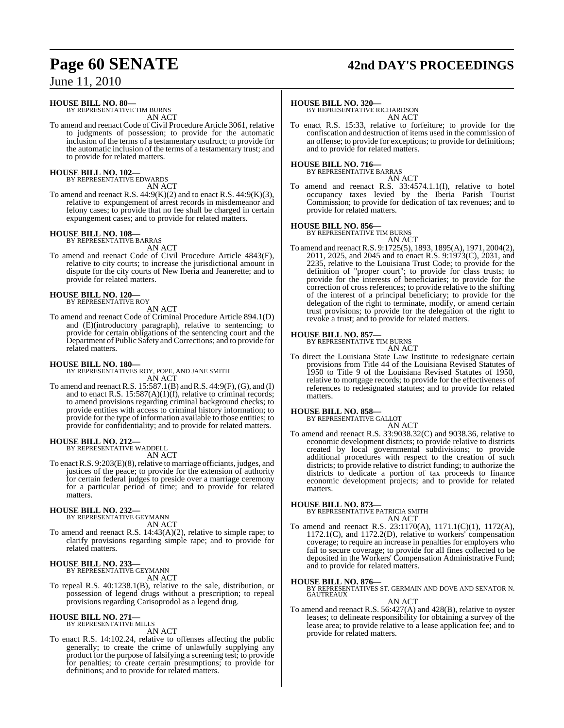**HOUSE BILL NO. 80—**
BY REPRESENTATIVE TIM BURNS

AN ACT

To amend and reenact Code of Civil Procedure Article 3061, relative to judgments of possession; to provide for the automatic inclusion of the terms of a testamentary usufruct; to provide for the automatic inclusion of the terms of a testamentary trust; and to provide for related matters.

**HOUSE BILL NO. 102—**
BY REPRESENTATIVE EDWARDS

AN ACT

To amend and reenact R.S. 44:9(K)(2) and to enact R.S. 44:9(K)(3), relative to expungement of arrest records in misdemeanor and felony cases; to provide that no fee shall be charged in certain expungement cases; and to provide for related matters.

**HOUSE BILL NO. 108—**
BY REPRESENTATIVE BARRAS

AN ACT

To amend and reenact Code of Civil Procedure Article 4843(F), relative to city courts; to increase the jurisdictional amount in dispute for the city courts of New Iberia and Jeanerette; and to provide for related matters.

**HOUSE BILL NO. 120—**
BY REPRESENTATIVE ROY

AN ACT

To amend and reenact Code of Criminal Procedure Article 894.1(D) and (E)(introductory paragraph), relative to sentencing; to provide for certain obligations of the sentencing court and the Department of Public Safety and Corrections; and to provide for related matters.

**HOUSE BILL NO. 180—**
BY REPRESENTATIVES ROY, POPE, AND JANE SMITH

AN ACT

To amend and reenact R.S. 15:587.1(B) and R.S. 44:9(F), (G), and (I) and to enact R.S. 15:587(A)(1)(f), relative to criminal records; to amend provisions regarding criminal background checks; to provide entities with access to criminal history information; to provide for the type of information available to those entities; to provide for confidentiality; and to provide for related matters.

**HOUSE BILL NO. 212—**
BY REPRESENTATIVE WADDELL

AN ACT

To enact R.S. 9:203(E)(8), relative to marriage officiants, judges, and justices of the peace; to provide for the extension of authority for certain federal judges to preside over a marriage ceremony for a particular period of time; and to provide for related matters.

**HOUSE BILL NO. 232—**
BY REPRESENTATIVE GEYMANN

AN ACT

To amend and reenact R.S. 14:43(A)(2), relative to simple rape; to clarify provisions regarding simple rape; and to provide for related matters.

**HOUSE BILL NO. 233—**
BY REPRESENTATIVE GEYMANN

AN ACT

To repeal R.S. 40:1238.1(B), relative to the sale, distribution, or possession of legend drugs without a prescription; to repeal provisions regarding Carisoprodol as a legend drug.

**HOUSE BILL NO. 271—**
BY REPRESENTATIVE MILLS

AN ACT

To enact R.S. 14:102.24, relative to offenses affecting the public generally; to create the crime of unlawfully supplying any product for the purpose of falsifying a screening test; to provide for penalties; to create certain presumptions; to provide for definitions; and to provide for related matters.

**HOUSE BILL NO. 320—**
BY REPRESENTATIVE RICHARDSON

AN ACT

To enact R.S. 15:33, relative to forfeiture; to provide for the confiscation and destruction of items used in the commission of an offense; to provide for exceptions; to provide for definitions; and to provide for related matters.

**HOUSE BILL NO. 716—**
BY REPRESENTATIVE BARRAS

AN ACT

To amend and reenact R.S. 33:4574.1.1(I), relative to hotel occupancy taxes levied by the Iberia Parish Tourist Commission; to provide for dedication of tax revenues; and to provide for related matters.

**HOUSE BILL NO. 856—**
BY REPRESENTATIVE TIM BURNS

AN ACT

To amend and reenact R.S. 9:1725(5), 1893, 1895(A), 1971, 2004(2), 2011, 2025, and 2045 and to enact R.S. 9:1973(C), 2031, and 2235, relative to the Louisiana Trust Code; to provide for the definition of "proper court"; to provide for class trusts; to provide for the interests of beneficiaries; to provide for the correction of cross references; to provide relative to the shifting of the interest of a principal beneficiary; to provide for the delegation of the right to terminate, modify, or amend certain trust provisions; to provide for the delegation of the right to revoke a trust; and to provide for related matters.

**HOUSE BILL NO. 857—**
BY REPRESENTATIVE TIM BURNS

AN ACT

To direct the Louisiana State Law Institute to redesignate certain provisions from Title 44 of the Louisiana Revised Statutes of 1950 to Title 9 of the Louisiana Revised Statutes of 1950, relative to mortgage records; to provide for the effectiveness of references to redesignated statutes; and to provide for related matters.

**HOUSE BILL NO. 858—**
BY REPRESENTATIVE GALLOT

AN ACT

To amend and reenact R.S. 33:9038.32(C) and 9038.36, relative to economic development districts; to provide relative to districts created by local governmental subdivisions; to provide additional procedures with respect to the creation of such districts; to provide relative to district funding; to authorize the districts to dedicate a portion of tax proceeds to finance economic development projects; and to provide for related matters.

**HOUSE BILL NO. 873—**
BY REPRESENTATIVE PATRICIA SMITH

AN ACT

To amend and reenact R.S. 23:1170(A), 1171.1(C)(1), 1172(A), 1172.1(C), and 1172.2(D), relative to workers' compensation coverage; to require an increase in penalties for employers who fail to secure coverage; to provide for all fines collected to be deposited in the Workers' Compensation Administrative Fund; and to provide for related matters.

**HOUSE BILL NO. 876—**
BY REPRESENTATIVES ST. GERMAIN AND DOVE AND SENATOR N. GAUTREAUX

AN ACT

To amend and reenact R.S. 56:427(A) and 428(B), relative to oyster leases; to delineate responsibility for obtaining a survey of the lease area; to provide relative to a lease application fee; and to provide for related matters.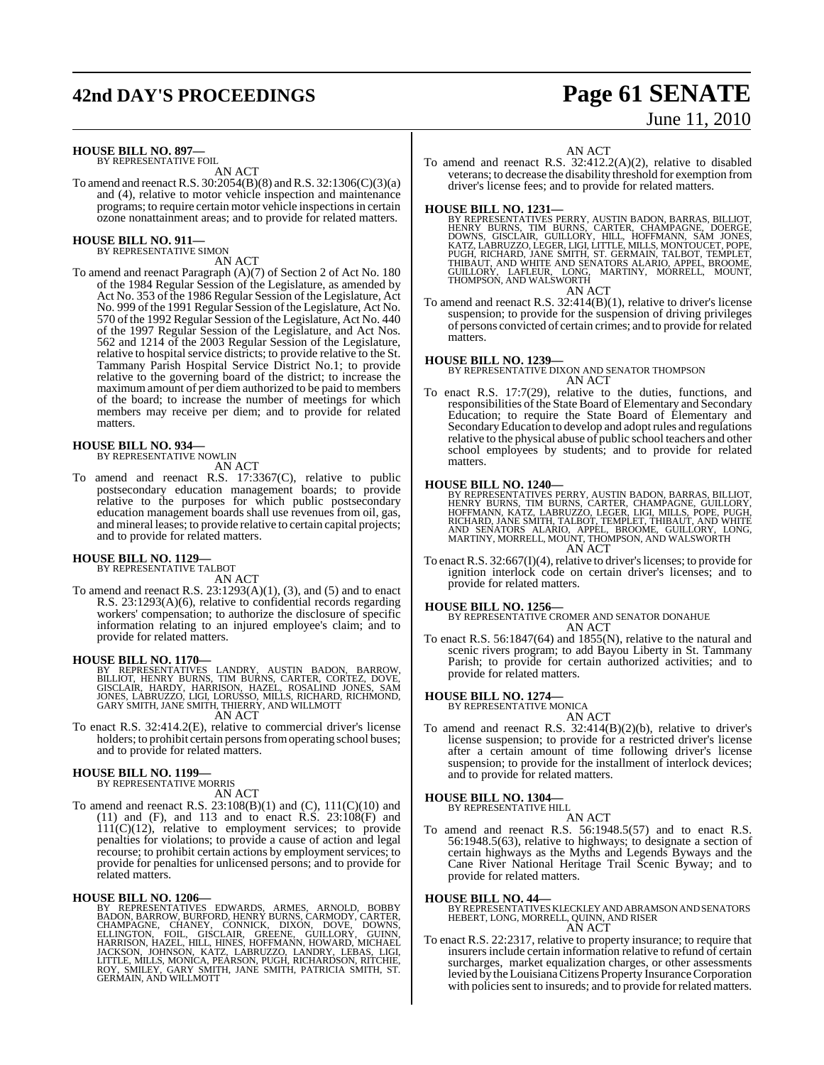**HOUSE BILL NO. 897—**
BY REPRESENTATIVE FOIL

AN ACT

To amend and reenact R.S. 30:2054(B)(8) and R.S. 32:1306(C)(3)(a) and (4), relative to motor vehicle inspection and maintenance programs; to require certain motor vehicle inspections in certain ozone nonattainment areas; and to provide for related matters.

**HOUSE BILL NO. 911—**
BY REPRESENTATIVE SIMON

AN ACT

To amend and reenact Paragraph (A)(7) of Section 2 of Act No. 180 of the 1984 Regular Session of the Legislature, as amended by Act No. 353 of the 1986 Regular Session of the Legislature, Act No. 999 of the 1991 Regular Session of the Legislature, Act No. 570 of the 1992 Regular Session of the Legislature, Act No. 440 of the 1997 Regular Session of the Legislature, and Act Nos. 562 and 1214 of the 2003 Regular Session of the Legislature, relative to hospital service districts; to provide relative to the St. Tammany Parish Hospital Service District No.1; to provide relative to the governing board of the district; to increase the maximum amount of per diem authorized to be paid to members of the board; to increase the number of meetings for which members may receive per diem; and to provide for related matters.

**HOUSE BILL NO. 934—**
BY REPRESENTATIVE NOWLIN

AN ACT

To amend and reenact R.S. 17:3367(C), relative to public postsecondary education management boards; to provide relative to the purposes for which public postsecondary education management boards shall use revenues from oil, gas, and mineral leases; to provide relative to certain capital projects; and to provide for related matters.

**HOUSE BILL NO. 1129—**
BY REPRESENTATIVE TALBOT

AN ACT

To amend and reenact R.S. 23:1293(A)(1), (3), and (5) and to enact R.S. 23:1293(A)(6), relative to confidential records regarding workers' compensation; to authorize the disclosure of specific information relating to an injured employee's claim; and to provide for related matters.

**HOUSE BILL NO. 1170—**
BY REPRESENTATIVES LANDRY, AUSTIN BADON, BARROW, BILLIOT, HENRY BURNS, TIM BURNS, CARTER, CORTEZ, DOVE, GISCLAIR, HARDY, HARRISON, HAZEL, ROSALIND JONES, SAM JONES, LABRUZZO, LIGI, LORUSSO, MILLS, RICHARD, RICHMOND, GARY SMITH, JANE SMITH, THIERRY, AND WILLMOTT

AN ACT

To enact R.S. 32:414.2(E), relative to commercial driver's license holders; to prohibit certain persons from operating school buses; and to provide for related matters.

**HOUSE BILL NO. 1199—**
BY REPRESENTATIVE MORRIS

AN ACT

To amend and reenact R.S. 23:108(B)(1) and (C), 111(C)(10) and (11) and (F), and 113 and to enact R.S. 23:108(F) and 111(C)(12), relative to employment services; to provide penalties for violations; to provide a cause of action and legal recourse; to prohibit certain actions by employment services; to provide for penalties for unlicensed persons; and to provide for related matters.

**HOUSE BILL NO. 1206—**
BY REPRESENTATIVES EDWARDS, ARMES, ARNOLD, BOBBY BADON, BARROW, BURFORD, HENRY BURNS, CARMODY, CARTER, CHAMPAGNE, CHANEY, CONNICK, DIXON, DOVE, DOWNS, ELLINGTON, FOIL, GISCLAIR, GREENE, GUILLORY, GUINN, HARRISON, HAZEL, HILL, HINES, HOFFMANN, HOWARD, MICHAEL JACKSON, JOHNSON, KATZ, LABRUZZO, LANDRY, LEBAS, LIGI, LITTLE, MILLS, MONICA, PEARSON, PUGH, RICHARDSON, RITCHIE, ROY, SMILEY, GARY SMITH, JANE SMITH, PATRICIA SMITH, ST. GERMAIN, AND WILLMOTT

AN ACT

To amend and reenact R.S. 32:412.2(A)(2), relative to disabled veterans; to decrease the disability threshold for exemption from driver's license fees; and to provide for related matters.

**HOUSE BILL NO. 1231—**
BY REPRESENTATIVES PERRY, AUSTIN BADON, BARRAS, BILLIOT, HENRY BURNS, TIM BURNS, CARTER, CHAMPAGNE, DOERGE, DOWNS, GISCLAIR, GUILLORY, HILL, HOFFMANN, SAM JONES, KATZ, LABRUZZO, LEGER, LIGI, LITTLE, MILLS, MONTOUCET, POPE, PUGH, RICHARD, JANE SMITH, ST. GERMAIN, TALBOT, TEMPLET, THIBAUT, AND WHITE AND SENATORS ALARIO, APPEL, BROOME, GUILLORY, LAFLEUR, LONG, MARTINY, MORRELL, MOUNT, THOMPSON, AND WALSWORTH

AN ACT

To amend and reenact R.S. 32:414(B)(1), relative to driver's license suspension; to provide for the suspension of driving privileges of persons convicted of certain crimes; and to provide for related matters.

**HOUSE BILL NO. 1239—**
BY REPRESENTATIVE DIXON AND SENATOR THOMPSON

AN ACT

To enact R.S. 17:7(29), relative to the duties, functions, and responsibilities of the State Board of Elementary and Secondary Education; to require the State Board of Elementary and Secondary Education to develop and adopt rules and regulations relative to the physical abuse of public school teachers and other school employees by students; and to provide for related matters.

**HOUSE BILL NO. 1240—**
BY REPRESENTATIVES PERRY, AUSTIN BADON, BARRAS, BILLIOT, HENRY BURNS, TIM BURNS, CARTER, CHAMPAGNE, GUILLORY, HOFFMANN, KATZ, LABRUZZO, LEGER, LIGI, MILLS, POPE, PUGH, RICHARD, JANE SMITH, TALBOT, TEMPLET, THIBAUT, AND WHITE AND SENATORS ALARIO, APPEL, BROOME, GUILLORY, LONG, MARTINY, MORRELL, MOUNT, THOMPSON, AND WALSWORTH

AN ACT

To enact R.S. 32:667(I)(4), relative to driver's licenses; to provide for ignition interlock code on certain driver's licenses; and to provide for related matters.

**HOUSE BILL NO. 1256—**
BY REPRESENTATIVE CROMER AND SENATOR DONAHUE

AN ACT

To enact R.S. 56:1847(64) and 1855(N), relative to the natural and scenic rivers program; to add Bayou Liberty in St. Tammany Parish; to provide for certain authorized activities; and to provide for related matters.

**HOUSE BILL NO. 1274—**
BY REPRESENTATIVE MONICA

AN ACT

To amend and reenact R.S. 32:414(B)(2)(b), relative to driver's license suspension; to provide for a restricted driver's license after a certain amount of time following driver's license suspension; to provide for the installment of interlock devices; and to provide for related matters.

**HOUSE BILL NO. 1304—**
BY REPRESENTATIVE HILL

AN ACT

To amend and reenact R.S. 56:1948.5(57) and to enact R.S. 56:1948.5(63), relative to highways; to designate a section of certain highways as the Myths and Legends Byways and the Cane River National Heritage Trail Scenic Byway; and to provide for related matters.

**HOUSE BILL NO. 44—**
BY REPRESENTATIVES KLECKLEY AND ABRAMSON AND SENATORS HEBERT, LONG, MORRELL, QUINN, AND RISER

AN ACT

To enact R.S. 22:2317, relative to property insurance; to require that insurers include certain information relative to refund of certain surcharges, market equalization charges, or other assessments levied by the Louisiana Citizens Property Insurance Corporation with policies sent to insureds; and to provide for related matters.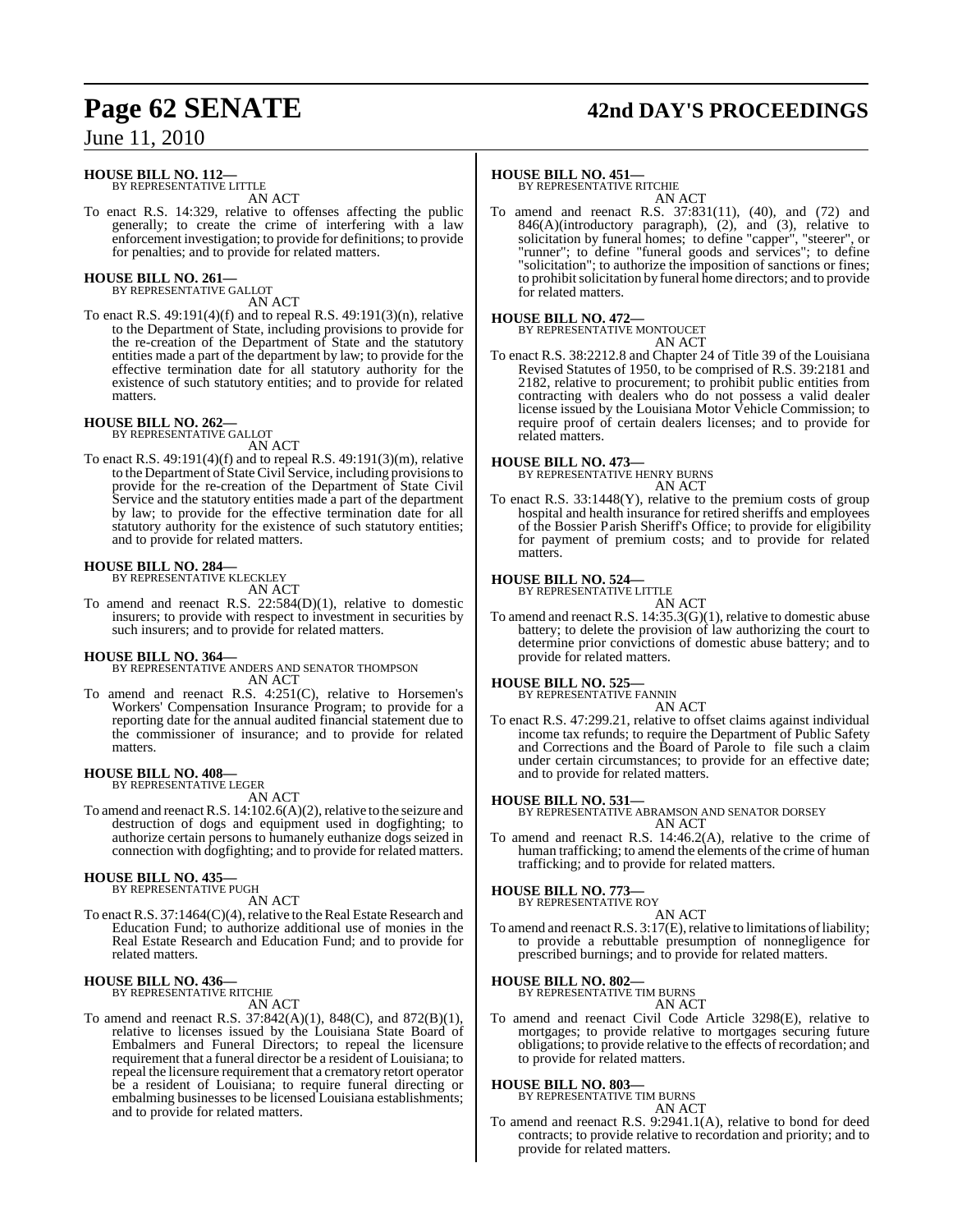**HOUSE BILL NO. 112—**
BY REPRESENTATIVE LITTLE
AN ACT

To enact R.S. 14:329, relative to offenses affecting the public generally; to create the crime of interfering with a law enforcement investigation; to provide for definitions; to provide for penalties; and to provide for related matters.

**HOUSE BILL NO. 261—**
BY REPRESENTATIVE GALLOT
AN ACT

To enact R.S. 49:191(4)(f) and to repeal R.S. 49:191(3)(n), relative to the Department of State, including provisions to provide for the re-creation of the Department of State and the statutory entities made a part of the department by law; to provide for the effective termination date for all statutory authority for the existence of such statutory entities; and to provide for related matters.

**HOUSE BILL NO. 262—**
BY REPRESENTATIVE GALLOT
AN ACT

To enact R.S. 49:191(4)(f) and to repeal R.S. 49:191(3)(m), relative to the Department of State Civil Service, including provisions to provide for the re-creation of the Department of State Civil Service and the statutory entities made a part of the department by law; to provide for the effective termination date for all statutory authority for the existence of such statutory entities; and to provide for related matters.

**HOUSE BILL NO. 284—**
BY REPRESENTATIVE KLECKLEY
AN ACT

To amend and reenact R.S. 22:584(D)(1), relative to domestic insurers; to provide with respect to investment in securities by such insurers; and to provide for related matters.

**HOUSE BILL NO. 364—**
BY REPRESENTATIVE ANDERS AND SENATOR THOMPSON
AN ACT

To amend and reenact R.S. 4:251(C), relative to Horsemen's Workers' Compensation Insurance Program; to provide for a reporting date for the annual audited financial statement due to the commissioner of insurance; and to provide for related matters.

**HOUSE BILL NO. 408—**
BY REPRESENTATIVE LEGER
AN ACT

To amend and reenact R.S. 14:102.6(A)(2), relative to the seizure and destruction of dogs and equipment used in dogfighting; to authorize certain persons to humanely euthanize dogs seized in connection with dogfighting; and to provide for related matters.

**HOUSE BILL NO. 435—**
BY REPRESENTATIVE PUGH
AN ACT

To enact R.S. 37:1464(C)(4), relative to the Real Estate Research and Education Fund; to authorize additional use of monies in the Real Estate Research and Education Fund; and to provide for related matters.

**HOUSE BILL NO. 436—**
BY REPRESENTATIVE RITCHIE
AN ACT

To amend and reenact R.S. 37:842(A)(1), 848(C), and 872(B)(1), relative to licenses issued by the Louisiana State Board of Embalmers and Funeral Directors; to repeal the licensure requirement that a funeral director be a resident of Louisiana; to repeal the licensure requirement that a crematory retort operator be a resident of Louisiana; to require funeral directing or embalming businesses to be licensed Louisiana establishments; and to provide for related matters.

**HOUSE BILL NO. 451—**
BY REPRESENTATIVE RITCHIE
AN ACT

To amend and reenact R.S. 37:831(11), (40), and (72) and 846(A)(introductory paragraph), (2), and (3), relative to solicitation by funeral homes; to define "capper", "steerer", or "runner"; to define "funeral goods and services"; to define "solicitation"; to authorize the imposition of sanctions or fines; to prohibit solicitation by funeral home directors; and to provide for related matters.

**HOUSE BILL NO. 472—**
BY REPRESENTATIVE MONTOUCET
AN ACT

To enact R.S. 38:2212.8 and Chapter 24 of Title 39 of the Louisiana Revised Statutes of 1950, to be comprised of R.S. 39:2181 and 2182, relative to procurement; to prohibit public entities from contracting with dealers who do not possess a valid dealer license issued by the Louisiana Motor Vehicle Commission; to require proof of certain dealers licenses; and to provide for related matters.

**HOUSE BILL NO. 473—**
BY REPRESENTATIVE HENRY BURNS
AN ACT

To enact R.S. 33:1448(Y), relative to the premium costs of group hospital and health insurance for retired sheriffs and employees of the Bossier Parish Sheriff's Office; to provide for eligibility for payment of premium costs; and to provide for related matters.

**HOUSE BILL NO. 524—**
BY REPRESENTATIVE LITTLE
AN ACT

To amend and reenact R.S. 14:35.3(G)(1), relative to domestic abuse battery; to delete the provision of law authorizing the court to determine prior convictions of domestic abuse battery; and to provide for related matters.

**HOUSE BILL NO. 525—**
BY REPRESENTATIVE FANNIN
AN ACT

To enact R.S. 47:299.21, relative to offset claims against individual income tax refunds; to require the Department of Public Safety and Corrections and the Board of Parole to file such a claim under certain circumstances; to provide for an effective date; and to provide for related matters.

**HOUSE BILL NO. 531—**
BY REPRESENTATIVE ABRAMSON AND SENATOR DORSEY
AN ACT

To amend and reenact R.S. 14:46.2(A), relative to the crime of human trafficking; to amend the elements of the crime of human trafficking; and to provide for related matters.

**HOUSE BILL NO. 773—**
BY REPRESENTATIVE ROY
AN ACT

To amend and reenact R.S. 3:17(E), relative to limitations of liability; to provide a rebuttable presumption of nonnegligence for prescribed burnings; and to provide for related matters.

**HOUSE BILL NO. 802—**
BY REPRESENTATIVE TIM BURNS
AN ACT

To amend and reenact Civil Code Article 3298(E), relative to mortgages; to provide relative to mortgages securing future obligations; to provide relative to the effects of recordation; and to provide for related matters.

**HOUSE BILL NO. 803—**
BY REPRESENTATIVE TIM BURNS
AN ACT

To amend and reenact R.S. 9:2941.1(A), relative to bond for deed contracts; to provide relative to recordation and priority; and to provide for related matters.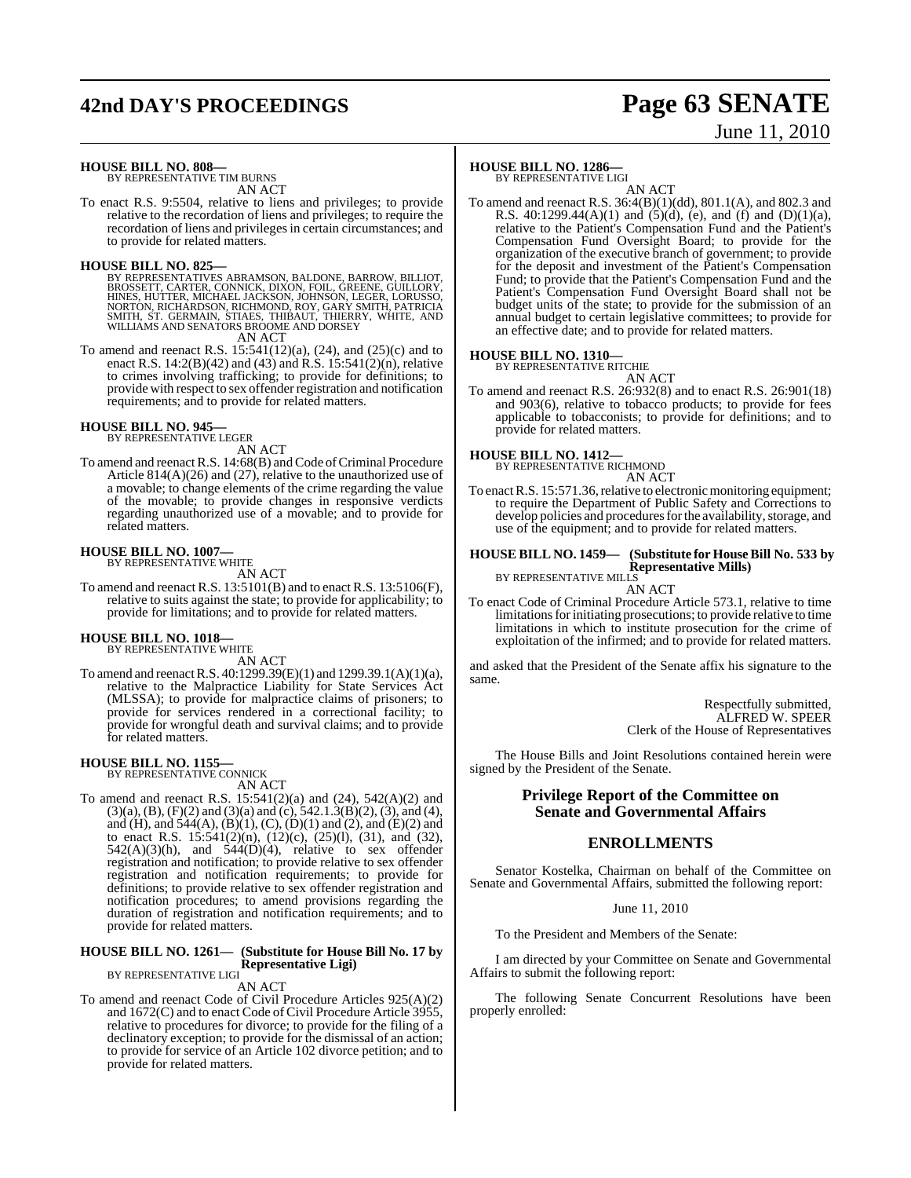**HOUSE BILL NO. 808—**
BY REPRESENTATIVE TIM BURNS
AN ACT

To enact R.S. 9:5504, relative to liens and privileges; to provide relative to the recordation of liens and privileges; to require the recordation of liens and privileges in certain circumstances; and to provide for related matters.

**HOUSE BILL NO. 825—**
BY REPRESENTATIVES ABRAMSON, BALDONE, BARROW, BILLIOT, BROSSETT, CARTER, CONNICK, DIXON, FOIL, GREENE, GUILLORY, HINES, HUTTER, MICHAEL JACKSON, JOHNSON, LEGER, LORUSSO, NORTON, RICHARDSON, RICHMOND, ROY, GARY SMITH, PATRICIA SMITH, ST. GERMAIN, STIAES, THIBAUT, THIERRY, WHITE, AND WILLIAMS AND SENATORS BROOME AND DORSEY
AN ACT

To amend and reenact R.S. 15:541(12)(a), (24), and (25)(c) and to enact R.S. 14:2(B)(42) and (43) and R.S. 15:541(2)(n), relative to crimes involving trafficking; to provide for definitions; to provide with respect to sex offender registration and notification requirements; and to provide for related matters.

**HOUSE BILL NO. 945—**
BY REPRESENTATIVE LEGER
AN ACT

To amend and reenact R.S. 14:68(B) and Code of Criminal Procedure Article 814(A)(26) and (27), relative to the unauthorized use of a movable; to change elements of the crime regarding the value of the movable; to provide changes in responsive verdicts regarding unauthorized use of a movable; and to provide for related matters.

**HOUSE BILL NO. 1007—**
BY REPRESENTATIVE WHITE
AN ACT

To amend and reenact R.S. 13:5101(B) and to enact R.S. 13:5106(F), relative to suits against the state; to provide for applicability; to provide for limitations; and to provide for related matters.

**HOUSE BILL NO. 1018—**
BY REPRESENTATIVE WHITE
AN ACT

To amend and reenact R.S. 40:1299.39(E)(1) and 1299.39.1(A)(1)(a), relative to the Malpractice Liability for State Services Act (MLSSA); to provide for malpractice claims of prisoners; to provide for services rendered in a correctional facility; to provide for wrongful death and survival claims; and to provide for related matters.

**HOUSE BILL NO. 1155—**
BY REPRESENTATIVE CONNICK
AN ACT

To amend and reenact R.S. 15:541(2)(a) and (24), 542(A)(2) and (3)(a), (B), (F)(2) and (3)(a) and (c), 542.1.3(B)(2), (3), and (4), and (H), and 544(A), (B)(1), (C), (D)(1) and (2), and (E)(2) and to enact R.S. 15:541(2)(n), (12)(c), (25)(l), (31), and (32), 542(A)(3)(h), and 544(D)(4), relative to sex offender registration and notification; to provide relative to sex offender registration and notification requirements; to provide for definitions; to provide relative to sex offender registration and notification procedures; to amend provisions regarding the duration of registration and notification requirements; and to provide for related matters.

**HOUSE BILL NO. 1261— (Substitute for House Bill No. 17 by Representative Ligi)**
BY REPRESENTATIVE LIGI
AN ACT

To amend and reenact Code of Civil Procedure Articles 925(A)(2) and 1672(C) and to enact Code of Civil Procedure Article 3955, relative to procedures for divorce; to provide for the filing of a declinatory exception; to provide for the dismissal of an action; to provide for service of an Article 102 divorce petition; and to provide for related matters.

**HOUSE BILL NO. 1286—**
BY REPRESENTATIVE LIGI
AN ACT

To amend and reenact R.S. 36:4(B)(1)(dd), 801.1(A), and 802.3 and R.S. 40:1299.44(A)(1) and (5)(d), (e), and (f) and (D)(1)(a), relative to the Patient's Compensation Fund and the Patient's Compensation Fund Oversight Board; to provide for the organization of the executive branch of government; to provide for the deposit and investment of the Patient's Compensation Fund; to provide that the Patient's Compensation Fund and the Patient's Compensation Fund Oversight Board shall not be budget units of the state; to provide for the submission of an annual budget to certain legislative committees; to provide for an effective date; and to provide for related matters.

**HOUSE BILL NO. 1310—**
BY REPRESENTATIVE RITCHIE
AN ACT

To amend and reenact R.S. 26:932(8) and to enact R.S. 26:901(18) and 903(6), relative to tobacco products; to provide for fees applicable to tobacconists; to provide for definitions; and to provide for related matters.

**HOUSE BILL NO. 1412—**
BY REPRESENTATIVE RICHMOND
AN ACT

To enact R.S. 15:571.36, relative to electronic monitoring equipment; to require the Department of Public Safety and Corrections to develop policies and procedures for the availability, storage, and use of the equipment; and to provide for related matters.

**HOUSE BILL NO. 1459— (Substitute for House Bill No. 533 by Representative Mills)**
BY REPRESENTATIVE MILLS
AN ACT

To enact Code of Criminal Procedure Article 573.1, relative to time limitations for initiating prosecutions; to provide relative to time limitations in which to institute prosecution for the crime of exploitation of the infirmed; and to provide for related matters.

and asked that the President of the Senate affix his signature to the same.

Respectfully submitted,
ALFRED W. SPEER
Clerk of the House of Representatives

The House Bills and Joint Resolutions contained herein were signed by the President of the Senate.

## Privilege Report of the Committee on Senate and Governmental Affairs

## ENROLLMENTS

Senator Kostelka, Chairman on behalf of the Committee on Senate and Governmental Affairs, submitted the following report:

June 11, 2010

To the President and Members of the Senate:

I am directed by your Committee on Senate and Governmental Affairs to submit the following report:

The following Senate Concurrent Resolutions have been properly enrolled: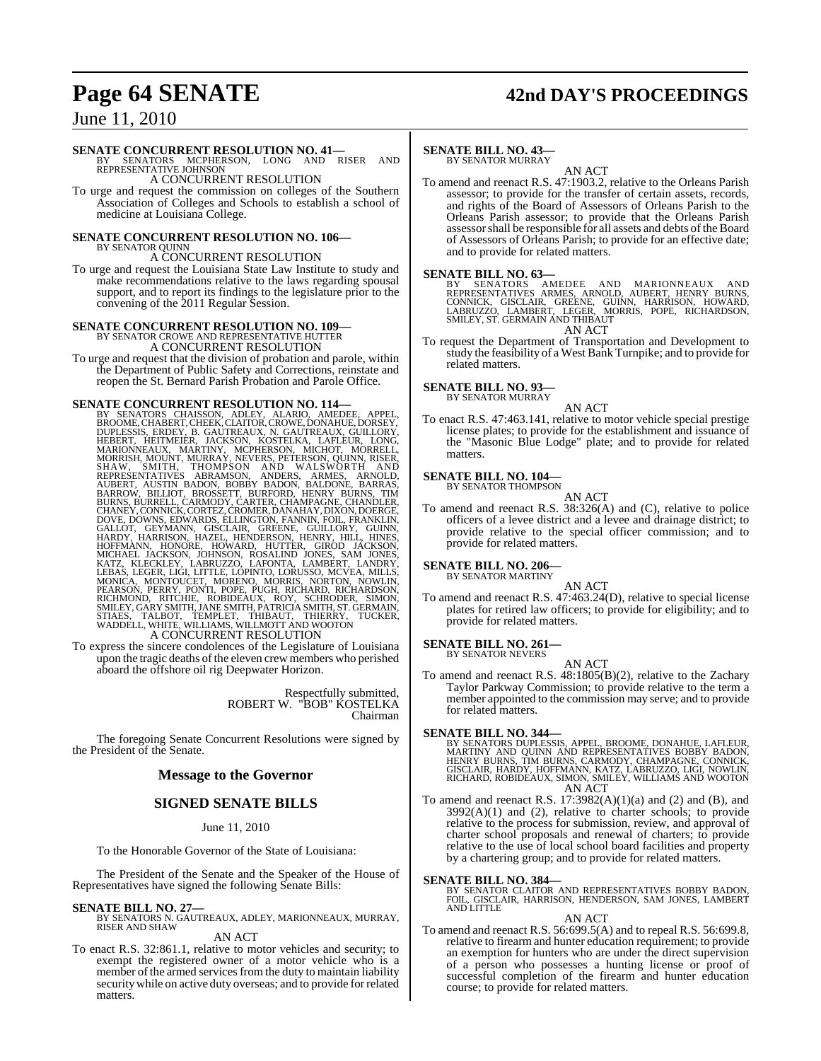**SENATE CONCURRENT RESOLUTION NO. 41—**
BY SENATORS MCPHERSON, LONG AND RISER AND REPRESENTATIVE JOHNSON
A CONCURRENT RESOLUTION
To urge and request the commission on colleges of the Southern Association of Colleges and Schools to establish a school of medicine at Louisiana College.

**SENATE CONCURRENT RESOLUTION NO. 106—**
BY SENATOR QUINN
A CONCURRENT RESOLUTION
To urge and request the Louisiana State Law Institute to study and make recommendations relative to the laws regarding spousal support, and to report its findings to the legislature prior to the convening of the 2011 Regular Session.

**SENATE CONCURRENT RESOLUTION NO. 109—**
BY SENATOR CROWE AND REPRESENTATIVE HUTTER
A CONCURRENT RESOLUTION
To urge and request that the division of probation and parole, within the Department of Public Safety and Corrections, reinstate and reopen the St. Bernard Parish Probation and Parole Office.

**SENATE CONCURRENT RESOLUTION NO. 114—**
BY SENATORS CHAISSON, ADLEY, ALARIO, AMEDEE, APPEL, BROOME, CHABERT, CHEEK, CLAITOR, CROWE, DONAHUE, DORSEY, DUPLESSIS, ERDEY, B. GAUTREAUX, N. GAUTREAUX, GUILLORY, HEBERT, HEITMEIER, JACKSON, KOSTELKA, LAFLEUR, LONG, MARIONNEAUX, MARTINY, MCPHERSON, MICHOT, MORRELL, MORRISH, MOUNT, MURRAY, NEVERS, PETERSON, QUINN, RISER, SHAW, SMITH, THOMPSON AND WALSWORTH AND REPRESENTATIVES ABRAMSON, ANDERS, ARMES, ARNOLD, AUBERT, AUSTIN BADON, BOBBY BADON, BALDONE, BARRAS, BARROW, BILLIOT, BROSSETT, BURFORD, HENRY BURNS, TIM BURNS, BURRELL, CARMODY, CARTER, CHAMPAGNE, CHANDLER, CHANEY, CONNICK, CORTEZ, CROMER, DANAHAY, DIXON, DOERGE, DOVE, DOWNS, EDWARDS, ELLINGTON, FANNIN, FOIL, FRANKLIN, GALLOT, GEYMANN, GISCLAIR, GREENE, GUILLORY, GUINN, HARDY, HARRISON, HAZEL, HENDERSON, HENRY, HILL, HINES, HOFFMANN, HONORE, HOWARD, HUTTER, GIROD JACKSON, MICHAEL JACKSON, JOHNSON, ROSALIND JONES, SAM JONES, KATZ, KLECKLEY, LABRUZZO, LAFONTA, LAMBERT, LANDRY, LEBAS, LEGER, LIGI, LITTLE, LOPINTO, LORUSSO, MCVEA, MILLS, MONICA, MONTOUCET, MORENO, MORRIS, NORTON, NOWLIN, PEARSON, PERRY, PONTI, POPE, PUGH, RICHARD, RICHARDSON, RICHMOND, RITCHIE, ROBIDEAUX, ROY, SCHRODER, SIMON, SMILEY, GARY SMITH, JANE SMITH, PATRICIA SMITH, ST. GERMAIN, STIAES, TALBOT, TEMPLET, THIBAUT, THIERRY, TUCKER, WADDELL, WHITE, WILLIAMS, WILLMOTT AND WOOTON
A CONCURRENT RESOLUTION
To express the sincere condolences of the Legislature of Louisiana upon the tragic deaths of the eleven crew members who perished aboard the offshore oil rig Deepwater Horizon.

Respectfully submitted,
ROBERT W. "BOB" KOSTELKA
Chairman

The foregoing Senate Concurrent Resolutions were signed by the President of the Senate.

## Message to the Governor

## SIGNED SENATE BILLS

June 11, 2010

To the Honorable Governor of the State of Louisiana:

The President of the Senate and the Speaker of the House of Representatives have signed the following Senate Bills:

**SENATE BILL NO. 27—**
BY SENATORS N. GAUTREAUX, ADLEY, MARIONNEAUX, MURRAY, RISER AND SHAW
AN ACT
To enact R.S. 32:861.1, relative to motor vehicles and security; to exempt the registered owner of a motor vehicle who is a member of the armed services from the duty to maintain liability security while on active duty overseas; and to provide for related matters.

**SENATE BILL NO. 43—**
BY SENATOR MURRAY
AN ACT
To amend and reenact R.S. 47:1903.2, relative to the Orleans Parish assessor; to provide for the transfer of certain assets, records, and rights of the Board of Assessors of Orleans Parish to the Orleans Parish assessor; to provide that the Orleans Parish assessor shall be responsible for all assets and debts of the Board of Assessors of Orleans Parish; to provide for an effective date; and to provide for related matters.

**SENATE BILL NO. 63—**
BY SENATORS AMEDEE AND MARIONNEAUX AND REPRESENTATIVES ARMES, ARNOLD, AUBERT, HENRY BURNS, CONNICK, GISCLAIR, GREENE, GUINN, HARRISON, HOWARD, LABRUZZO, LAMBERT, LEGER, MORRIS, POPE, RICHARDSON, SMILEY, ST. GERMAIN AND THIBAUT
AN ACT
To request the Department of Transportation and Development to study the feasibility of a West Bank Turnpike; and to provide for related matters.

**SENATE BILL NO. 93—**
BY SENATOR MURRAY
AN ACT
To enact R.S. 47:463.141, relative to motor vehicle special prestige license plates; to provide for the establishment and issuance of the "Masonic Blue Lodge" plate; and to provide for related matters.

**SENATE BILL NO. 104—**
BY SENATOR THOMPSON
AN ACT
To amend and reenact R.S. 38:326(A) and (C), relative to police officers of a levee district and a levee and drainage district; to provide relative to the special officer commission; and to provide for related matters.

**SENATE BILL NO. 206—**
BY SENATOR MARTINY
AN ACT
To amend and reenact R.S. 47:463.24(D), relative to special license plates for retired law officers; to provide for eligibility; and to provide for related matters.

**SENATE BILL NO. 261—**
BY SENATOR NEVERS
AN ACT
To amend and reenact R.S. 48:1805(B)(2), relative to the Zachary Taylor Parkway Commission; to provide relative to the term a member appointed to the commission may serve; and to provide for related matters.

**SENATE BILL NO. 344—**
BY SENATORS DUPLESSIS, APPEL, BROOME, DONAHUE, LAFLEUR, MARTINY AND QUINN AND REPRESENTATIVES BOBBY BADON, HENRY BURNS, TIM BURNS, CARMODY, CHAMPAGNE, CONNICK, GISCLAIR, HARDY, HOFFMANN, KATZ, LABRUZZO, LIGI, NOWLIN, RICHARD, ROBIDEAUX, SIMON, SMILEY, WILLIAMS AND WOOTON
AN ACT
To amend and reenact R.S. 17:3982(A)(1)(a) and (2) and (B), and 3992(A)(1) and (2), relative to charter schools; to provide relative to the process for submission, review, and approval of charter school proposals and renewal of charters; to provide relative to the use of local school board facilities and property by a chartering group; and to provide for related matters.

**SENATE BILL NO. 384—**
BY SENATOR CLAITOR AND REPRESENTATIVES BOBBY BADON, FOIL, GISCLAIR, HARRISON, HENDERSON, SAM JONES, LAMBERT AND LITTLE
AN ACT
To amend and reenact R.S. 56:699.5(A) and to repeal R.S. 56:699.8, relative to firearm and hunter education requirement; to provide an exemption for hunters who are under the direct supervision of a person who possesses a hunting license or proof of successful completion of the firearm and hunter education course; to provide for related matters.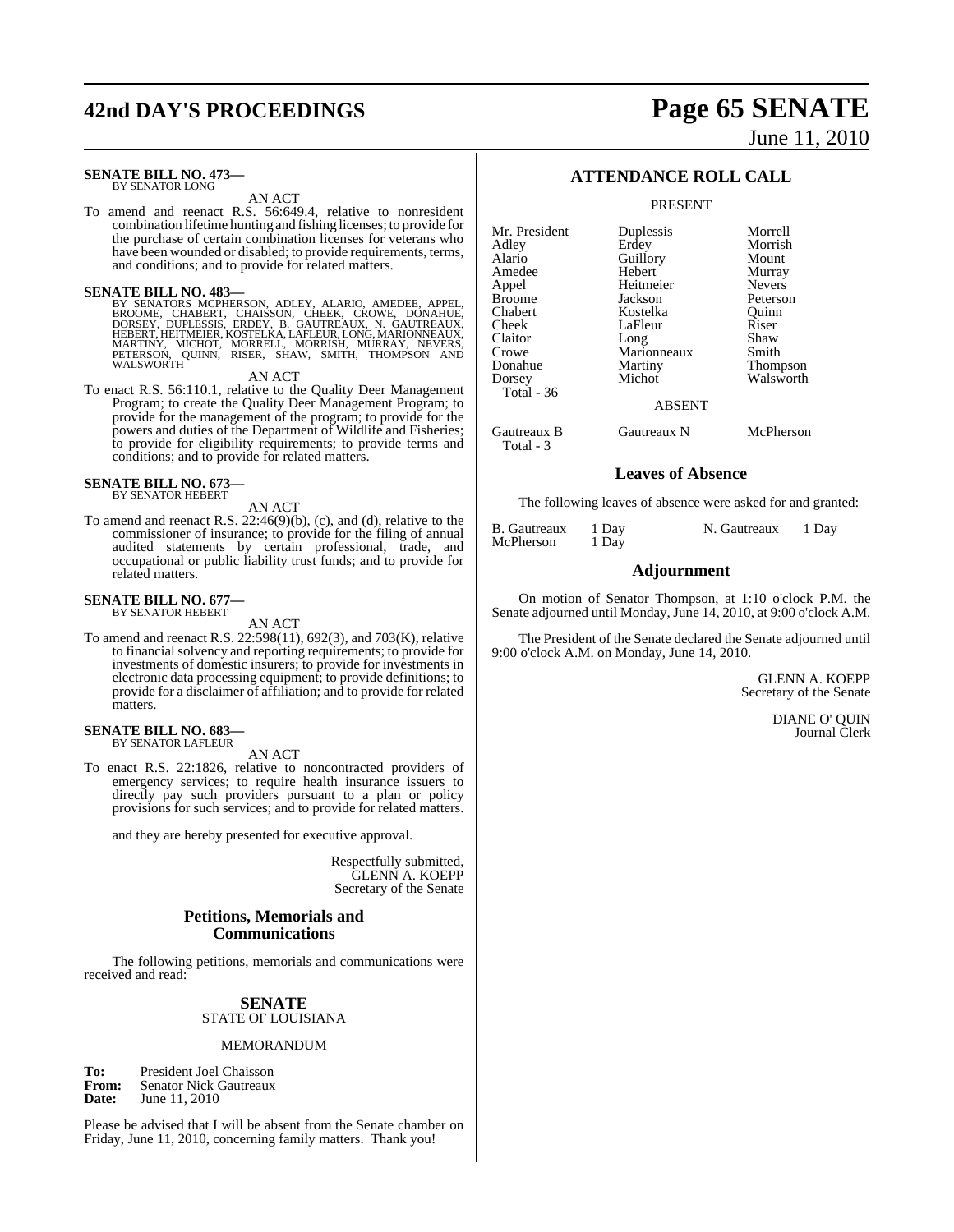**SENATE BILL NO. 473—**
BY SENATOR LONG

AN ACT

To amend and reenact R.S. 56:649.4, relative to nonresident combination lifetime hunting and fishing licenses; to provide for the purchase of certain combination licenses for veterans who have been wounded or disabled; to provide requirements, terms, and conditions; and to provide for related matters.

**SENATE BILL NO. 483—**
BY SENATORS MCPHERSON, ADLEY, ALARIO, AMEDEE, APPEL, BROOME, CHABERT, CHAISSON, CHEEK, CROWE, DONAHUE, DORSEY, DUPLESSIS, ERDEY, B. GAUTREAUX, N. GAUTREAUX, HEBERT, HEITMEIER, KOSTELKA, LAFLEUR, LONG, MARIONNEAUX, MARTINY, MICHOT, MORRELL, MORRISH, MURRAY, NEVERS, PETERSON, QUINN, RISER, SHAW, SMITH, THOMPSON AND WALSWORTH

AN ACT

To enact R.S. 56:110.1, relative to the Quality Deer Management Program; to create the Quality Deer Management Program; to provide for the management of the program; to provide for the powers and duties of the Department of Wildlife and Fisheries; to provide for eligibility requirements; to provide terms and conditions; and to provide for related matters.

**SENATE BILL NO. 673—**
BY SENATOR HEBERT

AN ACT

To amend and reenact R.S. 22:46(9)(b), (c), and (d), relative to the commissioner of insurance; to provide for the filing of annual audited statements by certain professional, trade, and occupational or public liability trust funds; and to provide for related matters.

**SENATE BILL NO. 677—**
BY SENATOR HEBERT

AN ACT

To amend and reenact R.S. 22:598(11), 692(3), and 703(K), relative to financial solvency and reporting requirements; to provide for investments of domestic insurers; to provide for investments in electronic data processing equipment; to provide definitions; to provide for a disclaimer of affiliation; and to provide for related matters.

**SENATE BILL NO. 683—**
BY SENATOR LAFLEUR

AN ACT

To enact R.S. 22:1826, relative to noncontracted providers of emergency services; to require health insurance issuers to directly pay such providers pursuant to a plan or policy provisions for such services; and to provide for related matters.

and they are hereby presented for executive approval.

Respectfully submitted,
GLENN A. KOEPP
Secretary of the Senate

## Petitions, Memorials and Communications

The following petitions, memorials and communications were received and read:

**SENATE**
STATE OF LOUISIANA

MEMORANDUM

**To:** President Joel Chaisson
**From:** Senator Nick Gautreaux
**Date:** June 11, 2010

Please be advised that I will be absent from the Senate chamber on Friday, June 11, 2010, concerning family matters. Thank you!

## ATTENDANCE ROLL CALL

PRESENT

| | | |
|---|---|---|
| Mr. President | Duplessis | Morrell |
| Adley | Erdey | Morrish |
| Alario | Guillory | Mount |
| Amedee | Hebert | Murray |
| Appel | Heitmeier | Nevers |
| Broome | Jackson | Peterson |
| Chabert | Kostelka | Quinn |
| Cheek | LaFleur | Riser |
| Claitor | Long | Shaw |
| Crowe | Marionneaux | Smith |
| Donahue | Martiny | Thompson |
| Dorsey | Michot | Walsworth |
| Total - 36 | | |

ABSENT

| | | |
|---|---|---|
| Gautreaux B | Gautreaux N | McPherson |
| Total - 3 | | |

## Leaves of Absence

The following leaves of absence were asked for and granted:

| | | | |
|---|---|---|---|
| B. Gautreaux | 1 Day | N. Gautreaux | 1 Day |
| McPherson | 1 Day | | |

## Adjournment

On motion of Senator Thompson, at 1:10 o'clock P.M. the Senate adjourned until Monday, June 14, 2010, at 9:00 o'clock A.M.

The President of the Senate declared the Senate adjourned until 9:00 o'clock A.M. on Monday, June 14, 2010.

GLENN A. KOEPP
Secretary of the Senate

DIANE O' QUIN
Journal Clerk